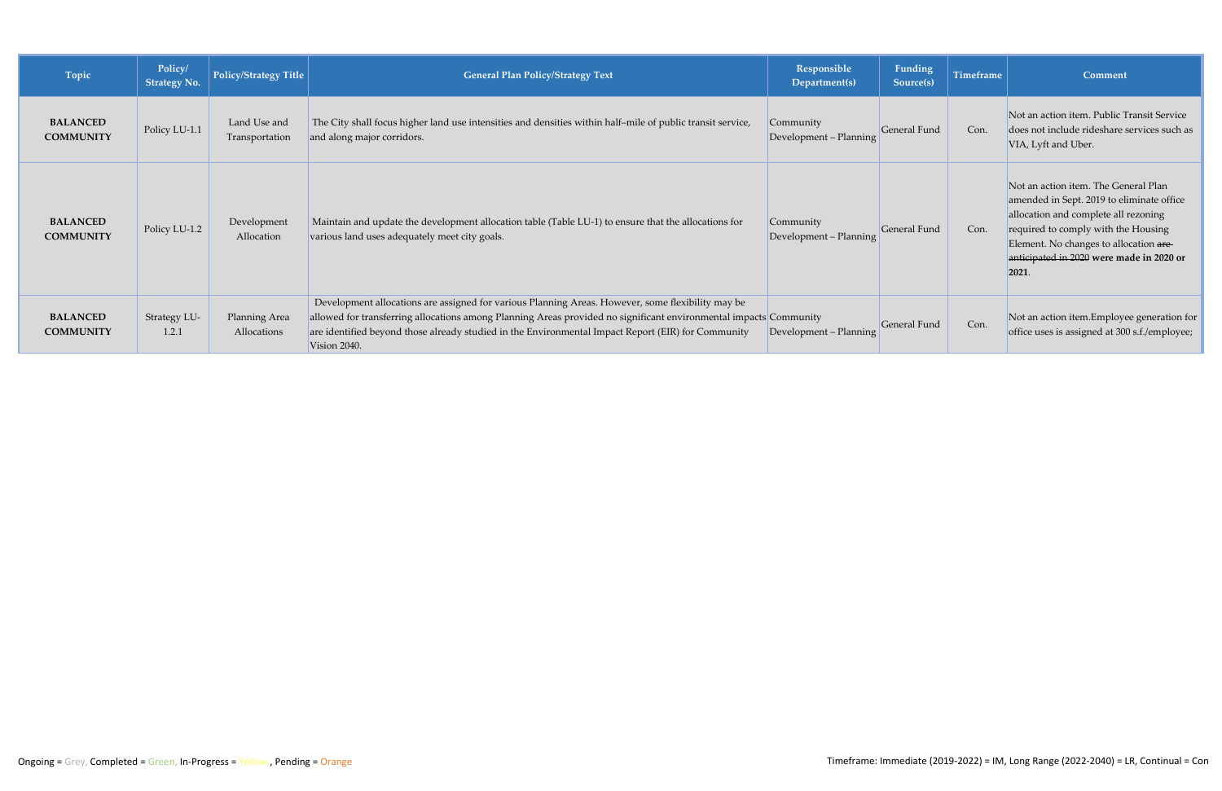| Topic | Policy/ Strategy No. | Policy/Strategy Title | General Plan Policy/Strategy Text | Responsible Department(s) | Funding Source(s) | Timeframe | Comment |
|---|---|---|---|---|---|---|---|
| **BALANCED COMMUNITY** | Policy LU-1.1 | Land Use and Transportation | The City shall focus higher land use intensities and densities within half–mile of public transit service, and along major corridors. | Community Development – Planning | General Fund | Con. | Not an action item. Public Transit Service does not include rideshare services such as VIA, Lyft and Uber. |
| **BALANCED COMMUNITY** | Policy LU-1.2 | Development Allocation | Maintain and update the development allocation table (Table LU-1) to ensure that the allocations for various land uses adequately meet city goals. | Community Development – Planning | General Fund | Con. | Not an action item. The General Plan amended in Sept. 2019 to eliminate office allocation and complete all rezoning required to comply with the Housing Element. No changes to allocation ~~are anticipated in 2020~~ **were made in 2020 or 2021**. |
| **BALANCED COMMUNITY** | Strategy LU-1.2.1 | Planning Area Allocations | Development allocations are assigned for various Planning Areas. However, some flexibility may be allowed for transferring allocations among Planning Areas provided no significant environmental impacts are identified beyond those already studied in the Environmental Impact Report (EIR) for Community Vision 2040. | Community Development – Planning | General Fund | Con. | Not an action item.Employee generation for office uses is assigned at 300 s.f./employee; |

Ongoing = Grey, Completed = Green, In-Progress = Yellow , Pending = Orange

Timeframe: Immediate (2019-2022) = IM, Long Range (2022-2040) = LR, Continual = Con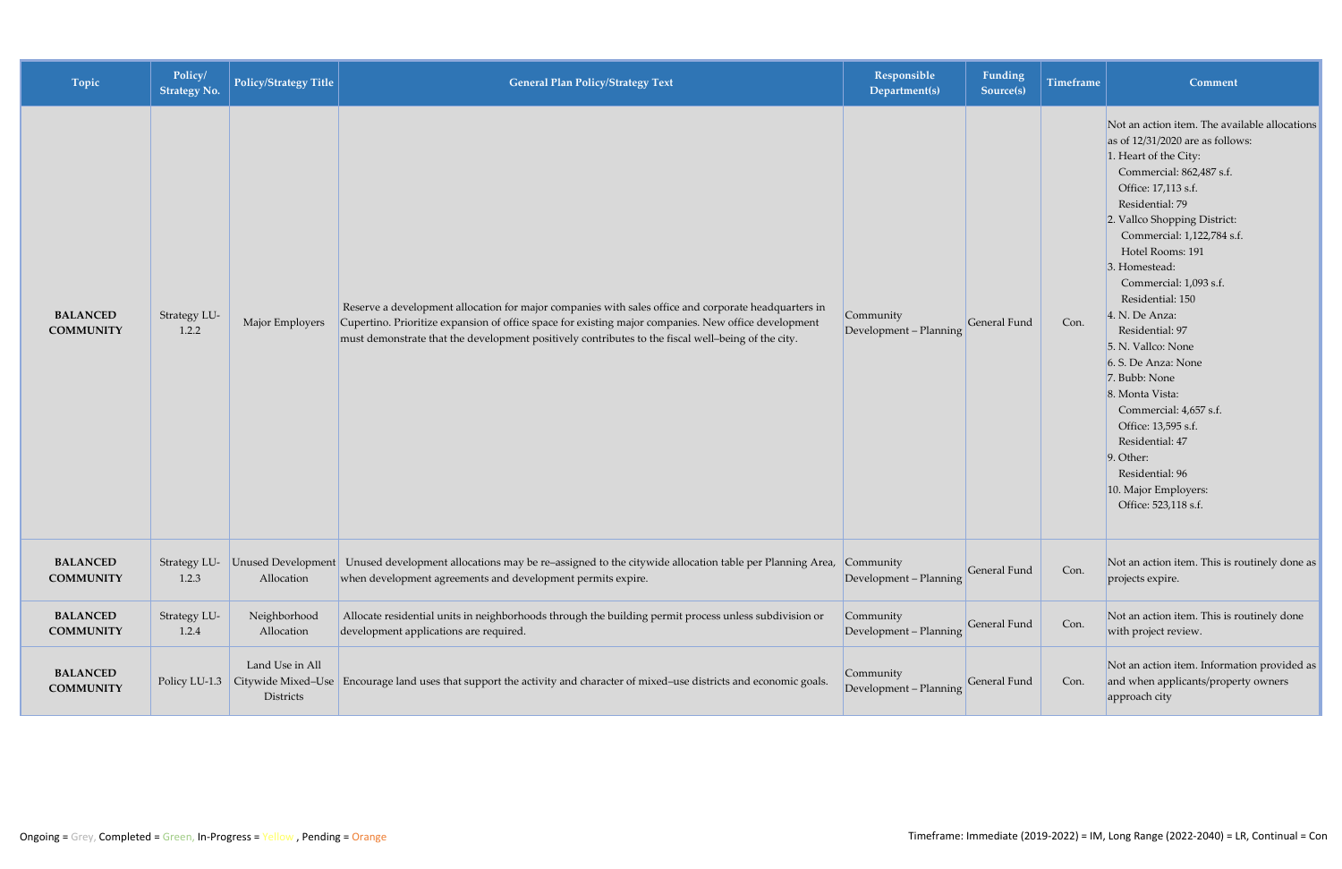| Topic | Policy/ Strategy No. | Policy/Strategy Title | General Plan Policy/Strategy Text | Responsible Department(s) | Funding Source(s) | Timeframe | Comment |
|---|---|---|---|---|---|---|---|
| **BALANCED COMMUNITY** | Strategy LU-1.2.2 | Major Employers | Reserve a development allocation for major companies with sales office and corporate headquarters in Cupertino. Prioritize expansion of office space for existing major companies. New office development must demonstrate that the development positively contributes to the fiscal well–being of the city. | Community Development – Planning | General Fund | Con. | Not an action item. The available allocations as of 12/31/2020 are as follows:<br>1. Heart of the City:<br>Commercial: 862,487 s.f.<br>Office: 17,113 s.f.<br>Residential: 79<br>2. Vallco Shopping District:<br>Commercial: 1,122,784 s.f.<br>Hotel Rooms: 191<br>3. Homestead:<br>Commercial: 1,093 s.f.<br>Residential: 150<br>4. N. De Anza:<br>Residential: 97<br>5. N. Vallco: None<br>6. S. De Anza: None<br>7. Bubb: None<br>8. Monta Vista:<br>Commercial: 4,657 s.f.<br>Office: 13,595 s.f.<br>Residential: 47<br>9. Other:<br>Residential: 96<br>10. Major Employers:<br>Office: 523,118 s.f. |
| **BALANCED COMMUNITY** | Strategy LU-1.2.3 | Unused Development Allocation | Unused development allocations may be re–assigned to the citywide allocation table per Planning Area, when development agreements and development permits expire. | Community Development – Planning | General Fund | Con. | Not an action item. This is routinely done as projects expire. |
| **BALANCED COMMUNITY** | Strategy LU-1.2.4 | Neighborhood Allocation | Allocate residential units in neighborhoods through the building permit process unless subdivision or development applications are required. | Community Development – Planning | General Fund | Con. | Not an action item. This is routinely done with project review. |
| **BALANCED COMMUNITY** | Policy LU-1.3 | Land Use in All Citywide Mixed–Use Districts | Encourage land uses that support the activity and character of mixed–use districts and economic goals. | Community Development – Planning | General Fund | Con. | Not an action item. Information provided as and when applicants/property owners approach city |

Ongoing = Grey, Completed = Green, In-Progress = Yellow , Pending = Orange

Timeframe: Immediate (2019-2022) = IM, Long Range (2022-2040) = LR, Continual = Con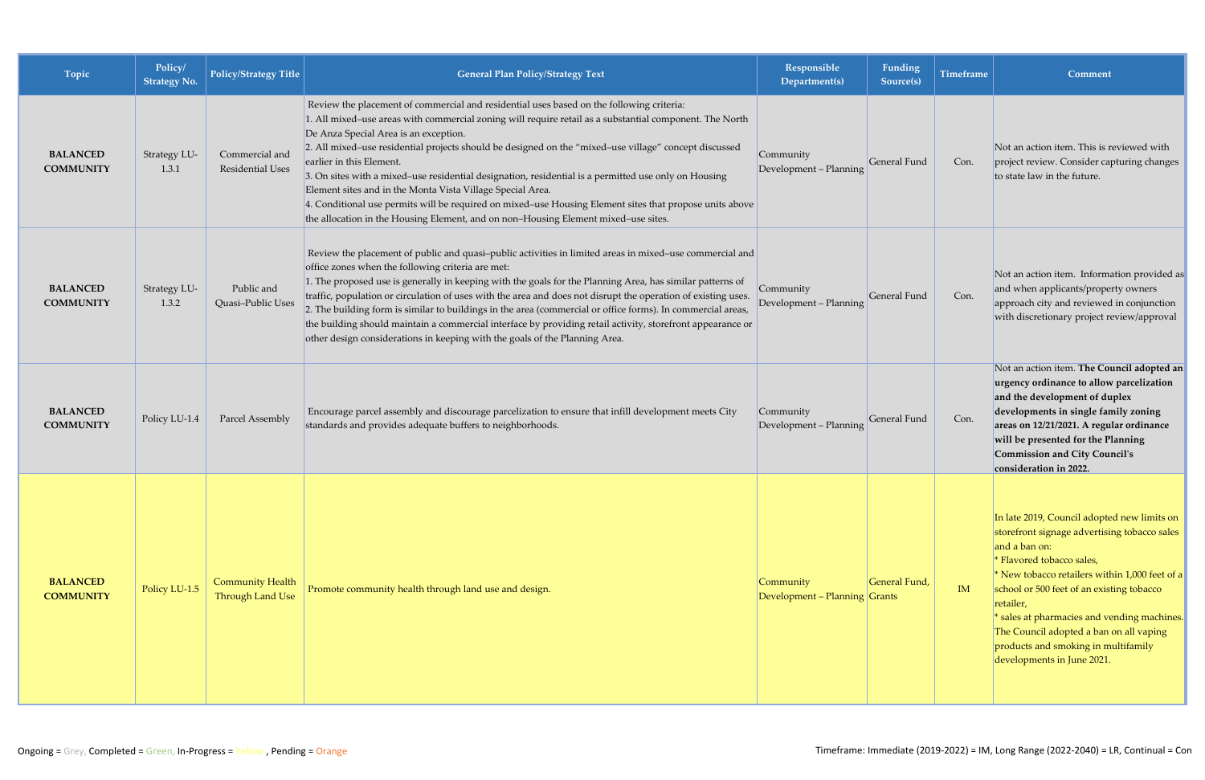| Topic | Policy/ Strategy No. | Policy/Strategy Title | General Plan Policy/Strategy Text | Responsible Department(s) | Funding Source(s) | Timeframe | Comment |
|---|---|---|---|---|---|---|---|
| **BALANCED COMMUNITY** | Strategy LU-1.3.1 | Commercial and Residential Uses | Review the placement of commercial and residential uses based on the following criteria:<br>1. All mixed–use areas with commercial zoning will require retail as a substantial component. The North De Anza Special Area is an exception.<br>2. All mixed–use residential projects should be designed on the "mixed–use village" concept discussed earlier in this Element.<br>3. On sites with a mixed–use residential designation, residential is a permitted use only on Housing Element sites and in the Monta Vista Village Special Area.<br>4. Conditional use permits will be required on mixed–use Housing Element sites that propose units above the allocation in the Housing Element, and on non–Housing Element mixed–use sites. | Community Development – Planning | General Fund | Con. | Not an action item. This is reviewed with project review. Consider capturing changes to state law in the future. |
| **BALANCED COMMUNITY** | Strategy LU-1.3.2 | Public and Quasi–Public Uses | Review the placement of public and quasi–public activities in limited areas in mixed–use commercial and office zones when the following criteria are met:<br>1. The proposed use is generally in keeping with the goals for the Planning Area, has similar patterns of traffic, population or circulation of uses with the area and does not disrupt the operation of existing uses.<br>2. The building form is similar to buildings in the area (commercial or office forms). In commercial areas, the building should maintain a commercial interface by providing retail activity, storefront appearance or other design considerations in keeping with the goals of the Planning Area. | Community Development – Planning | General Fund | Con. | Not an action item. Information provided as and when applicants/property owners approach city and reviewed in conjunction with discretionary project review/approval |
| **BALANCED COMMUNITY** | Policy LU-1.4 | Parcel Assembly | Encourage parcel assembly and discourage parcelization to ensure that infill development meets City standards and provides adequate buffers to neighborhoods. | Community Development – Planning | General Fund | Con. | Not an action item. **The Council adopted an urgency ordinance to allow parcelization and the development of duplex developments in single family zoning areas on 12/21/2021. A regular ordinance will be presented for the Planning Commission and City Council's consideration in 2022.** |
| **BALANCED COMMUNITY** | Policy LU-1.5 | Community Health Through Land Use | Promote community health through land use and design. | Community Development – Planning | General Fund, Grants | IM | In late 2019, Council adopted new limits on storefront signage advertising tobacco sales and a ban on:<br>* Flavored tobacco sales,<br>* New tobacco retailers within 1,000 feet of a school or 500 feet of an existing tobacco retailer,<br>* sales at pharmacies and vending machines.<br>The Council adopted a ban on all vaping products and smoking in multifamily developments in June 2021. |

Ongoing = Grey, Completed = Green, In-Progress = Yellow , Pending = Orange

Timeframe: Immediate (2019-2022) = IM, Long Range (2022-2040) = LR, Continual = Con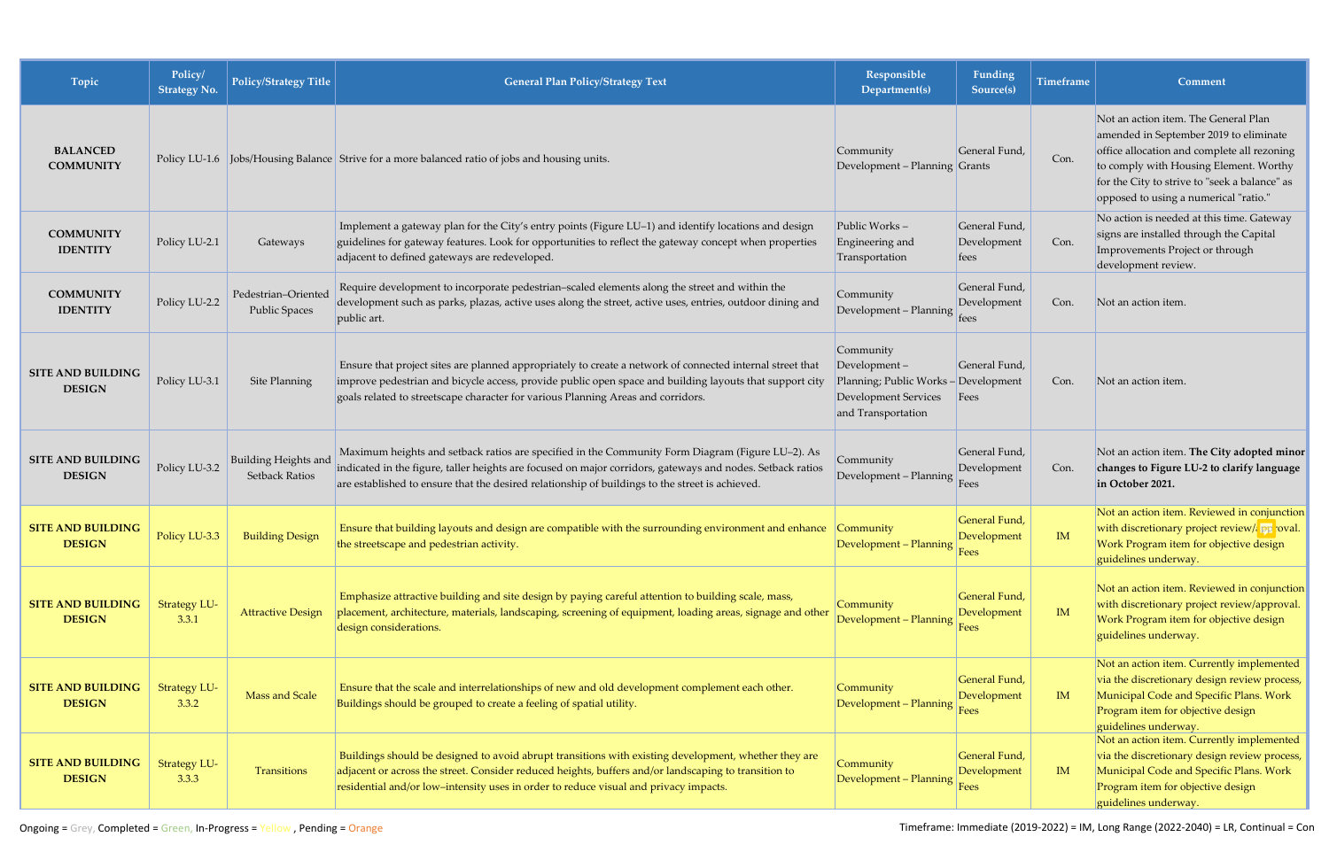| Topic | Policy/ Strategy No. | Policy/Strategy Title | General Plan Policy/Strategy Text | Responsible Department(s) | Funding Source(s) | Timeframe | Comment |
|---|---|---|---|---|---|---|---|
| **BALANCED COMMUNITY** | Policy LU-1.6 | Jobs/Housing Balance | Strive for a more balanced ratio of jobs and housing units. | Community Development – Planning | General Fund, Grants | Con. | Not an action item. The General Plan amended in September 2019 to eliminate office allocation and complete all rezoning to comply with Housing Element. Worthy for the City to strive to "seek a balance" as opposed to using a numerical "ratio." |
| **COMMUNITY IDENTITY** | Policy LU-2.1 | Gateways | Implement a gateway plan for the City's entry points (Figure LU–1) and identify locations and design guidelines for gateway features. Look for opportunities to reflect the gateway concept when properties adjacent to defined gateways are redeveloped. | Public Works – Engineering and Transportation | General Fund, Development fees | Con. | No action is needed at this time. Gateway signs are installed through the Capital Improvements Project or through development review. |
| **COMMUNITY IDENTITY** | Policy LU-2.2 | Pedestrian–Oriented Public Spaces | Require development to incorporate pedestrian–scaled elements along the street and within the development such as parks, plazas, active uses along the street, active uses, entries, outdoor dining and public art. | Community Development – Planning | General Fund, Development fees | Con. | Not an action item. |
| **SITE AND BUILDING DESIGN** | Policy LU-3.1 | Site Planning | Ensure that project sites are planned appropriately to create a network of connected internal street that improve pedestrian and bicycle access, provide public open space and building layouts that support city goals related to streetscape character for various Planning Areas and corridors. | Community Development – Planning; Public Works – Development Services and Transportation | General Fund, Development Fees | Con. | Not an action item. |
| **SITE AND BUILDING DESIGN** | Policy LU-3.2 | Building Heights and Setback Ratios | Maximum heights and setback ratios are specified in the Community Form Diagram (Figure LU–2). As indicated in the figure, taller heights are focused on major corridors, gateways and nodes. Setback ratios are established to ensure that the desired relationship of buildings to the street is achieved. | Community Development – Planning | General Fund, Development Fees | Con. | Not an action item. **The City adopted minor changes to Figure LU-2 to clarify language in October 2021.** |
| **SITE AND BUILDING DESIGN** | Policy LU-3.3 | Building Design | Ensure that building layouts and design are compatible with the surrounding environment and enhance the streetscape and pedestrian activity. | Community Development – Planning | General Fund, Development Fees | IM | Not an action item. Reviewed in conjunction with discretionary project review/approval. Work Program item for objective design guidelines underway. |
| **SITE AND BUILDING DESIGN** | Strategy LU-3.3.1 | Attractive Design | Emphasize attractive building and site design by paying careful attention to building scale, mass, placement, architecture, materials, landscaping, screening of equipment, loading areas, signage and other design considerations. | Community Development – Planning | General Fund, Development Fees | IM | Not an action item. Reviewed in conjunction with discretionary project review/approval. Work Program item for objective design guidelines underway. |
| **SITE AND BUILDING DESIGN** | Strategy LU-3.3.2 | Mass and Scale | Ensure that the scale and interrelationships of new and old development complement each other. Buildings should be grouped to create a feeling of spatial utility. | Community Development – Planning | General Fund, Development Fees | IM | Not an action item. Currently implemented via the discretionary design review process, Municipal Code and Specific Plans. Work Program item for objective design guidelines underway. |
| **SITE AND BUILDING DESIGN** | Strategy LU-3.3.3 | Transitions | Buildings should be designed to avoid abrupt transitions with existing development, whether they are adjacent or across the street. Consider reduced heights, buffers and/or landscaping to transition to residential and/or low–intensity uses in order to reduce visual and privacy impacts. | Community Development – Planning | General Fund, Development Fees | IM | Not an action item. Currently implemented via the discretionary design review process, Municipal Code and Specific Plans. Work Program item for objective design guidelines underway. |

Ongoing = Grey, Completed = Green, In-Progress = Yellow, Pending = Orange

Timeframe: Immediate (2019-2022) = IM, Long Range (2022-2040) = LR, Continual = Con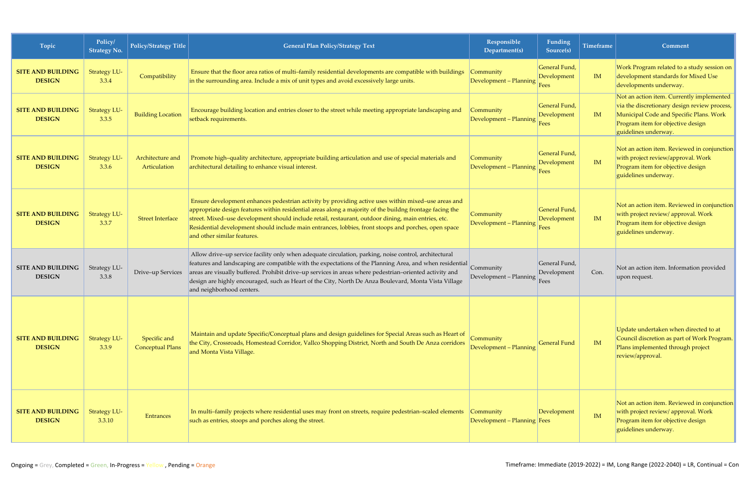| Topic | Policy/ Strategy No. | Policy/Strategy Title | General Plan Policy/Strategy Text | Responsible Department(s) | Funding Source(s) | Timeframe | Comment |
|---|---|---|---|---|---|---|---|
| **SITE AND BUILDING DESIGN** | Strategy LU-3.3.4 | Compatibility | Ensure that the floor area ratios of multi–family residential developments are compatible with buildings in the surrounding area. Include a mix of unit types and avoid excessively large units. | Community Development – Planning | General Fund, Development Fees | IM | Work Program related to a study session on development standards for Mixed Use developments underway. |
| **SITE AND BUILDING DESIGN** | Strategy LU-3.3.5 | Building Location | Encourage building location and entries closer to the street while meeting appropriate landscaping and setback requirements. | Community Development – Planning | General Fund, Development Fees | IM | Not an action item. Currently implemented via the discretionary design review process, Municipal Code and Specific Plans. Work Program item for objective design guidelines underway. |
| **SITE AND BUILDING DESIGN** | Strategy LU-3.3.6 | Architecture and Articulation | Promote high–quality architecture, appropriate building articulation and use of special materials and architectural detailing to enhance visual interest. | Community Development – Planning | General Fund, Development Fees | IM | Not an action item. Reviewed in conjunction with project review/approval. Work Program item for objective design guidelines underway. |
| **SITE AND BUILDING DESIGN** | Strategy LU-3.3.7 | Street Interface | Ensure development enhances pedestrian activity by providing active uses within mixed–use areas and appropriate design features within residential areas along a majority of the buildng frontage facing the street. Mixed–use development should include retail, restaurant, outdoor dining, main entries, etc. Residential development should include main entrances, lobbies, front stoops and porches, open space and other similar features. | Community Development – Planning | General Fund, Development Fees | IM | Not an action item. Reviewed in conjunction with project review/ approval. Work Program item for objective design guidelines underway. |
| **SITE AND BUILDING DESIGN** | Strategy LU-3.3.8 | Drive–up Services | Allow drive–up service facility only when adequate circulation, parking, noise control, architectural features and landscaping are compatible with the expectations of the Planning Area, and when residential areas are visually buffered. Prohibit drive–up services in areas where pedestrian–oriented activity and design are highly encouraged, such as Heart of the City, North De Anza Boulevard, Monta Vista Village and neighborhood centers. | Community Development – Planning | General Fund, Development Fees | Con. | Not an action item. Information provided upon request. |
| **SITE AND BUILDING DESIGN** | Strategy LU-3.3.9 | Specific and Conceptual Plans | Maintain and update Specific/Conceptual plans and design guidelines for Special Areas such as Heart of the City, Crossroads, Homestead Corridor, Vallco Shopping District, North and South De Anza corridors and Monta Vista Village. | Community Development – Planning | General Fund | IM | Update undertaken when directed to at Council discretion as part of Work Program. Plans implemented through project review/approval. |
| **SITE AND BUILDING DESIGN** | Strategy LU-3.3.10 | Entrances | In multi–family projects where residential uses may front on streets, require pedestrian–scaled elements such as entries, stoops and porches along the street. | Community Development – Planning | Development Fees | IM | Not an action item. Reviewed in conjunction with project review/ approval. Work Program item for objective design guidelines underway. |

Ongoing = Grey, Completed = Green, In-Progress = Yellow , Pending = Orange

Timeframe: Immediate (2019-2022) = IM, Long Range (2022-2040) = LR, Continual = Con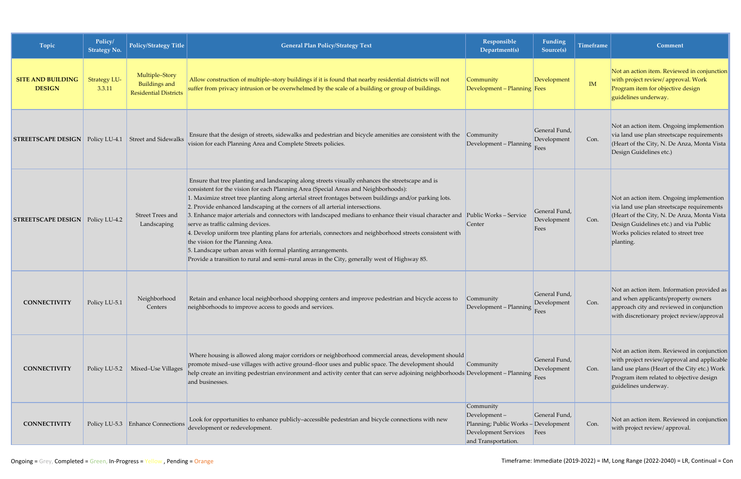| Topic | Policy/ Strategy No. | Policy/Strategy Title | General Plan Policy/Strategy Text | Responsible Department(s) | Funding Source(s) | Timeframe | Comment |
|---|---|---|---|---|---|---|---|
| **SITE AND BUILDING DESIGN** | Strategy LU-3.3.11 | Multiple–Story Buildings and Residential Districts | Allow construction of multiple–story buildings if it is found that nearby residential districts will not suffer from privacy intrusion or be overwhelmed by the scale of a building or group of buildings. | Community Development – Planning | Development Fees | IM | Not an action item. Reviewed in conjunction with project review/ approval. Work Program item for objective design guidelines underway. |
| **STREETSCAPE DESIGN** | Policy LU-4.1 | Street and Sidewalks | Ensure that the design of streets, sidewalks and pedestrian and bicycle amenities are consistent with the vision for each Planning Area and Complete Streets policies. | Community Development – Planning | General Fund, Development Fees | Con. | Not an action item. Ongoing implemention via land use plan streetscape requirements (Heart of the City, N. De Anza, Monta Vista Design Guidelines etc.) |
| **STREETSCAPE DESIGN** | Policy LU-4.2 | Street Trees and Landscaping | Ensure that tree planting and landscaping along streets visually enhances the streetscape and is consistent for the vision for each Planning Area (Special Areas and Neighborhoods):<br>1. Maximize street tree planting along arterial street frontages between buildings and/or parking lots.<br>2. Provide enhanced landscaping at the corners of all arterial intersections.<br>3. Enhance major arterials and connectors with landscaped medians to enhance their visual character and serve as traffic calming devices.<br>4. Develop uniform tree planting plans for arterials, connectors and neighborhood streets consistent with the vision for the Planning Area.<br>5. Landscape urban areas with formal planting arrangements.<br>Provide a transition to rural and semi–rural areas in the City, generally west of Highway 85. | Public Works – Service Center | General Fund, Development Fees | Con. | Not an action item. Ongoing implemention via land use plan streetscape requirements (Heart of the City, N. De Anza, Monta Vista Design Guidelines etc.) and via Public Works policies related to street tree planting. |
| **CONNECTIVITY** | Policy LU-5.1 | Neighborhood Centers | Retain and enhance local neighborhood shopping centers and improve pedestrian and bicycle access to neighborhoods to improve access to goods and services. | Community Development – Planning | General Fund, Development Fees | Con. | Not an action item. Information provided as and when applicants/property owners approach city and reviewed in conjunction with discretionary project review/approval |
| **CONNECTIVITY** | Policy LU-5.2 | Mixed–Use Villages | Where housing is allowed along major corridors or neighborhood commercial areas, development should promote mixed–use villages with active ground–floor uses and public space. The development should help create an inviting pedestrian environment and activity center that can serve adjoining neighborhoods and businesses. | Community Development – Planning | General Fund, Development Fees | Con. | Not an action item. Reviewed in conjunction with project review/approval and applicable land use plans (Heart of the City etc.) Work Program item related to objective design guidelines underway. |
| **CONNECTIVITY** | Policy LU-5.3 | Enhance Connections | Look for opportunities to enhance publicly–accessible pedestrian and bicycle connections with new development or redevelopment. | Community Development – Planning; Public Works – Development Services and Transportation. | General Fund, Development Fees | Con. | Not an action item. Reviewed in conjunction with project review/ approval. |

Ongoing = Grey, Completed = Green, In-Progress = Yellow , Pending = Orange

Timeframe: Immediate (2019-2022) = IM, Long Range (2022-2040) = LR, Continual = Con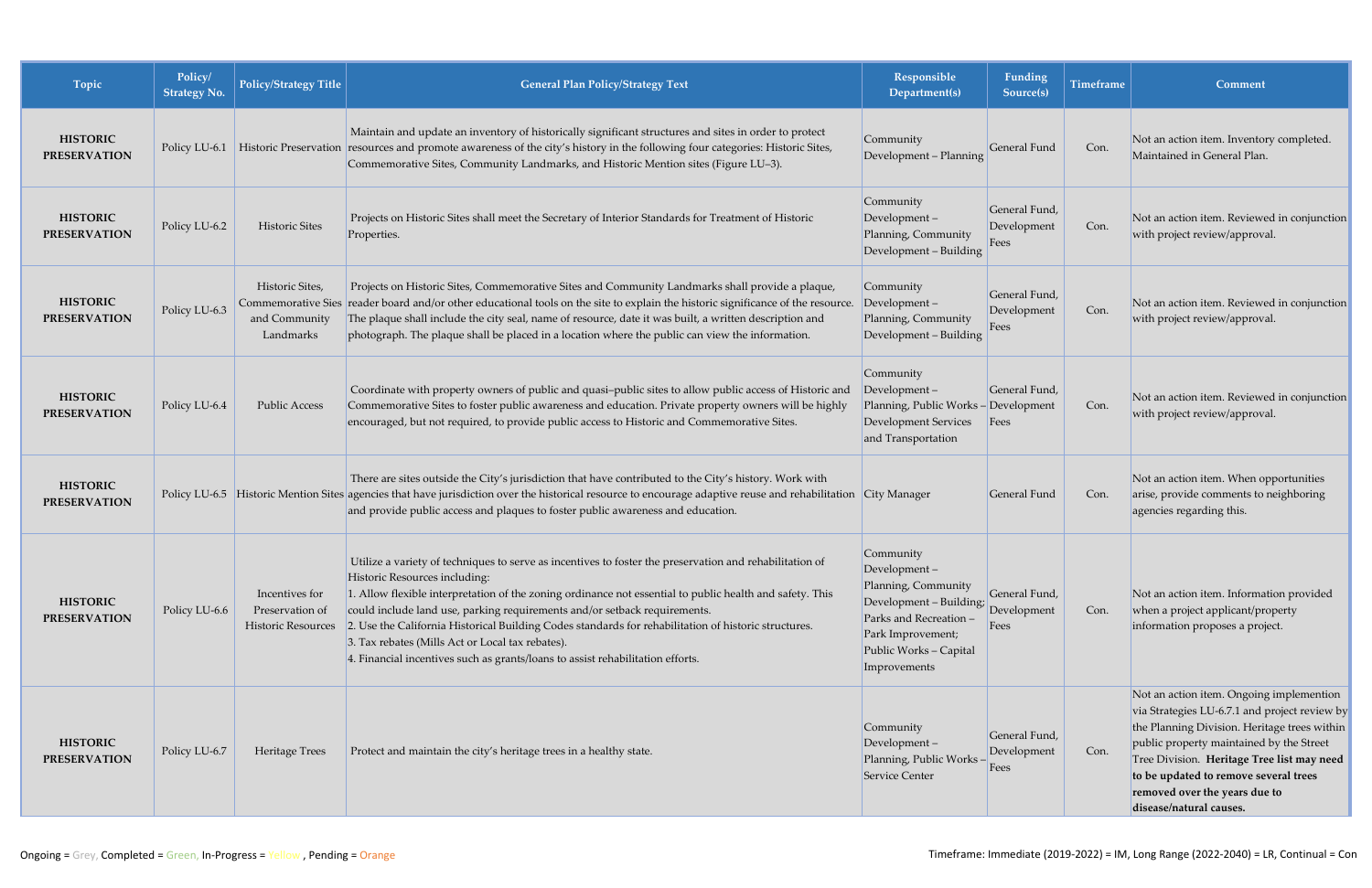| Topic | Policy/ Strategy No. | Policy/Strategy Title | General Plan Policy/Strategy Text | Responsible Department(s) | Funding Source(s) | Timeframe | Comment |
|---|---|---|---|---|---|---|---|
| **HISTORIC PRESERVATION** | Policy LU-6.1 | Historic Preservation | Maintain and update an inventory of historically significant structures and sites in order to protect resources and promote awareness of the city's history in the following four categories: Historic Sites, Commemorative Sites, Community Landmarks, and Historic Mention sites (Figure LU–3). | Community Development – Planning | General Fund | Con. | Not an action item. Inventory completed. Maintained in General Plan. |
| **HISTORIC PRESERVATION** | Policy LU-6.2 | Historic Sites | Projects on Historic Sites shall meet the Secretary of Interior Standards for Treatment of Historic Properties. | Community Development – Planning, Community Development – Building | General Fund, Development Fees | Con. | Not an action item. Reviewed in conjunction with project review/approval. |
| **HISTORIC PRESERVATION** | Policy LU-6.3 | Historic Sites, Commemorative Sies and Community Landmarks | Projects on Historic Sites, Commemorative Sites and Community Landmarks shall provide a plaque, reader board and/or other educational tools on the site to explain the historic significance of the resource. The plaque shall include the city seal, name of resource, date it was built, a written description and photograph. The plaque shall be placed in a location where the public can view the information. | Community Development – Planning, Community Development – Building | General Fund, Development Fees | Con. | Not an action item. Reviewed in conjunction with project review/approval. |
| **HISTORIC PRESERVATION** | Policy LU-6.4 | Public Access | Coordinate with property owners of public and quasi–public sites to allow public access of Historic and Commemorative Sites to foster public awareness and education. Private property owners will be highly encouraged, but not required, to provide public access to Historic and Commemorative Sites. | Community Development – Planning, Public Works – Development Services and Transportation | General Fund, Development Fees | Con. | Not an action item. Reviewed in conjunction with project review/approval. |
| **HISTORIC PRESERVATION** | Policy LU-6.5 | Historic Mention Sites | There are sites outside the City's jurisdiction that have contributed to the City's history. Work with agencies that have jurisdiction over the historical resource to encourage adaptive reuse and rehabilitation and provide public access and plaques to foster public awareness and education. | City Manager | General Fund | Con. | Not an action item. When opportunities arise, provide comments to neighboring agencies regarding this. |
| **HISTORIC PRESERVATION** | Policy LU-6.6 | Incentives for Preservation of Historic Resources | Utilize a variety of techniques to serve as incentives to foster the preservation and rehabilitation of Historic Resources including:<br>1. Allow flexible interpretation of the zoning ordinance not essential to public health and safety. This could include land use, parking requirements and/or setback requirements.<br>2. Use the California Historical Building Codes standards for rehabilitation of historic structures.<br>3. Tax rebates (Mills Act or Local tax rebates).<br>4. Financial incentives such as grants/loans to assist rehabilitation efforts. | Community Development – Planning, Community Development – Building; Parks and Recreation – Park Improvement; Public Works – Capital Improvements | General Fund, Development Fees | Con. | Not an action item. Information provided when a project applicant/property information proposes a project. |
| **HISTORIC PRESERVATION** | Policy LU-6.7 | Heritage Trees | Protect and maintain the city's heritage trees in a healthy state. | Community Development – Planning, Public Works – Service Center | General Fund, Development Fees | Con. | Not an action item. Ongoing implemention via Strategies LU-6.7.1 and project review by the Planning Division. Heritage trees within public property maintained by the Street Tree Division. **Heritage Tree list may need to be updated to remove several trees removed over the years due to disease/natural causes.** |

Ongoing = Grey, Completed = Green, In-Progress = Yellow, Pending = Orange

Timeframe: Immediate (2019-2022) = IM, Long Range (2022-2040) = LR, Continual = Con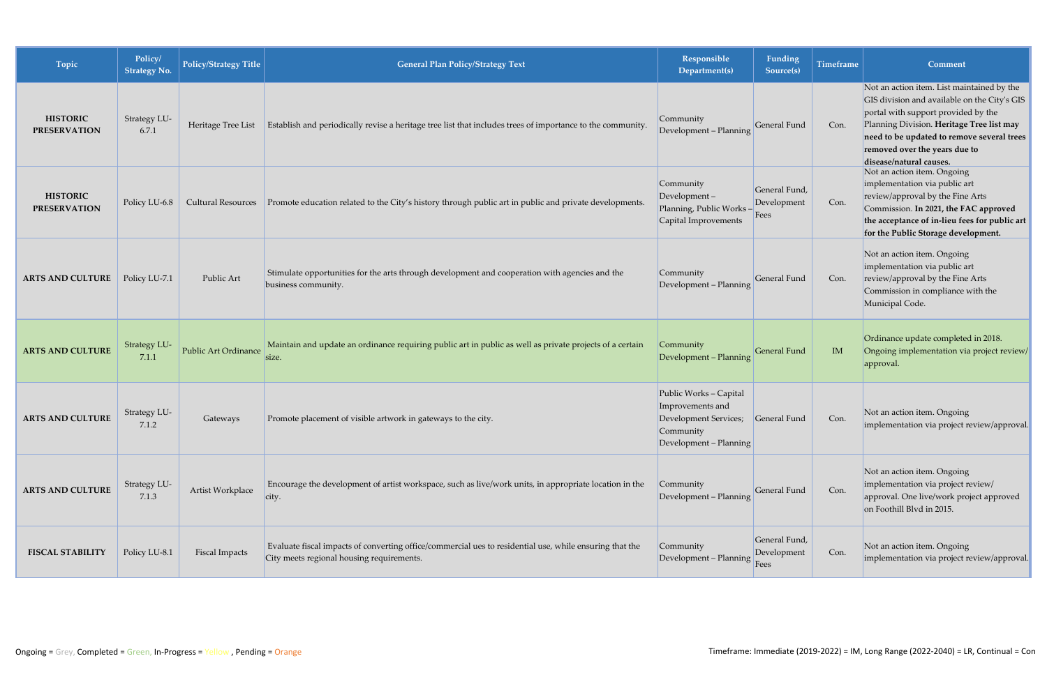| Topic | Policy/ Strategy No. | Policy/Strategy Title | General Plan Policy/Strategy Text | Responsible Department(s) | Funding Source(s) | Timeframe | Comment |
|---|---|---|---|---|---|---|---|
| **HISTORIC PRESERVATION** | Strategy LU-6.7.1 | Heritage Tree List | Establish and periodically revise a heritage tree list that includes trees of importance to the community. | Community Development – Planning | General Fund | Con. | Not an action item. List maintained by the GIS division and available on the City's GIS portal with support provided by the Planning Division. **Heritage Tree list may need to be updated to remove several trees removed over the years due to disease/natural causes.** |
| **HISTORIC PRESERVATION** | Policy LU-6.8 | Cultural Resources | Promote education related to the City's history through public art in public and private developments. | Community Development – Planning, Public Works – Capital Improvements | General Fund, Development Fees | Con. | Not an action item. Ongoing implementation via public art review/approval by the Fine Arts Commission. **In 2021, the FAC approved the acceptance of in-lieu fees for public art for the Public Storage development.** |
| **ARTS AND CULTURE** | Policy LU-7.1 | Public Art | Stimulate opportunities for the arts through development and cooperation with agencies and the business community. | Community Development – Planning | General Fund | Con. | Not an action item. Ongoing implementation via public art review/approval by the Fine Arts Commission in compliance with the Municipal Code. |
| **ARTS AND CULTURE** | Strategy LU-7.1.1 | Public Art Ordinance | Maintain and update an ordinance requiring public art in public as well as private projects of a certain size. | Community Development – Planning | General Fund | IM | Ordinance update completed in 2018. Ongoing implementation via project review/ approval. |
| **ARTS AND CULTURE** | Strategy LU-7.1.2 | Gateways | Promote placement of visible artwork in gateways to the city. | Public Works – Capital Improvements and Development Services; Community Development – Planning | General Fund | Con. | Not an action item. Ongoing implementation via project review/approval. |
| **ARTS AND CULTURE** | Strategy LU-7.1.3 | Artist Workplace | Encourage the development of artist workspace, such as live/work units, in appropriate location in the city. | Community Development – Planning | General Fund | Con. | Not an action item. Ongoing implementation via project review/ approval. One live/work project approved on Foothill Blvd in 2015. |
| **FISCAL STABILITY** | Policy LU-8.1 | Fiscal Impacts | Evaluate fiscal impacts of converting office/commercial ues to residential use, while ensuring that the City meets regional housing requirements. | Community Development – Planning | General Fund, Development Fees | Con. | Not an action item. Ongoing implementation via project review/approval. |

Ongoing = Grey, Completed = Green, In-Progress = Yellow , Pending = Orange

Timeframe: Immediate (2019-2022) = IM, Long Range (2022-2040) = LR, Continual = Con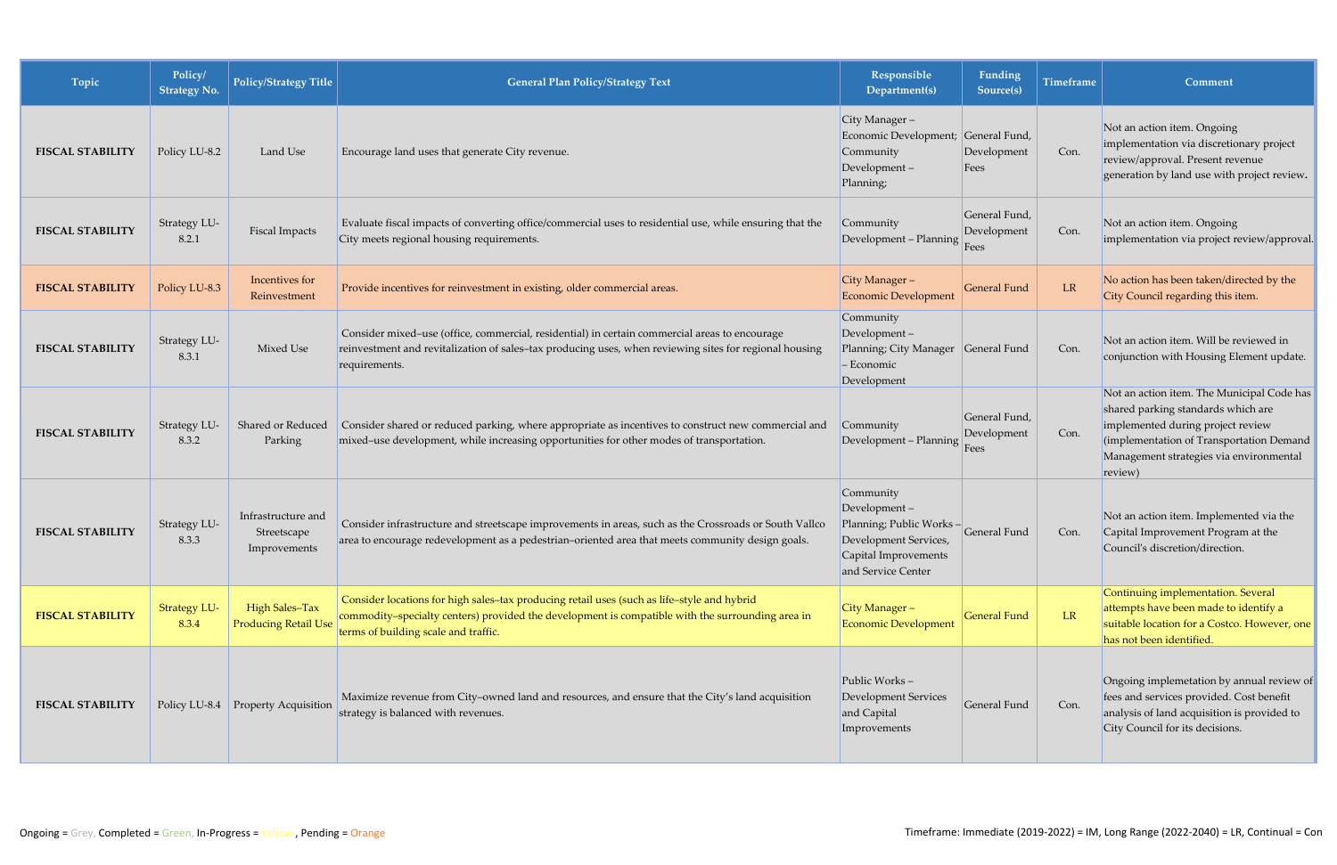| Topic | Policy/ Strategy No. | Policy/Strategy Title | General Plan Policy/Strategy Text | Responsible Department(s) | Funding Source(s) | Timeframe | Comment |
|---|---|---|---|---|---|---|---|
| **FISCAL STABILITY** | Policy LU-8.2 | Land Use | Encourage land uses that generate City revenue. | City Manager – Economic Development; Community Development – Planning; | General Fund, Development Fees | Con. | Not an action item. Ongoing implementation via discretionary project review/approval. Present revenue generation by land use with project review. |
| **FISCAL STABILITY** | Strategy LU-8.2.1 | Fiscal Impacts | Evaluate fiscal impacts of converting office/commercial uses to residential use, while ensuring that the City meets regional housing requirements. | Community Development – Planning | General Fund, Development Fees | Con. | Not an action item. Ongoing implementation via project review/approval. |
| **FISCAL STABILITY** | Policy LU-8.3 | Incentives for Reinvestment | Provide incentives for reinvestment in existing, older commercial areas. | City Manager – Economic Development | General Fund | LR | No action has been taken/directed by the City Council regarding this item. |
| **FISCAL STABILITY** | Strategy LU-8.3.1 | Mixed Use | Consider mixed–use (office, commercial, residential) in certain commercial areas to encourage reinvestment and revitalization of sales–tax producing uses, when reviewing sites for regional housing requirements. | Community Development – Planning; City Manager – Economic Development | General Fund | Con. | Not an action item. Will be reviewed in conjunction with Housing Element update. |
| **FISCAL STABILITY** | Strategy LU-8.3.2 | Shared or Reduced Parking | Consider shared or reduced parking, where appropriate as incentives to construct new commercial and mixed–use development, while increasing opportunities for other modes of transportation. | Community Development – Planning | General Fund, Development Fees | Con. | Not an action item. The Municipal Code has shared parking standards which are implemented during project review (implementation of Transportation Demand Management strategies via environmental review) |
| **FISCAL STABILITY** | Strategy LU-8.3.3 | Infrastructure and Streetscape Improvements | Consider infrastructure and streetscape improvements in areas, such as the Crossroads or South Vallco area to encourage redevelopment as a pedestrian–oriented area that meets community design goals. | Community Development – Planning; Public Works – Development Services, Capital Improvements and Service Center | General Fund | Con. | Not an action item. Implemented via the Capital Improvement Program at the Council's discretion/direction. |
| **FISCAL STABILITY** | Strategy LU-8.3.4 | High Sales–Tax Producing Retail Use | Consider locations for high sales–tax producing retail uses (such as life–style and hybrid commodity–specialty centers) provided the development is compatible with the surrounding area in terms of building scale and traffic. | City Manager – Economic Development | General Fund | LR | Continuing implementation. Several attempts have been made to identify a suitable location for a Costco. However, one has not been identified. |
| **FISCAL STABILITY** | Policy LU-8.4 | Property Acquisition | Maximize revenue from City–owned land and resources, and ensure that the City's land acquisition strategy is balanced with revenues. | Public Works – Development Services and Capital Improvements | General Fund | Con. | Ongoing implemetation by annual review of fees and services provided. Cost benefit analysis of land acquisition is provided to City Council for its decisions. |

Ongoing = Grey, Completed = Green, In-Progress = Yellow, Pending = Orange

Timeframe: Immediate (2019-2022) = IM, Long Range (2022-2040) = LR, Continual = Con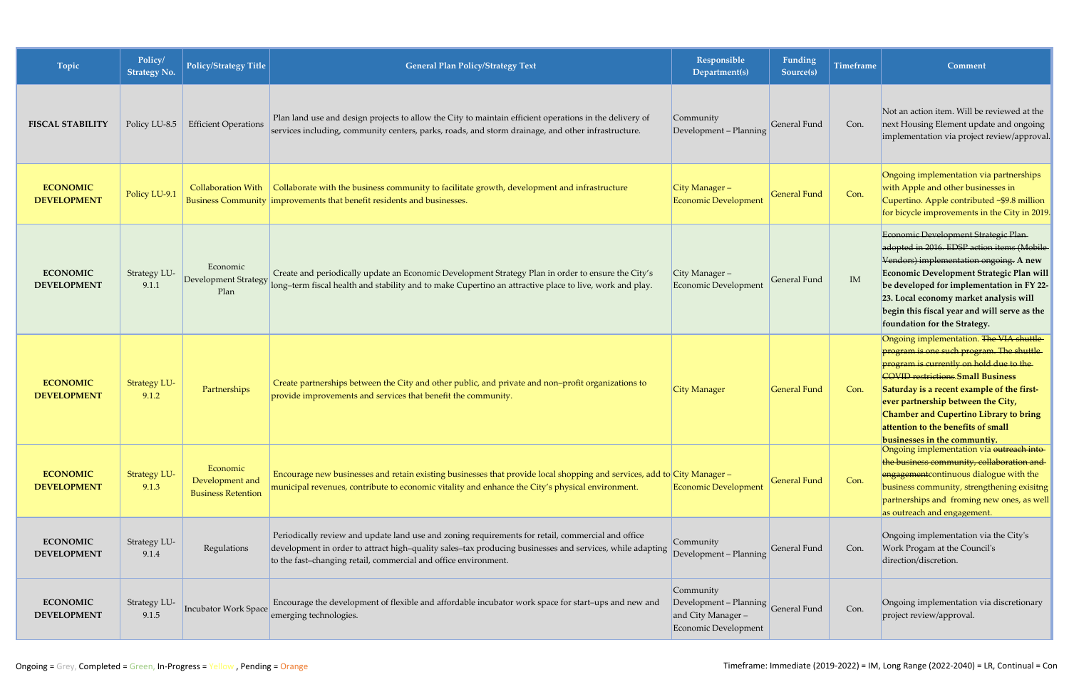| Topic | Policy/ Strategy No. | Policy/Strategy Title | General Plan Policy/Strategy Text | Responsible Department(s) | Funding Source(s) | Timeframe | Comment |
|---|---|---|---|---|---|---|---|
| **FISCAL STABILITY** | Policy LU-8.5 | Efficient Operations | Plan land use and design projects to allow the City to maintain efficient operations in the delivery of services including, community centers, parks, roads, and storm drainage, and other infrastructure. | Community Development – Planning | General Fund | Con. | Not an action item. Will be reviewed at the next Housing Element update and ongoing implementation via project review/approval. |
| **ECONOMIC DEVELOPMENT** | Policy LU-9.1 | Collaboration With Business Community | Collaborate with the business community to facilitate growth, development and infrastructure improvements that benefit residents and businesses. | City Manager – Economic Development | General Fund | Con. | Ongoing implementation via partnerships with Apple and other businesses in Cupertino. Apple contributed ~$9.8 million for bicycle improvements in the City in 2019. |
| **ECONOMIC DEVELOPMENT** | Strategy LU-9.1.1 | Economic Development Strategy Plan | Create and periodically update an Economic Development Strategy Plan in order to ensure the City's long–term fiscal health and stability and to make Cupertino an attractive place to live, work and play. | City Manager – Economic Development | General Fund | IM | ~~Economic Development Strategic Plan adopted in 2016. EDSP action items (Mobile Vendors) implementation ongoing.~~ **A new Economic Development Strategic Plan will be developed for implementation in FY 22-23. Local economy market analysis will begin this fiscal year and will serve as the foundation for the Strategy.** |
| **ECONOMIC DEVELOPMENT** | Strategy LU-9.1.2 | Partnerships | Create partnerships between the City and other public, and private and non–profit organizations to provide improvements and services that benefit the community. | City Manager | General Fund | Con. | Ongoing implementation. ~~The VIA shuttle program is one such program. The shuttle program is currently on hold due to the COVID restrictions.~~**Small Business Saturday is a recent example of the first-ever partnership between the City, Chamber and Cupertino Library to bring attention to the benefits of small businesses in the communtiy.** |
| **ECONOMIC DEVELOPMENT** | Strategy LU-9.1.3 | Economic Development and Business Retention | Encourage new businesses and retain existing businesses that provide local shopping and services, add to municipal revenues, contribute to economic vitality and enhance the City's physical environment. | City Manager – Economic Development | General Fund | Con. | Ongoing implementation via ~~outreach into the business community, collaboration and engagement~~continuous dialogue with the business community, strengthening exisitng partnerships and froming new ones, as well as outreach and engagement. |
| **ECONOMIC DEVELOPMENT** | Strategy LU-9.1.4 | Regulations | Periodically review and update land use and zoning requirements for retail, commercial and office development in order to attract high–quality sales–tax producing businesses and services, while adapting to the fast–changing retail, commercial and office environment. | Community Development – Planning | General Fund | Con. | Ongoing implementation via the City's Work Progam at the Council's direction/discretion. |
| **ECONOMIC DEVELOPMENT** | Strategy LU-9.1.5 | Incubator Work Space | Encourage the development of flexible and affordable incubator work space for start–ups and new and emerging technologies. | Community Development – Planning and City Manager – Economic Development | General Fund | Con. | Ongoing implementation via discretionary project review/approval. |

Ongoing = Grey, Completed = Green, In-Progress = Yellow , Pending = Orange

Timeframe: Immediate (2019-2022) = IM, Long Range (2022-2040) = LR, Continual = Con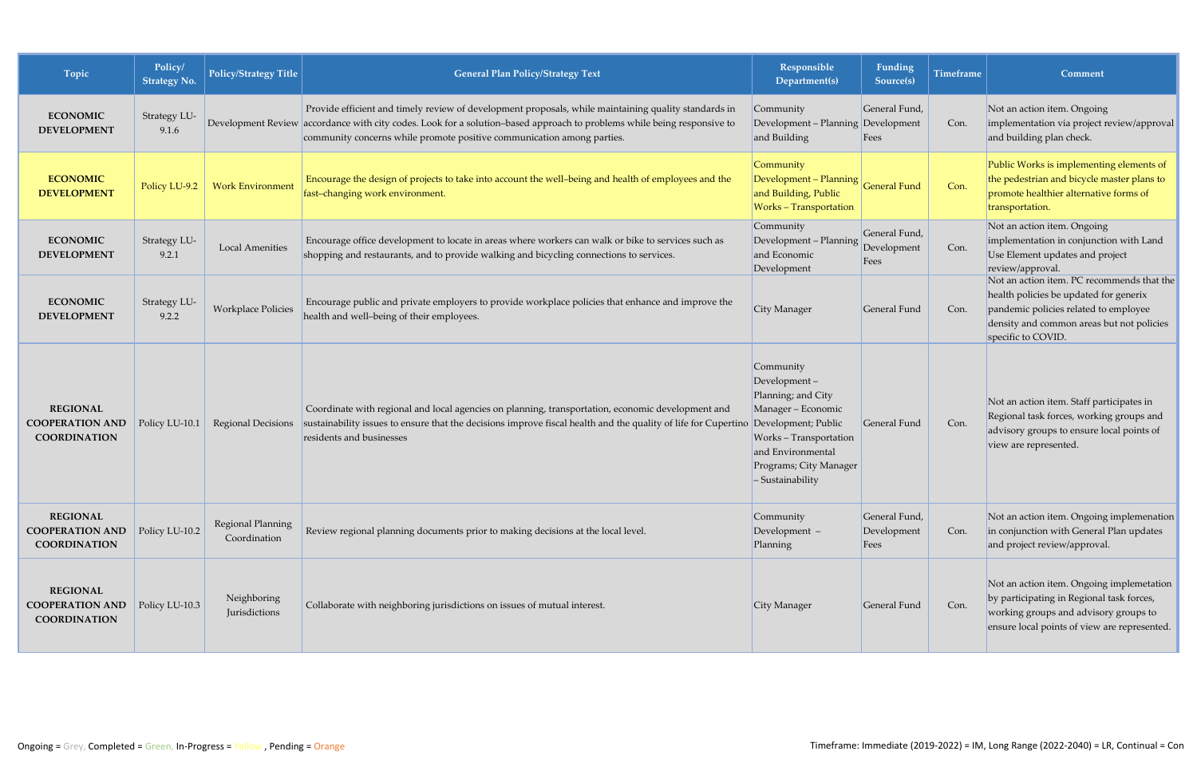| Topic | Policy/ Strategy No. | Policy/Strategy Title | General Plan Policy/Strategy Text | Responsible Department(s) | Funding Source(s) | Timeframe | Comment |
|---|---|---|---|---|---|---|---|
| **ECONOMIC DEVELOPMENT** | Strategy LU-9.1.6 | Development Review | Provide efficient and timely review of development proposals, while maintaining quality standards in accordance with city codes. Look for a solution–based approach to problems while being responsive to community concerns while promote positive communication among parties. | Community Development – Planning and Building | General Fund, Development Fees | Con. | Not an action item. Ongoing implementation via project review/approval and building plan check. |
| **ECONOMIC DEVELOPMENT** | Policy LU-9.2 | Work Environment | Encourage the design of projects to take into account the well–being and health of employees and the fast–changing work environment. | Community Development – Planning and Building, Public Works – Transportation | General Fund | Con. | Public Works is implementing elements of the pedestrian and bicycle master plans to promote healthier alternative forms of transportation. |
| **ECONOMIC DEVELOPMENT** | Strategy LU-9.2.1 | Local Amenities | Encourage office development to locate in areas where workers can walk or bike to services such as shopping and restaurants, and to provide walking and bicycling connections to services. | Community Development – Planning and Economic Development | General Fund, Development Fees | Con. | Not an action item. Ongoing implementation in conjunction with Land Use Element updates and project review/approval. |
| **ECONOMIC DEVELOPMENT** | Strategy LU-9.2.2 | Workplace Policies | Encourage public and private employers to provide workplace policies that enhance and improve the health and well–being of their employees. | City Manager | General Fund | Con. | Not an action item. PC recommends that the health policies be updated for generix pandemic policies related to employee density and common areas but not policies specific to COVID. |
| **REGIONAL COOPERATION AND COORDINATION** | Policy LU-10.1 | Regional Decisions | Coordinate with regional and local agencies on planning, transportation, economic development and sustainability issues to ensure that the decisions improve fiscal health and the quality of life for Cupertino residents and businesses | Community Development – Planning; and City Manager – Economic Development; Public Works – Transportation and Environmental Programs; City Manager – Sustainability | General Fund | Con. | Not an action item. Staff participates in Regional task forces, working groups and advisory groups to ensure local points of view are represented. |
| **REGIONAL COOPERATION AND COORDINATION** | Policy LU-10.2 | Regional Planning Coordination | Review regional planning documents prior to making decisions at the local level. | Community Development – Planning | General Fund, Development Fees | Con. | Not an action item. Ongoing implemenation in conjunction with General Plan updates and project review/approval. |
| **REGIONAL COOPERATION AND COORDINATION** | Policy LU-10.3 | Neighboring Jurisdictions | Collaborate with neighboring jurisdictions on issues of mutual interest. | City Manager | General Fund | Con. | Not an action item. Ongoing implemetation by participating in Regional task forces, working groups and advisory groups to ensure local points of view are represented. |

Ongoing = Grey, Completed = Green, In-Progress = Yellow, Pending = Orange

Timeframe: Immediate (2019-2022) = IM, Long Range (2022-2040) = LR, Continual = Con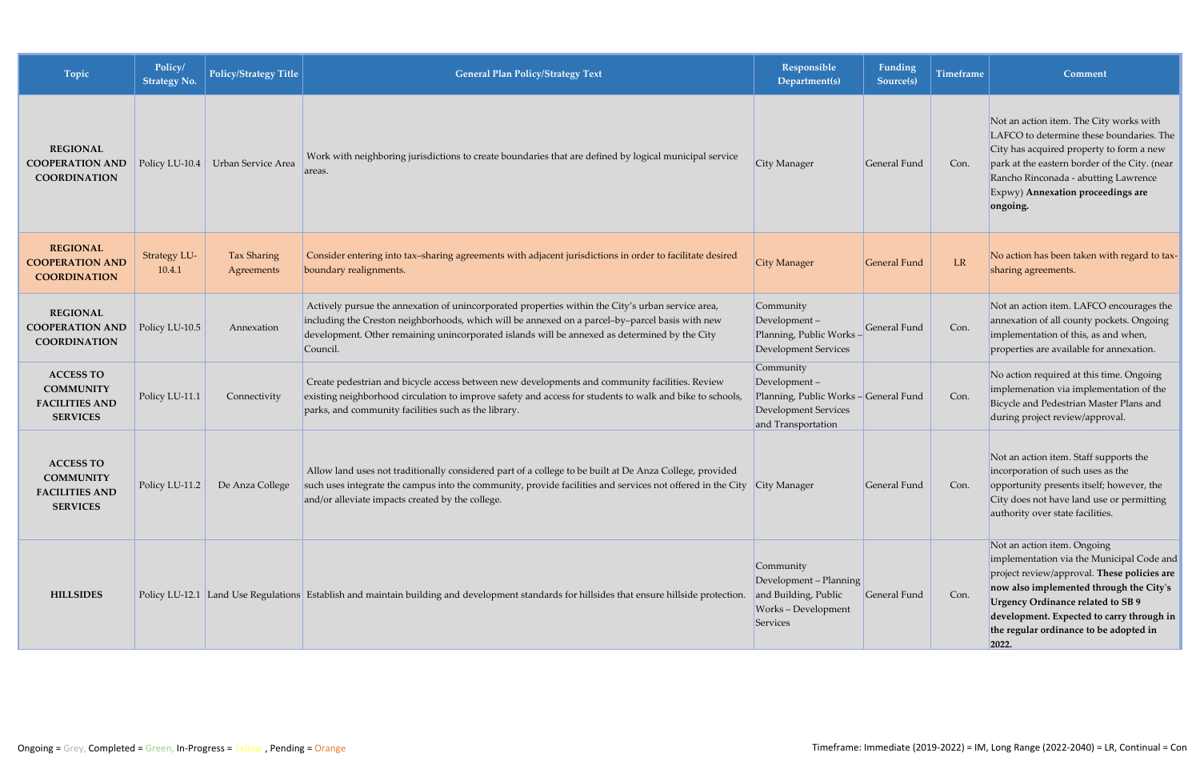| Topic | Policy/ Strategy No. | Policy/Strategy Title | General Plan Policy/Strategy Text | Responsible Department(s) | Funding Source(s) | Timeframe | Comment |
|---|---|---|---|---|---|---|---|
| **REGIONAL COOPERATION AND COORDINATION** | Policy LU-10.4 | Urban Service Area | Work with neighboring jurisdictions to create boundaries that are defined by logical municipal service areas. | City Manager | General Fund | Con. | Not an action item. The City works with LAFCO to determine these boundaries. The City has acquired property to form a new park at the eastern border of the City. (near Rancho Rinconada - abutting Lawrence Expwy) **Annexation proceedings are ongoing.** |
| **REGIONAL COOPERATION AND COORDINATION** | Strategy LU-10.4.1 | Tax Sharing Agreements | Consider entering into tax–sharing agreements with adjacent jurisdictions in order to facilitate desired boundary realignments. | City Manager | General Fund | LR | No action has been taken with regard to tax-sharing agreements. |
| **REGIONAL COOPERATION AND COORDINATION** | Policy LU-10.5 | Annexation | Actively pursue the annexation of unincorporated properties within the City's urban service area, including the Creston neighborhoods, which will be annexed on a parcel–by–parcel basis with new development. Other remaining unincorporated islands will be annexed as determined by the City Council. | Community Development – Planning, Public Works – Development Services | General Fund | Con. | Not an action item. LAFCO encourages the annexation of all county pockets. Ongoing implementation of this, as and when, properties are available for annexation. |
| **ACCESS TO COMMUNITY FACILITIES AND SERVICES** | Policy LU-11.1 | Connectivity | Create pedestrian and bicycle access between new developments and community facilities. Review existing neighborhood circulation to improve safety and access for students to walk and bike to schools, parks, and community facilities such as the library. | Community Development – Planning, Public Works – Development Services and Transportation | General Fund | Con. | No action required at this time. Ongoing implementation via implementation of the Bicycle and Pedestrian Master Plans and during project review/approval. |
| **ACCESS TO COMMUNITY FACILITIES AND SERVICES** | Policy LU-11.2 | De Anza College | Allow land uses not traditionally considered part of a college to be built at De Anza College, provided such uses integrate the campus into the community, provide facilities and services not offered in the City and/or alleviate impacts created by the college. | City Manager | General Fund | Con. | Not an action item. Staff supports the incorporation of such uses as the opportunity presents itself; however, the City does not have land use or permitting authority over state facilities. |
| **HILLSIDES** | Policy LU-12.1 | Land Use Regulations | Establish and maintain building and development standards for hillsides that ensure hillside protection. | Community Development – Planning and Building, Public Works – Development Services | General Fund | Con. | Not an action item. Ongoing implementation via the Municipal Code and project review/approval. **These policies are now also implemented through the City's Urgency Ordinance related to SB 9 development. Expected to carry through in the regular ordinance to be adopted in 2022.** |

Ongoing = Grey, Completed = Green, In-Progress = Yellow , Pending = Orange

Timeframe: Immediate (2019-2022) = IM, Long Range (2022-2040) = LR, Continual = Con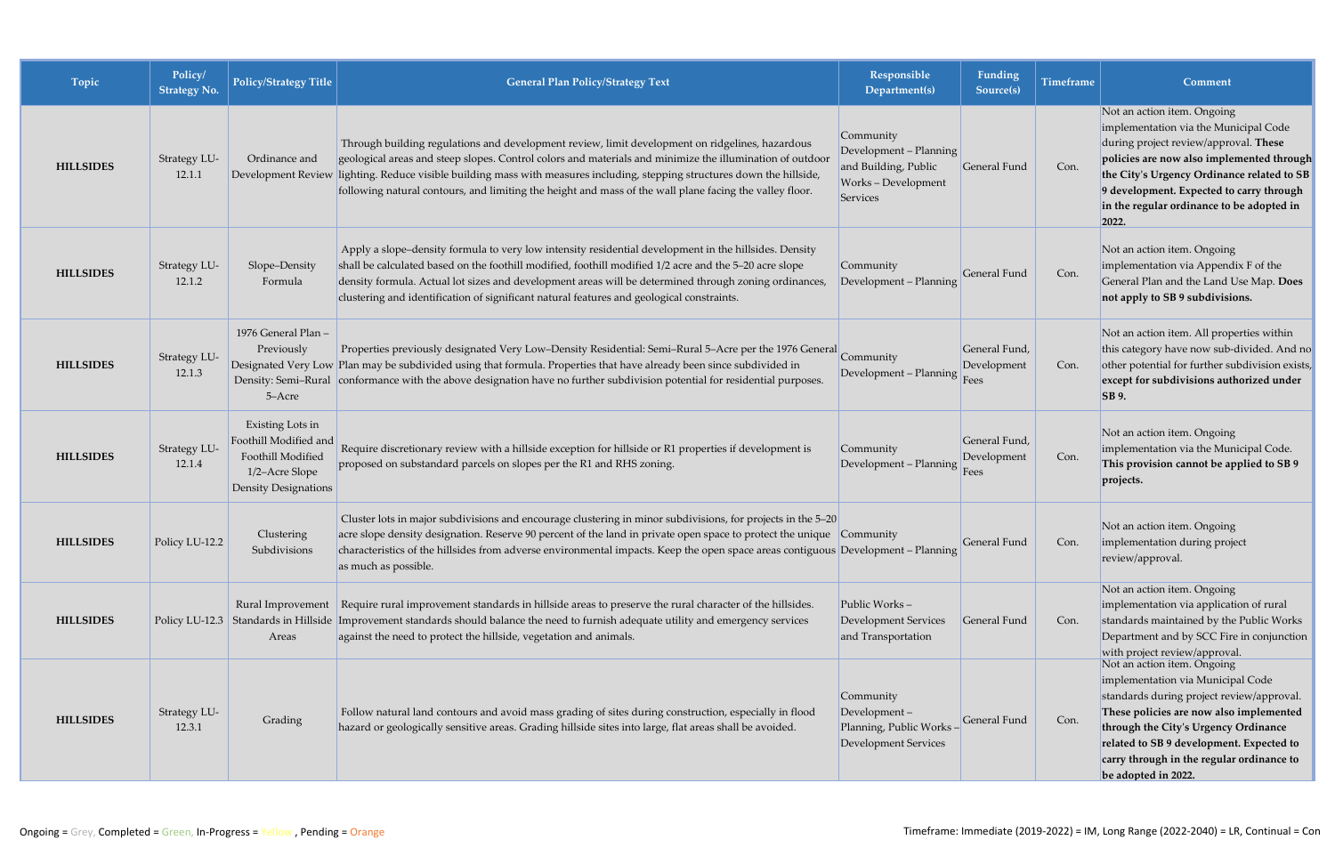| Topic | Policy/ Strategy No. | Policy/Strategy Title | General Plan Policy/Strategy Text | Responsible Department(s) | Funding Source(s) | Timeframe | Comment |
|---|---|---|---|---|---|---|---|
| **HILLSIDES** | Strategy LU-12.1.1 | Ordinance and Development Review | Through building regulations and development review, limit development on ridgelines, hazardous geological areas and steep slopes. Control colors and materials and minimize the illumination of outdoor lighting. Reduce visible building mass with measures including, stepping structures down the hillside, following natural contours, and limiting the height and mass of the wall plane facing the valley floor. | Community Development – Planning and Building, Public Works – Development Services | General Fund | Con. | Not an action item. Ongoing implementation via the Municipal Code during project review/approval. **These policies are now also implemented through the City's Urgency Ordinance related to SB 9 development. Expected to carry through in the regular ordinance to be adopted in 2022.** |
| **HILLSIDES** | Strategy LU-12.1.2 | Slope–Density Formula | Apply a slope–density formula to very low intensity residential development in the hillsides. Density shall be calculated based on the foothill modified, foothill modified 1/2 acre and the 5–20 acre slope density formula. Actual lot sizes and development areas will be determined through zoning ordinances, clustering and identification of significant natural features and geological constraints. | Community Development – Planning | General Fund | Con. | Not an action item. Ongoing implementation via Appendix F of the General Plan and the Land Use Map. **Does not apply to SB 9 subdivisions.** |
| **HILLSIDES** | Strategy LU-12.1.3 | 1976 General Plan – Previously Designated Very Low Density: Semi–Rural 5–Acre | Properties previously designated Very Low–Density Residential: Semi–Rural 5–Acre per the 1976 General Plan may be subdivided using that formula. Properties that have already been since subdivided in conformance with the above designation have no further subdivision potential for residential purposes. | Community Development – Planning | General Fund, Development Fees | Con. | Not an action item. All properties within this category have now sub-divided. And no other potential for further subdivision exists, **except for subdivisions authorized under SB 9.** |
| **HILLSIDES** | Strategy LU-12.1.4 | Existing Lots in Foothill Modified and Foothill Modified 1/2–Acre Slope Density Designations | Require discretionary review with a hillside exception for hillside or R1 properties if development is proposed on substandard parcels on slopes per the R1 and RHS zoning. | Community Development – Planning | General Fund, Development Fees | Con. | Not an action item. Ongoing implementation via the Municipal Code. **This provision cannot be applied to SB 9 projects.** |
| **HILLSIDES** | Policy LU-12.2 | Clustering Subdivisions | Cluster lots in major subdivisions and encourage clustering in minor subdivisions, for projects in the 5–20 acre slope density designation. Reserve 90 percent of the land in private open space to protect the unique characteristics of the hillsides from adverse environmental impacts. Keep the open space areas contiguous as much as possible. | Community Development – Planning | General Fund | Con. | Not an action item. Ongoing implementation during project review/approval. |
| **HILLSIDES** | Policy LU-12.3 | Rural Improvement Standards in Hillside Areas | Require rural improvement standards in hillside areas to preserve the rural character of the hillsides. Improvement standards should balance the need to furnish adequate utility and emergency services against the need to protect the hillside, vegetation and animals. | Public Works – Development Services and Transportation | General Fund | Con. | Not an action item. Ongoing implementation via application of rural standards maintained by the Public Works Department and by SCC Fire in conjunction with project review/approval. |
| **HILLSIDES** | Strategy LU-12.3.1 | Grading | Follow natural land contours and avoid mass grading of sites during construction, especially in flood hazard or geologically sensitive areas. Grading hillside sites into large, flat areas shall be avoided. | Community Development – Planning, Public Works – Development Services | General Fund | Con. | Not an action item. Ongoing implementation via Municipal Code standards during project review/approval. **These policies are now also implemented through the City's Urgency Ordinance related to SB 9 development. Expected to carry through in the regular ordinance to be adopted in 2022.** |

Ongoing = Grey, Completed = Green, In-Progress = Yellow, Pending = Orange

Timeframe: Immediate (2019-2022) = IM, Long Range (2022-2040) = LR, Continual = Con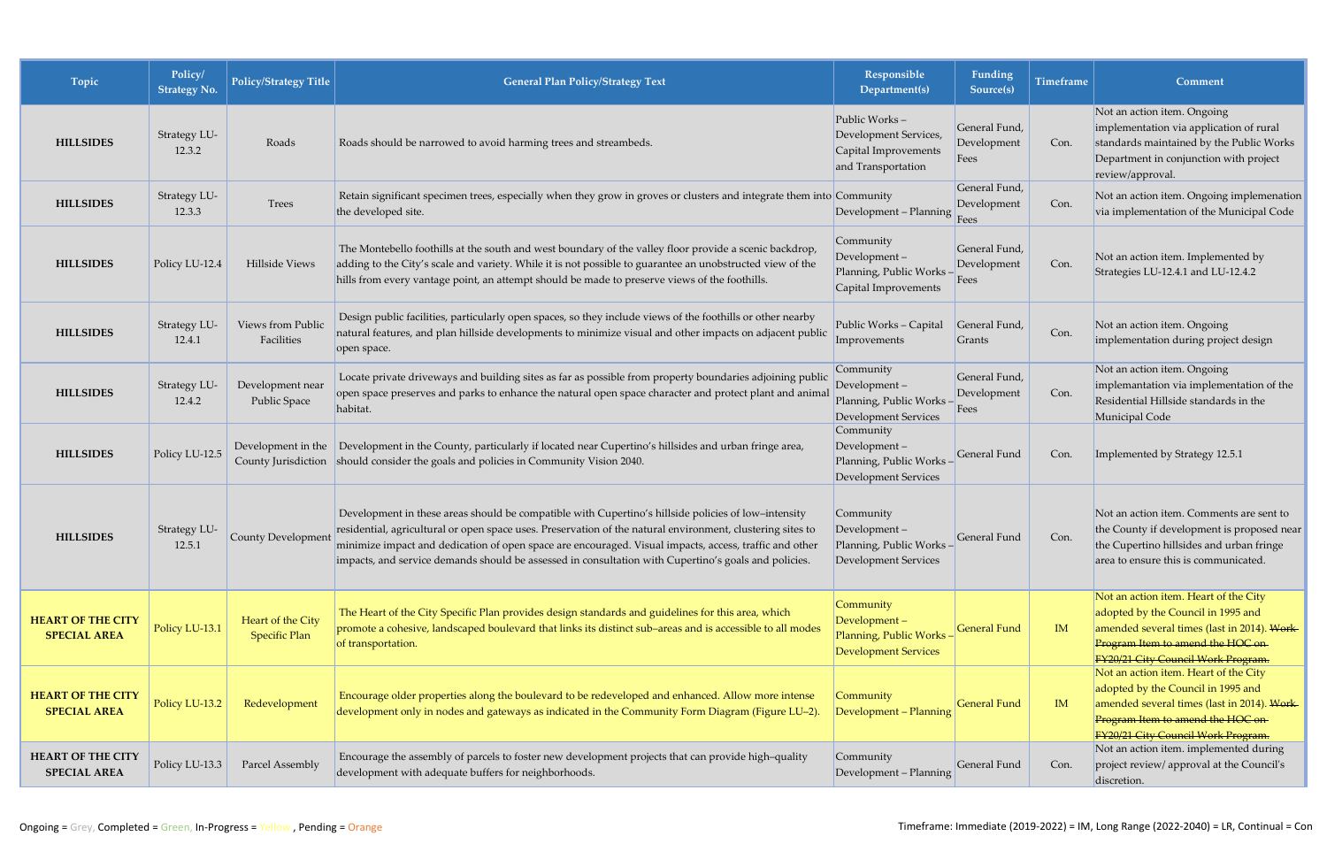| Topic | Policy/ Strategy No. | Policy/Strategy Title | General Plan Policy/Strategy Text | Responsible Department(s) | Funding Source(s) | Timeframe | Comment |
|---|---|---|---|---|---|---|---|
| **HILLSIDES** | Strategy LU-12.3.2 | Roads | Roads should be narrowed to avoid harming trees and streambeds. | Public Works – Development Services, Capital Improvements and Transportation | General Fund, Development Fees | Con. | Not an action item. Ongoing implementation via application of rural standards maintained by the Public Works Department in conjunction with project review/approval. |
| **HILLSIDES** | Strategy LU-12.3.3 | Trees | Retain significant specimen trees, especially when they grow in groves or clusters and integrate them into the developed site. | Community Development – Planning | General Fund, Development Fees | Con. | Not an action item. Ongoing implemenation via implementation of the Municipal Code |
| **HILLSIDES** | Policy LU-12.4 | Hillside Views | The Montebello foothills at the south and west boundary of the valley floor provide a scenic backdrop, adding to the City's scale and variety. While it is not possible to guarantee an unobstructed view of the hills from every vantage point, an attempt should be made to preserve views of the foothills. | Community Development – Planning, Public Works – Capital Improvements | General Fund, Development Fees | Con. | Not an action item. Implemented by Strategies LU-12.4.1 and LU-12.4.2 |
| **HILLSIDES** | Strategy LU-12.4.1 | Views from Public Facilities | Design public facilities, particularly open spaces, so they include views of the foothills or other nearby natural features, and plan hillside developments to minimize visual and other impacts on adjacent public open space. | Public Works – Capital Improvements | General Fund, Grants | Con. | Not an action item. Ongoing implementation during project design |
| **HILLSIDES** | Strategy LU-12.4.2 | Development near Public Space | Locate private driveways and building sites as far as possible from property boundaries adjoining public open space preserves and parks to enhance the natural open space character and protect plant and animal habitat. | Community Development – Planning, Public Works – Development Services | General Fund, Development Fees | Con. | Not an action item. Ongoing implemantation via implementation of the Residential Hillside standards in the Municipal Code |
| **HILLSIDES** | Policy LU-12.5 | Development in the County Jurisdiction | Development in the County, particularly if located near Cupertino's hillsides and urban fringe area, should consider the goals and policies in Community Vision 2040. | Community Development – Planning, Public Works – Development Services | General Fund | Con. | Implemented by Strategy 12.5.1 |
| **HILLSIDES** | Strategy LU-12.5.1 | County Development | Development in these areas should be compatible with Cupertino's hillside policies of low–intensity residential, agricultural or open space uses. Preservation of the natural environment, clustering sites to minimize impact and dedication of open space are encouraged. Visual impacts, access, traffic and other impacts, and service demands should be assessed in consultation with Cupertino's goals and policies. | Community Development – Planning, Public Works – Development Services | General Fund | Con. | Not an action item. Comments are sent to the County if development is proposed near the Cupertino hillsides and urban fringe area to ensure this is communicated. |
| **HEART OF THE CITY SPECIAL AREA** | Policy LU-13.1 | Heart of the City Specific Plan | The Heart of the City Specific Plan provides design standards and guidelines for this area, which promote a cohesive, landscaped boulevard that links its distinct sub–areas and is accessible to all modes of transportation. | Community Development – Planning, Public Works – Development Services | General Fund | IM | Not an action item. Heart of the City adopted by the Council in 1995 and amended several times (last in 2014). ~~Work Program Item to amend the HOC on FY20/21 City Council Work Program.~~ |
| **HEART OF THE CITY SPECIAL AREA** | Policy LU-13.2 | Redevelopment | Encourage older properties along the boulevard to be redeveloped and enhanced. Allow more intense development only in nodes and gateways as indicated in the Community Form Diagram (Figure LU–2). | Community Development – Planning | General Fund | IM | Not an action item. Heart of the City adopted by the Council in 1995 and amended several times (last in 2014). ~~Work Program Item to amend the HOC on FY20/21 City Council Work Program.~~ |
| **HEART OF THE CITY SPECIAL AREA** | Policy LU-13.3 | Parcel Assembly | Encourage the assembly of parcels to foster new development projects that can provide high–quality development with adequate buffers for neighborhoods. | Community Development – Planning | General Fund | Con. | Not an action item. implemented during project review/ approval at the Council's discretion. |

Ongoing = Grey, Completed = Green, In-Progress = Yellow , Pending = Orange

Timeframe: Immediate (2019-2022) = IM, Long Range (2022-2040) = LR, Continual = Con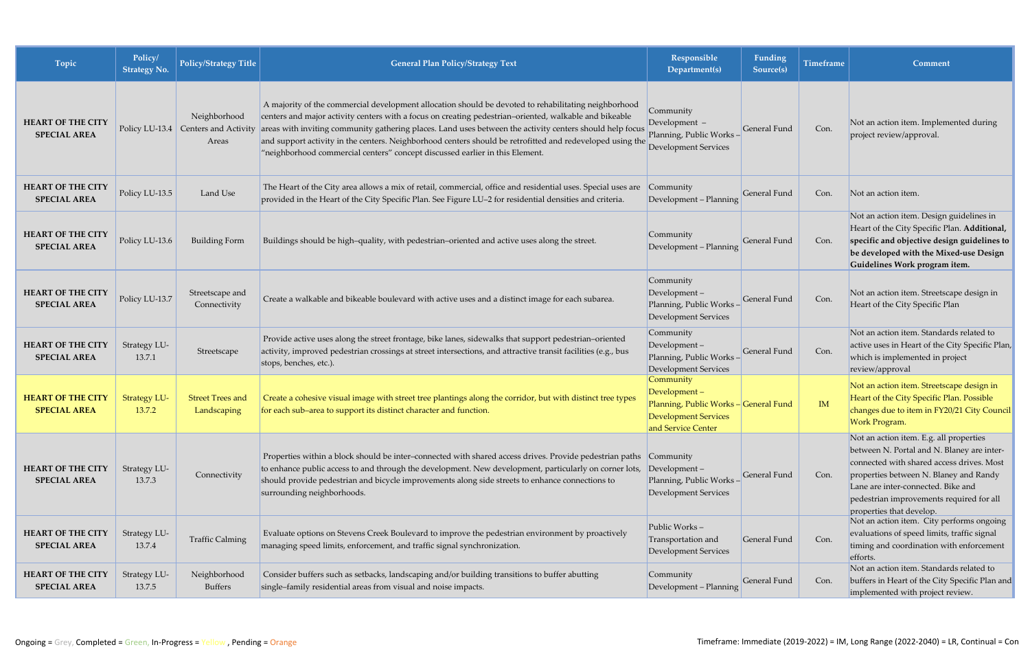| Topic | Policy/ Strategy No. | Policy/Strategy Title | General Plan Policy/Strategy Text | Responsible Department(s) | Funding Source(s) | Timeframe | Comment |
|---|---|---|---|---|---|---|---|
| **HEART OF THE CITY SPECIAL AREA** | Policy LU-13.4 | Neighborhood Centers and Activity Areas | A majority of the commercial development allocation should be devoted to rehabilitating neighborhood centers and major activity centers with a focus on creating pedestrian–oriented, walkable and bikeable areas with inviting community gathering places. Land uses between the activity centers should help focus and support activity in the centers. Neighborhood centers should be retrofitted and redeveloped using the "neighborhood commercial centers" concept discussed earlier in this Element. | Community Development – Planning, Public Works – Development Services | General Fund | Con. | Not an action item. Implemented during project review/approval. |
| **HEART OF THE CITY SPECIAL AREA** | Policy LU-13.5 | Land Use | The Heart of the City area allows a mix of retail, commercial, office and residential uses. Special uses are provided in the Heart of the City Specific Plan. See Figure LU–2 for residential densities and criteria. | Community Development – Planning | General Fund | Con. | Not an action item. |
| **HEART OF THE CITY SPECIAL AREA** | Policy LU-13.6 | Building Form | Buildings should be high–quality, with pedestrian–oriented and active uses along the street. | Community Development – Planning | General Fund | Con. | Not an action item. Design guidelines in Heart of the City Specific Plan. **Additional, specific and objective design guidelines to be developed with the Mixed-use Design Guidelines Work program item.** |
| **HEART OF THE CITY SPECIAL AREA** | Policy LU-13.7 | Streetscape and Connectivity | Create a walkable and bikeable boulevard with active uses and a distinct image for each subarea. | Community Development – Planning, Public Works – Development Services | General Fund | Con. | Not an action item. Streetscape design in Heart of the City Specific Plan |
| **HEART OF THE CITY SPECIAL AREA** | Strategy LU-13.7.1 | Streetscape | Provide active uses along the street frontage, bike lanes, sidewalks that support pedestrian–oriented activity, improved pedestrian crossings at street intersections, and attractive transit facilities (e.g., bus stops, benches, etc.). | Community Development – Planning, Public Works – Development Services | General Fund | Con. | Not an action item. Standards related to active uses in Heart of the City Specific Plan, which is implemented in project review/approval |
| **HEART OF THE CITY SPECIAL AREA** | Strategy LU-13.7.2 | Street Trees and Landscaping | Create a cohesive visual image with street tree plantings along the corridor, but with distinct tree types for each sub–area to support its distinct character and function. | Community Development – Planning, Public Works – Development Services and Service Center | General Fund | IM | Not an action item. Streetscape design in Heart of the City Specific Plan. Possible changes due to item in FY20/21 City Council Work Program. |
| **HEART OF THE CITY SPECIAL AREA** | Strategy LU-13.7.3 | Connectivity | Properties within a block should be inter–connected with shared access drives. Provide pedestrian paths to enhance public access to and through the development. New development, particularly on corner lots, should provide pedestrian and bicycle improvements along side streets to enhance connections to surrounding neighborhoods. | Community Development – Planning, Public Works – Development Services | General Fund | Con. | Not an action item. E.g. all properties between N. Portal and N. Blaney are inter-connected with shared access drives. Most properties between N. Blaney and Randy Lane are inter-connected. Bike and pedestrian improvements required for all properties that develop. |
| **HEART OF THE CITY SPECIAL AREA** | Strategy LU-13.7.4 | Traffic Calming | Evaluate options on Stevens Creek Boulevard to improve the pedestrian environment by proactively managing speed limits, enforcement, and traffic signal synchronization. | Public Works – Transportation and Development Services | General Fund | Con. | Not an action item. City performs ongoing evaluations of speed limits, traffic signal timing and coordination with enforcement efforts. |
| **HEART OF THE CITY SPECIAL AREA** | Strategy LU-13.7.5 | Neighborhood Buffers | Consider buffers such as setbacks, landscaping and/or building transitions to buffer abutting single–family residential areas from visual and noise impacts. | Community Development – Planning | General Fund | Con. | Not an action item. Standards related to buffers in Heart of the City Specific Plan and implemented with project review. |

Ongoing = Grey, Completed = Green, In-Progress = Yellow, Pending = Orange

Timeframe: Immediate (2019-2022) = IM, Long Range (2022-2040) = LR, Continual = Con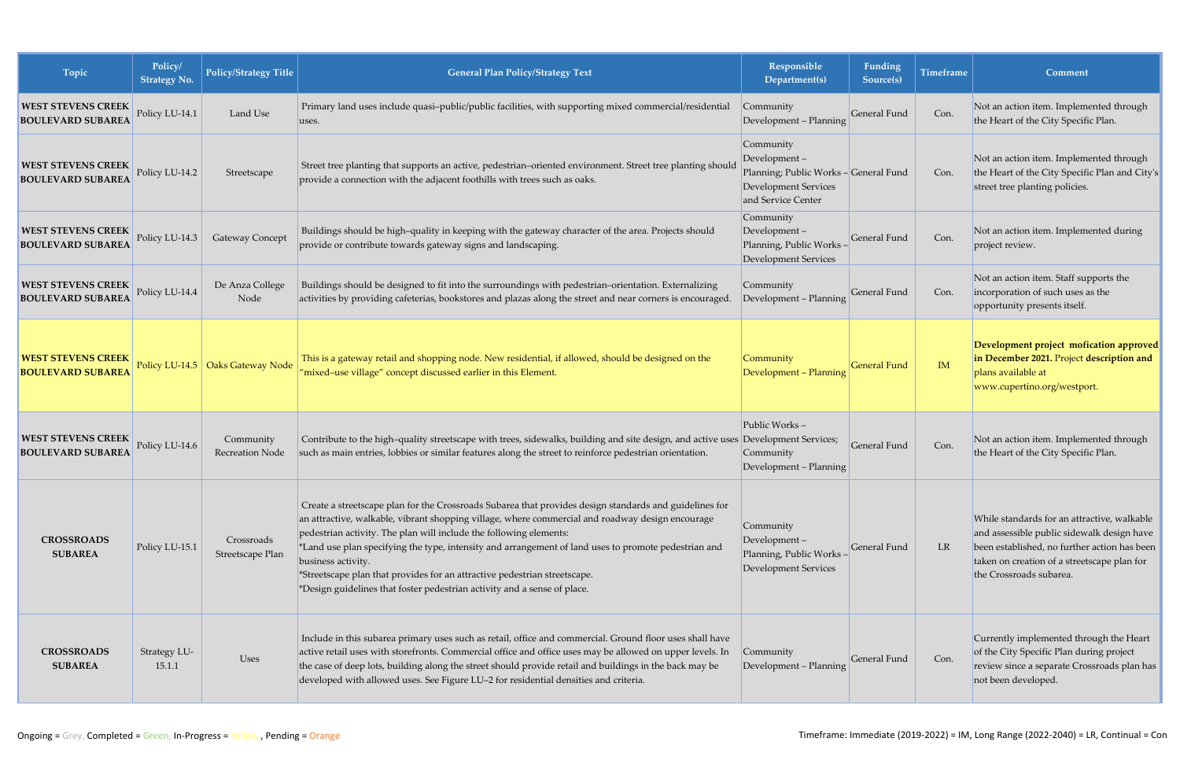| Topic | Policy/ Strategy No. | Policy/Strategy Title | General Plan Policy/Strategy Text | Responsible Department(s) | Funding Source(s) | Timeframe | Comment |
|---|---|---|---|---|---|---|---|
| **WEST STEVENS CREEK BOULEVARD SUBAREA** | Policy LU-14.1 | Land Use | Primary land uses include quasi–public/public facilities, with supporting mixed commercial/residential uses. | Community Development – Planning | General Fund | Con. | Not an action item. Implemented through the Heart of the City Specific Plan. |
| **WEST STEVENS CREEK BOULEVARD SUBAREA** | Policy LU-14.2 | Streetscape | Street tree planting that supports an active, pedestrian–oriented environment. Street tree planting should provide a connection with the adjacent foothills with trees such as oaks. | Community Development – Planning; Public Works – Development Services and Service Center | General Fund | Con. | Not an action item. Implemented through the Heart of the City Specific Plan and City's street tree planting policies. |
| **WEST STEVENS CREEK BOULEVARD SUBAREA** | Policy LU-14.3 | Gateway Concept | Buildings should be high–quality in keeping with the gateway character of the area. Projects should provide or contribute towards gateway signs and landscaping. | Community Development – Planning, Public Works – Development Services | General Fund | Con. | Not an action item. Implemented during project review. |
| **WEST STEVENS CREEK BOULEVARD SUBAREA** | Policy LU-14.4 | De Anza College Node | Buildings should be designed to fit into the surroundings with pedestrian–orientation. Externalizing activities by providing cafeterias, bookstores and plazas along the street and near corners is encouraged. | Community Development – Planning | General Fund | Con. | Not an action item. Staff supports the incorporation of such uses as the opportunity presents itself. |
| **WEST STEVENS CREEK BOULEVARD SUBAREA** | Policy LU-14.5 | Oaks Gateway Node | This is a gateway retail and shopping node. New residential, if allowed, should be designed on the "mixed–use village" concept discussed earlier in this Element. | Community Development – Planning | General Fund | IM | **Development project mofication approved in December 2021.** Project **description and** plans available at www.cupertino.org/westport. |
| **WEST STEVENS CREEK BOULEVARD SUBAREA** | Policy LU-14.6 | Community Recreation Node | Contribute to the high–quality streetscape with trees, sidewalks, building and site design, and active uses such as main entries, lobbies or similar features along the street to reinforce pedestrian orientation. | Public Works – Development Services; Community Development – Planning | General Fund | Con. | Not an action item. Implemented through the Heart of the City Specific Plan. |
| **CROSSROADS SUBAREA** | Policy LU-15.1 | Crossroads Streetscape Plan | Create a streetscape plan for the Crossroads Subarea that provides design standards and guidelines for an attractive, walkable, vibrant shopping village, where commercial and roadway design encourage pedestrian activity. The plan will include the following elements:<br>*Land use plan specifying the type, intensity and arrangement of land uses to promote pedestrian and business activity.<br>*Streetscape plan that provides for an attractive pedestrian streetscape.<br>*Design guidelines that foster pedestrian activity and a sense of place. | Community Development – Planning, Public Works – Development Services | General Fund | LR | While standards for an attractive, walkable and assessible public sidewalk design have been established, no further action has been taken on creation of a streetscape plan for the Crossroads subarea. |
| **CROSSROADS SUBAREA** | Strategy LU-15.1.1 | Uses | Include in this subarea primary uses such as retail, office and commercial. Ground floor uses shall have active retail uses with storefronts. Commercial office and office uses may be allowed on upper levels. In the case of deep lots, building along the street should provide retail and buildings in the back may be developed with allowed uses. See Figure LU–2 for residential densities and criteria. | Community Development – Planning | General Fund | Con. | Currently implemented through the Heart of the City Specific Plan during project review since a separate Crossroads plan has not been developed. |

Ongoing = Grey, Completed = Green, In-Progress = Yellow , Pending = Orange

Timeframe: Immediate (2019-2022) = IM, Long Range (2022-2040) = LR, Continual = Con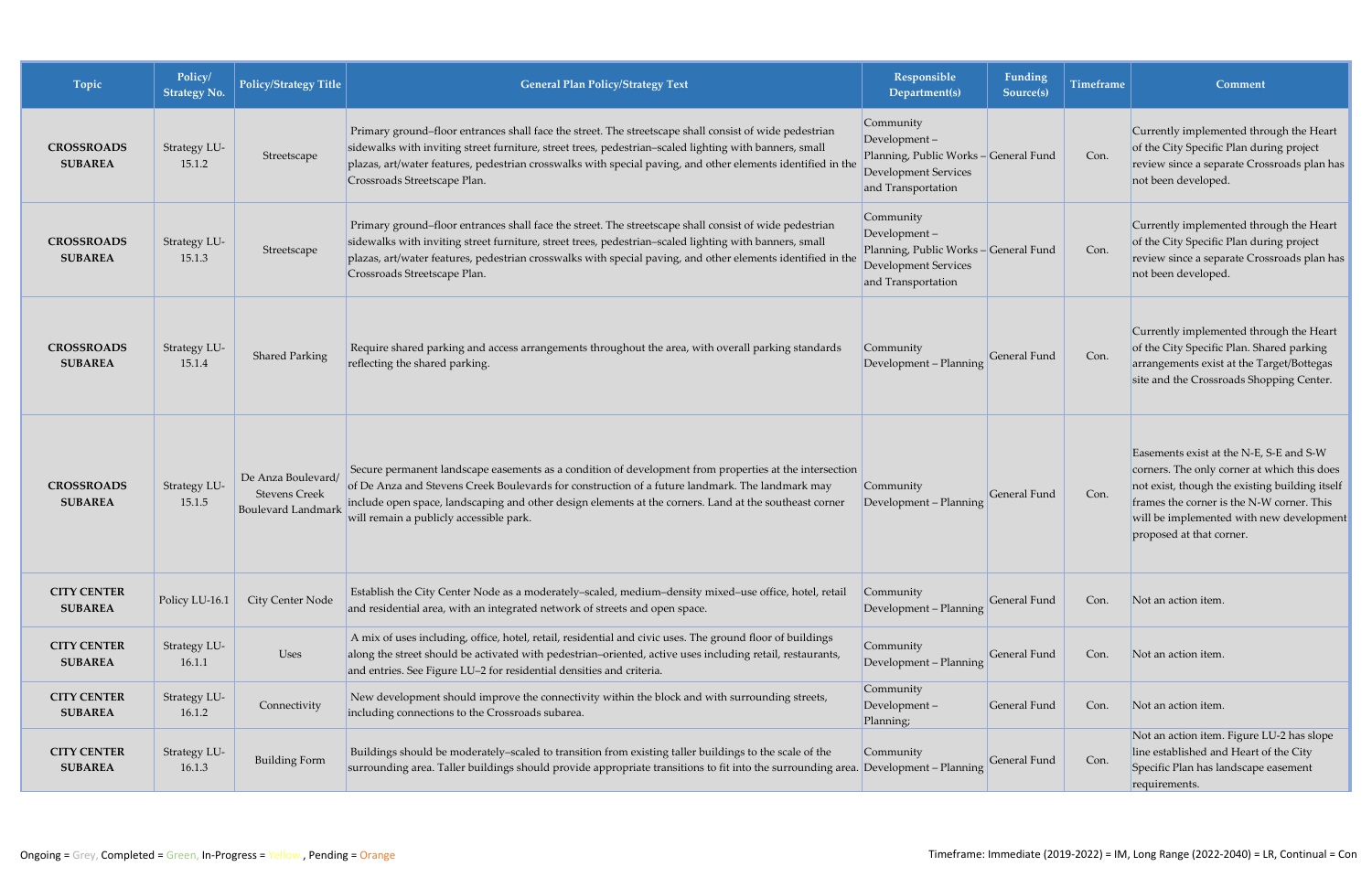| Topic | Policy/ Strategy No. | Policy/Strategy Title | General Plan Policy/Strategy Text | Responsible Department(s) | Funding Source(s) | Timeframe | Comment |
|---|---|---|---|---|---|---|---|
| **CROSSROADS SUBAREA** | Strategy LU-15.1.2 | Streetscape | Primary ground–floor entrances shall face the street. The streetscape shall consist of wide pedestrian sidewalks with inviting street furniture, street trees, pedestrian–scaled lighting with banners, small plazas, art/water features, pedestrian crosswalks with special paving, and other elements identified in the Crossroads Streetscape Plan. | Community Development – Planning, Public Works – Development Services and Transportation | General Fund | Con. | Currently implemented through the Heart of the City Specific Plan during project review since a separate Crossroads plan has not been developed. |
| **CROSSROADS SUBAREA** | Strategy LU-15.1.3 | Streetscape | Primary ground–floor entrances shall face the street. The streetscape shall consist of wide pedestrian sidewalks with inviting street furniture, street trees, pedestrian–scaled lighting with banners, small plazas, art/water features, pedestrian crosswalks with special paving, and other elements identified in the Crossroads Streetscape Plan. | Community Development – Planning, Public Works – Development Services and Transportation | General Fund | Con. | Currently implemented through the Heart of the City Specific Plan during project review since a separate Crossroads plan has not been developed. |
| **CROSSROADS SUBAREA** | Strategy LU-15.1.4 | Shared Parking | Require shared parking and access arrangements throughout the area, with overall parking standards reflecting the shared parking. | Community Development – Planning | General Fund | Con. | Currently implemented through the Heart of the City Specific Plan. Shared parking arrangements exist at the Target/Bottegas site and the Crossroads Shopping Center. |
| **CROSSROADS SUBAREA** | Strategy LU-15.1.5 | De Anza Boulevard/ Stevens Creek Boulevard Landmark | Secure permanent landscape easements as a condition of development from properties at the intersection of De Anza and Stevens Creek Boulevards for construction of a future landmark. The landmark may include open space, landscaping and other design elements at the corners. Land at the southeast corner will remain a publicly accessible park. | Community Development – Planning | General Fund | Con. | Easements exist at the N-E, S-E and S-W corners. The only corner at which this does not exist, though the existing building itself frames the corner is the N-W corner. This will be implemented with new development proposed at that corner. |
| **CITY CENTER SUBAREA** | Policy LU-16.1 | City Center Node | Establish the City Center Node as a moderately–scaled, medium–density mixed–use office, hotel, retail and residential area, with an integrated network of streets and open space. | Community Development – Planning | General Fund | Con. | Not an action item. |
| **CITY CENTER SUBAREA** | Strategy LU-16.1.1 | Uses | A mix of uses including, office, hotel, retail, residential and civic uses. The ground floor of buildings along the street should be activated with pedestrian–oriented, active uses including retail, restaurants, and entries. See Figure LU–2 for residential densities and criteria. | Community Development – Planning | General Fund | Con. | Not an action item. |
| **CITY CENTER SUBAREA** | Strategy LU-16.1.2 | Connectivity | New development should improve the connectivity within the block and with surrounding streets, including connections to the Crossroads subarea. | Community Development – Planning; | General Fund | Con. | Not an action item. |
| **CITY CENTER SUBAREA** | Strategy LU-16.1.3 | Building Form | Buildings should be moderately–scaled to transition from existing taller buildings to the scale of the surrounding area. Taller buildings should provide appropriate transitions to fit into the surrounding area. | Community Development – Planning | General Fund | Con. | Not an action item. Figure LU-2 has slope line established and Heart of the City Specific Plan has landscape easement requirements. |

Ongoing = Grey, Completed = Green, In-Progress = Yellow, Pending = Orange

Timeframe: Immediate (2019-2022) = IM, Long Range (2022-2040) = LR, Continual = Con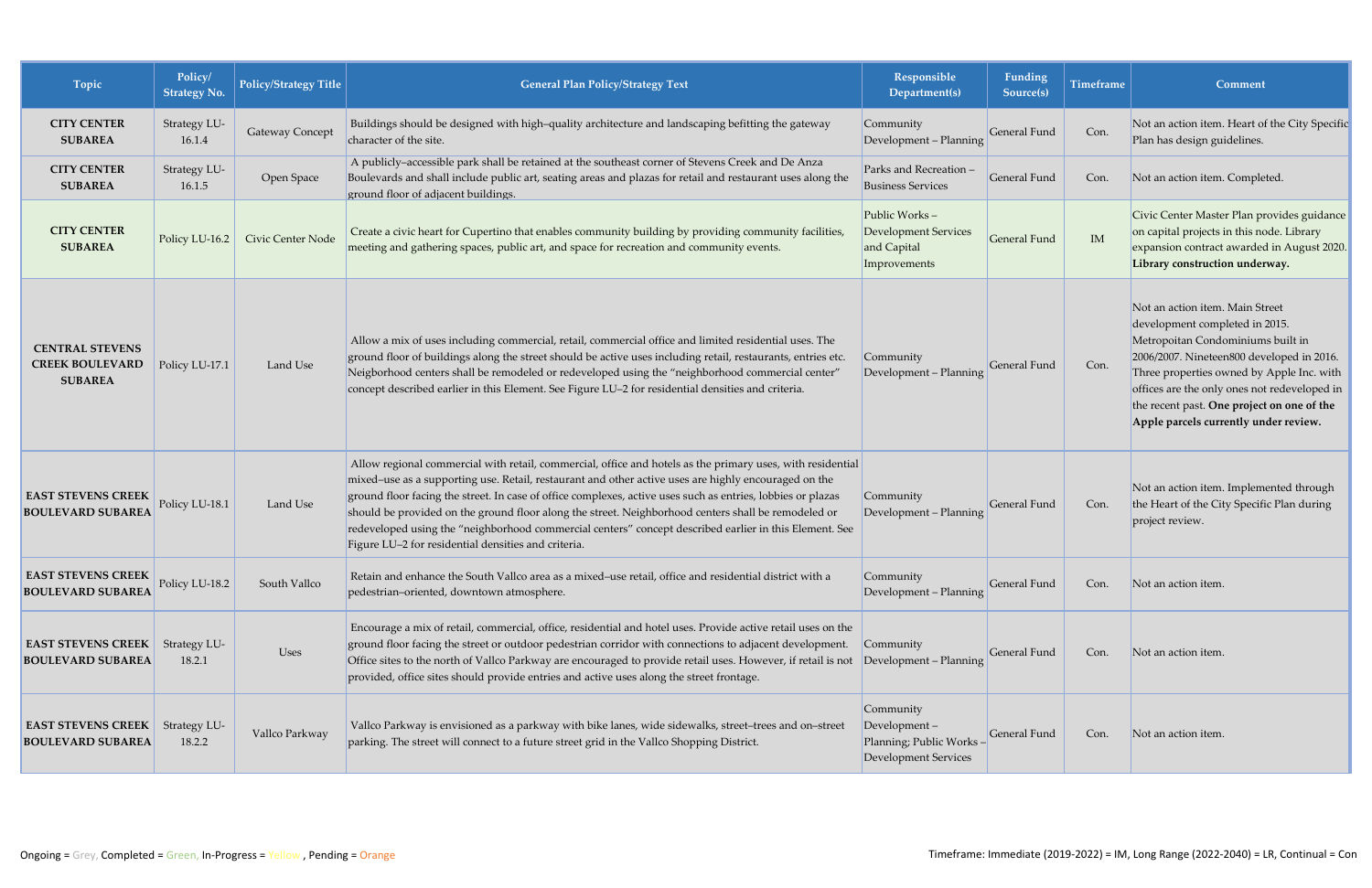| Topic | Policy/ Strategy No. | Policy/Strategy Title | General Plan Policy/Strategy Text | Responsible Department(s) | Funding Source(s) | Timeframe | Comment |
|---|---|---|---|---|---|---|---|
| **CITY CENTER SUBAREA** | Strategy LU-16.1.4 | Gateway Concept | Buildings should be designed with high–quality architecture and landscaping befitting the gateway character of the site. | Community Development – Planning | General Fund | Con. | Not an action item. Heart of the City Specific Plan has design guidelines. |
| **CITY CENTER SUBAREA** | Strategy LU-16.1.5 | Open Space | A publicly–accessible park shall be retained at the southeast corner of Stevens Creek and De Anza Boulevards and shall include public art, seating areas and plazas for retail and restaurant uses along the ground floor of adjacent buildings. | Parks and Recreation – Business Services | General Fund | Con. | Not an action item. Completed. |
| **CITY CENTER SUBAREA** | Policy LU-16.2 | Civic Center Node | Create a civic heart for Cupertino that enables community building by providing community facilities, meeting and gathering spaces, public art, and space for recreation and community events. | Public Works – Development Services and Capital Improvements | General Fund | IM | Civic Center Master Plan provides guidance on capital projects in this node. Library expansion contract awarded in August 2020. **Library construction underway.** |
| **CENTRAL STEVENS CREEK BOULEVARD SUBAREA** | Policy LU-17.1 | Land Use | Allow a mix of uses including commercial, retail, commercial office and limited residential uses. The ground floor of buildings along the street should be active uses including retail, restaurants, entries etc. Neigborhood centers shall be remodeled or redeveloped using the "neighborhood commercial center" concept described earlier in this Element. See Figure LU–2 for residential densities and criteria. | Community Development – Planning | General Fund | Con. | Not an action item. Main Street development completed in 2015. Metropoitan Condominiums built in 2006/2007. Nineteen800 developed in 2016. Three properties owned by Apple Inc. with offices are the only ones not redeveloped in the recent past. **One project on one of the Apple parcels currently under review.** |
| **EAST STEVENS CREEK BOULEVARD SUBAREA** | Policy LU-18.1 | Land Use | Allow regional commercial with retail, commercial, office and hotels as the primary uses, with residential mixed–use as a supporting use. Retail, restaurant and other active uses are highly encouraged on the ground floor facing the street. In case of office complexes, active uses such as entries, lobbies or plazas should be provided on the ground floor along the street. Neighborhood centers shall be remodeled or redeveloped using the "neighborhood commercial centers" concept described earlier in this Element. See Figure LU–2 for residential densities and criteria. | Community Development – Planning | General Fund | Con. | Not an action item. Implemented through the Heart of the City Specific Plan during project review. |
| **EAST STEVENS CREEK BOULEVARD SUBAREA** | Policy LU-18.2 | South Vallco | Retain and enhance the South Vallco area as a mixed–use retail, office and residential district with a pedestrian–oriented, downtown atmosphere. | Community Development – Planning | General Fund | Con. | Not an action item. |
| **EAST STEVENS CREEK BOULEVARD SUBAREA** | Strategy LU-18.2.1 | Uses | Encourage a mix of retail, commercial, office, residential and hotel uses. Provide active retail uses on the ground floor facing the street or outdoor pedestrian corridor with connections to adjacent development. Office sites to the north of Vallco Parkway are encouraged to provide retail uses. However, if retail is not provided, office sites should provide entries and active uses along the street frontage. | Community Development – Planning | General Fund | Con. | Not an action item. |
| **EAST STEVENS CREEK BOULEVARD SUBAREA** | Strategy LU-18.2.2 | Vallco Parkway | Vallco Parkway is envisioned as a parkway with bike lanes, wide sidewalks, street–trees and on–street parking. The street will connect to a future street grid in the Vallco Shopping District. | Community Development – Planning; Public Works – Development Services | General Fund | Con. | Not an action item. |

Ongoing = Grey, Completed = Green, In-Progress = Yellow, Pending = Orange

Timeframe: Immediate (2019-2022) = IM, Long Range (2022-2040) = LR, Continual = Con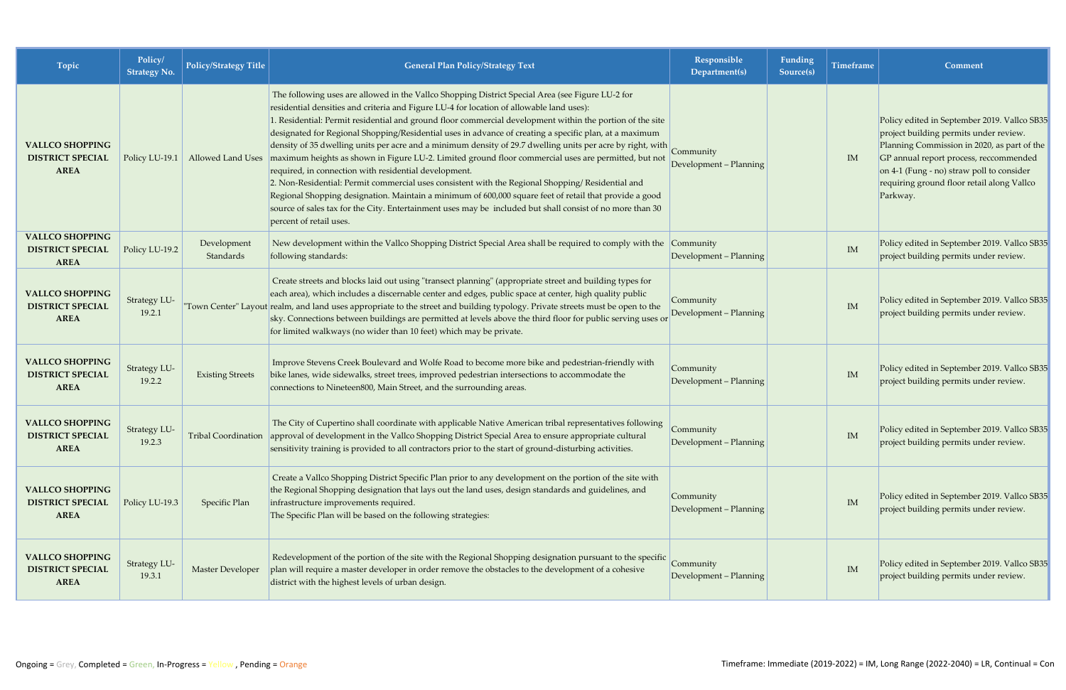| Topic | Policy/ Strategy No. | Policy/Strategy Title | General Plan Policy/Strategy Text | Responsible Department(s) | Funding Source(s) | Timeframe | Comment |
|---|---|---|---|---|---|---|---|
| **VALLCO SHOPPING DISTRICT SPECIAL AREA** | Policy LU-19.1 | Allowed Land Uses | The following uses are allowed in the Vallco Shopping District Special Area (see Figure LU-2 for residential densities and criteria and Figure LU-4 for location of allowable land uses):<br>1. Residential: Permit residential and ground floor commercial development within the portion of the site designated for Regional Shopping/Residential uses in advance of creating a specific plan, at a maximum density of 35 dwelling units per acre and a minimum density of 29.7 dwelling units per acre by right, with maximum heights as shown in Figure LU-2. Limited ground floor commercial uses are permitted, but not required, in connection with residential development.<br>2. Non-Residential: Permit commercial uses consistent with the Regional Shopping/ Residential and Regional Shopping designation. Maintain a minimum of 600,000 square feet of retail that provide a good source of sales tax for the City. Entertainment uses may be included but shall consist of no more than 30 percent of retail uses. | Community Development – Planning | | IM | Policy edited in September 2019. Vallco SB35 project building permits under review. Planning Commission in 2020, as part of the GP annual report process, reccommended on 4-1 (Fung - no) straw poll to consider requiring ground floor retail along Vallco Parkway. |
| **VALLCO SHOPPING DISTRICT SPECIAL AREA** | Policy LU-19.2 | Development Standards | New development within the Vallco Shopping District Special Area shall be required to comply with the following standards: | Community Development – Planning | | IM | Policy edited in September 2019. Vallco SB35 project building permits under review. |
| **VALLCO SHOPPING DISTRICT SPECIAL AREA** | Strategy LU-19.2.1 | "Town Center" Layout | Create streets and blocks laid out using "transect planning" (appropriate street and building types for each area), which includes a discernable center and edges, public space at center, high quality public realm, and land uses appropriate to the street and building typology. Private streets must be open to the sky. Connections between buildings are permitted at levels above the third floor for public serving uses or for limited walkways (no wider than 10 feet) which may be private. | Community Development – Planning | | IM | Policy edited in September 2019. Vallco SB35 project building permits under review. |
| **VALLCO SHOPPING DISTRICT SPECIAL AREA** | Strategy LU-19.2.2 | Existing Streets | Improve Stevens Creek Boulevard and Wolfe Road to become more bike and pedestrian-friendly with bike lanes, wide sidewalks, street trees, improved pedestrian intersections to accommodate the connections to Nineteen800, Main Street, and the surrounding areas. | Community Development – Planning | | IM | Policy edited in September 2019. Vallco SB35 project building permits under review. |
| **VALLCO SHOPPING DISTRICT SPECIAL AREA** | Strategy LU-19.2.3 | Tribal Coordination | The City of Cupertino shall coordinate with applicable Native American tribal representatives following approval of development in the Vallco Shopping District Special Area to ensure appropriate cultural sensitivity training is provided to all contractors prior to the start of ground-disturbing activities. | Community Development – Planning | | IM | Policy edited in September 2019. Vallco SB35 project building permits under review. |
| **VALLCO SHOPPING DISTRICT SPECIAL AREA** | Policy LU-19.3 | Specific Plan | Create a Vallco Shopping District Specific Plan prior to any development on the portion of the site with the Regional Shopping designation that lays out the land uses, design standards and guidelines, and infrastructure improvements required.<br>The Specific Plan will be based on the following strategies: | Community Development – Planning | | IM | Policy edited in September 2019. Vallco SB35 project building permits under review. |
| **VALLCO SHOPPING DISTRICT SPECIAL AREA** | Strategy LU-19.3.1 | Master Developer | Redevelopment of the portion of the site with the Regional Shopping designation pursuant to the specific plan will require a master developer in order remove the obstacles to the development of a cohesive district with the highest levels of urban design. | Community Development – Planning | | IM | Policy edited in September 2019. Vallco SB35 project building permits under review. |

Ongoing = Grey, Completed = Green, In-Progress = Yellow , Pending = Orange

Timeframe: Immediate (2019-2022) = IM, Long Range (2022-2040) = LR, Continual = Con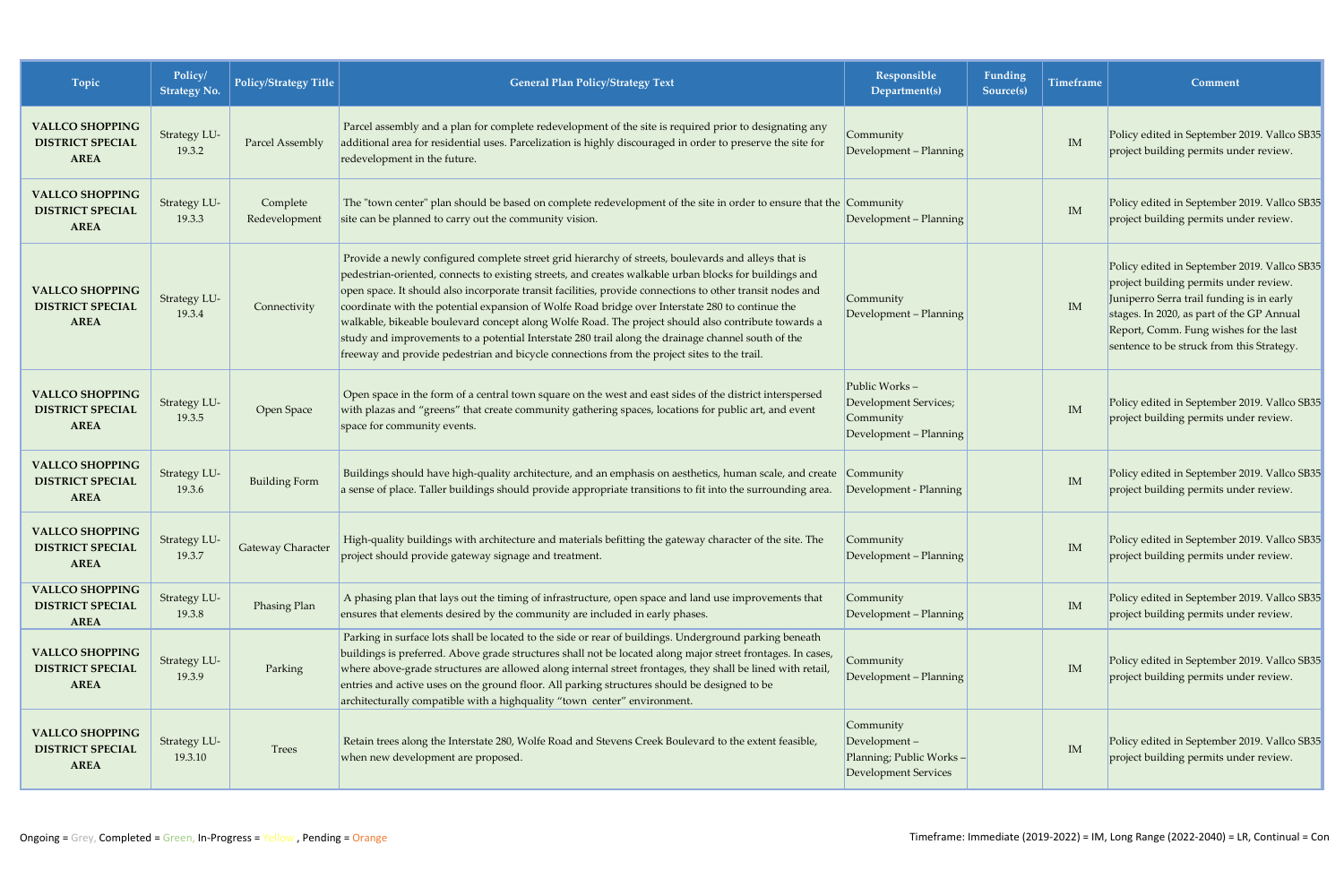| Topic | Policy/ Strategy No. | Policy/Strategy Title | General Plan Policy/Strategy Text | Responsible Department(s) | Funding Source(s) | Timeframe | Comment |
|---|---|---|---|---|---|---|---|
| **VALLCO SHOPPING DISTRICT SPECIAL AREA** | Strategy LU-19.3.2 | Parcel Assembly | Parcel assembly and a plan for complete redevelopment of the site is required prior to designating any additional area for residential uses. Parcelization is highly discouraged in order to preserve the site for redevelopment in the future. | Community Development – Planning | | IM | Policy edited in September 2019. Vallco SB35 project building permits under review. |
| **VALLCO SHOPPING DISTRICT SPECIAL AREA** | Strategy LU-19.3.3 | Complete Redevelopment | The "town center" plan should be based on complete redevelopment of the site in order to ensure that the site can be planned to carry out the community vision. | Community Development – Planning | | IM | Policy edited in September 2019. Vallco SB35 project building permits under review. |
| **VALLCO SHOPPING DISTRICT SPECIAL AREA** | Strategy LU-19.3.4 | Connectivity | Provide a newly configured complete street grid hierarchy of streets, boulevards and alleys that is pedestrian-oriented, connects to existing streets, and creates walkable urban blocks for buildings and open space. It should also incorporate transit facilities, provide connections to other transit nodes and coordinate with the potential expansion of Wolfe Road bridge over Interstate 280 to continue the walkable, bikeable boulevard concept along Wolfe Road. The project should also contribute towards a study and improvements to a potential Interstate 280 trail along the drainage channel south of the freeway and provide pedestrian and bicycle connections from the project sites to the trail. | Community Development – Planning | | IM | Policy edited in September 2019. Vallco SB35 project building permits under review. Juniperro Serra trail funding is in early stages. In 2020, as part of the GP Annual Report, Comm. Fung wishes for the last sentence to be struck from this Strategy. |
| **VALLCO SHOPPING DISTRICT SPECIAL AREA** | Strategy LU-19.3.5 | Open Space | Open space in the form of a central town square on the west and east sides of the district interspersed with plazas and "greens" that create community gathering spaces, locations for public art, and event space for community events. | Public Works – Development Services; Community Development – Planning | | IM | Policy edited in September 2019. Vallco SB35 project building permits under review. |
| **VALLCO SHOPPING DISTRICT SPECIAL AREA** | Strategy LU-19.3.6 | Building Form | Buildings should have high-quality architecture, and an emphasis on aesthetics, human scale, and create a sense of place. Taller buildings should provide appropriate transitions to fit into the surrounding area. | Community Development - Planning | | IM | Policy edited in September 2019. Vallco SB35 project building permits under review. |
| **VALLCO SHOPPING DISTRICT SPECIAL AREA** | Strategy LU-19.3.7 | Gateway Character | High-quality buildings with architecture and materials befitting the gateway character of the site. The project should provide gateway signage and treatment. | Community Development – Planning | | IM | Policy edited in September 2019. Vallco SB35 project building permits under review. |
| **VALLCO SHOPPING DISTRICT SPECIAL AREA** | Strategy LU-19.3.8 | Phasing Plan | A phasing plan that lays out the timing of infrastructure, open space and land use improvements that ensures that elements desired by the community are included in early phases. | Community Development – Planning | | IM | Policy edited in September 2019. Vallco SB35 project building permits under review. |
| **VALLCO SHOPPING DISTRICT SPECIAL AREA** | Strategy LU-19.3.9 | Parking | Parking in surface lots shall be located to the side or rear of buildings. Underground parking beneath buildings is preferred. Above grade structures shall not be located along major street frontages. In cases, where above-grade structures are allowed along internal street frontages, they shall be lined with retail, entries and active uses on the ground floor. All parking structures should be designed to be architecturally compatible with a highquality "town center" environment. | Community Development – Planning | | IM | Policy edited in September 2019. Vallco SB35 project building permits under review. |
| **VALLCO SHOPPING DISTRICT SPECIAL AREA** | Strategy LU-19.3.10 | Trees | Retain trees along the Interstate 280, Wolfe Road and Stevens Creek Boulevard to the extent feasible, when new development are proposed. | Community Development – Planning; Public Works – Development Services | | IM | Policy edited in September 2019. Vallco SB35 project building permits under review. |

Ongoing = Grey, Completed = Green, In-Progress = Yellow , Pending = Orange

Timeframe: Immediate (2019-2022) = IM, Long Range (2022-2040) = LR, Continual = Con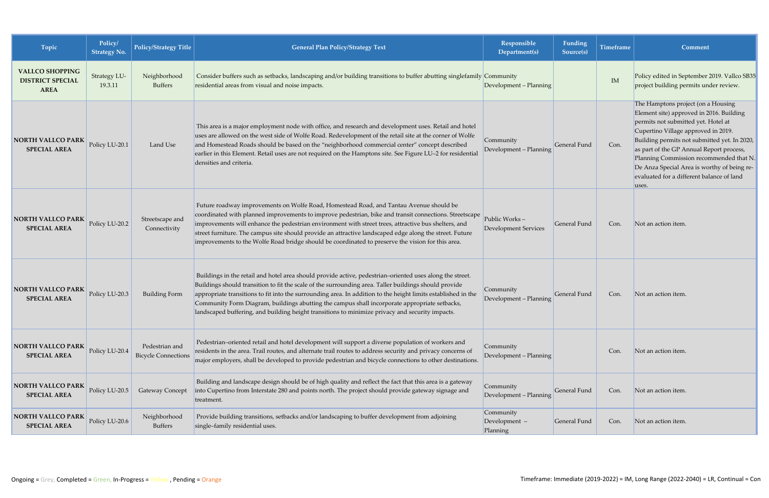| Topic | Policy/ Strategy No. | Policy/Strategy Title | General Plan Policy/Strategy Text | Responsible Department(s) | Funding Source(s) | Timeframe | Comment |
|---|---|---|---|---|---|---|---|
| **VALLCO SHOPPING DISTRICT SPECIAL AREA** | Strategy LU-19.3.11 | Neighborhood Buffers | Consider buffers such as setbacks, landscaping and/or building transitions to buffer abutting singlefamily residential areas from visual and noise impacts. | Community Development – Planning | | IM | Policy edited in September 2019. Vallco SB35 project building permits under review. |
| **NORTH VALLCO PARK SPECIAL AREA** | Policy LU-20.1 | Land Use | This area is a major employment node with office, and research and development uses. Retail and hotel uses are allowed on the west side of Wolfe Road. Redevelopment of the retail site at the corner of Wolfe and Homestead Roads should be based on the "neighborhood commercial center" concept described earlier in this Element. Retail uses are not required on the Hamptons site. See Figure LU–2 for residential densities and criteria. | Community Development – Planning | General Fund | Con. | The Hamptons project (on a Housing Element site) approved in 2016. Building permits not submitted yet. Hotel at Cupertino Village approved in 2019. Building permits not submitted yet. In 2020, as part of the GP Annual Report process, Planning Commission recommended that N. De Anza Special Area is worthy of being re-evaluated for a different balance of land uses. |
| **NORTH VALLCO PARK SPECIAL AREA** | Policy LU-20.2 | Streetscape and Connectivity | Future roadway improvements on Wolfe Road, Homestead Road, and Tantau Avenue should be coordinated with planned improvements to improve pedestrian, bike and transit connections. Streetscape improvements will enhance the pedestrian environment with street trees, attractive bus shelters, and street furniture. The campus site should provide an attractive landscaped edge along the street. Future improvements to the Wolfe Road bridge should be coordinated to preserve the vision for this area. | Public Works – Development Services | General Fund | Con. | Not an action item. |
| **NORTH VALLCO PARK SPECIAL AREA** | Policy LU-20.3 | Building Form | Buildings in the retail and hotel area should provide active, pedestrian–oriented uses along the street. Buildings should transition to fit the scale of the surrounding area. Taller buildings should provide appropriate transitions to fit into the surrounding area. In addition to the height limits established in the Community Form Diagram, buildings abutting the campus shall incorporate appropriate setbacks, landscaped buffering, and building height transitions to minimize privacy and security impacts. | Community Development – Planning | General Fund | Con. | Not an action item. |
| **NORTH VALLCO PARK SPECIAL AREA** | Policy LU-20.4 | Pedestrian and Bicycle Connections | Pedestrian–oriented retail and hotel development will support a diverse population of workers and residents in the area. Trail routes, and alternate trail routes to address security and privacy concerns of major employers, shall be developed to provide pedestrian and bicycle connections to other destinations. | Community Development – Planning | | Con. | Not an action item. |
| **NORTH VALLCO PARK SPECIAL AREA** | Policy LU-20.5 | Gateway Concept | Building and landscape design should be of high quality and reflect the fact that this area is a gateway into Cupertino from Interstate 280 and points north. The project should provide gateway signage and treatment. | Community Development – Planning | General Fund | Con. | Not an action item. |
| **NORTH VALLCO PARK SPECIAL AREA** | Policy LU-20.6 | Neighborhood Buffers | Provide building transitions, setbacks and/or landscaping to buffer development from adjoining single–family residential uses. | Community Development – Planning | General Fund | Con. | Not an action item. |

Ongoing = Grey, Completed = Green, In-Progress = Yellow , Pending = Orange

Timeframe: Immediate (2019-2022) = IM, Long Range (2022-2040) = LR, Continual = Con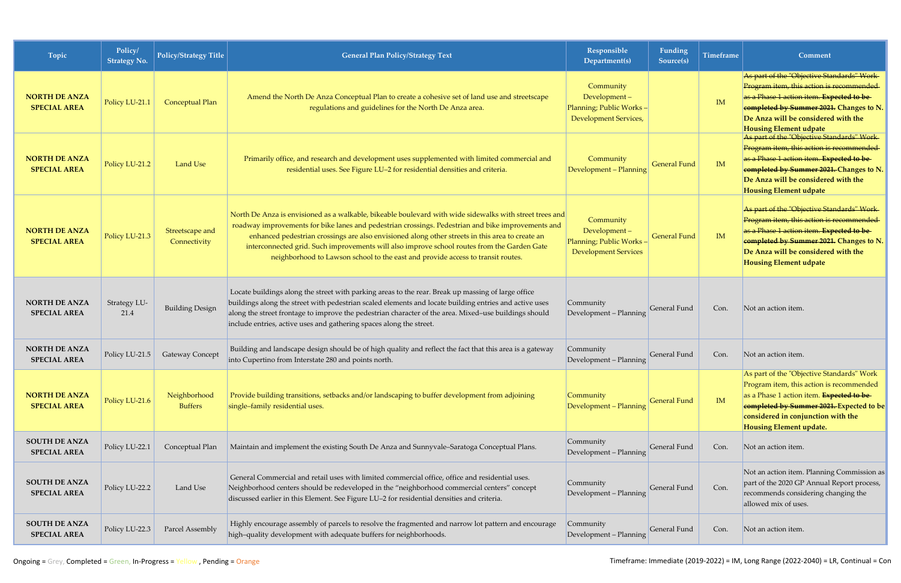| Topic | Policy/ Strategy No. | Policy/Strategy Title | General Plan Policy/Strategy Text | Responsible Department(s) | Funding Source(s) | Timeframe | Comment |
|---|---|---|---|---|---|---|---|
| **NORTH DE ANZA SPECIAL AREA** | Policy LU-21.1 | Conceptual Plan | Amend the North De Anza Conceptual Plan to create a cohesive set of land use and streetscape regulations and guidelines for the North De Anza area. | Community Development – Planning; Public Works – Development Services, | | IM | ~~As part of the "Objective Standards" Work Program item, this action is recommended as a Phase 1 action item.~~ ~~**Expected to be completed by Summer 2021.**~~ **Changes to N. De Anza will be considered with the Housing Element udpate** |
| **NORTH DE ANZA SPECIAL AREA** | Policy LU-21.2 | Land Use | Primarily office, and research and development uses supplemented with limited commercial and residential uses. See Figure LU–2 for residential densities and criteria. | Community Development – Planning | General Fund | IM | ~~As part of the "Objective Standards" Work Program item, this action is recommended as a Phase 1 action item.~~ ~~**Expected to be completed by Summer 2021.**~~ **Changes to N. De Anza will be considered with the Housing Element udpate** |
| **NORTH DE ANZA SPECIAL AREA** | Policy LU-21.3 | Streetscape and Connectivity | North De Anza is envisioned as a walkable, bikeable boulevard with wide sidewalks with street trees and roadway improvements for bike lanes and pedestrian crossings. Pedestrian and bike improvements and enhanced pedestrian crossings are also envisioned along other streets in this area to create an interconnected grid. Such improvements will also improve school routes from the Garden Gate neighborhood to Lawson school to the east and provide access to transit routes. | Community Development – Planning; Public Works – Development Services | General Fund | IM | ~~As part of the "Objective Standards" Work Program item, this action is recommended as a Phase 1 action item.~~ ~~**Expected to be completed by Summer 2021.**~~ **Changes to N. De Anza will be considered with the Housing Element udpate** |
| **NORTH DE ANZA SPECIAL AREA** | Strategy LU-21.4 | Building Design | Locate buildings along the street with parking areas to the rear. Break up massing of large office buildings along the street with pedestrian scaled elements and locate building entries and active uses along the street frontage to improve the pedestrian character of the area. Mixed–use buildings should include entries, active uses and gathering spaces along the street. | Community Development – Planning | General Fund | Con. | Not an action item. |
| **NORTH DE ANZA SPECIAL AREA** | Policy LU-21.5 | Gateway Concept | Building and landscape design should be of high quality and reflect the fact that this area is a gateway into Cupertino from Interstate 280 and points north. | Community Development – Planning | General Fund | Con. | Not an action item. |
| **NORTH DE ANZA SPECIAL AREA** | Policy LU-21.6 | Neighborhood Buffers | Provide building transitions, setbacks and/or landscaping to buffer development from adjoining single–family residential uses. | Community Development – Planning | General Fund | IM | As part of the "Objective Standards" Work Program item, this action is recommended as a Phase 1 action item. ~~**Expected to be completed by Summer 2021.**~~ **Expected to be considered in conjunction with the Housing Element update.** |
| **SOUTH DE ANZA SPECIAL AREA** | Policy LU-22.1 | Conceptual Plan | Maintain and implement the existing South De Anza and Sunnyvale–Saratoga Conceptual Plans. | Community Development – Planning | General Fund | Con. | Not an action item. |
| **SOUTH DE ANZA SPECIAL AREA** | Policy LU-22.2 | Land Use | General Commercial and retail uses with limited commercial office, office and residential uses. Neighborhood centers should be redeveloped in the "neighborhood commercial centers" concept discussed earlier in this Element. See Figure LU–2 for residential densities and criteria. | Community Development – Planning | General Fund | Con. | Not an action item. Planning Commission as part of the 2020 GP Annual Report process, recommends considering changing the allowed mix of uses. |
| **SOUTH DE ANZA SPECIAL AREA** | Policy LU-22.3 | Parcel Assembly | Highly encourage assembly of parcels to resolve the fragmented and narrow lot pattern and encourage high–quality development with adequate buffers for neighborhoods. | Community Development – Planning | General Fund | Con. | Not an action item. |

Ongoing = Grey, Completed = Green, In-Progress = Yellow , Pending = Orange

Timeframe: Immediate (2019-2022) = IM, Long Range (2022-2040) = LR, Continual = Con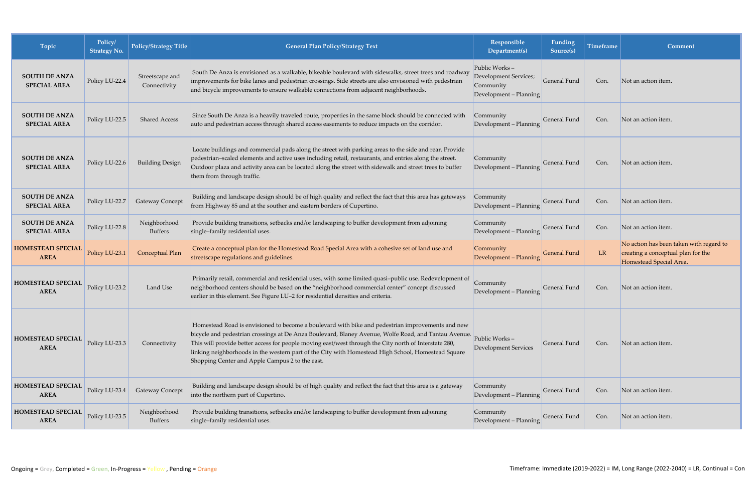| Topic | Policy/ Strategy No. | Policy/Strategy Title | General Plan Policy/Strategy Text | Responsible Department(s) | Funding Source(s) | Timeframe | Comment |
|---|---|---|---|---|---|---|---|
| **SOUTH DE ANZA SPECIAL AREA** | Policy LU-22.4 | Streetscape and Connectivity | South De Anza is envisioned as a walkable, bikeable boulevard with sidewalks, street trees and roadway improvements for bike lanes and pedestrian crossings. Side streets are also envisioned with pedestrian and bicycle improvements to ensure walkable connections from adjacent neighborhoods. | Public Works – Development Services; Community Development – Planning | General Fund | Con. | Not an action item. |
| **SOUTH DE ANZA SPECIAL AREA** | Policy LU-22.5 | Shared Access | Since South De Anza is a heavily traveled route, properties in the same block should be connected with auto and pedestrian access through shared access easements to reduce impacts on the corridor. | Community Development – Planning | General Fund | Con. | Not an action item. |
| **SOUTH DE ANZA SPECIAL AREA** | Policy LU-22.6 | Building Design | Locate buildings and commercial pads along the street with parking areas to the side and rear. Provide pedestrian–scaled elements and active uses including retail, restaurants, and entries along the street. Outdoor plaza and activity area can be located along the street with sidewalk and street trees to buffer them from through traffic. | Community Development – Planning | General Fund | Con. | Not an action item. |
| **SOUTH DE ANZA SPECIAL AREA** | Policy LU-22.7 | Gateway Concept | Building and landscape design should be of high quality and reflect the fact that this area has gateways from Highway 85 and at the souther and eastern borders of Cupertino. | Community Development – Planning | General Fund | Con. | Not an action item. |
| **SOUTH DE ANZA SPECIAL AREA** | Policy LU-22.8 | Neighborhood Buffers | Provide building transitions, setbacks and/or landscaping to buffer development from adjoining single–family residential uses. | Community Development – Planning | General Fund | Con. | Not an action item. |
| **HOMESTEAD SPECIAL AREA** | Policy LU-23.1 | Conceptual Plan | Create a conceptual plan for the Homestead Road Special Area with a cohesive set of land use and streetscape regulations and guidelines. | Community Development – Planning | General Fund | LR | No action has been taken with regard to creating a conceptual plan for the Homestead Special Area. |
| **HOMESTEAD SPECIAL AREA** | Policy LU-23.2 | Land Use | Primarily retail, commercial and residential uses, with some limited quasi–public use. Redevelopment of neighborhood centers should be based on the "neighborhood commercial center" concept discussed earlier in this element. See Figure LU–2 for residential densities and criteria. | Community Development – Planning | General Fund | Con. | Not an action item. |
| **HOMESTEAD SPECIAL AREA** | Policy LU-23.3 | Connectivity | Homestead Road is envisioned to become a boulevard with bike and pedestrian improvements and new bicycle and pedestrian crossings at De Anza Boulevard, Blaney Avenue, Wolfe Road, and Tantau Avenue. This will provide better access for people moving east/west through the City north of Interstate 280, linking neighborhoods in the western part of the City with Homestead High School, Homestead Square Shopping Center and Apple Campus 2 to the east. | Public Works – Development Services | General Fund | Con. | Not an action item. |
| **HOMESTEAD SPECIAL AREA** | Policy LU-23.4 | Gateway Concept | Building and landscape design should be of high quality and reflect the fact that this area is a gateway into the northern part of Cupertino. | Community Development – Planning | General Fund | Con. | Not an action item. |
| **HOMESTEAD SPECIAL AREA** | Policy LU-23.5 | Neighborhood Buffers | Provide building transitions, setbacks and/or landscaping to buffer development from adjoining single–family residential uses. | Community Development – Planning | General Fund | Con. | Not an action item. |

Ongoing = Grey, Completed = Green, In-Progress = Yellow , Pending = Orange

Timeframe: Immediate (2019-2022) = IM, Long Range (2022-2040) = LR, Continual = Con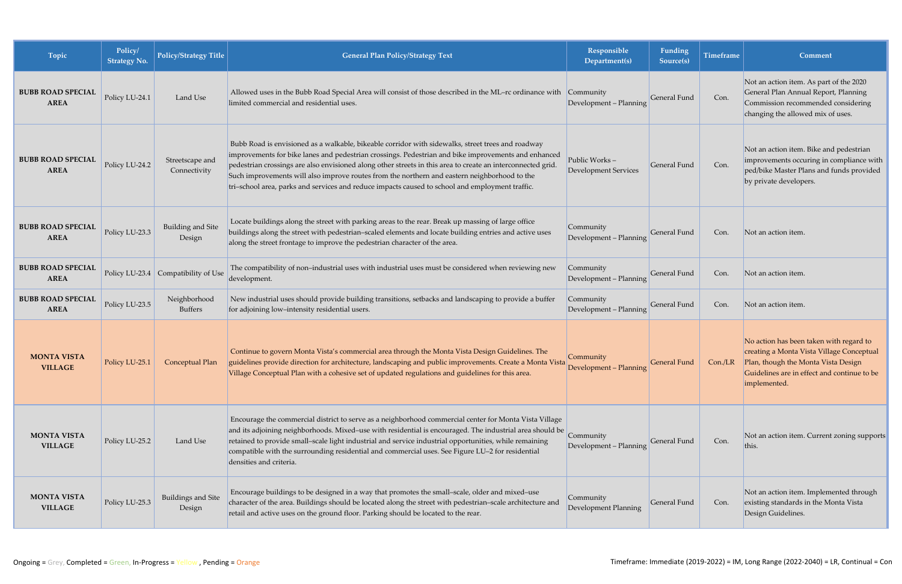| Topic | Policy/ Strategy No. | Policy/Strategy Title | General Plan Policy/Strategy Text | Responsible Department(s) | Funding Source(s) | Timeframe | Comment |
|---|---|---|---|---|---|---|---|
| **BUBB ROAD SPECIAL AREA** | Policy LU-24.1 | Land Use | Allowed uses in the Bubb Road Special Area will consist of those described in the ML–rc ordinance with limited commercial and residential uses. | Community Development – Planning | General Fund | Con. | Not an action item. As part of the 2020 General Plan Annual Report, Planning Commission recommended considering changing the allowed mix of uses. |
| **BUBB ROAD SPECIAL AREA** | Policy LU-24.2 | Streetscape and Connectivity | Bubb Road is envisioned as a walkable, bikeable corridor with sidewalks, street trees and roadway improvements for bike lanes and pedestrian crossings. Pedestrian and bike improvements and enhanced pedestrian crossings are also envisioned along other streets in this area to create an interconnected grid. Such improvements will also improve routes from the northern and eastern neighborhood to the tri–school area, parks and services and reduce impacts caused to school and employment traffic. | Public Works – Development Services | General Fund | Con. | Not an action item. Bike and pedestrian improvements occuring in compliance with ped/bike Master Plans and funds provided by private developers. |
| **BUBB ROAD SPECIAL AREA** | Policy LU-23.3 | Building and Site Design | Locate buildings along the street with parking areas to the rear. Break up massing of large office buildings along the street with pedestrian–scaled elements and locate building entries and active uses along the street frontage to improve the pedestrian character of the area. | Community Development – Planning | General Fund | Con. | Not an action item. |
| **BUBB ROAD SPECIAL AREA** | Policy LU-23.4 | Compatibility of Use | The compatibility of non–industrial uses with industrial uses must be considered when reviewing new development. | Community Development – Planning | General Fund | Con. | Not an action item. |
| **BUBB ROAD SPECIAL AREA** | Policy LU-23.5 | Neighborhood Buffers | New industrial uses should provide building transitions, setbacks and landscaping to provide a buffer for adjoining low–intensity residential users. | Community Development – Planning | General Fund | Con. | Not an action item. |
| **MONTA VISTA VILLAGE** | Policy LU-25.1 | Conceptual Plan | Continue to govern Monta Vista's commercial area through the Monta Vista Design Guidelines. The guidelines provide direction for architecture, landscaping and public improvements. Create a Monta Vista Village Conceptual Plan with a cohesive set of updated regulations and guidelines for this area. | Community Development – Planning | General Fund | Con./LR | No action has been taken with regard to creating a Monta Vista Village Conceptual Plan, though the Monta Vista Design Guidelines are in effect and continue to be implemented. |
| **MONTA VISTA VILLAGE** | Policy LU-25.2 | Land Use | Encourage the commercial district to serve as a neighborhood commercial center for Monta Vista Village and its adjoining neighborhoods. Mixed–use with residential is encouraged. The industrial area should be retained to provide small–scale light industrial and service industrial opportunities, while remaining compatible with the surrounding residential and commercial uses. See Figure LU–2 for residential densities and criteria. | Community Development – Planning | General Fund | Con. | Not an action item. Current zoning supports this. |
| **MONTA VISTA VILLAGE** | Policy LU-25.3 | Buildings and Site Design | Encourage buildings to be designed in a way that promotes the small–scale, older and mixed–use character of the area. Buildings should be located along the street with pedestrian–scale architecture and retail and active uses on the ground floor. Parking should be located to the rear. | Community Development Planning | General Fund | Con. | Not an action item. Implemented through existing standards in the Monta Vista Design Guidelines. |

Ongoing = Grey, Completed = Green, In-Progress = Yellow, Pending = Orange

Timeframe: Immediate (2019-2022) = IM, Long Range (2022-2040) = LR, Continual = Con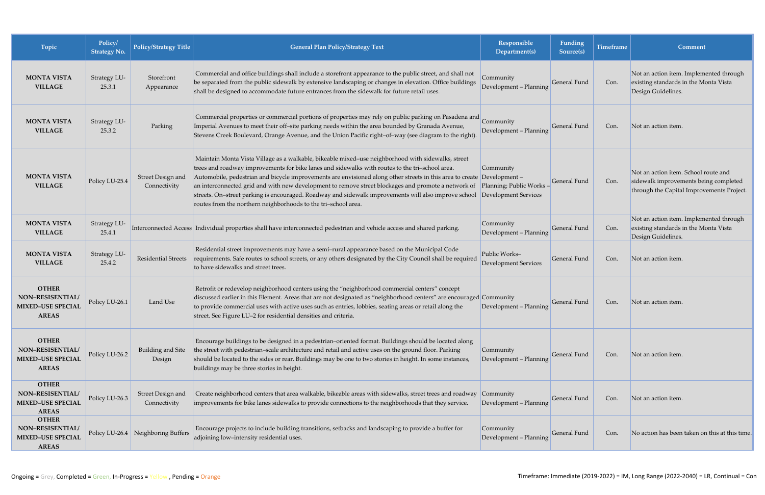| Topic | Policy/ Strategy No. | Policy/Strategy Title | General Plan Policy/Strategy Text | Responsible Department(s) | Funding Source(s) | Timeframe | Comment |
|---|---|---|---|---|---|---|---|
| **MONTA VISTA VILLAGE** | Strategy LU-25.3.1 | Storefront Appearance | Commercial and office buildings shall include a storefront appearance to the public street, and shall not be separated from the public sidewalk by extensive landscaping or changes in elevation. Office buildings shall be designed to accommodate future entrances from the sidewalk for future retail uses. | Community Development – Planning | General Fund | Con. | Not an action item. Implemented through existing standards in the Monta Vista Design Guidelines. |
| **MONTA VISTA VILLAGE** | Strategy LU-25.3.2 | Parking | Commercial properties or commercial portions of properties may rely on public parking on Pasadena and Imperial Avenues to meet their off–site parking needs within the area bounded by Granada Avenue, Stevens Creek Boulevard, Orange Avenue, and the Union Pacific right–of–way (see diagram to the right). | Community Development – Planning | General Fund | Con. | Not an action item. |
| **MONTA VISTA VILLAGE** | Policy LU-25.4 | Street Design and Connectivity | Maintain Monta Vista Village as a walkable, bikeable mixed–use neighborhood with sidewalks, street trees and roadway improvements for bike lanes and sidewalks with routes to the tri–school area. Automobile, pedestrian and bicycle improvements are envisioned along other streets in this area to create an interconnected grid and with new development to remove street blockages and promote a network of streets. On–street parking is encouraged. Roadway and sidewalk improvements will also improve school routes from the northern neighborhoods to the tri–school area. | Community Development – Planning; Public Works – Development Services | General Fund | Con. | Not an action item. School route and sidewalk improvements being completed through the Capital Improvements Project. |
| **MONTA VISTA VILLAGE** | Strategy LU-25.4.1 | Interconnected Access | Individual properties shall have interconnected pedestrian and vehicle access and shared parking. | Community Development – Planning | General Fund | Con. | Not an action item. Implemented through existing standards in the Monta Vista Design Guidelines. |
| **MONTA VISTA VILLAGE** | Strategy LU-25.4.2 | Residential Streets | Residential street improvements may have a semi–rural appearance based on the Municipal Code requirements. Safe routes to school streets, or any others designated by the City Council shall be required to have sidewalks and street trees. | Public Works– Development Services | General Fund | Con. | Not an action item. |
| **OTHER NON–RESISENTIAL/ MIXED–USE SPECIAL AREAS** | Policy LU-26.1 | Land Use | Retrofit or redevelop neighborhood centers using the "neighborhood commercial centers" concept discussed earlier in this Element. Areas that are not designated as "neighborhood centers" are encouraged to provide commercial uses with active uses such as entries, lobbies, seating areas or retail along the street. See Figure LU–2 for residential densities and criteria. | Community Development – Planning | General Fund | Con. | Not an action item. |
| **OTHER NON–RESISENTIAL/ MIXED–USE SPECIAL AREAS** | Policy LU-26.2 | Building and Site Design | Encourage buildings to be designed in a pedestrian–oriented format. Buildings should be located along the street with pedestrian–scale architecture and retail and active uses on the ground floor. Parking should be located to the sides or rear. Buildings may be one to two stories in height. In some instances, buildings may be three stories in height. | Community Development – Planning | General Fund | Con. | Not an action item. |
| **OTHER NON–RESISENTIAL/ MIXED–USE SPECIAL AREAS** | Policy LU-26.3 | Street Design and Connectivity | Create neighborhood centers that area walkable, bikeable areas with sidewalks, street trees and roadway improvements for bike lanes sidewalks to provide connections to the neighborhoods that they service. | Community Development – Planning | General Fund | Con. | Not an action item. |
| **OTHER NON–RESISENTIAL/ MIXED–USE SPECIAL AREAS** | Policy LU-26.4 | Neighboring Buffers | Encourage projects to include building transitions, setbacks and landscaping to provide a buffer for adjoining low–intensity residential uses. | Community Development – Planning | General Fund | Con. | No action has been taken on this at this time. |

Ongoing = Grey, Completed = Green, In-Progress = Yellow , Pending = Orange

Timeframe: Immediate (2019-2022) = IM, Long Range (2022-2040) = LR, Continual = Con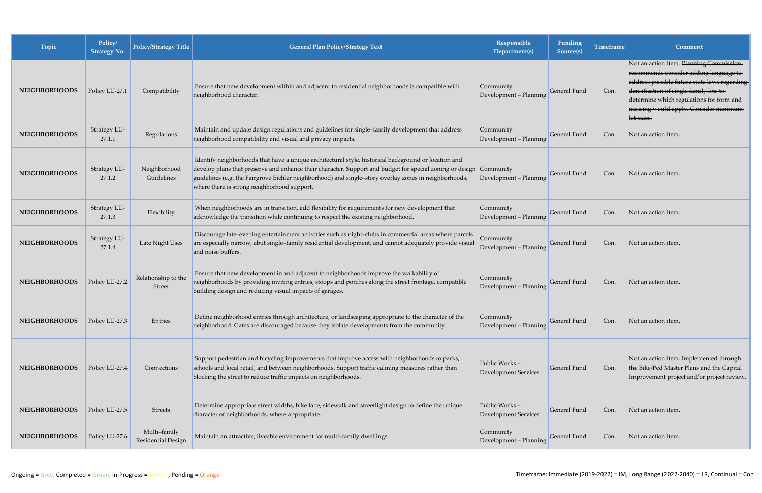| Topic | Policy/ Strategy No. | Policy/Strategy Title | General Plan Policy/Strategy Text | Responsible Department(s) | Funding Source(s) | Timeframe | Comment |
|---|---|---|---|---|---|---|---|
| **NEIGHBORHOODS** | Policy LU-27.1 | Compatibility | Ensure that new development within and adjacent to residential neighborhoods is compatible with neighborhood character. | Community Development – Planning | General Fund | Con. | Not an action item. ~~Planning Commission recommends consider adding language to address possible future state laws regarding densification of single family lots to determine which regulations for form and massing would apply. Consider minimum lot sizes.~~ |
| **NEIGHBORHOODS** | Strategy LU-27.1.1 | Regulations | Maintain and update design regulations and guidelines for single–family development that address neighborhood compatibility and visual and privacy impacts. | Community Development – Planning | General Fund | Con. | Not an action item. |
| **NEIGHBORHOODS** | Strategy LU-27.1.2 | Neighborhood Guidelines | Identify neighborhoods that have a unique architectural style, historical background or location and develop plans that preserve and enhance their character. Support and budget for special zoning or design guidelines (e.g. the Fairgrove Eichler neighborhood) and single–story overlay zones in neighborhoods, where there is strong neighborhood support. | Community Development – Planning | General Fund | Con. | Not an action item. |
| **NEIGHBORHOODS** | Strategy LU-27.1.3 | Flexibility | When neighborhoods are in transition, add flexibility for requirements for new development that acknowledge the transition while continuing to respect the existing neighborhood. | Community Development – Planning | General Fund | Con. | Not an action item. |
| **NEIGHBORHOODS** | Strategy LU-27.1.4 | Late Night Uses | Discourage late–evening entertainment activities such as night–clubs in commercial areas where parcels are especially narrow, abut single–family residential development, and cannot adequately provide visual and noise buffers. | Community Development – Planning | General Fund | Con. | Not an action item. |
| **NEIGHBORHOODS** | Policy LU-27.2 | Relationship to the Street | Ensure that new development in and adjacent to neighborhoods improve the walkability of neighborhoods by providing inviting entries, stoops and porches along the street frontage, compatible building design and reducing visual impacts of garages. | Community Development – Planning | General Fund | Con. | Not an action item. |
| **NEIGHBORHOODS** | Policy LU-27.3 | Entries | Define neighborhood entries through architecture, or landscaping appropriate to the character of the neighborhood. Gates are discouraged because they isolate developments from the community. | Community Development – Planning | General Fund | Con. | Not an action item. |
| **NEIGHBORHOODS** | Policy LU-27.4 | Connections | Support pedestrian and bicycling improvements that improve access with neighborhoods to parks, schools and local retail, and between neighborhoods. Support traffic calming measures rather than blocking the street to reduce traffic impacts on neighborhoods. | Public Works – Development Services | General Fund | Con. | Not an action item. Implemented through the Bike/Ped Master Plans and the Capital Improvement project and/or project review. |
| **NEIGHBORHOODS** | Policy LU-27.5 | Streets | Determine appropriate street widths, bike lane, sidewalk and streetlight design to define the unique character of neighborhoods, where appropriate. | Public Works – Development Services | General Fund | Con. | Not an action item. |
| **NEIGHBORHOODS** | Policy LU-27.6 | Multi–family Residential Design | Maintain an attractive, liveable environment for multi–family dwellings. | Community Development – Planning | General Fund | Con. | Not an action item. |

Ongoing = Grey, Completed = Green, In-Progress = Yellow , Pending = Orange

Timeframe: Immediate (2019-2022) = IM, Long Range (2022-2040) = LR, Continual = Con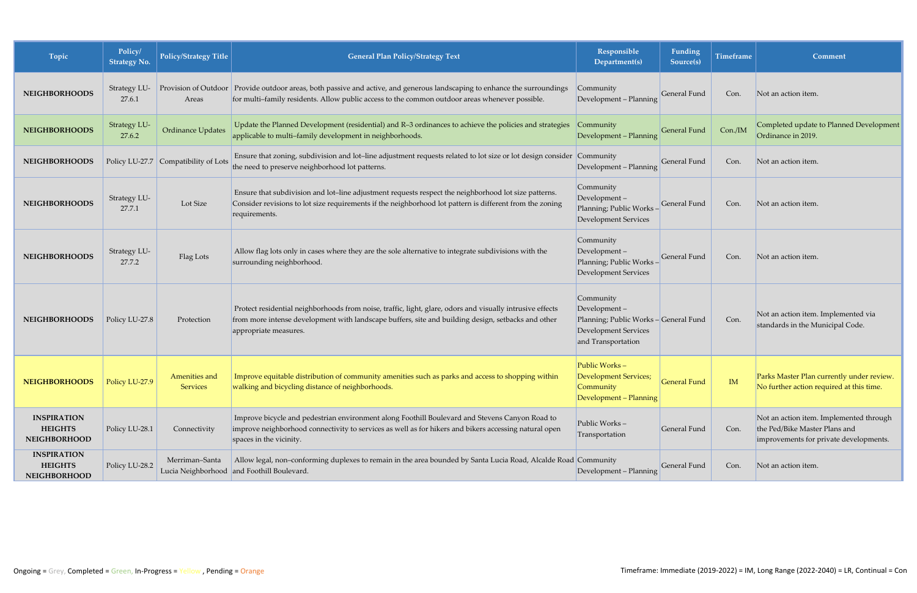| Topic | Policy/ Strategy No. | Policy/Strategy Title | General Plan Policy/Strategy Text | Responsible Department(s) | Funding Source(s) | Timeframe | Comment |
|---|---|---|---|---|---|---|---|
| **NEIGHBORHOODS** | Strategy LU-27.6.1 | Provision of Outdoor Areas | Provide outdoor areas, both passive and active, and generous landscaping to enhance the surroundings for multi–family residents. Allow public access to the common outdoor areas whenever possible. | Community Development – Planning | General Fund | Con. | Not an action item. |
| **NEIGHBORHOODS** | Strategy LU-27.6.2 | Ordinance Updates | Update the Planned Development (residential) and R–3 ordinances to achieve the policies and strategies applicable to multi–family development in neighborhoods. | Community Development – Planning | General Fund | Con./IM | Completed update to Planned Development Ordinance in 2019. |
| **NEIGHBORHOODS** | Policy LU-27.7 | Compatibility of Lots | Ensure that zoning, subdivision and lot–line adjustment requests related to lot size or lot design consider the need to preserve neighborhood lot patterns. | Community Development – Planning | General Fund | Con. | Not an action item. |
| **NEIGHBORHOODS** | Strategy LU-27.7.1 | Lot Size | Ensure that subdivision and lot–line adjustment requests respect the neighborhood lot size patterns. Consider revisions to lot size requirements if the neighborhood lot pattern is different from the zoning requirements. | Community Development – Planning; Public Works – Development Services | General Fund | Con. | Not an action item. |
| **NEIGHBORHOODS** | Strategy LU-27.7.2 | Flag Lots | Allow flag lots only in cases where they are the sole alternative to integrate subdivisions with the surrounding neighborhood. | Community Development – Planning; Public Works – Development Services | General Fund | Con. | Not an action item. |
| **NEIGHBORHOODS** | Policy LU-27.8 | Protection | Protect residential neighborhoods from noise, traffic, light, glare, odors and visually intrusive effects from more intense development with landscape buffers, site and building design, setbacks and other appropriate measures. | Community Development – Planning; Public Works – Development Services and Transportation | General Fund | Con. | Not an action item. Implemented via standards in the Municipal Code. |
| **NEIGHBORHOODS** | Policy LU-27.9 | Amenities and Services | Improve equitable distribution of community amenities such as parks and access to shopping within walking and bicycling distance of neighborhoods. | Public Works – Development Services; Community Development – Planning | General Fund | IM | Parks Master Plan currently under review. No further action required at this time. |
| **INSPIRATION HEIGHTS NEIGHBORHOOD** | Policy LU-28.1 | Connectivity | Improve bicycle and pedestrian environment along Foothill Boulevard and Stevens Canyon Road to improve neighborhood connectivity to services as well as for hikers and bikers accessing natural open spaces in the vicinity. | Public Works – Transportation | General Fund | Con. | Not an action item. Implemented through the Ped/Bike Master Plans and improvements for private developments. |
| **INSPIRATION HEIGHTS NEIGHBORHOOD** | Policy LU-28.2 | Merriman–Santa Lucia Neighborhood | Allow legal, non–conforming duplexes to remain in the area bounded by Santa Lucia Road, Alcalde Road and Foothill Boulevard. | Community Development – Planning | General Fund | Con. | Not an action item. |

Ongoing = Grey, Completed = Green, In-Progress = Yellow, Pending = Orange

Timeframe: Immediate (2019-2022) = IM, Long Range (2022-2040) = LR, Continual = Con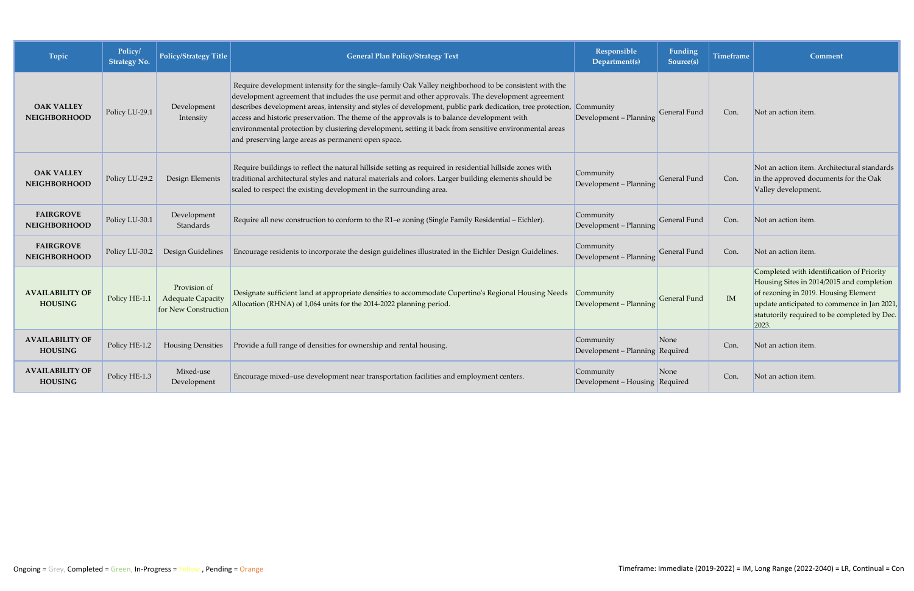| Topic | Policy/ Strategy No. | Policy/Strategy Title | General Plan Policy/Strategy Text | Responsible Department(s) | Funding Source(s) | Timeframe | Comment |
|---|---|---|---|---|---|---|---|
| **OAK VALLEY NEIGHBORHOOD** | Policy LU-29.1 | Development Intensity | Require development intensity for the single–family Oak Valley neighborhood to be consistent with the development agreement that includes the use permit and other approvals. The development agreement describes development areas, intensity and styles of development, public park dedication, tree protection, access and historic preservation. The theme of the approvals is to balance development with environmental protection by clustering development, setting it back from sensitive environmental areas and preserving large areas as permanent open space. | Community Development – Planning | General Fund | Con. | Not an action item. |
| **OAK VALLEY NEIGHBORHOOD** | Policy LU-29.2 | Design Elements | Require buildings to reflect the natural hillside setting as required in residential hillside zones with traditional architectural styles and natural materials and colors. Larger building elements should be scaled to respect the existing development in the surrounding area. | Community Development – Planning | General Fund | Con. | Not an action item. Architectural standards in the approved documents for the Oak Valley development. |
| **FAIRGROVE NEIGHBORHOOD** | Policy LU-30.1 | Development Standards | Require all new construction to conform to the R1–e zoning (Single Family Residential – Eichler). | Community Development – Planning | General Fund | Con. | Not an action item. |
| **FAIRGROVE NEIGHBORHOOD** | Policy LU-30.2 | Design Guidelines | Encourage residents to incorporate the design guidelines illustrated in the Eichler Design Guidelines. | Community Development – Planning | General Fund | Con. | Not an action item. |
| **AVAILABILITY OF HOUSING** | Policy HE-1.1 | Provision of Adequate Capacity for New Construction | Designate sufficient land at appropriate densities to accommodate Cupertino's Regional Housing Needs Allocation (RHNA) of 1,064 units for the 2014-2022 planning period. | Community Development – Planning | General Fund | IM | Completed with identification of Priority Housing Sites in 2014/2015 and completion of rezoning in 2019. Housing Element update anticipated to commence in Jan 2021, statutorily required to be completed by Dec. 2023. |
| **AVAILABILITY OF HOUSING** | Policy HE-1.2 | Housing Densities | Provide a full range of densities for ownership and rental housing. | Community Development – Planning | None Required | Con. | Not an action item. |
| **AVAILABILITY OF HOUSING** | Policy HE-1.3 | Mixed-use Development | Encourage mixed–use development near transportation facilities and employment centers. | Community Development – Housing | None Required | Con. | Not an action item. |

Ongoing = Grey, Completed = Green, In-Progress = Yellow , Pending = Orange

Timeframe: Immediate (2019-2022) = IM, Long Range (2022-2040) = LR, Continual = Con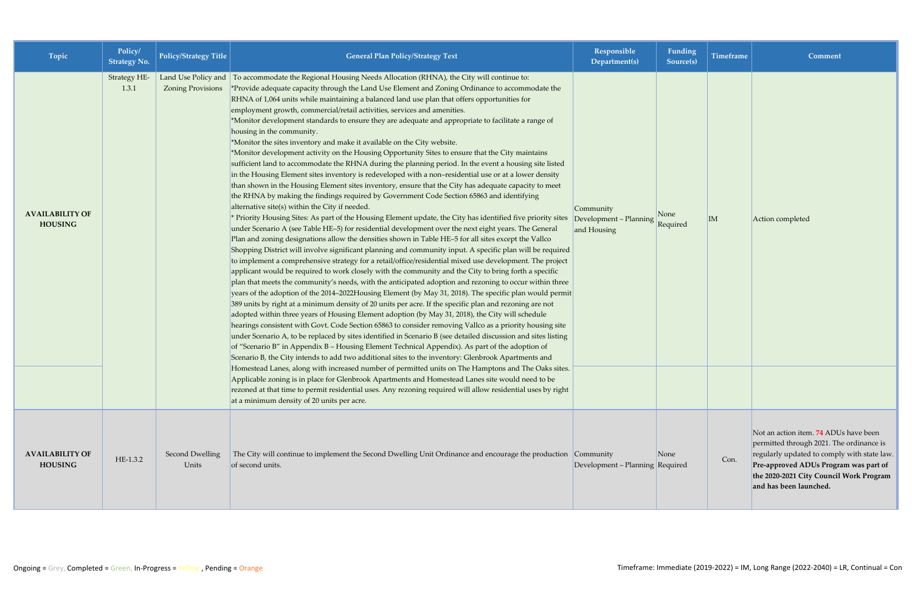| Topic | Policy/ Strategy No. | Policy/Strategy Title | General Plan Policy/Strategy Text | Responsible Department(s) | Funding Source(s) | Timeframe | Comment |
|---|---|---|---|---|---|---|---|
| **AVAILABILITY OF HOUSING** | Strategy HE-1.3.1 | Land Use Policy and Zoning Provisions | To accommodate the Regional Housing Needs Allocation (RHNA), the City will continue to:<br>*Provide adequate capacity through the Land Use Element and Zoning Ordinance to accommodate the RHNA of 1,064 units while maintaining a balanced land use plan that offers opportunities for employment growth, commercial/retail activities, services and amenities.<br>*Monitor development standards to ensure they are adequate and appropriate to facilitate a range of housing in the community.<br>*Monitor the sites inventory and make it available on the City website.<br>*Monitor development activity on the Housing Opportunity Sites to ensure that the City maintains sufficient land to accommodate the RHNA during the planning period. In the event a housing site listed in the Housing Element sites inventory is redeveloped with a non–residential use or at a lower density than shown in the Housing Element sites inventory, ensure that the City has adequate capacity to meet the RHNA by making the findings required by Government Code Section 65863 and identifying alternative site(s) within the City if needed.<br>* Priority Housing Sites: As part of the Housing Element update, the City has identified five priority sites under Scenario A (see Table HE–5) for residential development over the next eight years. The General Plan and zoning designations allow the densities shown in Table HE–5 for all sites except the Vallco Shopping District will involve significant planning and community input. A specific plan will be required to implement a comprehensive strategy for a retail/office/residential mixed use development. The project applicant would be required to work closely with the community and the City to bring forth a specific plan that meets the community's needs, with the anticipated adoption and rezoning to occur within three years of the adoption of the 2014–2022Housing Element (by May 31, 2018). The specific plan would permit 389 units by right at a minimum density of 20 units per acre. If the specific plan and rezoning are not adopted within three years of Housing Element adoption (by May 31, 2018), the City will schedule hearings consistent with Govt. Code Section 65863 to consider removing Vallco as a priority housing site under Scenario A, to be replaced by sites identified in Scenario B (see detailed discussion and sites listing of "Scenario B" in Appendix B – Housing Element Technical Appendix). As part of the adoption of Scenario B, the City intends to add two additional sites to the inventory: Glenbrook Apartments and Homestead Lanes, along with increased number of permitted units on The Hamptons and The Oaks sites. Applicable zoning is in place for Glenbrook Apartments and Homestead Lanes site would need to be rezoned at that time to permit residential uses. Any rezoning required will allow residential uses by right at a minimum density of 20 units per acre. | Community Development – Planning and Housing | None Required | IM | Action completed |
| **AVAILABILITY OF HOUSING** | HE-1.3.2 | Second Dwelling Units | The City will continue to implement the Second Dwelling Unit Ordinance and encourage the production of second units. | Community Development – Planning | None Required | Con. | Not an action item. 74 ADUs have been permitted through 2021. The ordinance is regularly updated to comply with state law. **Pre-approved ADUs Program was part of the 2020-2021 City Council Work Program and has been launched.** |

Ongoing = Grey, Completed = Green, In-Progress = Yellow, Pending = Orange

Timeframe: Immediate (2019-2022) = IM, Long Range (2022-2040) = LR, Continual = Con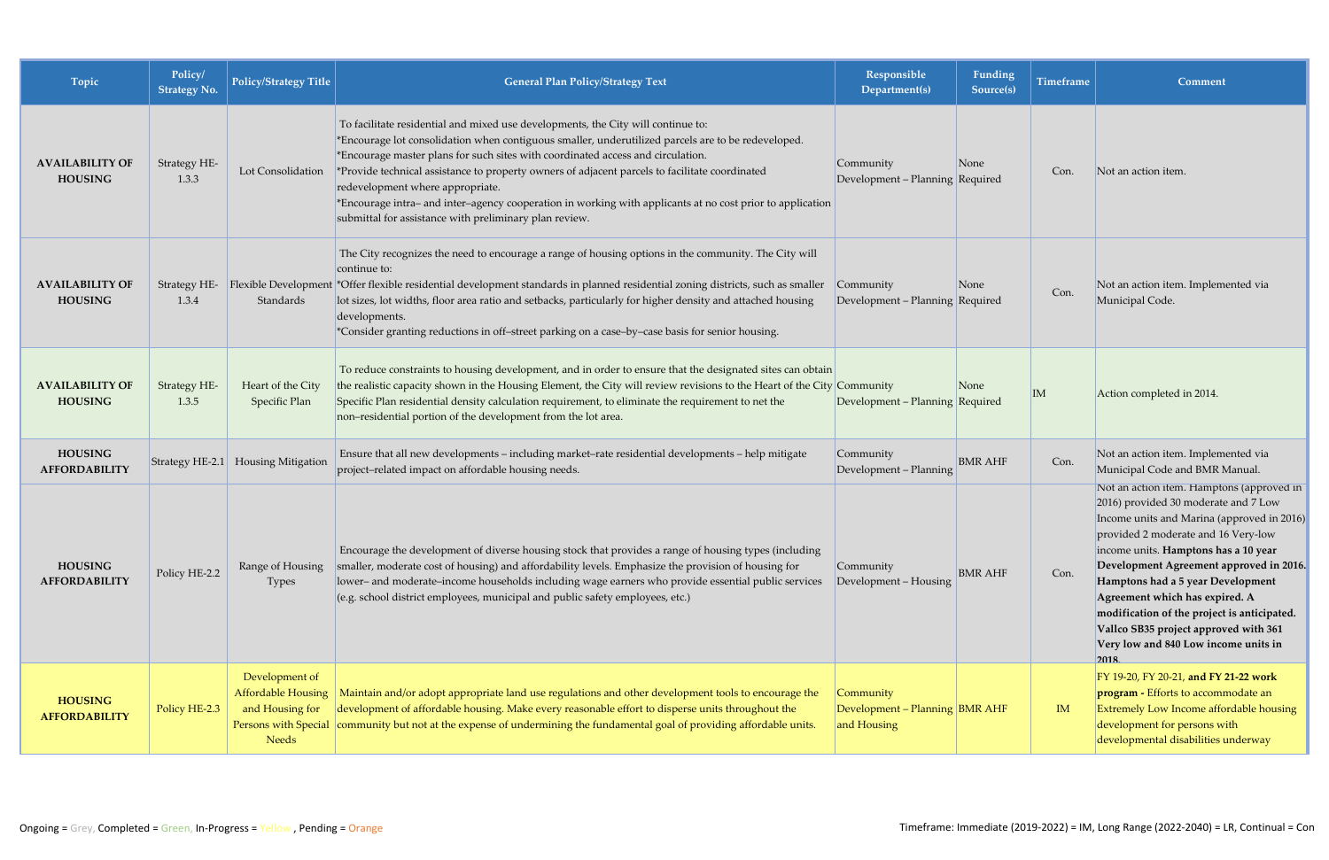| Topic | Policy/ Strategy No. | Policy/Strategy Title | General Plan Policy/Strategy Text | Responsible Department(s) | Funding Source(s) | Timeframe | Comment |
|---|---|---|---|---|---|---|---|
| **AVAILABILITY OF HOUSING** | Strategy HE-1.3.3 | Lot Consolidation | To facilitate residential and mixed use developments, the City will continue to:<br>*Encourage lot consolidation when contiguous smaller, underutilized parcels are to be redeveloped.<br>*Encourage master plans for such sites with coordinated access and circulation.<br>*Provide technical assistance to property owners of adjacent parcels to facilitate coordinated redevelopment where appropriate.<br>*Encourage intra– and inter–agency cooperation in working with applicants at no cost prior to application submittal for assistance with preliminary plan review. | Community Development – Planning | None Required | Con. | Not an action item. |
| **AVAILABILITY OF HOUSING** | Strategy HE-1.3.4 | Flexible Development Standards | The City recognizes the need to encourage a range of housing options in the community. The City will continue to:<br>*Offer flexible residential development standards in planned residential zoning districts, such as smaller lot sizes, lot widths, floor area ratio and setbacks, particularly for higher density and attached housing developments.<br>*Consider granting reductions in off–street parking on a case–by–case basis for senior housing. | Community Development – Planning | None Required | Con. | Not an action item. Implemented via Municipal Code. |
| **AVAILABILITY OF HOUSING** | Strategy HE-1.3.5 | Heart of the City Specific Plan | To reduce constraints to housing development, and in order to ensure that the designated sites can obtain the realistic capacity shown in the Housing Element, the City will review revisions to the Heart of the City Specific Plan residential density calculation requirement, to eliminate the requirement to net the non–residential portion of the development from the lot area. | Community Development – Planning | None Required | IM | Action completed in 2014. |
| **HOUSING AFFORDABILITY** | Strategy HE-2.1 | Housing Mitigation | Ensure that all new developments – including market–rate residential developments – help mitigate project–related impact on affordable housing needs. | Community Development – Planning | BMR AHF | Con. | Not an action item. Implemented via Municipal Code and BMR Manual. |
| **HOUSING AFFORDABILITY** | Policy HE-2.2 | Range of Housing Types | Encourage the development of diverse housing stock that provides a range of housing types (including smaller, moderate cost of housing) and affordability levels. Emphasize the provision of housing for lower– and moderate–income households including wage earners who provide essential public services (e.g. school district employees, municipal and public safety employees, etc.) | Community Development – Housing | BMR AHF | Con. | Not an action item. Hamptons (approved in 2016) provided 30 moderate and 7 Low Income units and Marina (approved in 2016) provided 2 moderate and 16 Very-low income units. **Hamptons has a 10 year Development Agreement approved in 2016. Hamptons had a 5 year Development Agreement which has expired. A modification of the project is anticipated. Vallco SB35 project approved with 361 Very low and 840 Low income units in 2018.** |
| **HOUSING AFFORDABILITY** | Policy HE-2.3 | Development of Affordable Housing and Housing for Persons with Special Needs | Maintain and/or adopt appropriate land use regulations and other development tools to encourage the development of affordable housing. Make every reasonable effort to disperse units throughout the community but not at the expense of undermining the fundamental goal of providing affordable units. | Community Development – Planning and Housing | BMR AHF | IM | FY 19-20, FY 20-21, **and FY 21-22 work program -** Efforts to accommodate an Extremely Low Income affordable housing development for persons with developmental disabilities underway |

Ongoing = Grey, Completed = Green, In-Progress = Yellow, Pending = Orange

Timeframe: Immediate (2019-2022) = IM, Long Range (2022-2040) = LR, Continual = Con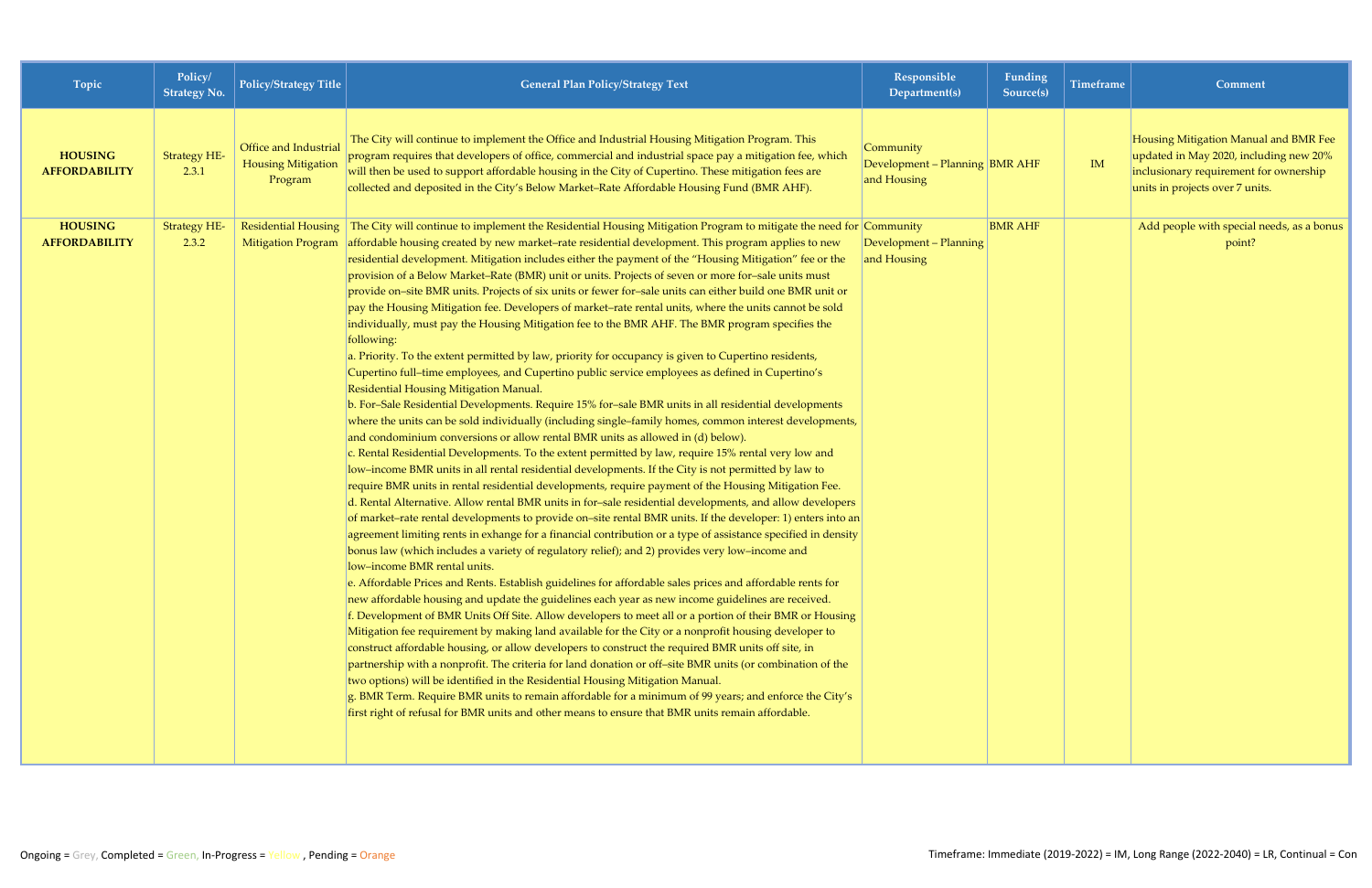| Topic | Policy/ Strategy No. | Policy/Strategy Title | General Plan Policy/Strategy Text | Responsible Department(s) | Funding Source(s) | Timeframe | Comment |
|---|---|---|---|---|---|---|---|
| **HOUSING AFFORDABILITY** | Strategy HE-2.3.1 | Office and Industrial Housing Mitigation Program | The City will continue to implement the Office and Industrial Housing Mitigation Program. This program requires that developers of office, commercial and industrial space pay a mitigation fee, which will then be used to support affordable housing in the City of Cupertino. These mitigation fees are collected and deposited in the City's Below Market–Rate Affordable Housing Fund (BMR AHF). | Community Development – Planning and Housing | BMR AHF | IM | Housing Mitigation Manual and BMR Fee updated in May 2020, including new 20% inclusionary requirement for ownership units in projects over 7 units. |
| **HOUSING AFFORDABILITY** | Strategy HE-2.3.2 | Residential Housing Mitigation Program | The City will continue to implement the Residential Housing Mitigation Program to mitigate the need for affordable housing created by new market–rate residential development. This program applies to new residential development. Mitigation includes either the payment of the "Housing Mitigation" fee or the provision of a Below Market–Rate (BMR) unit or units. Projects of seven or more for–sale units must provide on–site BMR units. Projects of six units or fewer for–sale units can either build one BMR unit or pay the Housing Mitigation fee. Developers of market–rate rental units, where the units cannot be sold individually, must pay the Housing Mitigation fee to the BMR AHF. The BMR program specifies the following:<br>a. Priority. To the extent permitted by law, priority for occupancy is given to Cupertino residents, Cupertino full–time employees, and Cupertino public service employees as defined in Cupertino's Residential Housing Mitigation Manual.<br>b. For–Sale Residential Developments. Require 15% for–sale BMR units in all residential developments where the units can be sold individually (including single–family homes, common interest developments, and condominium conversions or allow rental BMR units as allowed in (d) below).<br>c. Rental Residential Developments. To the extent permitted by law, require 15% rental very low and low–income BMR units in all rental residential developments. If the City is not permitted by law to require BMR units in rental residential developments, require payment of the Housing Mitigation Fee.<br>d. Rental Alternative. Allow rental BMR units in for–sale residential developments, and allow developers of market–rate rental developments to provide on–site rental BMR units. If the developer: 1) enters into an agreement limiting rents in exhange for a financial contribution or a type of assistance specified in density bonus law (which includes a variety of regulatory relief); and 2) provides very low–income and low–income BMR rental units.<br>e. Affordable Prices and Rents. Establish guidelines for affordable sales prices and affordable rents for new affordable housing and update the guidelines each year as new income guidelines are received.<br>f. Development of BMR Units Off Site. Allow developers to meet all or a portion of their BMR or Housing Mitigation fee requirement by making land available for the City or a nonprofit housing developer to construct affordable housing, or allow developers to construct the required BMR units off site, in partnership with a nonprofit. The criteria for land donation or off–site BMR units (or combination of the two options) will be identified in the Residential Housing Mitigation Manual.<br>g. BMR Term. Require BMR units to remain affordable for a minimum of 99 years; and enforce the City's first right of refusal for BMR units and other means to ensure that BMR units remain affordable. | Community Development – Planning and Housing | BMR AHF | | Add people with special needs, as a bonus point? |

Ongoing = Grey, Completed = Green, In-Progress = Yellow, Pending = Orange

Timeframe: Immediate (2019-2022) = IM, Long Range (2022-2040) = LR, Continual = Con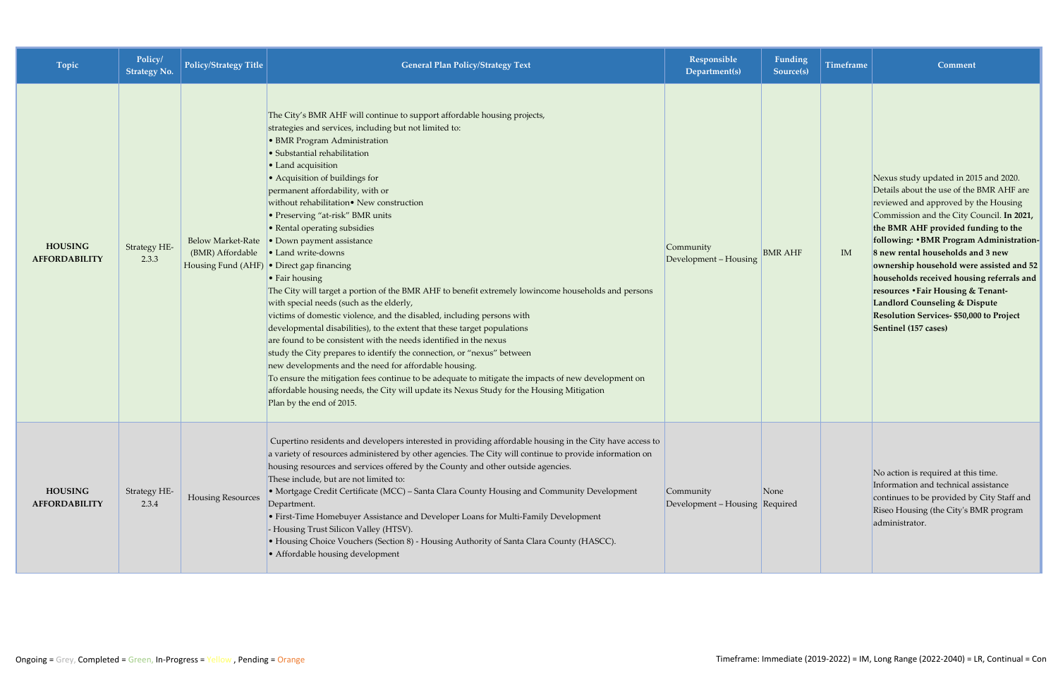| Topic | Policy/ Strategy No. | Policy/Strategy Title | General Plan Policy/Strategy Text | Responsible Department(s) | Funding Source(s) | Timeframe | Comment |
|---|---|---|---|---|---|---|---|
| **HOUSING AFFORDABILITY** | Strategy HE-2.3.3 | Below Market-Rate (BMR) Affordable Housing Fund (AHF) | The City's BMR AHF will continue to support affordable housing projects, strategies and services, including but not limited to: • BMR Program Administration • Substantial rehabilitation • Land acquisition • Acquisition of buildings for permanent affordability, with or without rehabilitation• New construction • Preserving "at-risk" BMR units • Rental operating subsidies • Down payment assistance • Land write-downs • Direct gap financing • Fair housing The City will target a portion of the BMR AHF to benefit extremely lowincome households and persons with special needs (such as the elderly, victims of domestic violence, and the disabled, including persons with developmental disabilities), to the extent that these target populations are found to be consistent with the needs identified in the nexus study the City prepares to identify the connection, or "nexus" between new developments and the need for affordable housing. To ensure the mitigation fees continue to be adequate to mitigate the impacts of new development on affordable housing needs, the City will update its Nexus Study for the Housing Mitigation Plan by the end of 2015. | Community Development – Housing | BMR AHF | IM | Nexus study updated in 2015 and 2020. Details about the use of the BMR AHF are reviewed and approved by the Housing Commission and the City Council. **In 2021, the BMR AHF provided funding to the following: •BMR Program Administration- 8 new rental households and 3 new ownership household were assisted and 52 households received housing referrals and resources •Fair Housing & Tenant-Landlord Counseling & Dispute Resolution Services- $50,000 to Project Sentinel (157 cases)** |
| **HOUSING AFFORDABILITY** | Strategy HE-2.3.4 | Housing Resources | Cupertino residents and developers interested in providing affordable housing in the City have access to a variety of resources administered by other agencies. The City will continue to provide information on housing resources and services offered by the County and other outside agencies. These include, but are not limited to: • Mortgage Credit Certificate (MCC) – Santa Clara County Housing and Community Development Department. • First-Time Homebuyer Assistance and Developer Loans for Multi-Family Development - Housing Trust Silicon Valley (HTSV). • Housing Choice Vouchers (Section 8) - Housing Authority of Santa Clara County (HASCC). • Affordable housing development | Community Development – Housing | None Required | | No action is required at this time. Information and technical assistance continues to be provided by City Staff and Riseo Housing (the City's BMR program administrator. |

Ongoing = Grey, Completed = Green, In-Progress = Yellow , Pending = Orange

Timeframe: Immediate (2019-2022) = IM, Long Range (2022-2040) = LR, Continual = Con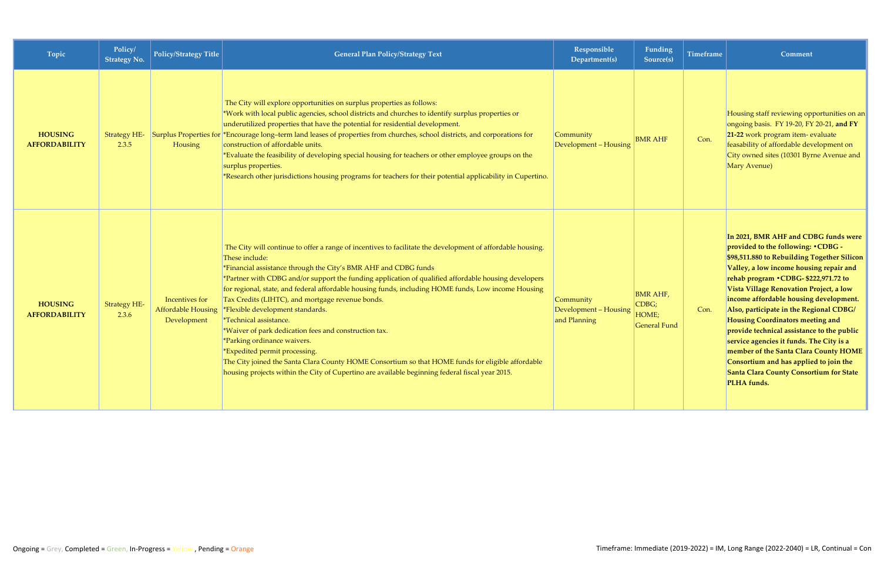| Topic | Policy/ Strategy No. | Policy/Strategy Title | General Plan Policy/Strategy Text | Responsible Department(s) | Funding Source(s) | Timeframe | Comment |
|---|---|---|---|---|---|---|---|
| **HOUSING AFFORDABILITY** | Strategy HE-2.3.5 | Surplus Properties for Housing | The City will explore opportunities on surplus properties as follows:<br>*Work with local public agencies, school districts and churches to identify surplus properties or underutilized properties that have the potential for residential development.<br>*Encourage long–term land leases of properties from churches, school districts, and corporations for construction of affordable units.<br>*Evaluate the feasibility of developing special housing for teachers or other employee groups on the surplus properties.<br>*Research other jurisdictions housing programs for teachers for their potential applicability in Cupertino. | Community Development – Housing | BMR AHF | Con. | Housing staff reviewing opportunities on an ongoing basis. FY 19-20, FY 20-21, **and FY 21-22** work program item- evaluate feasibility of affordable development on City owned sites (10301 Byrne Avenue and Mary Avenue) |
| **HOUSING AFFORDABILITY** | Strategy HE-2.3.6 | Incentives for Affordable Housing Development | The City will continue to offer a range of incentives to facilitate the development of affordable housing. These include:<br>*Financial assistance through the City's BMR AHF and CDBG funds<br>*Partner with CDBG and/or support the funding application of qualified affordable housing developers for regional, state, and federal affordable housing funds, including HOME funds, Low income Housing Tax Credits (LIHTC), and mortgage revenue bonds.<br>*Flexible development standards.<br>*Technical assistance.<br>*Waiver of park dedication fees and construction tax.<br>*Parking ordinance waivers.<br>*Expedited permit processing.<br>The City joined the Santa Clara County HOME Consortium so that HOME funds for eligible affordable housing projects within the City of Cupertino are available beginning federal fiscal year 2015. | Community Development – Housing and Planning | BMR AHF, CDBG; HOME; General Fund | Con. | **In 2021, BMR AHF and CDBG funds were provided to the following: •CDBG - $98,511.880 to Rebuilding Together Silicon Valley, a low income housing repair and rehab program •CDBG- $222,971.72 to Vista Village Renovation Project, a low income affordable housing development. Also, participate in the Regional CDBG/ Housing Coordinators meeting and provide technical assistance to the public service agencies it funds. The City is a member of the Santa Clara County HOME Consortium and has applied to join the Santa Clara County Consortium for State PLHA funds.** |

Ongoing = Grey, Completed = Green, In-Progress = Yellow , Pending = Orange

Timeframe: Immediate (2019-2022) = IM, Long Range (2022-2040) = LR, Continual = Con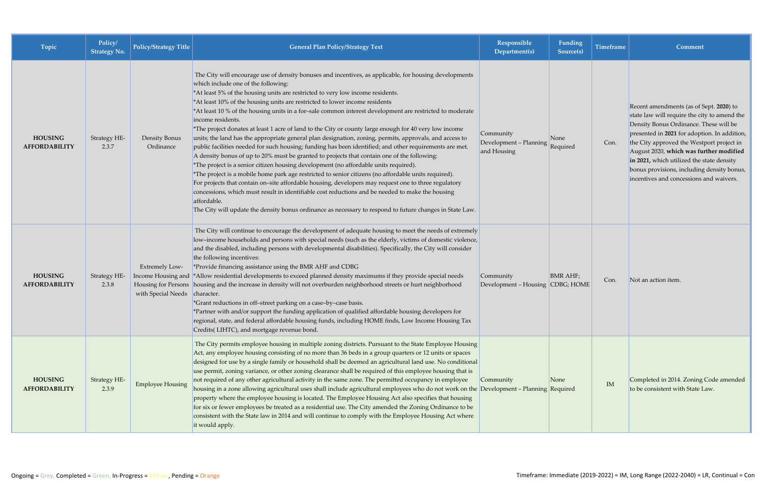| Topic | Policy/ Strategy No. | Policy/Strategy Title | General Plan Policy/Strategy Text | Responsible Department(s) | Funding Source(s) | Timeframe | Comment |
|---|---|---|---|---|---|---|---|
| **HOUSING AFFORDABILITY** | Strategy HE-2.3.7 | Density Bonus Ordinance | The City will encourage use of density bonuses and incentives, as applicable, for housing developments which include one of the following:<br>*At least 5% of the housing units are restricted to very low income residents.<br>*At least 10% of the housing units are restricted to lower income residents<br>*At least 10 % of the housing units in a for–sale common interest development are restricted to moderate income residents.<br>*The project donates at least 1 acre of land to the City or county large enough for 40 very low income units; the land has the appropriate general plan designation, zoning, permits, approvals, and access to public facilities needed for such housing; funding has been identified; and other requirements are met.<br>A density bonus of up to 20% must be granted to projects that contain one of the following:<br>*The project is a senior citizen housing development (no affordable units required).<br>*The project is a mobile home park age restricted to senior citizens (no affordable units required).<br>For projects that contain on–site affordable housing, developers may request one to three regulatory concessions, which must result in identifiable cost reductions and be needed to make the housing affordable.<br>The City will update the density bonus ordinance as necessary to respond to future changes in State Law. | Community Development – Planning and Housing | None Required | Con. | Recent amendments (as of Sept. **2020**) to state law will require the city to amend the Density Bonus Ordinance. These will be presented in **2021** for adoption. In addition, the City approved the Westport project in August 2020, **which was further modified in 2021,** which utilized the state density bonus provisions, including density bonus, incentives and concessions and waivers. |
| **HOUSING AFFORDABILITY** | Strategy HE-2.3.8 | Extremely Low-Income Housing and Housing for Persons with Special Needs | The City will continue to encourage the development of adequate housing to meet the needs of extremely low–income households and persons with special needs (such as the elderly, victims of domestic violence, and the disabled, including persons with developmental disabilities). Specifically, the City will consider the following incentives:<br>*Provide financing assistance using the BMR AHF and CDBG<br>*Allow residential developments to exceed planned density maximums if they provide special needs housing and the increase in density will not overburden neighborhood streets or hurt neighborhood character.<br>*Grant reductions in off–street parking on a case–by–case basis.<br>*Partner with and/or support the funding application of qualified affordable housing developers for regional, state, and federal affordable housing funds, including HOME finds, Low Income Housing Tax Credits( LIHTC), and mortgage revenue bond. | Community Development – Housing | BMR AHF; CDBG; HOME | Con. | Not an action item. |
| **HOUSING AFFORDABILITY** | Strategy HE-2.3.9 | Employee Housing | The City permits employee housing in multiple zoning districts. Pursuant to the State Employee Housing Act, any employee housing consisting of no more than 36 beds in a group quarters or 12 units or spaces designed for use by a single family or household shall be deemed an agricultural land use. No conditional use permit, zoning variance, or other zoning clearance shall be required of this employee housing that is not required of any other agricultural activity in the same zone. The permitted occupancy in employee housing in a zone allowing agricultural uses shall include agricultural employees who do not work on the property where the employee housing is located. The Employee Housing Act also specifies that housing for six or fewer employees be treated as a residential use. The City amended the Zoning Ordinance to be consistent with the State law in 2014 and will continue to comply with the Employee Housing Act where it would apply. | Community Development – Planning | None Required | IM | Completed in 2014. Zoning Code amended to be consistent with State Law. |

Ongoing = Grey, Completed = Green, In-Progress = Yellow , Pending = Orange

Timeframe: Immediate (2019-2022) = IM, Long Range (2022-2040) = LR, Continual = Con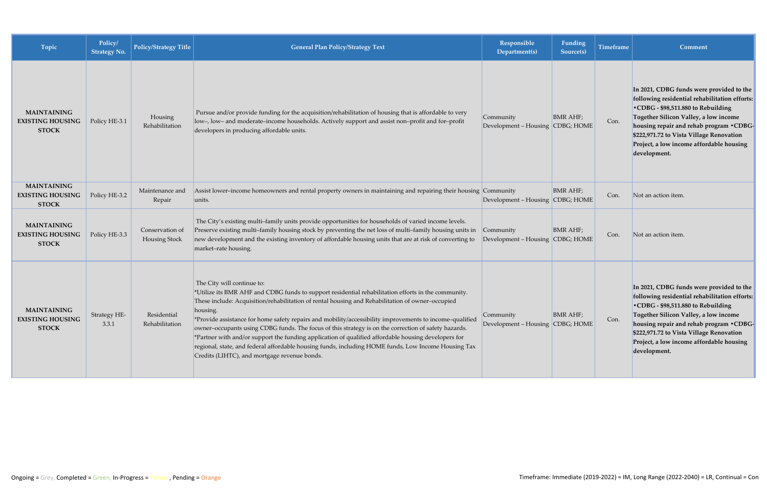| Topic | Policy/ Strategy No. | Policy/Strategy Title | General Plan Policy/Strategy Text | Responsible Department(s) | Funding Source(s) | Timeframe | Comment |
|---|---|---|---|---|---|---|---|
| **MAINTAINING EXISTING HOUSING STOCK** | Policy HE-3.1 | Housing Rehabilitation | Pursue and/or provide funding for the acquisition/rehabilitation of housing that is affordable to very low–, low– and moderate–income households. Actively support and assist non–profit and for–profit developers in producing affordable units. | Community Development – Housing | BMR AHF; CDBG; HOME | Con. | **In 2021, CDBG funds were provided to the following residential rehabilitation efforts: •CDBG - $98,511.880 to Rebuilding Together Silicon Valley, a low income housing repair and rehab program •CDBG- $222,971.72 to Vista Village Renovation Project, a low income affordable housing development.** |
| **MAINTAINING EXISTING HOUSING STOCK** | Policy HE-3.2 | Maintenance and Repair | Assist lower–income homeowners and rental property owners in maintaining and repairing their housing units. | Community Development – Housing | BMR AHF; CDBG; HOME | Con. | Not an action item. |
| **MAINTAINING EXISTING HOUSING STOCK** | Policy HE-3.3 | Conservation of Housing Stock | The City's existing multi–family units provide opportunities for households of varied income levels. Preserve existing multi–family housing stock by preventing the net loss of multi–family housing units in new development and the existing inventory of affordable housing units that are at risk of converting to market–rate housing. | Community Development – Housing | BMR AHF; CDBG; HOME | Con. | Not an action item. |
| **MAINTAINING EXISTING HOUSING STOCK** | Strategy HE-3.3.1 | Residential Rehabilitation | The City will continue to:<br>*Utilize its BMR AHF and CDBG funds to support residential rehabilitation efforts in the community. These include: Acquisition/rehabilitation of rental housing and Rehabilitation of owner–occupied housing.<br>*Provide assistance for home safety repairs and mobility/accessibility improvements to income–qualified owner–occupants using CDBG funds. The focus of this strategy is on the correction of safety hazards.<br>*Partner with and/or support the funding application of qualified affordable housing developers for regional, state, and federal affordable housing funds, including HOME funds, Low Income Housing Tax Credits (LIHTC), and mortgage revenue bonds. | Community Development – Housing | BMR AHF; CDBG; HOME | Con. | **In 2021, CDBG funds were provided to the following residential rehabilitation efforts: •CDBG - $98,511.880 to Rebuilding Together Silicon Valley, a low income housing repair and rehab program •CDBG- $222,971.72 to Vista Village Renovation Project, a low income affordable housing development.** |

Ongoing = Grey, Completed = Green, In-Progress = Yellow, Pending = Orange

Timeframe: Immediate (2019-2022) = IM, Long Range (2022-2040) = LR, Continual = Con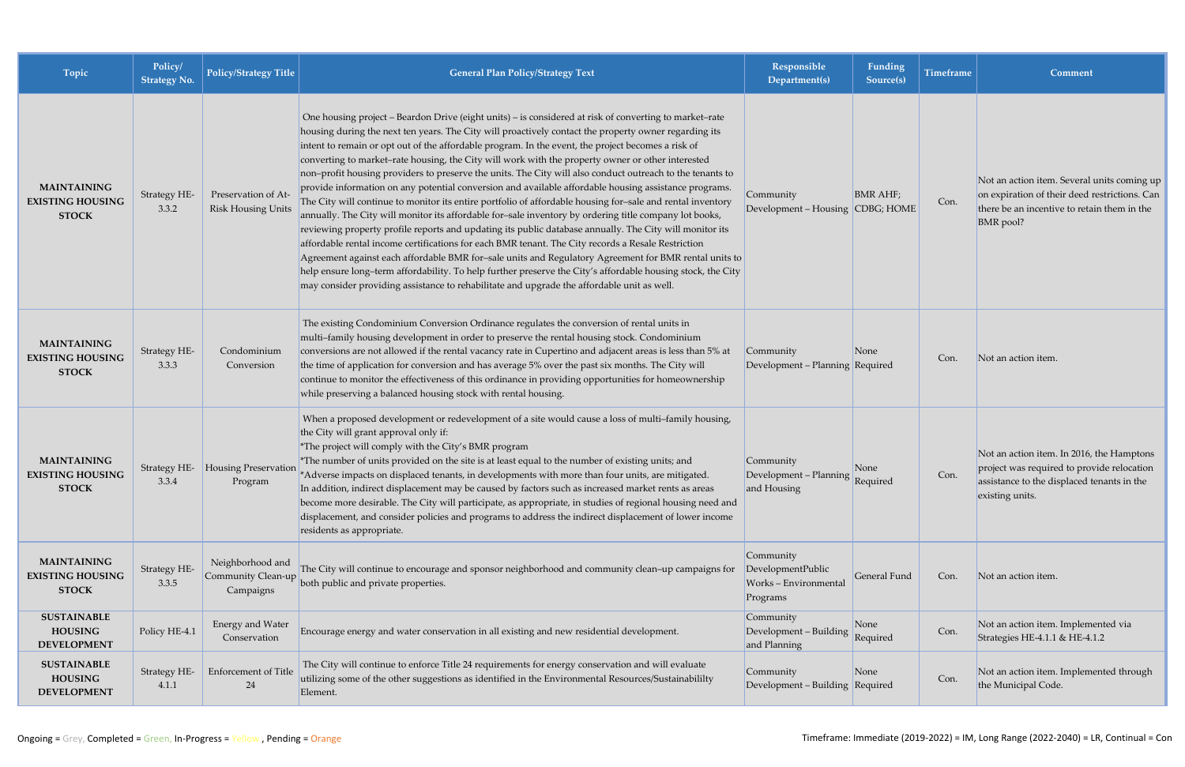| Topic | Policy/ Strategy No. | Policy/Strategy Title | General Plan Policy/Strategy Text | Responsible Department(s) | Funding Source(s) | Timeframe | Comment |
|---|---|---|---|---|---|---|---|
| **MAINTAINING EXISTING HOUSING STOCK** | Strategy HE-3.3.2 | Preservation of At-Risk Housing Units | One housing project – Beardon Drive (eight units) – is considered at risk of converting to market–rate housing during the next ten years. The City will proactively contact the property owner regarding its intent to remain or opt out of the affordable program. In the event, the project becomes a risk of converting to market–rate housing, the City will work with the property owner or other interested non–profit housing providers to preserve the units. The City will also conduct outreach to the tenants to provide information on any potential conversion and available affordable housing assistance programs. The City will continue to monitor its entire portfolio of affordable housing for–sale and rental inventory annually. The City will monitor its affordable for–sale inventory by ordering title company lot books, reviewing property profile reports and updating its public database annually. The City will monitor its affordable rental income certifications for each BMR tenant. The City records a Resale Restriction Agreement against each affordable BMR for–sale units and Regulatory Agreement for BMR rental units to help ensure long–term affordability. To help further preserve the City's affordable housing stock, the City may consider providing assistance to rehabilitate and upgrade the affordable unit as well. | Community Development – Housing | BMR AHF; CDBG; HOME | Con. | Not an action item. Several units coming up on expiration of their deed restrictions. Can there be an incentive to retain them in the BMR pool? |
| **MAINTAINING EXISTING HOUSING STOCK** | Strategy HE-3.3.3 | Condominium Conversion | The existing Condominium Conversion Ordinance regulates the conversion of rental units in multi–family housing development in order to preserve the rental housing stock. Condominium conversions are not allowed if the rental vacancy rate in Cupertino and adjacent areas is less than 5% at the time of application for conversion and has average 5% over the past six months. The City will continue to monitor the effectiveness of this ordinance in providing opportunities for homeownership while preserving a balanced housing stock with rental housing. | Community Development – Planning | None Required | Con. | Not an action item. |
| **MAINTAINING EXISTING HOUSING STOCK** | Strategy HE-3.3.4 | Housing Preservation Program | When a proposed development or redevelopment of a site would cause a loss of multi–family housing, the City will grant approval only if:<br>*The project will comply with the City's BMR program<br>*The number of units provided on the site is at least equal to the number of existing units; and<br>*Adverse impacts on displaced tenants, in developments with more than four units, are mitigated.<br>In addition, indirect displacement may be caused by factors such as increased market rents as areas become more desirable. The City will participate, as appropriate, in studies of regional housing need and displacement, and consider policies and programs to address the indirect displacement of lower income residents as appropriate. | Community Development – Planning and Housing | None Required | Con. | Not an action item. In 2016, the Hamptons project was required to provide relocation assistance to the displaced tenants in the existing units. |
| **MAINTAINING EXISTING HOUSING STOCK** | Strategy HE-3.3.5 | Neighborhood and Community Clean-up Campaigns | The City will continue to encourage and sponsor neighborhood and community clean–up campaigns for both public and private properties. | Community DevelopmentPublic Works – Environmental Programs | General Fund | Con. | Not an action item. |
| **SUSTAINABLE HOUSING DEVELOPMENT** | Policy HE-4.1 | Energy and Water Conservation | Encourage energy and water conservation in all existing and new residential development. | Community Development – Building and Planning | None Required | Con. | Not an action item. Implemented via Strategies HE-4.1.1 & HE-4.1.2 |
| **SUSTAINABLE HOUSING DEVELOPMENT** | Strategy HE-4.1.1 | Enforcement of Title 24 | The City will continue to enforce Title 24 requirements for energy conservation and will evaluate utilizing some of the other suggestions as identified in the Environmental Resources/Sustainabililty Element. | Community Development – Building | None Required | Con. | Not an action item. Implemented through the Municipal Code. |

Ongoing = Grey, Completed = Green, In-Progress = Yellow , Pending = Orange

Timeframe: Immediate (2019-2022) = IM, Long Range (2022-2040) = LR, Continual = Con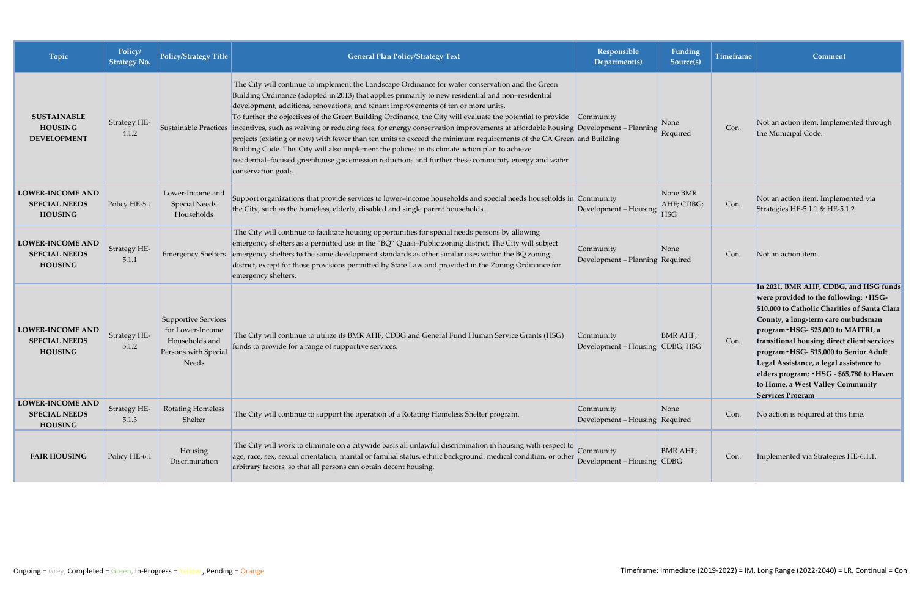| Topic | Policy/ Strategy No. | Policy/Strategy Title | General Plan Policy/Strategy Text | Responsible Department(s) | Funding Source(s) | Timeframe | Comment |
|---|---|---|---|---|---|---|---|
| **SUSTAINABLE HOUSING DEVELOPMENT** | Strategy HE-4.1.2 | Sustainable Practices | The City will continue to implement the Landscape Ordinance for water conservation and the Green Building Ordinance (adopted in 2013) that applies primarily to new residential and non–residential development, additions, renovations, and tenant improvements of ten or more units. To further the objectives of the Green Building Ordinance, the City will evaluate the potential to provide incentives, such as waiving or reducing fees, for energy conservation improvements at affordable housing projects (existing or new) with fewer than ten units to exceed the minimum requirements of the CA Green Building Code. This City will also implement the policies in its climate action plan to achieve residential–focused greenhouse gas emission reductions and further these community energy and water conservation goals. | Community Development – Planning and Building | None Required | Con. | Not an action item. Implemented through the Municipal Code. |
| **LOWER-INCOME AND SPECIAL NEEDS HOUSING** | Policy HE-5.1 | Lower-Income and Special Needs Households | Support organizations that provide services to lower–income households and special needs households in the City, such as the homeless, elderly, disabled and single parent households. | Community Development – Housing | None BMR AHF; CDBG; HSG | Con. | Not an action item. Implemented via Strategies HE-5.1.1 & HE-5.1.2 |
| **LOWER-INCOME AND SPECIAL NEEDS HOUSING** | Strategy HE-5.1.1 | Emergency Shelters | The City will continue to facilitate housing opportunities for special needs persons by allowing emergency shelters as a permitted use in the "BQ" Quasi–Public zoning district. The City will subject emergency shelters to the same development standards as other similar uses within the BQ zoning district, except for those provisions permitted by State Law and provided in the Zoning Ordinance for emergency shelters. | Community Development – Planning | None Required | Con. | Not an action item. |
| **LOWER-INCOME AND SPECIAL NEEDS HOUSING** | Strategy HE-5.1.2 | Supportive Services for Lower-Income Households and Persons with Special Needs | The City will continue to utilize its BMR AHF, CDBG and General Fund Human Service Grants (HSG) funds to provide for a range of supportive services. | Community Development – Housing | BMR AHF; CDBG; HSG | Con. | **In 2021, BMR AHF, CDBG, and HSG funds were provided to the following: •HSG- $10,000 to Catholic Charities of Santa Clara County, a long-term care ombudsman program•HSG- $25,000 to MAITRI, a transitional housing direct client services program•HSG- $15,000 to Senior Adult Legal Assistance, a legal assistance to elders program; •HSG - $65,780 to Haven to Home, a West Valley Community Services Program** |
| **LOWER-INCOME AND SPECIAL NEEDS HOUSING** | Strategy HE-5.1.3 | Rotating Homeless Shelter | The City will continue to support the operation of a Rotating Homeless Shelter program. | Community Development – Housing | None Required | Con. | No action is required at this time. |
| **FAIR HOUSING** | Policy HE-6.1 | Housing Discrimination | The City will work to eliminate on a citywide basis all unlawful discrimination in housing with respect to age, race, sex, sexual orientation, marital or familial status, ethnic background. medical condition, or other arbitrary factors, so that all persons can obtain decent housing. | Community Development – Housing | BMR AHF; CDBG | Con. | Implemented via Strategies HE-6.1.1. |

Ongoing = Grey, Completed = Green, In-Progress = Yellow , Pending = Orange

Timeframe: Immediate (2019-2022) = IM, Long Range (2022-2040) = LR, Continual = Con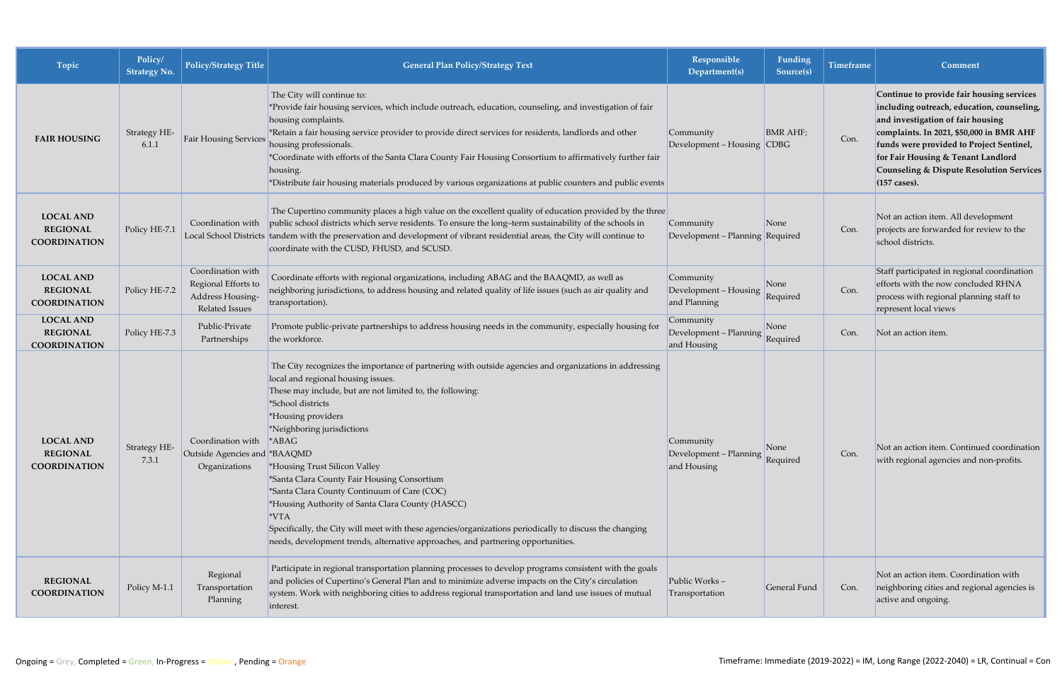| Topic | Policy/ Strategy No. | Policy/Strategy Title | General Plan Policy/Strategy Text | Responsible Department(s) | Funding Source(s) | Timeframe | Comment |
|---|---|---|---|---|---|---|---|
| **FAIR HOUSING** | Strategy HE-6.1.1 | Fair Housing Services | The City will continue to:<br>*Provide fair housing services, which include outreach, education, counseling, and investigation of fair housing complaints.<br>*Retain a fair housing service provider to provide direct services for residents, landlords and other housing professionals.<br>*Coordinate with efforts of the Santa Clara County Fair Housing Consortium to affirmatively further fair housing.<br>*Distribute fair housing materials produced by various organizations at public counters and public events | Community Development – Housing | BMR AHF; CDBG | Con. | **Continue to provide fair housing services including outreach, education, counseling, and investigation of fair housing complaints. In 2021, $50,000 in BMR AHF funds were provided to Project Sentinel, for Fair Housing & Tenant Landlord Counseling & Dispute Resolution Services (157 cases).** |
| **LOCAL AND REGIONAL COORDINATION** | Policy HE-7.1 | Coordination with Local School Districts | The Cupertino community places a high value on the excellent quality of education provided by the three public school districts which serve residents. To ensure the long–term sustainability of the schools in tandem with the preservation and development of vibrant residential areas, the City will continue to coordinate with the CUSD, FHUSD, and SCUSD. | Community Development – Planning | None Required | Con. | Not an action item. All development projects are forwarded for review to the school districts. |
| **LOCAL AND REGIONAL COORDINATION** | Policy HE-7.2 | Coordination with Regional Efforts to Address Housing-Related Issues | Coordinate efforts with regional organizations, including ABAG and the BAAQMD, as well as neighboring jurisdictions, to address housing and related quality of life issues (such as air quality and transportation). | Community Development – Housing and Planning | None Required | Con. | Staff participated in regional coordination efforts with the now concluded RHNA process with regional planning staff to represent local views |
| **LOCAL AND REGIONAL COORDINATION** | Policy HE-7.3 | Public-Private Partnerships | Promote public-private partnerships to address housing needs in the community, especially housing for the workforce. | Community Development – Planning and Housing | None Required | Con. | Not an action item. |
| **LOCAL AND REGIONAL COORDINATION** | Strategy HE-7.3.1 | Coordination with Outside Agencies and Organizations | The City recognizes the importance of partnering with outside agencies and organizations in addressing local and regional housing issues.<br>These may include, but are not limited to, the following:<br>*School districts<br>*Housing providers<br>*Neighboring jurisdictions<br>*ABAG<br>*BAAQMD<br>*Housing Trust Silicon Valley<br>*Santa Clara County Fair Housing Consortium<br>*Santa Clara County Continuum of Care (COC)<br>*Housing Authority of Santa Clara County (HASCC)<br>*VTA<br>Specifically, the City will meet with these agencies/organizations periodically to discuss the changing needs, development trends, alternative approaches, and partnering opportunities. | Community Development – Planning and Housing | None Required | Con. | Not an action item. Continued coordination with regional agencies and non-profits. |
| **REGIONAL COORDINATION** | Policy M-1.1 | Regional Transportation Planning | Participate in regional transportation planning processes to develop programs consistent with the goals and policies of Cupertino's General Plan and to minimize adverse impacts on the City's circulation system. Work with neighboring cities to address regional transportation and land use issues of mutual interest. | Public Works – Transportation | General Fund | Con. | Not an action item. Coordination with neighboring cities and regional agencies is active and ongoing. |

Ongoing = Grey, Completed = Green, In-Progress = Yellow , Pending = Orange

Timeframe: Immediate (2019-2022) = IM, Long Range (2022-2040) = LR, Continual = Con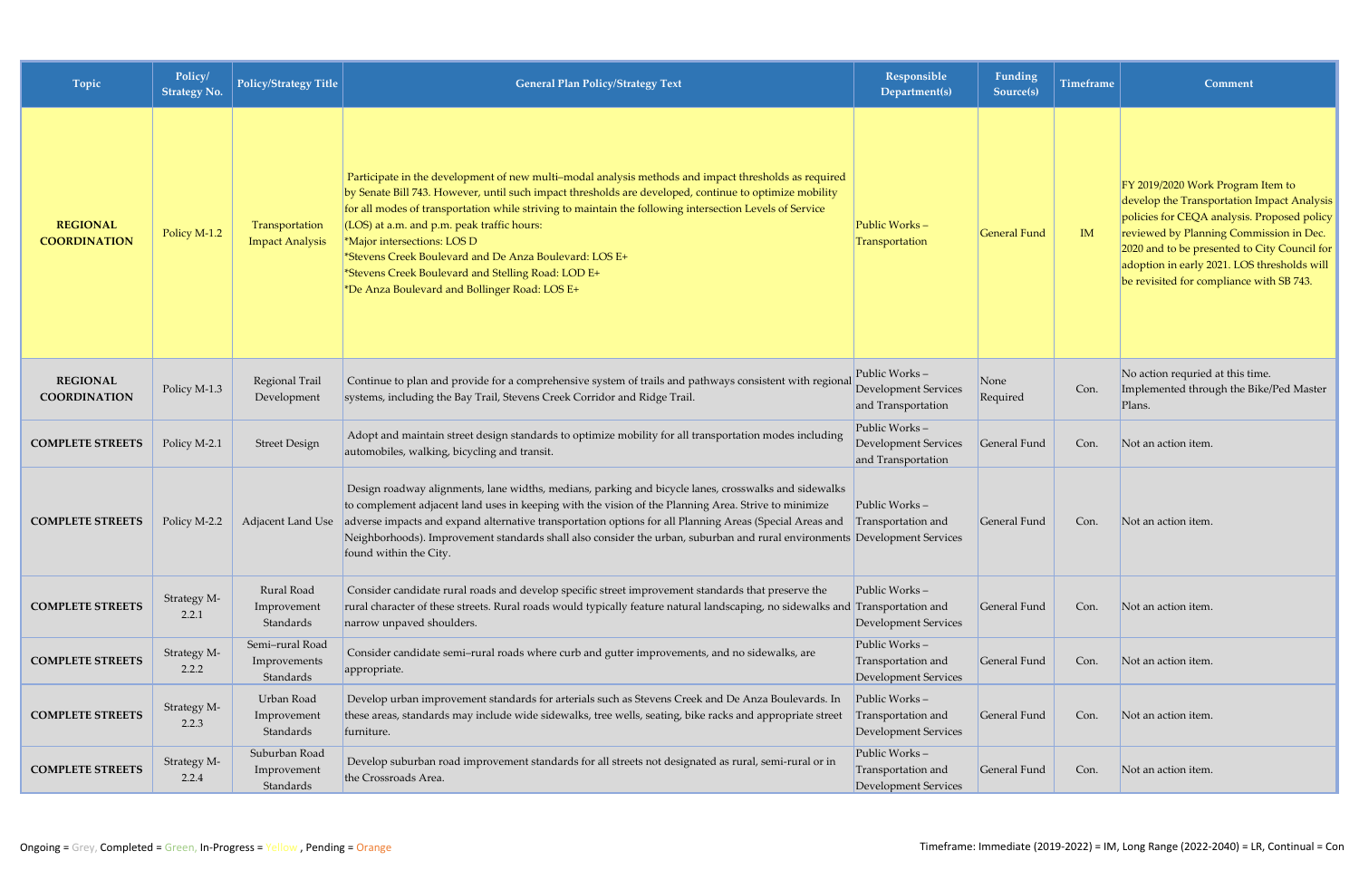| Topic | Policy/ Strategy No. | Policy/Strategy Title | General Plan Policy/Strategy Text | Responsible Department(s) | Funding Source(s) | Timeframe | Comment |
|---|---|---|---|---|---|---|---|
| **REGIONAL COORDINATION** | Policy M-1.2 | Transportation Impact Analysis | Participate in the development of new multi–modal analysis methods and impact thresholds as required by Senate Bill 743. However, until such impact thresholds are developed, continue to optimize mobility for all modes of transportation while striving to maintain the following intersection Levels of Service (LOS) at a.m. and p.m. peak traffic hours:<br>*Major intersections: LOS D<br>*Stevens Creek Boulevard and De Anza Boulevard: LOS E+<br>*Stevens Creek Boulevard and Stelling Road: LOD E+<br>*De Anza Boulevard and Bollinger Road: LOS E+ | Public Works – Transportation | General Fund | IM | FY 2019/2020 Work Program Item to develop the Transportation Impact Analysis policies for CEQA analysis. Proposed policy reviewed by Planning Commission in Dec. 2020 and to be presented to City Council for adoption in early 2021. LOS thresholds will be revisited for compliance with SB 743. |
| **REGIONAL COORDINATION** | Policy M-1.3 | Regional Trail Development | Continue to plan and provide for a comprehensive system of trails and pathways consistent with regional systems, including the Bay Trail, Stevens Creek Corridor and Ridge Trail. | Public Works – Development Services and Transportation | None Required | Con. | No action requried at this time. Implemented through the Bike/Ped Master Plans. |
| **COMPLETE STREETS** | Policy M-2.1 | Street Design | Adopt and maintain street design standards to optimize mobility for all transportation modes including automobiles, walking, bicycling and transit. | Public Works – Development Services and Transportation | General Fund | Con. | Not an action item. |
| **COMPLETE STREETS** | Policy M-2.2 | Adjacent Land Use | Design roadway alignments, lane widths, medians, parking and bicycle lanes, crosswalks and sidewalks to complement adjacent land uses in keeping with the vision of the Planning Area. Strive to minimize adverse impacts and expand alternative transportation options for all Planning Areas (Special Areas and Neighborhoods). Improvement standards shall also consider the urban, suburban and rural environments found within the City. | Public Works – Transportation and Development Services | General Fund | Con. | Not an action item. |
| **COMPLETE STREETS** | Strategy M-2.2.1 | Rural Road Improvement Standards | Consider candidate rural roads and develop specific street improvement standards that preserve the rural character of these streets. Rural roads would typically feature natural landscaping, no sidewalks and narrow unpaved shoulders. | Public Works – Transportation and Development Services | General Fund | Con. | Not an action item. |
| **COMPLETE STREETS** | Strategy M-2.2.2 | Semi–rural Road Improvements Standards | Consider candidate semi–rural roads where curb and gutter improvements, and no sidewalks, are appropriate. | Public Works – Transportation and Development Services | General Fund | Con. | Not an action item. |
| **COMPLETE STREETS** | Strategy M-2.2.3 | Urban Road Improvement Standards | Develop urban improvement standards for arterials such as Stevens Creek and De Anza Boulevards. In these areas, standards may include wide sidewalks, tree wells, seating, bike racks and appropriate street furniture. | Public Works – Transportation and Development Services | General Fund | Con. | Not an action item. |
| **COMPLETE STREETS** | Strategy M-2.2.4 | Suburban Road Improvement Standards | Develop suburban road improvement standards for all streets not designated as rural, semi-rural or in the Crossroads Area. | Public Works – Transportation and Development Services | General Fund | Con. | Not an action item. |

Ongoing = Grey, Completed = Green, In-Progress = Yellow , Pending = Orange

Timeframe: Immediate (2019-2022) = IM, Long Range (2022-2040) = LR, Continual = Con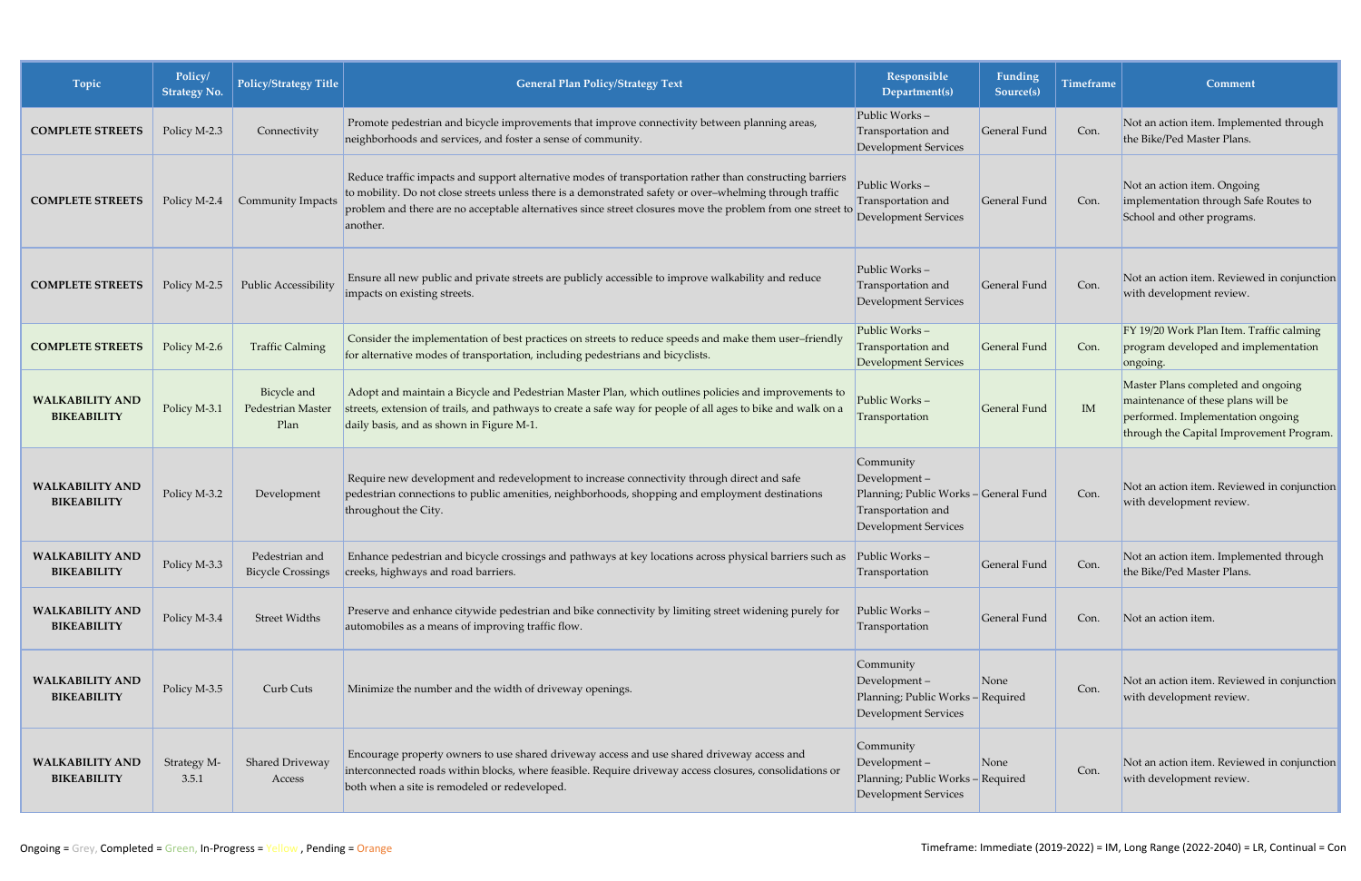| Topic | Policy/ Strategy No. | Policy/Strategy Title | General Plan Policy/Strategy Text | Responsible Department(s) | Funding Source(s) | Timeframe | Comment |
|---|---|---|---|---|---|---|---|
| **COMPLETE STREETS** | Policy M-2.3 | Connectivity | Promote pedestrian and bicycle improvements that improve connectivity between planning areas, neighborhoods and services, and foster a sense of community. | Public Works – Transportation and Development Services | General Fund | Con. | Not an action item. Implemented through the Bike/Ped Master Plans. |
| **COMPLETE STREETS** | Policy M-2.4 | Community Impacts | Reduce traffic impacts and support alternative modes of transportation rather than constructing barriers to mobility. Do not close streets unless there is a demonstrated safety or over–whelming through traffic problem and there are no acceptable alternatives since street closures move the problem from one street to another. | Public Works – Transportation and Development Services | General Fund | Con. | Not an action item. Ongoing implementation through Safe Routes to School and other programs. |
| **COMPLETE STREETS** | Policy M-2.5 | Public Accessibility | Ensure all new public and private streets are publicly accessible to improve walkability and reduce impacts on existing streets. | Public Works – Transportation and Development Services | General Fund | Con. | Not an action item. Reviewed in conjunction with development review. |
| **COMPLETE STREETS** | Policy M-2.6 | Traffic Calming | Consider the implementation of best practices on streets to reduce speeds and make them user–friendly for alternative modes of transportation, including pedestrians and bicyclists. | Public Works – Transportation and Development Services | General Fund | Con. | FY 19/20 Work Plan Item. Traffic calming program developed and implementation ongoing. |
| **WALKABILITY AND BIKEABILITY** | Policy M-3.1 | Bicycle and Pedestrian Master Plan | Adopt and maintain a Bicycle and Pedestrian Master Plan, which outlines policies and improvements to streets, extension of trails, and pathways to create a safe way for people of all ages to bike and walk on a daily basis, and as shown in Figure M-1. | Public Works – Transportation | General Fund | IM | Master Plans completed and ongoing maintenance of these plans will be performed. Implementation ongoing through the Capital Improvement Program. |
| **WALKABILITY AND BIKEABILITY** | Policy M-3.2 | Development | Require new development and redevelopment to increase connectivity through direct and safe pedestrian connections to public amenities, neighborhoods, shopping and employment destinations throughout the City. | Community Development – Planning; Public Works – Transportation and Development Services | General Fund | Con. | Not an action item. Reviewed in conjunction with development review. |
| **WALKABILITY AND BIKEABILITY** | Policy M-3.3 | Pedestrian and Bicycle Crossings | Enhance pedestrian and bicycle crossings and pathways at key locations across physical barriers such as creeks, highways and road barriers. | Public Works – Transportation | General Fund | Con. | Not an action item. Implemented through the Bike/Ped Master Plans. |
| **WALKABILITY AND BIKEABILITY** | Policy M-3.4 | Street Widths | Preserve and enhance citywide pedestrian and bike connectivity by limiting street widening purely for automobiles as a means of improving traffic flow. | Public Works – Transportation | General Fund | Con. | Not an action item. |
| **WALKABILITY AND BIKEABILITY** | Policy M-3.5 | Curb Cuts | Minimize the number and the width of driveway openings. | Community Development – Planning; Public Works – Development Services | None Required | Con. | Not an action item. Reviewed in conjunction with development review. |
| **WALKABILITY AND BIKEABILITY** | Strategy M-3.5.1 | Shared Driveway Access | Encourage property owners to use shared driveway access and use shared driveway access and interconnected roads within blocks, where feasible. Require driveway access closures, consolidations or both when a site is remodeled or redeveloped. | Community Development – Planning; Public Works – Development Services | None Required | Con. | Not an action item. Reviewed in conjunction with development review. |

Ongoing = Grey, Completed = Green, In-Progress = Yellow , Pending = Orange

Timeframe: Immediate (2019-2022) = IM, Long Range (2022-2040) = LR, Continual = Con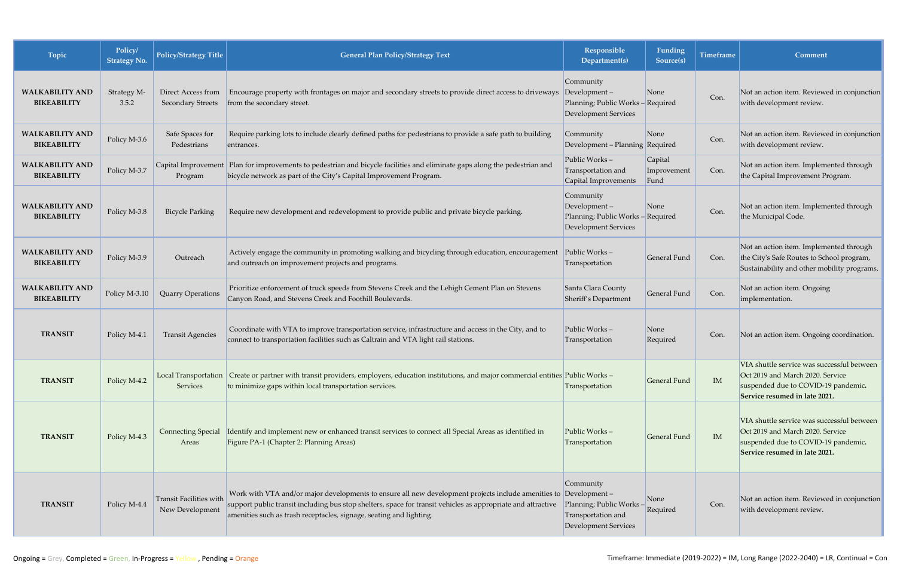| Topic | Policy/ Strategy No. | Policy/Strategy Title | General Plan Policy/Strategy Text | Responsible Department(s) | Funding Source(s) | Timeframe | Comment |
|---|---|---|---|---|---|---|---|
| **WALKABILITY AND BIKEABILITY** | Strategy M-3.5.2 | Direct Access from Secondary Streets | Encourage property with frontages on major and secondary streets to provide direct access to driveways from the secondary street. | Community Development – Planning; Public Works – Development Services | None Required | Con. | Not an action item. Reviewed in conjunction with development review. |
| **WALKABILITY AND BIKEABILITY** | Policy M-3.6 | Safe Spaces for Pedestrians | Require parking lots to include clearly defined paths for pedestrians to provide a safe path to building entrances. | Community Development – Planning | None Required | Con. | Not an action item. Reviewed in conjunction with development review. |
| **WALKABILITY AND BIKEABILITY** | Policy M-3.7 | Capital Improvement Program | Plan for improvements to pedestrian and bicycle facilities and eliminate gaps along the pedestrian and bicycle network as part of the City's Capital Improvement Program. | Public Works – Transportation and Capital Improvements | Capital Improvement Fund | Con. | Not an action item. Implemented through the Capital Improvement Program. |
| **WALKABILITY AND BIKEABILITY** | Policy M-3.8 | Bicycle Parking | Require new development and redevelopment to provide public and private bicycle parking. | Community Development – Planning; Public Works – Development Services | None Required | Con. | Not an action item. Implemented through the Municipal Code. |
| **WALKABILITY AND BIKEABILITY** | Policy M-3.9 | Outreach | Actively engage the community in promoting walking and bicycling through education, encouragement and outreach on improvement projects and programs. | Public Works – Transportation | General Fund | Con. | Not an action item. Implemented through the City's Safe Routes to School program, Sustainability and other mobility programs. |
| **WALKABILITY AND BIKEABILITY** | Policy M-3.10 | Quarry Operations | Prioritize enforcement of truck speeds from Stevens Creek and the Lehigh Cement Plan on Stevens Canyon Road, and Stevens Creek and Foothill Boulevards. | Santa Clara County Sheriff's Department | General Fund | Con. | Not an action item. Ongoing implementation. |
| **TRANSIT** | Policy M-4.1 | Transit Agencies | Coordinate with VTA to improve transportation service, infrastructure and access in the City, and to connect to transportation facilities such as Caltrain and VTA light rail stations. | Public Works – Transportation | None Required | Con. | Not an action item. Ongoing coordination. |
| **TRANSIT** | Policy M-4.2 | Local Transportation Services | Create or partner with transit providers, employers, education institutions, and major commercial entities to minimize gaps within local transportation services. | Public Works – Transportation | General Fund | IM | VIA shuttle service was successful between Oct 2019 and March 2020. Service suspended due to COVID-19 pandemic. **Service resumed in late 2021.** |
| **TRANSIT** | Policy M-4.3 | Connecting Special Areas | Identify and implement new or enhanced transit services to connect all Special Areas as identified in Figure PA-1 (Chapter 2: Planning Areas) | Public Works – Transportation | General Fund | IM | VIA shuttle service was successful between Oct 2019 and March 2020. Service suspended due to COVID-19 pandemic. **Service resumed in late 2021.** |
| **TRANSIT** | Policy M-4.4 | Transit Facilities with New Development | Work with VTA and/or major developments to ensure all new development projects include amenities to support public transit including bus stop shelters, space for transit vehicles as appropriate and attractive amenities such as trash receptacles, signage, seating and lighting. | Community Development – Planning; Public Works – Transportation and Development Services | None Required | Con. | Not an action item. Reviewed in conjunction with development review. |

Ongoing = Grey, Completed = Green, In-Progress = Yellow , Pending = Orange

Timeframe: Immediate (2019-2022) = IM, Long Range (2022-2040) = LR, Continual = Con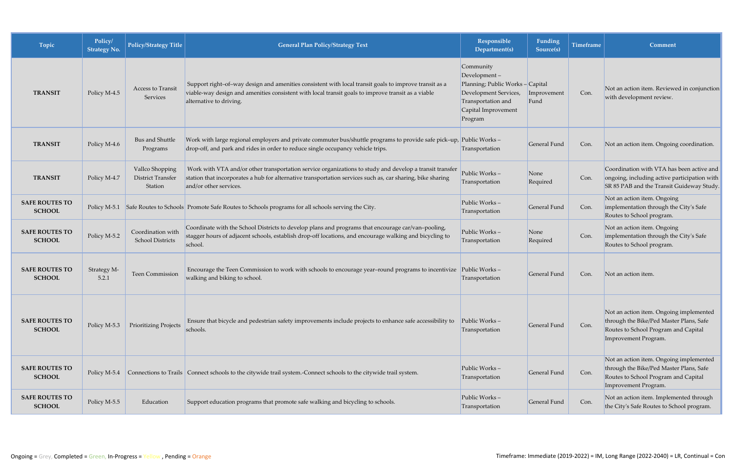| Topic | Policy/ Strategy No. | Policy/Strategy Title | General Plan Policy/Strategy Text | Responsible Department(s) | Funding Source(s) | Timeframe | Comment |
|---|---|---|---|---|---|---|---|
| **TRANSIT** | Policy M-4.5 | Access to Transit Services | Support right–of–way design and amenities consistent with local transit goals to improve transit as a viable-way design and amenities consistent with local transit goals to improve transit as a viable alternative to driving. | Community Development – Planning; Public Works – Development Services, Transportation and Capital Improvement Program | Capital Improvement Fund | Con. | Not an action item. Reviewed in conjunction with development review. |
| **TRANSIT** | Policy M-4.6 | Bus and Shuttle Programs | Work with large regional employers and private commuter bus/shuttle programs to provide safe pick–up, drop-off, and park and rides in order to reduce single occupancy vehicle trips. | Public Works – Transportation | General Fund | Con. | Not an action item. Ongoing coordination. |
| **TRANSIT** | Policy M-4.7 | Vallco Shopping District Transfer Station | Work with VTA and/or other transportation service organizations to study and develop a transit transfer station that incorporates a hub for alternative transportation services such as, car sharing, bike sharing and/or other services. | Public Works – Transportation | None Required | Con. | Coordination with VTA has been active and ongoing, including active participation with SR 85 PAB and the Transit Guideway Study. |
| **SAFE ROUTES TO SCHOOL** | Policy M-5.1 | Safe Routes to Schools | Promote Safe Routes to Schools programs for all schools serving the City. | Public Works – Transportation | General Fund | Con. | Not an action item. Ongoing implementation through the City's Safe Routes to School program. |
| **SAFE ROUTES TO SCHOOL** | Policy M-5.2 | Coordination with School Districts | Coordinate with the School Districts to develop plans and programs that encourage car/van–pooling, stagger hours of adjacent schools, establish drop-off locations, and encourage walking and bicycling to school. | Public Works – Transportation | None Required | Con. | Not an action item. Ongoing implementation through the City's Safe Routes to School program. |
| **SAFE ROUTES TO SCHOOL** | Strategy M-5.2.1 | Teen Commission | Encourage the Teen Commission to work with schools to encourage year–round programs to incentivize walking and biking to school. | Public Works – Transportation | General Fund | Con. | Not an action item. |
| **SAFE ROUTES TO SCHOOL** | Policy M-5.3 | Prioritizing Projects | Ensure that bicycle and pedestrian safety improvements include projects to enhance safe accessibility to schools. | Public Works – Transportation | General Fund | Con. | Not an action item. Ongoing implemented through the Bike/Ped Master Plans, Safe Routes to School Program and Capital Improvement Program. |
| **SAFE ROUTES TO SCHOOL** | Policy M-5.4 | Connections to Trails | Connect schools to the citywide trail system.-Connect schools to the citywide trail system. | Public Works – Transportation | General Fund | Con. | Not an action item. Ongoing implemented through the Bike/Ped Master Plans, Safe Routes to School Program and Capital Improvement Program. |
| **SAFE ROUTES TO SCHOOL** | Policy M-5.5 | Education | Support education programs that promote safe walking and bicycling to schools. | Public Works – Transportation | General Fund | Con. | Not an action item. Implemented through the City's Safe Routes to School program. |

Ongoing = Grey, Completed = Green, In-Progress = Yellow , Pending = Orange

Timeframe: Immediate (2019-2022) = IM, Long Range (2022-2040) = LR, Continual = Con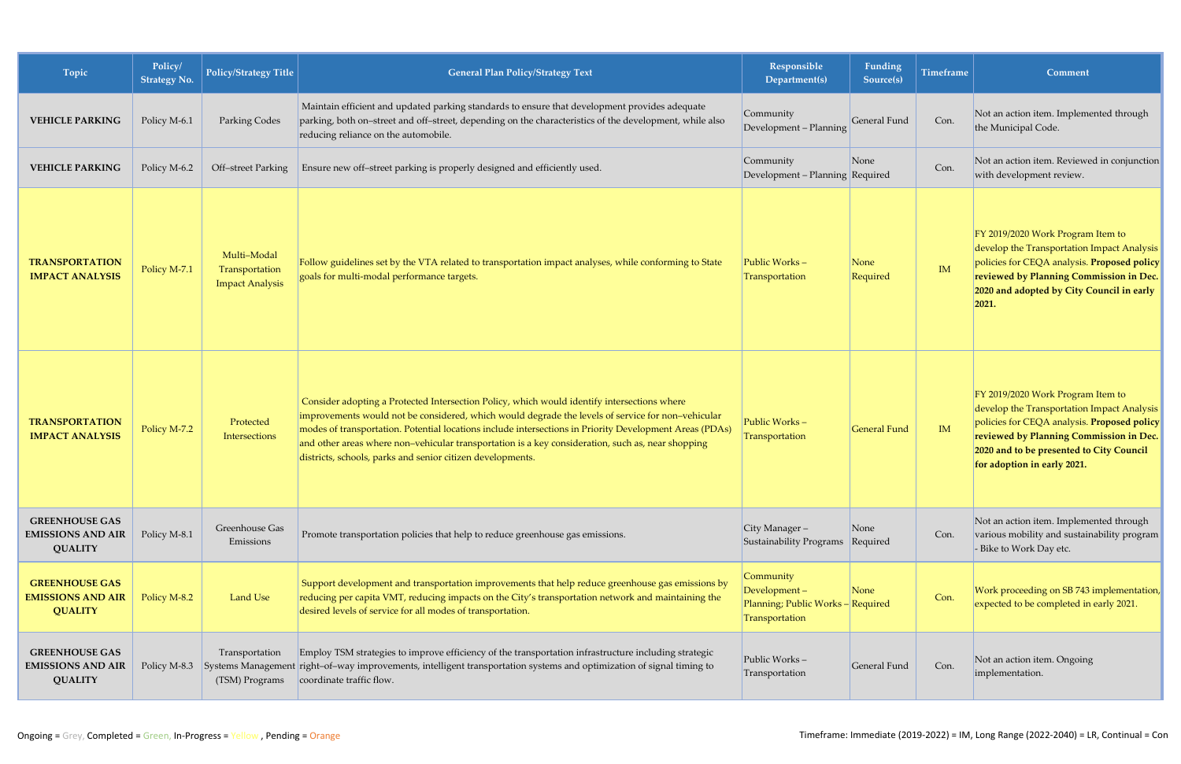| Topic | Policy/ Strategy No. | Policy/Strategy Title | General Plan Policy/Strategy Text | Responsible Department(s) | Funding Source(s) | Timeframe | Comment |
|---|---|---|---|---|---|---|---|
| **VEHICLE PARKING** | Policy M-6.1 | Parking Codes | Maintain efficient and updated parking standards to ensure that development provides adequate parking, both on–street and off–street, depending on the characteristics of the development, while also reducing reliance on the automobile. | Community Development – Planning | General Fund | Con. | Not an action item. Implemented through the Municipal Code. |
| **VEHICLE PARKING** | Policy M-6.2 | Off–street Parking | Ensure new off–street parking is properly designed and efficiently used. | Community Development – Planning | None Required | Con. | Not an action item. Reviewed in conjunction with development review. |
| **TRANSPORTATION IMPACT ANALYSIS** | Policy M-7.1 | Multi–Modal Transportation Impact Analysis | Follow guidelines set by the VTA related to transportation impact analyses, while conforming to State goals for multi-modal performance targets. | Public Works – Transportation | None Required | IM | FY 2019/2020 Work Program Item to develop the Transportation Impact Analysis policies for CEQA analysis. **Proposed policy reviewed by Planning Commission in Dec. 2020 and adopted by City Council in early 2021.** |
| **TRANSPORTATION IMPACT ANALYSIS** | Policy M-7.2 | Protected Intersections | Consider adopting a Protected Intersection Policy, which would identify intersections where improvements would not be considered, which would degrade the levels of service for non–vehicular modes of transportation. Potential locations include intersections in Priority Development Areas (PDAs) and other areas where non–vehicular transportation is a key consideration, such as, near shopping districts, schools, parks and senior citizen developments. | Public Works – Transportation | General Fund | IM | FY 2019/2020 Work Program Item to develop the Transportation Impact Analysis policies for CEQA analysis. **Proposed policy reviewed by Planning Commission in Dec. 2020 and to be presented to City Council for adoption in early 2021.** |
| **GREENHOUSE GAS EMISSIONS AND AIR QUALITY** | Policy M-8.1 | Greenhouse Gas Emissions | Promote transportation policies that help to reduce greenhouse gas emissions. | City Manager – Sustainability Programs | None Required | Con. | Not an action item. Implemented through various mobility and sustainability program - Bike to Work Day etc. |
| **GREENHOUSE GAS EMISSIONS AND AIR QUALITY** | Policy M-8.2 | Land Use | Support development and transportation improvements that help reduce greenhouse gas emissions by reducing per capita VMT, reducing impacts on the City's transportation network and maintaining the desired levels of service for all modes of transportation. | Community Development – Planning; Public Works – Transportation | None Required | Con. | Work proceeding on SB 743 implementation, expected to be completed in early 2021. |
| **GREENHOUSE GAS EMISSIONS AND AIR QUALITY** | Policy M-8.3 | Transportation Systems Management (TSM) Programs | Employ TSM strategies to improve efficiency of the transportation infrastructure including strategic right–of–way improvements, intelligent transportation systems and optimization of signal timing to coordinate traffic flow. | Public Works – Transportation | General Fund | Con. | Not an action item. Ongoing implementation. |

Ongoing = Grey, Completed = Green, In-Progress = Yellow, Pending = Orange

Timeframe: Immediate (2019-2022) = IM, Long Range (2022-2040) = LR, Continual = Con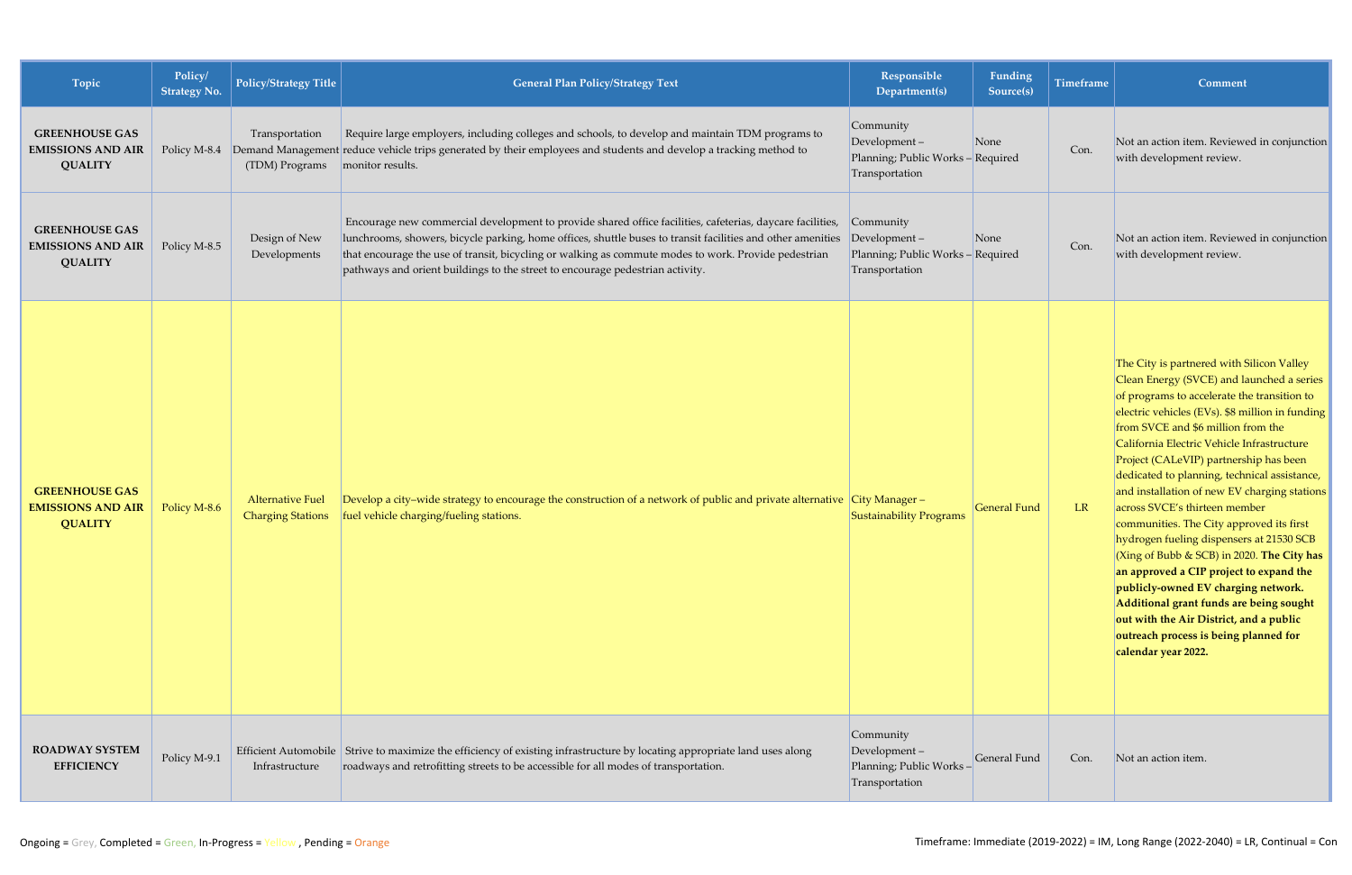| Topic | Policy/ Strategy No. | Policy/Strategy Title | General Plan Policy/Strategy Text | Responsible Department(s) | Funding Source(s) | Timeframe | Comment |
|---|---|---|---|---|---|---|---|
| **GREENHOUSE GAS EMISSIONS AND AIR QUALITY** | Policy M-8.4 | Transportation Demand Management (TDM) Programs | Require large employers, including colleges and schools, to develop and maintain TDM programs to reduce vehicle trips generated by their employees and students and develop a tracking method to monitor results. | Community Development – Planning; Public Works – Transportation | None Required | Con. | Not an action item. Reviewed in conjunction with development review. |
| **GREENHOUSE GAS EMISSIONS AND AIR QUALITY** | Policy M-8.5 | Design of New Developments | Encourage new commercial development to provide shared office facilities, cafeterias, daycare facilities, lunchrooms, showers, bicycle parking, home offices, shuttle buses to transit facilities and other amenities that encourage the use of transit, bicycling or walking as commute modes to work. Provide pedestrian pathways and orient buildings to the street to encourage pedestrian activity. | Community Development – Planning; Public Works – Transportation | None Required | Con. | Not an action item. Reviewed in conjunction with development review. |
| **GREENHOUSE GAS EMISSIONS AND AIR QUALITY** | Policy M-8.6 | Alternative Fuel Charging Stations | Develop a city–wide strategy to encourage the construction of a network of public and private alternative fuel vehicle charging/fueling stations. | City Manager – Sustainability Programs | General Fund | LR | The City is partnered with Silicon Valley Clean Energy (SVCE) and launched a series of programs to accelerate the transition to electric vehicles (EVs). $8 million in funding from SVCE and $6 million from the California Electric Vehicle Infrastructure Project (CALeVIP) partnership has been dedicated to planning, technical assistance, and installation of new EV charging stations across SVCE's thirteen member communities. The City approved its first hydrogen fueling dispensers at 21530 SCB (Xing of Bubb & SCB) in 2020. **The City has an approved a CIP project to expand the publicly-owned EV charging network. Additional grant funds are being sought out with the Air District, and a public outreach process is being planned for calendar year 2022.** |
| **ROADWAY SYSTEM EFFICIENCY** | Policy M-9.1 | Efficient Automobile Infrastructure | Strive to maximize the efficiency of existing infrastructure by locating appropriate land uses along roadways and retrofitting streets to be accessible for all modes of transportation. | Community Development – Planning; Public Works – Transportation | General Fund | Con. | Not an action item. |

Ongoing = Grey, Completed = Green, In-Progress = Yellow, Pending = Orange

Timeframe: Immediate (2019-2022) = IM, Long Range (2022-2040) = LR, Continual = Con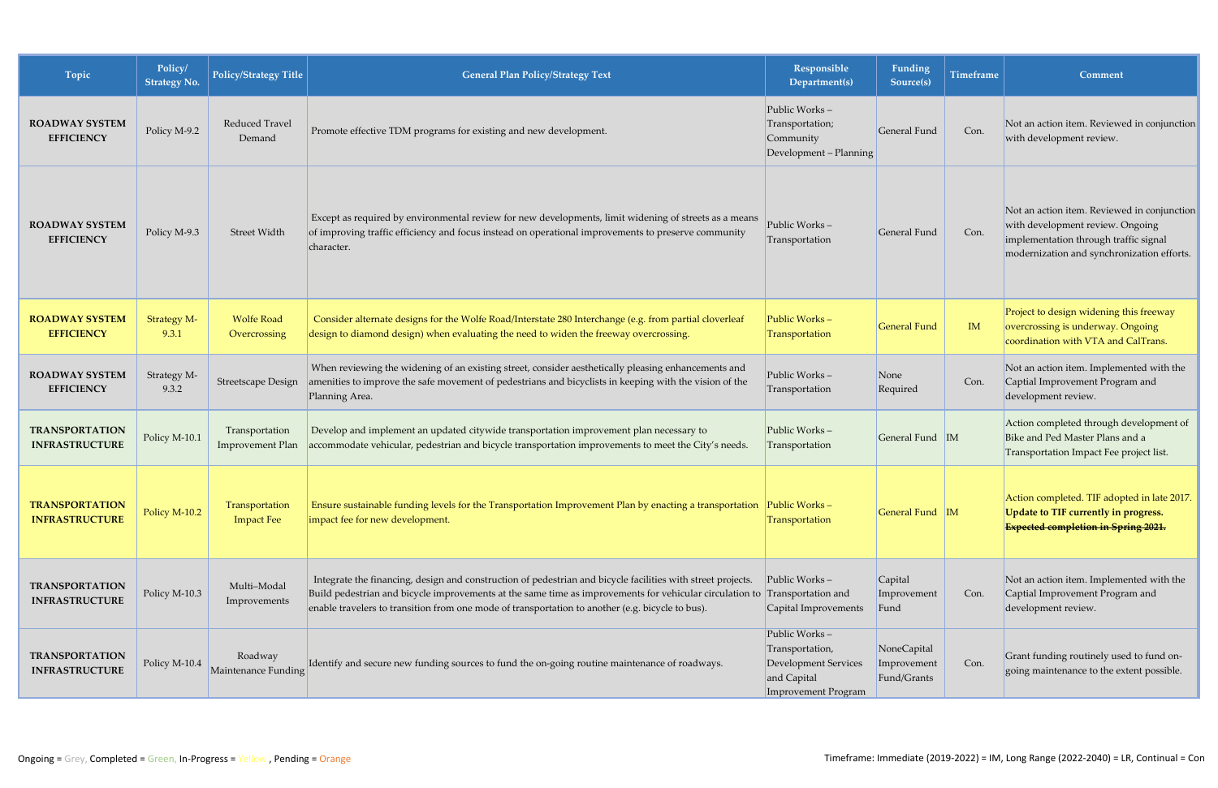| Topic | Policy/ Strategy No. | Policy/Strategy Title | General Plan Policy/Strategy Text | Responsible Department(s) | Funding Source(s) | Timeframe | Comment |
|---|---|---|---|---|---|---|---|
| **ROADWAY SYSTEM EFFICIENCY** | Policy M-9.2 | Reduced Travel Demand | Promote effective TDM programs for existing and new development. | Public Works – Transportation; Community Development – Planning | General Fund | Con. | Not an action item. Reviewed in conjunction with development review. |
| **ROADWAY SYSTEM EFFICIENCY** | Policy M-9.3 | Street Width | Except as required by environmental review for new developments, limit widening of streets as a means of improving traffic efficiency and focus instead on operational improvements to preserve community character. | Public Works – Transportation | General Fund | Con. | Not an action item. Reviewed in conjunction with development review. Ongoing implementation through traffic signal modernization and synchronization efforts. |
| **ROADWAY SYSTEM EFFICIENCY** | Strategy M-9.3.1 | Wolfe Road Overcrossing | Consider alternate designs for the Wolfe Road/Interstate 280 Interchange (e.g. from partial cloverleaf design to diamond design) when evaluating the need to widen the freeway overcrossing. | Public Works – Transportation | General Fund | IM | Project to design widening this freeway overcrossing is underway. Ongoing coordination with VTA and CalTrans. |
| **ROADWAY SYSTEM EFFICIENCY** | Strategy M-9.3.2 | Streetscape Design | When reviewing the widening of an existing street, consider aesthetically pleasing enhancements and amenities to improve the safe movement of pedestrians and bicyclists in keeping with the vision of the Planning Area. | Public Works – Transportation | None Required | Con. | Not an action item. Implemented with the Captial Improvement Program and development review. |
| **TRANSPORTATION INFRASTRUCTURE** | Policy M-10.1 | Transportation Improvement Plan | Develop and implement an updated citywide transportation improvement plan necessary to accommodate vehicular, pedestrian and bicycle transportation improvements to meet the City's needs. | Public Works – Transportation | General Fund | IM | Action completed through development of Bike and Ped Master Plans and a Transportation Impact Fee project list. |
| **TRANSPORTATION INFRASTRUCTURE** | Policy M-10.2 | Transportation Impact Fee | Ensure sustainable funding levels for the Transportation Improvement Plan by enacting a transportation impact fee for new development. | Public Works – Transportation | General Fund | IM | Action completed. TIF adopted in late 2017. **Update to TIF currently in progress.** ~~**Expected completion in Spring 2021.**~~ |
| **TRANSPORTATION INFRASTRUCTURE** | Policy M-10.3 | Multi–Modal Improvements | Integrate the financing, design and construction of pedestrian and bicycle facilities with street projects. Build pedestrian and bicycle improvements at the same time as improvements for vehicular circulation to enable travelers to transition from one mode of transportation to another (e.g. bicycle to bus). | Public Works – Transportation and Capital Improvements | Capital Improvement Fund | Con. | Not an action item. Implemented with the Captial Improvement Program and development review. |
| **TRANSPORTATION INFRASTRUCTURE** | Policy M-10.4 | Roadway Maintenance Funding | Identify and secure new funding sources to fund the on-going routine maintenance of roadways. | Public Works – Transportation, Development Services and Capital Improvement Program | NoneCapital Improvement Fund/Grants | Con. | Grant funding routinely used to fund on-going maintenance to the extent possible. |

Ongoing = Grey, Completed = Green, In-Progress = Yellow, Pending = Orange

Timeframe: Immediate (2019-2022) = IM, Long Range (2022-2040) = LR, Continual = Con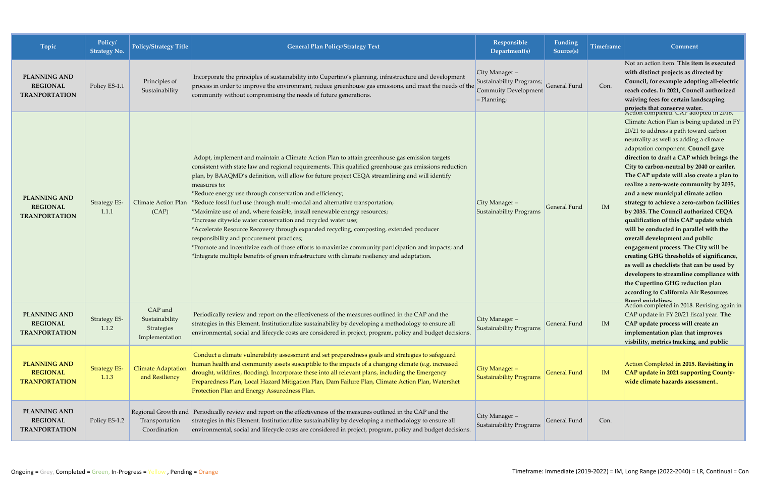| Topic | Policy/ Strategy No. | Policy/Strategy Title | General Plan Policy/Strategy Text | Responsible Department(s) | Funding Source(s) | Timeframe | Comment |
|---|---|---|---|---|---|---|---|
| **PLANNING AND REGIONAL TRANPORTATION** | Policy ES-1.1 | Principles of Sustainability | Incorporate the principles of sustainability into Cupertino's planning, infrastructure and development process in order to improve the environment, reduce greenhouse gas emissions, and meet the needs of the community without compromising the needs of future generations. | City Manager – Sustainability Programs; Commuity Development – Planning; | General Fund | Con. | Not an action item. **This item is executed with distinct projects as directed by Council, for example adopting all-electric reach codes. In 2021, Council authorized waiving fees for certain landscaping projects that conserve water.** |
| **PLANNING AND REGIONAL TRANPORTATION** | Strategy ES-1.1.1 | Climate Action Plan (CAP) | Adopt, implement and maintain a Climate Action Plan to attain greenhouse gas emission targets consistent with state law and regional requirements. This qualified greenhouse gas emissions reduction plan, by BAAQMD's definition, will allow for future project CEQA streamlining and will identify measures to:<br>*Reduce energy use through conservation and efficiency;<br>*Reduce fossil fuel use through multi–modal and alternative transportation;<br>*Maximize use of and, where feasible, install renewable energy resources;<br>*Increase citywide water conservation and recycled water use;<br>*Accelerate Resource Recovery through expanded recycling, composting, extended producer responsibility and procurement practices;<br>*Promote and incentivize each of those efforts to maximize community participation and impacts; and<br>*Integrate multiple benefits of green infrastructure with climate resiliency and adaptation. | City Manager – Sustainability Programs | General Fund | IM | Action completed. CAP adopted in 2016. Climate Action Plan is being updated in FY 20/21 to address a path toward carbon neutrality as well as adding a climate adaptation component. **Council gave direction to draft a CAP which brings the City to carbon-neutral by 2040 or eariler. The CAP update will also create a plan to realize a zero-waste community by 2035, and a new municipal climate action strategy to achieve a zero-carbon facilities by 2035. The Council authorized CEQA qualification of this CAP update which will be conducted in parallel with the overall development and public engagement process. The City will be creating GHG thresholds of significance, as well as checklists that can be used by developers to streamline compliance with the Cupertino GHG reduction plan according to California Air Resources Board guidelines** |
| **PLANNING AND REGIONAL TRANPORTATION** | Strategy ES-1.1.2 | CAP and Sustainability Strategies Implementation | Periodically review and report on the effectiveness of the measures outlined in the CAP and the strategies in this Element. Institutionalize sustainability by developing a methodology to ensure all environmental, social and lifecycle costs are considered in project, program, policy and budget decisions. | City Manager – Sustainability Programs | General Fund | IM | Action completed in 2018. Revising again in CAP update in FY 20/21 fiscal year. **The CAP update process will create an implementation plan that improves visbility, metrics tracking, and public** |
| **PLANNING AND REGIONAL TRANPORTATION** | Strategy ES-1.1.3 | Climate Adaptation and Resiliency | Conduct a climate vulnerability assessment and set preparedness goals and strategies to safeguard human health and community assets susceptible to the impacts of a changing climate (e.g. increased drought, wildfires, flooding). Incorporate these into all relevant plans, including the Emergency Preparedness Plan, Local Hazard Mitigation Plan, Dam Failure Plan, Climate Action Plan, Watershed Protection Plan and Energy Assuredness Plan. | City Manager – Sustainability Programs | General Fund | IM | Action Completed **in 2015. Revisiting in CAP update in 2021 supporting County-wide climate hazards assessment..** |
| **PLANNING AND REGIONAL TRANPORTATION** | Policy ES-1.2 | Regional Growth and Transportation Coordination | Periodically review and report on the effectiveness of the measures outlined in the CAP and the strategies in this Element. Institutionalize sustainability by developing a methodology to ensure all environmental, social and lifecycle costs are considered in project, program, policy and budget decisions. | City Manager – Sustainability Programs | General Fund | Con. | |

Ongoing = Grey, Completed = Green, In-Progress = Yellow , Pending = Orange

Timeframe: Immediate (2019-2022) = IM, Long Range (2022-2040) = LR, Continual = Con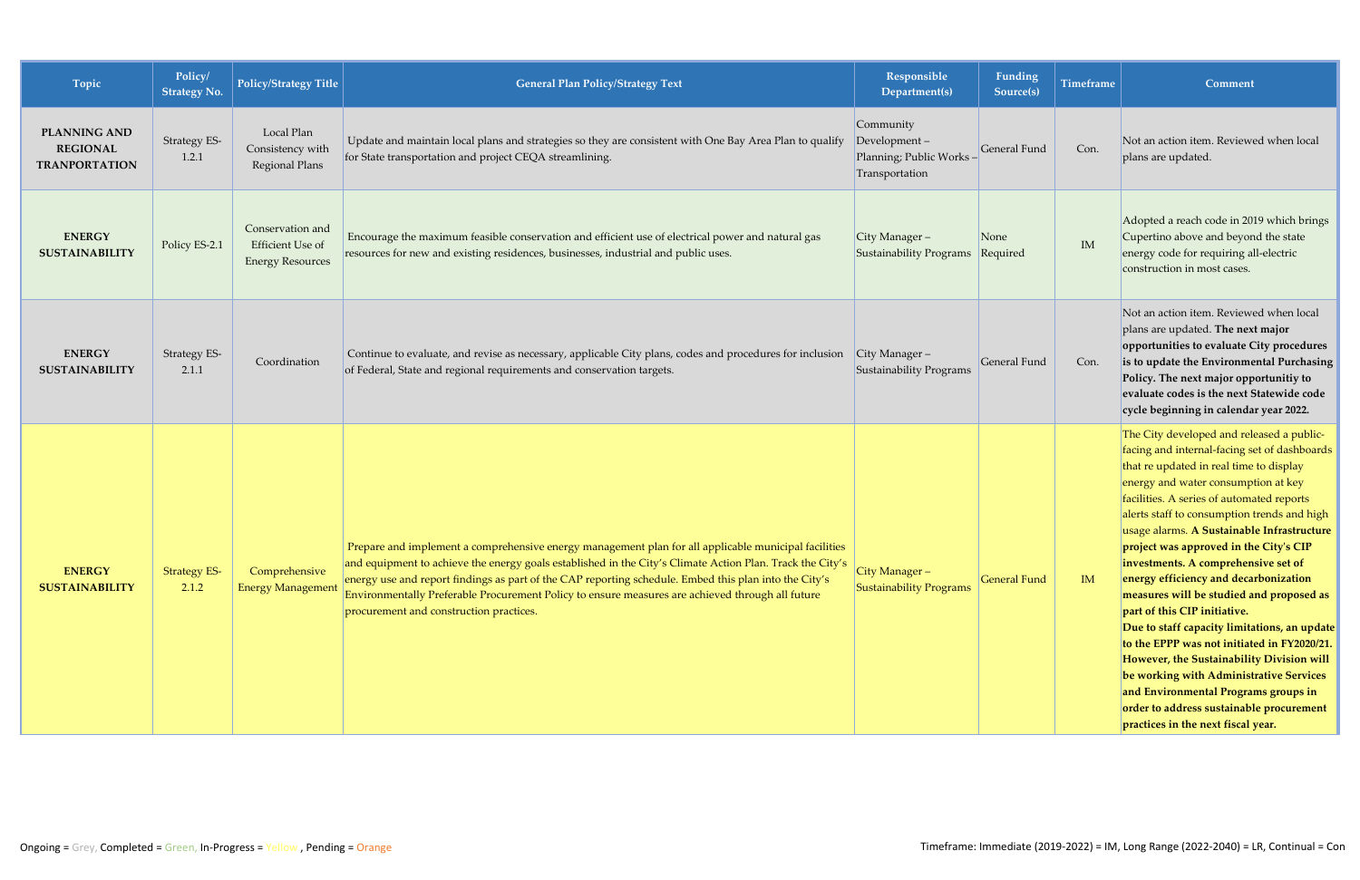| Topic | Policy/ Strategy No. | Policy/Strategy Title | General Plan Policy/Strategy Text | Responsible Department(s) | Funding Source(s) | Timeframe | Comment |
|---|---|---|---|---|---|---|---|
| **PLANNING AND REGIONAL TRANPORTATION** | Strategy ES-1.2.1 | Local Plan Consistency with Regional Plans | Update and maintain local plans and strategies so they are consistent with One Bay Area Plan to qualify for State transportation and project CEQA streamlining. | Community Development – Planning; Public Works – Transportation | General Fund | Con. | Not an action item. Reviewed when local plans are updated. |
| **ENERGY SUSTAINABILITY** | Policy ES-2.1 | Conservation and Efficient Use of Energy Resources | Encourage the maximum feasible conservation and efficient use of electrical power and natural gas resources for new and existing residences, businesses, industrial and public uses. | City Manager – Sustainability Programs | None Required | IM | Adopted a reach code in 2019 which brings Cupertino above and beyond the state energy code for requiring all-electric construction in most cases. |
| **ENERGY SUSTAINABILITY** | Strategy ES-2.1.1 | Coordination | Continue to evaluate, and revise as necessary, applicable City plans, codes and procedures for inclusion of Federal, State and regional requirements and conservation targets. | City Manager – Sustainability Programs | General Fund | Con. | Not an action item. Reviewed when local plans are updated. **The next major opportunities to evaluate City procedures is to update the Environmental Purchasing Policy. The next major opportunitiy to evaluate codes is the next Statewide code cycle beginning in calendar year 2022.** |
| **ENERGY SUSTAINABILITY** | Strategy ES-2.1.2 | Comprehensive Energy Management | Prepare and implement a comprehensive energy management plan for all applicable municipal facilities and equipment to achieve the energy goals established in the City's Climate Action Plan. Track the City's energy use and report findings as part of the CAP reporting schedule. Embed this plan into the City's Environmentally Preferable Procurement Policy to ensure measures are achieved through all future procurement and construction practices. | City Manager – Sustainability Programs | General Fund | IM | The City developed and released a public-facing and internal-facing set of dashboards that re updated in real time to display energy and water consumption at key facilities. A series of automated reports alerts staff to consumption trends and high usage alarms. **A Sustainable Infrastructure project was approved in the City's CIP investments. A comprehensive set of energy efficiency and decarbonization measures will be studied and proposed as part of this CIP initiative. Due to staff capacity limitations, an update to the EPPP was not initiated in FY2020/21. However, the Sustainability Division will be working with Administrative Services and Environmental Programs groups in order to address sustainable procurement practices in the next fiscal year.** |

Ongoing = Grey, Completed = Green, In-Progress = Yellow, Pending = Orange

Timeframe: Immediate (2019-2022) = IM, Long Range (2022-2040) = LR, Continual = Con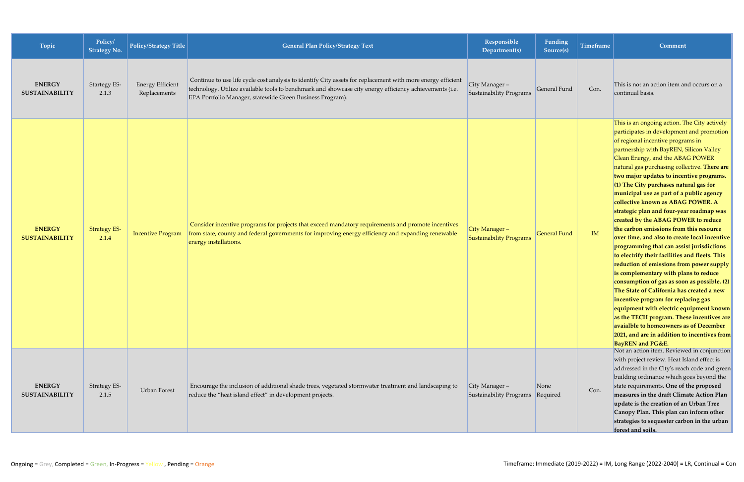| Topic | Policy/ Strategy No. | Policy/Strategy Title | General Plan Policy/Strategy Text | Responsible Department(s) | Funding Source(s) | Timeframe | Comment |
|---|---|---|---|---|---|---|---|
| **ENERGY SUSTAINABILITY** | Startegy ES-2.1.3 | Energy Efficient Replacements | Continue to use life cycle cost analysis to identify City assets for replacement with more energy efficient technology. Utilize available tools to benchmark and showcase city energy efficiency achievements (i.e. EPA Portfolio Manager, statewide Green Business Program). | City Manager – Sustainability Programs | General Fund | Con. | This is not an action item and occurs on a continual basis. |
| **ENERGY SUSTAINABILITY** | Strategy ES-2.1.4 | Incentive Program | Consider incentive programs for projects that exceed mandatory requirements and promote incentives from state, county and federal governments for improving energy efficiency and expanding renewable energy installations. | City Manager – Sustainability Programs | General Fund | IM | This is an ongoing action. The City actively participates in development and promotion of regional incentive programs in partnership with BayREN, Silicon Valley Clean Energy, and the ABAG POWER natural gas purchasing collective. **There are two major updates to incentive programs. (1) The City purchases natural gas for municipal use as part of a public agency collective known as ABAG POWER. A strategic plan and four-year roadmap was created by the ABAG POWER to reduce the carbon emissions from this resource over time, and also to create local incentive programming that can assist jurisdictions to electrify their facilities and fleets. This reduction of emissions from power supply is complementary with plans to reduce consumption of gas as soon as possible. (2) The State of California has created a new incentive program for replacing gas equipment with electric equipment known as the TECH program. These incentives are avaialble to homeowners as of December 2021, and are in addition to incentives from BayREN and PG&E.** |
| **ENERGY SUSTAINABILITY** | Strategy ES-2.1.5 | Urban Forest | Encourage the inclusion of additional shade trees, vegetated stormwater treatment and landscaping to reduce the "heat island effect" in development projects. | City Manager – Sustainability Programs | None Required | Con. | Not an action item. Reviewed in conjunction with project review. Heat Island effect is addressed in the City's reach code and green building ordinance which goes beyond the state requirements. **One of the proposed measures in the draft Climate Action Plan update is the creation of an Urban Tree Canopy Plan. This plan can inform other strategies to sequester carbon in the urban forest and soils.** |

Ongoing = Grey, Completed = Green, In-Progress = Yellow , Pending = Orange

Timeframe: Immediate (2019-2022) = IM, Long Range (2022-2040) = LR, Continual = Con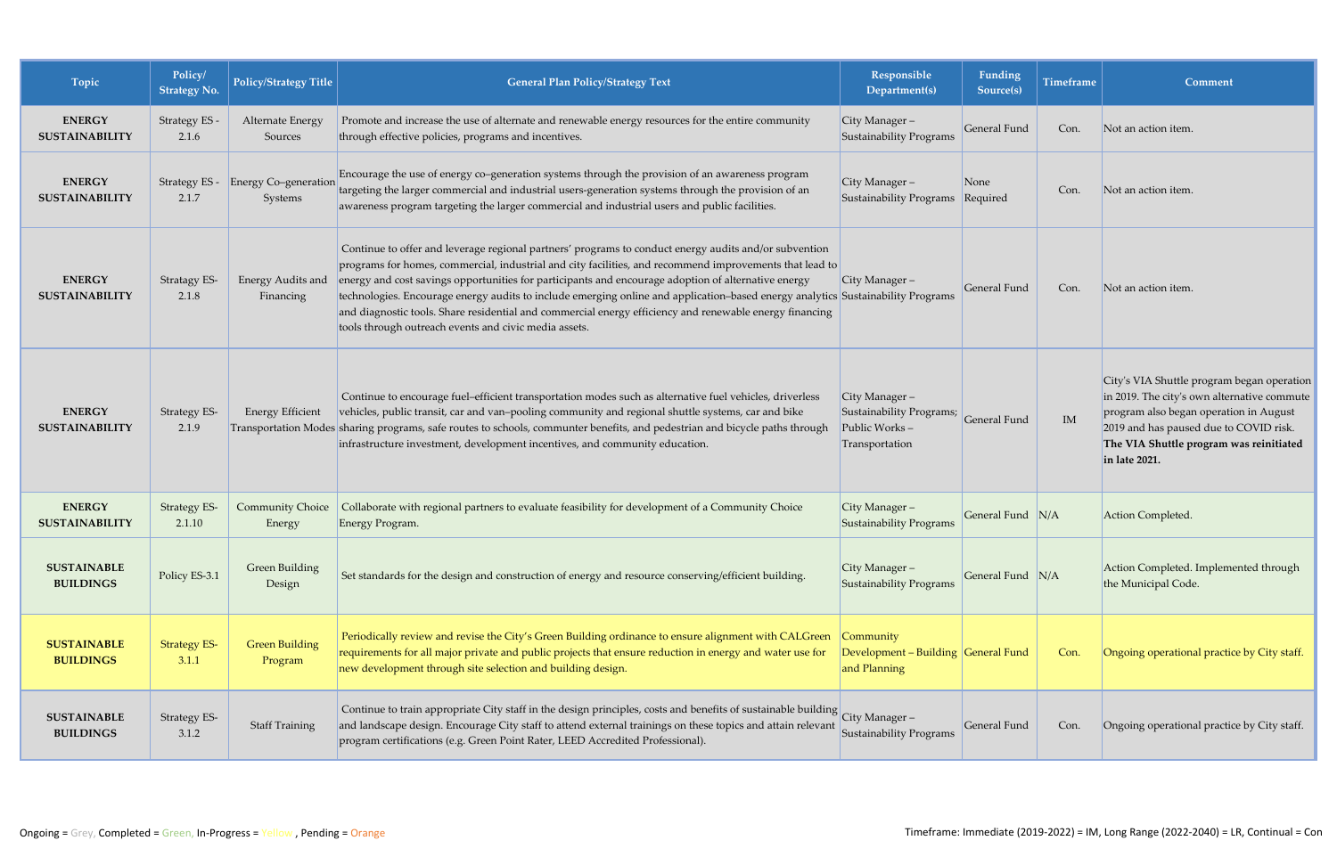| Topic | Policy/ Strategy No. | Policy/Strategy Title | General Plan Policy/Strategy Text | Responsible Department(s) | Funding Source(s) | Timeframe | Comment |
|---|---|---|---|---|---|---|---|
| **ENERGY SUSTAINABILITY** | Strategy ES - 2.1.6 | Alternate Energy Sources | Promote and increase the use of alternate and renewable energy resources for the entire community through effective policies, programs and incentives. | City Manager – Sustainability Programs | General Fund | Con. | Not an action item. |
| **ENERGY SUSTAINABILITY** | Strategy ES - 2.1.7 | Energy Co–generation Systems | Encourage the use of energy co–generation systems through the provision of an awareness program targeting the larger commercial and industrial users-generation systems through the provision of an awareness program targeting the larger commercial and industrial users and public facilities. | City Manager – Sustainability Programs | None Required | Con. | Not an action item. |
| **ENERGY SUSTAINABILITY** | Stratagy ES-2.1.8 | Energy Audits and Financing | Continue to offer and leverage regional partners' programs to conduct energy audits and/or subvention programs for homes, commercial, industrial and city facilities, and recommend improvements that lead to energy and cost savings opportunities for participants and encourage adoption of alternative energy technologies. Encourage energy audits to include emerging online and application–based energy analytics and diagnostic tools. Share residential and commercial energy efficiency and renewable energy financing tools through outreach events and civic media assets. | City Manager – Sustainability Programs | General Fund | Con. | Not an action item. |
| **ENERGY SUSTAINABILITY** | Strategy ES-2.1.9 | Energy Efficient Transportation Modes | Continue to encourage fuel–efficient transportation modes such as alternative fuel vehicles, driverless vehicles, public transit, car and van–pooling community and regional shuttle systems, car and bike sharing programs, safe routes to schools, commuter benefits, and pedestrian and bicycle paths through infrastructure investment, development incentives, and community education. | City Manager – Sustainability Programs; Public Works – Transportation | General Fund | IM | City's VIA Shuttle program began operation in 2019. The city's own alternative commute program also began operation in August 2019 and has paused due to COVID risk. **The VIA Shuttle program was reinitiated in late 2021.** |
| **ENERGY SUSTAINABILITY** | Strategy ES-2.1.10 | Community Choice Energy | Collaborate with regional partners to evaluate feasibility for development of a Community Choice Energy Program. | City Manager – Sustainability Programs | General Fund | N/A | Action Completed. |
| **SUSTAINABLE BUILDINGS** | Policy ES-3.1 | Green Building Design | Set standards for the design and construction of energy and resource conserving/efficient building. | City Manager – Sustainability Programs | General Fund | N/A | Action Completed. Implemented through the Municipal Code. |
| **SUSTAINABLE BUILDINGS** | Strategy ES-3.1.1 | Green Building Program | Periodically review and revise the City's Green Building ordinance to ensure alignment with CALGreen requirements for all major private and public projects that ensure reduction in energy and water use for new development through site selection and building design. | Community Development – Building and Planning | General Fund | Con. | Ongoing operational practice by City staff. |
| **SUSTAINABLE BUILDINGS** | Strategy ES-3.1.2 | Staff Training | Continue to train appropriate City staff in the design principles, costs and benefits of sustainable building and landscape design. Encourage City staff to attend external trainings on these topics and attain relevant program certifications (e.g. Green Point Rater, LEED Accredited Professional). | City Manager – Sustainability Programs | General Fund | Con. | Ongoing operational practice by City staff. |

Ongoing = Grey, Completed = Green, In-Progress = Yellow, Pending = Orange

Timeframe: Immediate (2019-2022) = IM, Long Range (2022-2040) = LR, Continual = Con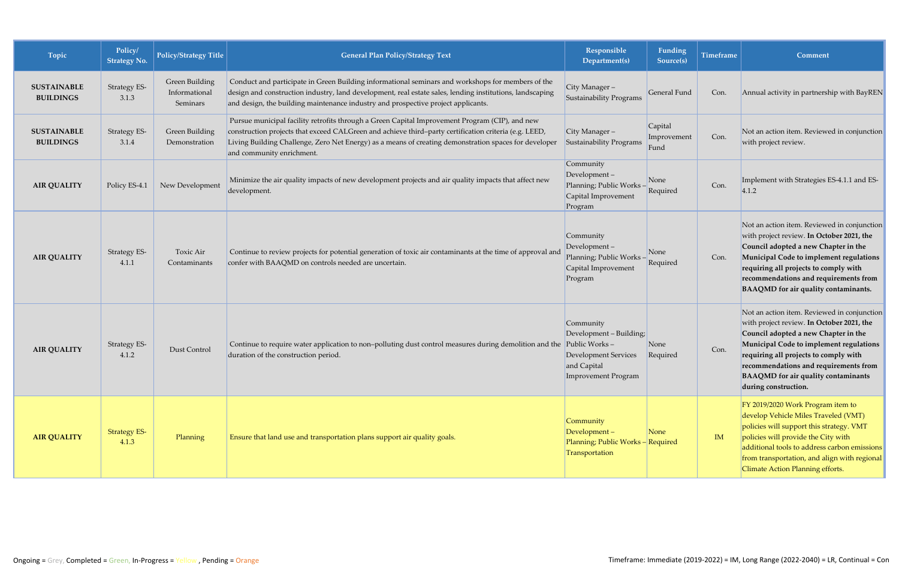| Topic | Policy/ Strategy No. | Policy/Strategy Title | General Plan Policy/Strategy Text | Responsible Department(s) | Funding Source(s) | Timeframe | Comment |
|---|---|---|---|---|---|---|---|
| **SUSTAINABLE BUILDINGS** | Strategy ES-3.1.3 | Green Building Informational Seminars | Conduct and participate in Green Building informational seminars and workshops for members of the design and construction industry, land development, real estate sales, lending institutions, landscaping and design, the building maintenance industry and prospective project applicants. | City Manager – Sustainability Programs | General Fund | Con. | Annual activity in partnership with BayREN |
| **SUSTAINABLE BUILDINGS** | Strategy ES-3.1.4 | Green Building Demonstration | Pursue municipal facility retrofits through a Green Capital Improvement Program (CIP), and new construction projects that exceed CALGreen and achieve third–party certification criteria (e.g. LEED, Living Building Challenge, Zero Net Energy) as a means of creating demonstration spaces for developer and community enrichment. | City Manager – Sustainability Programs | Capital Improvement Fund | Con. | Not an action item. Reviewed in conjunction with project review. |
| **AIR QUALITY** | Policy ES-4.1 | New Development | Minimize the air quality impacts of new development projects and air quality impacts that affect new development. | Community Development – Planning; Public Works – Capital Improvement Program | None Required | Con. | Implement with Strategies ES-4.1.1 and ES-4.1.2 |
| **AIR QUALITY** | Strategy ES-4.1.1 | Toxic Air Contaminants | Continue to review projects for potential generation of toxic air contaminants at the time of approval and confer with BAAQMD on controls needed are uncertain. | Community Development – Planning; Public Works – Capital Improvement Program | None Required | Con. | Not an action item. Reviewed in conjunction with project review. **In October 2021, the Council adopted a new Chapter in the Municipal Code to implement regulations requiring all projects to comply with recommendations and requirements from BAAQMD for air quality contaminants.** |
| **AIR QUALITY** | Strategy ES-4.1.2 | Dust Control | Continue to require water application to non–polluting dust control measures during demolition and the duration of the construction period. | Community Development – Building; Public Works – Development Services and Capital Improvement Program | None Required | Con. | Not an action item. Reviewed in conjunction with project review. **In October 2021, the Council adopted a new Chapter in the Municipal Code to implement regulations requiring all projects to comply with recommendations and requirements from BAAQMD for air quality contaminants during construction.** |
| **AIR QUALITY** | Strategy ES-4.1.3 | Planning | Ensure that land use and transportation plans support air quality goals. | Community Development – Planning; Public Works – Transportation | None Required | IM | FY 2019/2020 Work Program item to develop Vehicle Miles Traveled (VMT) policies will support this strategy. VMT policies will provide the City with additional tools to address carbon emissions from transportation, and align with regional Climate Action Planning efforts. |

Ongoing = Grey, Completed = Green, In-Progress = Yellow, Pending = Orange

Timeframe: Immediate (2019-2022) = IM, Long Range (2022-2040) = LR, Continual = Con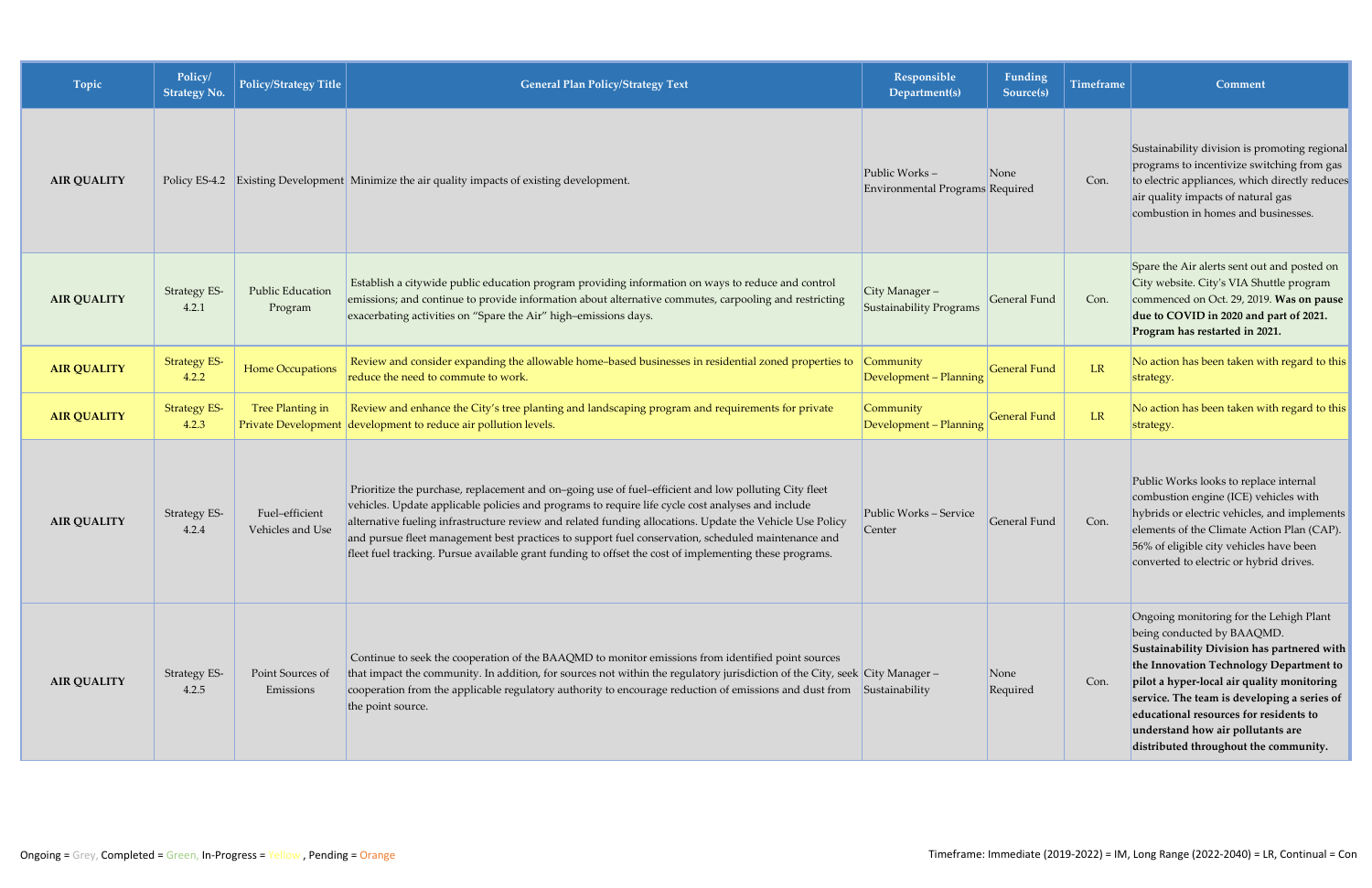| Topic | Policy/ Strategy No. | Policy/Strategy Title | General Plan Policy/Strategy Text | Responsible Department(s) | Funding Source(s) | Timeframe | Comment |
|---|---|---|---|---|---|---|---|
| **AIR QUALITY** | Policy ES-4.2 | Existing Development | Minimize the air quality impacts of existing development. | Public Works – Environmental Programs | None Required | Con. | Sustainability division is promoting regional programs to incentivize switching from gas to electric appliances, which directly reduces air quality impacts of natural gas combustion in homes and businesses. |
| **AIR QUALITY** | Strategy ES-4.2.1 | Public Education Program | Establish a citywide public education program providing information on ways to reduce and control emissions; and continue to provide information about alternative commutes, carpooling and restricting exacerbating activities on "Spare the Air" high–emissions days. | City Manager – Sustainability Programs | General Fund | Con. | Spare the Air alerts sent out and posted on City website. City's VIA Shuttle program commenced on Oct. 29, 2019. **Was on pause due to COVID in 2020 and part of 2021. Program has restarted in 2021.** |
| **AIR QUALITY** | Strategy ES-4.2.2 | Home Occupations | Review and consider expanding the allowable home–based businesses in residential zoned properties to reduce the need to commute to work. | Community Development – Planning | General Fund | LR | No action has been taken with regard to this strategy. |
| **AIR QUALITY** | Strategy ES-4.2.3 | Tree Planting in Private Development | Review and enhance the City's tree planting and landscaping program and requirements for private development to reduce air pollution levels. | Community Development – Planning | General Fund | LR | No action has been taken with regard to this strategy. |
| **AIR QUALITY** | Strategy ES-4.2.4 | Fuel–efficient Vehicles and Use | Prioritize the purchase, replacement and on–going use of fuel–efficient and low polluting City fleet vehicles. Update applicable policies and programs to require life cycle cost analyses and include alternative fueling infrastructure review and related funding allocations. Update the Vehicle Use Policy and pursue fleet management best practices to support fuel conservation, scheduled maintenance and fleet fuel tracking. Pursue available grant funding to offset the cost of implementing these programs. | Public Works – Service Center | General Fund | Con. | Public Works looks to replace internal combustion engine (ICE) vehicles with hybrids or electric vehicles, and implements elements of the Climate Action Plan (CAP). 56% of eligible city vehicles have been converted to electric or hybrid drives. |
| **AIR QUALITY** | Strategy ES-4.2.5 | Point Sources of Emissions | Continue to seek the cooperation of the BAAQMD to monitor emissions from identified point sources that impact the community. In addition, for sources not within the regulatory jurisdiction of the City, seek cooperation from the applicable regulatory authority to encourage reduction of emissions and dust from the point source. | City Manager – Sustainability | None Required | Con. | Ongoing monitoring for the Lehigh Plant being conducted by BAAQMD. **Sustainability Division has partnered with the Innovation Technology Department to pilot a hyper-local air quality monitoring service. The team is developing a series of educational resources for residents to understand how air pollutants are distributed throughout the community.** |

Ongoing = Grey, Completed = Green, In-Progress = Yellow, Pending = Orange

Timeframe: Immediate (2019-2022) = IM, Long Range (2022-2040) = LR, Continual = Con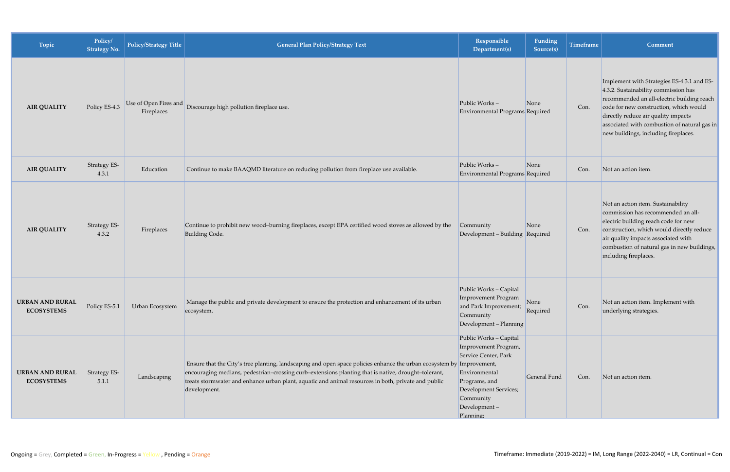| Topic | Policy/ Strategy No. | Policy/Strategy Title | General Plan Policy/Strategy Text | Responsible Department(s) | Funding Source(s) | Timeframe | Comment |
|---|---|---|---|---|---|---|---|
| **AIR QUALITY** | Policy ES-4.3 | Use of Open Fires and Fireplaces | Discourage high pollution fireplace use. | Public Works – Environmental Programs | None Required | Con. | Implement with Strategies ES-4.3.1 and ES-4.3.2. Sustainability commission has recommended an all-electric building reach code for new construction, which would directly reduce air quality impacts associated with combustion of natural gas in new buildings, including fireplaces. |
| **AIR QUALITY** | Strategy ES-4.3.1 | Education | Continue to make BAAQMD literature on reducing pollution from fireplace use available. | Public Works – Environmental Programs | None Required | Con. | Not an action item. |
| **AIR QUALITY** | Strategy ES-4.3.2 | Fireplaces | Continue to prohibit new wood–burning fireplaces, except EPA certified wood stoves as allowed by the Building Code. | Community Development – Building | None Required | Con. | Not an action item. Sustainability commission has recommended an all-electric building reach code for new construction, which would directly reduce air quality impacts associated with combustion of natural gas in new buildings, including fireplaces. |
| **URBAN AND RURAL ECOSYSTEMS** | Policy ES-5.1 | Urban Ecosystem | Manage the public and private development to ensure the protection and enhancement of its urban ecosystem. | Public Works – Capital Improvement Program and Park Improvement; Community Development – Planning | None Required | Con. | Not an action item. Implement with underlying strategies. |
| **URBAN AND RURAL ECOSYSTEMS** | Strategy ES-5.1.1 | Landscaping | Ensure that the City's tree planting, landscaping and open space policies enhance the urban ecosystem by encouraging medians, pedestrian–crossing curb–extensions planting that is native, drought–tolerant, treats stormwater and enhance urban plant, aquatic and animal resources in both, private and public development. | Public Works – Capital Improvement Program, Service Center, Park Improvement, Environmental Programs, and Development Services; Community Development – Planning; | General Fund | Con. | Not an action item. |

Ongoing = Grey, Completed = Green, In-Progress = Yellow , Pending = Orange

Timeframe: Immediate (2019-2022) = IM, Long Range (2022-2040) = LR, Continual = Con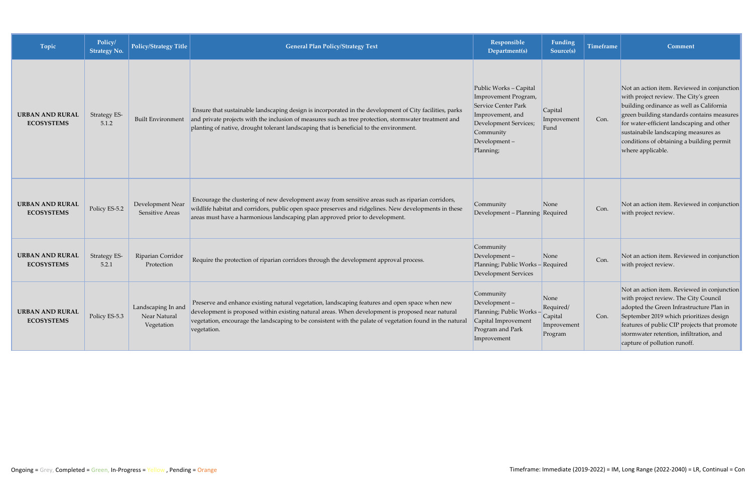| Topic | Policy/ Strategy No. | Policy/Strategy Title | General Plan Policy/Strategy Text | Responsible Department(s) | Funding Source(s) | Timeframe | Comment |
|---|---|---|---|---|---|---|---|
| **URBAN AND RURAL ECOSYSTEMS** | Strategy ES-5.1.2 | Built Environment | Ensure that sustainable landscaping design is incorporated in the development of City facilities, parks and private projects with the inclusion of measures such as tree protection, stormwater treatment and planting of native, drought tolerant landscaping that is beneficial to the environment. | Public Works – Capital Improvement Program, Service Center Park Improvement, and Development Services; Community Development – Planning; | Capital Improvement Fund | Con. | Not an action item. Reviewed in conjunction with project review. The City's green building ordinance as well as California green building standards contains measures for water-efficient landscaping and other sustainabile landscaping measures as conditions of obtaining a building permit where applicable. |
| **URBAN AND RURAL ECOSYSTEMS** | Policy ES-5.2 | Development Near Sensitive Areas | Encourage the clustering of new development away from sensitive areas such as riparian corridors, wildlife habitat and corridors, public open space preserves and ridgelines. New developments in these areas must have a harmonious landscaping plan approved prior to development. | Community Development – Planning | None Required | Con. | Not an action item. Reviewed in conjunction with project review. |
| **URBAN AND RURAL ECOSYSTEMS** | Strategy ES-5.2.1 | Riparian Corridor Protection | Require the protection of riparian corridors through the development approval process. | Community Development – Planning; Public Works – Development Services | None Required | Con. | Not an action item. Reviewed in conjunction with project review. |
| **URBAN AND RURAL ECOSYSTEMS** | Policy ES-5.3 | Landscaping In and Near Natural Vegetation | Preserve and enhance existing natural vegetation, landscaping features and open space when new development is proposed within existing natural areas. When development is proposed near natural vegetation, encourage the landscaping to be consistent with the palate of vegetation found in the natural vegetation. | Community Development – Planning; Public Works – Capital Improvement Program and Park Improvement | None Required/ Capital Improvement Program | Con. | Not an action item. Reviewed in conjunction with project review. The City Council adopted the Green Infrastructure Plan in September 2019 which prioritizes design features of public CIP projects that promote stormwater retention, infiltration, and capture of pollution runoff. |

Ongoing = Grey, Completed = Green, In-Progress = Yellow , Pending = Orange

Timeframe: Immediate (2019-2022) = IM, Long Range (2022-2040) = LR, Continual = Con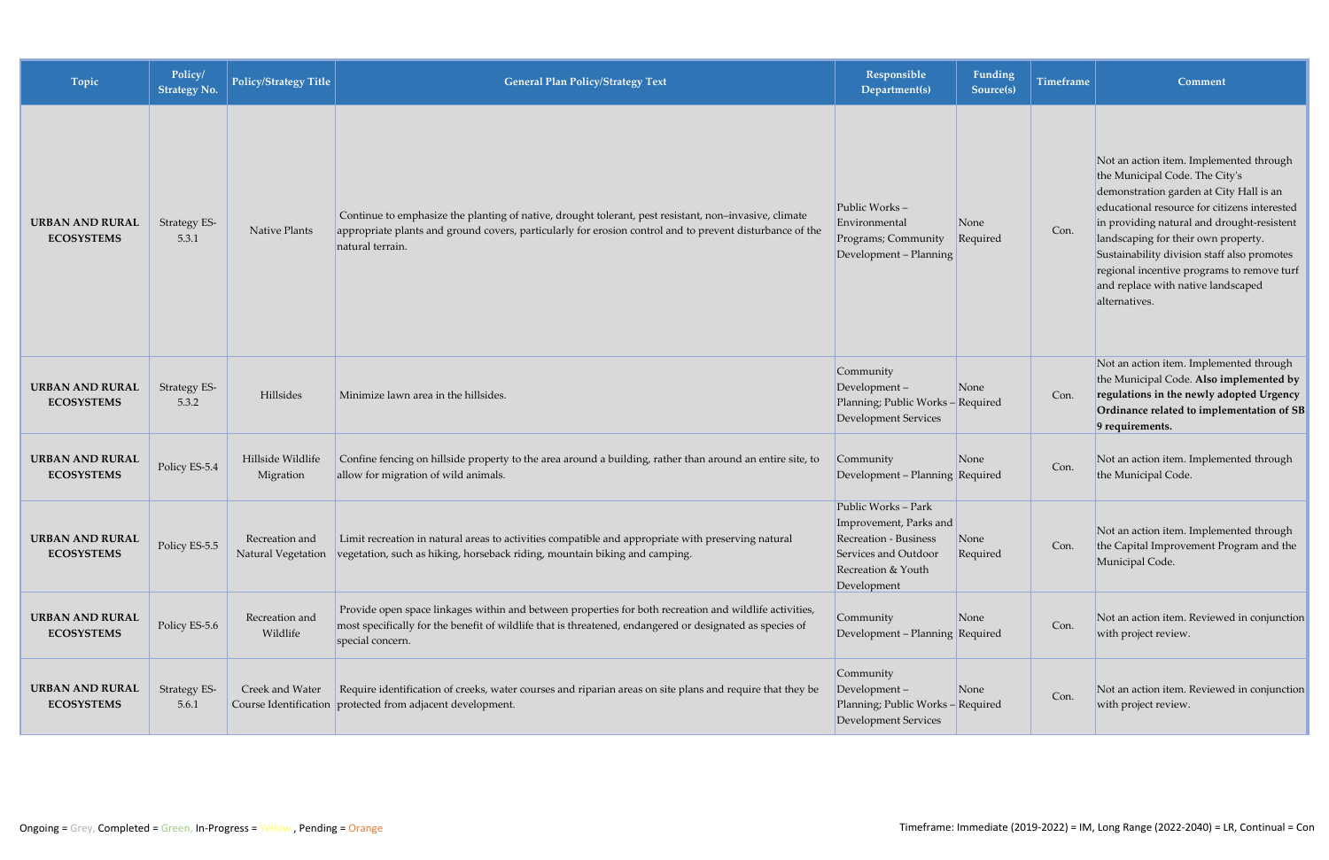| Topic | Policy/ Strategy No. | Policy/Strategy Title | General Plan Policy/Strategy Text | Responsible Department(s) | Funding Source(s) | Timeframe | Comment |
|---|---|---|---|---|---|---|---|
| **URBAN AND RURAL ECOSYSTEMS** | Strategy ES-5.3.1 | Native Plants | Continue to emphasize the planting of native, drought tolerant, pest resistant, non–invasive, climate appropriate plants and ground covers, particularly for erosion control and to prevent disturbance of the natural terrain. | Public Works – Environmental Programs; Community Development – Planning | None Required | Con. | Not an action item. Implemented through the Municipal Code. The City's demonstration garden at City Hall is an educational resource for citizens interested in providing natural and drought-resistent landscaping for their own property. Sustainability division staff also promotes regional incentive programs to remove turf and replace with native landscaped alternatives. |
| **URBAN AND RURAL ECOSYSTEMS** | Strategy ES-5.3.2 | Hillsides | Minimize lawn area in the hillsides. | Community Development – Planning; Public Works – Development Services | None Required | Con. | Not an action item. Implemented through the Municipal Code. **Also implemented by regulations in the newly adopted Urgency Ordinance related to implementation of SB 9 requirements.** |
| **URBAN AND RURAL ECOSYSTEMS** | Policy ES-5.4 | Hillside Wildlife Migration | Confine fencing on hillside property to the area around a building, rather than around an entire site, to allow for migration of wild animals. | Community Development – Planning | None Required | Con. | Not an action item. Implemented through the Municipal Code. |
| **URBAN AND RURAL ECOSYSTEMS** | Policy ES-5.5 | Recreation and Natural Vegetation | Limit recreation in natural areas to activities compatible and appropriate with preserving natural vegetation, such as hiking, horseback riding, mountain biking and camping. | Public Works – Park Improvement, Parks and Recreation - Business Services and Outdoor Recreation & Youth Development | None Required | Con. | Not an action item. Implemented through the Capital Improvement Program and the Municipal Code. |
| **URBAN AND RURAL ECOSYSTEMS** | Policy ES-5.6 | Recreation and Wildlife | Provide open space linkages within and between properties for both recreation and wildlife activities, most specifically for the benefit of wildlife that is threatened, endangered or designated as species of special concern. | Community Development – Planning | None Required | Con. | Not an action item. Reviewed in conjunction with project review. |
| **URBAN AND RURAL ECOSYSTEMS** | Strategy ES-5.6.1 | Creek and Water Course Identification | Require identification of creeks, water courses and riparian areas on site plans and require that they be protected from adjacent development. | Community Development – Planning; Public Works – Development Services | None Required | Con. | Not an action item. Reviewed in conjunction with project review. |

Ongoing = Grey, Completed = Green, In-Progress = Yellow , Pending = Orange

Timeframe: Immediate (2019-2022) = IM, Long Range (2022-2040) = LR, Continual = Con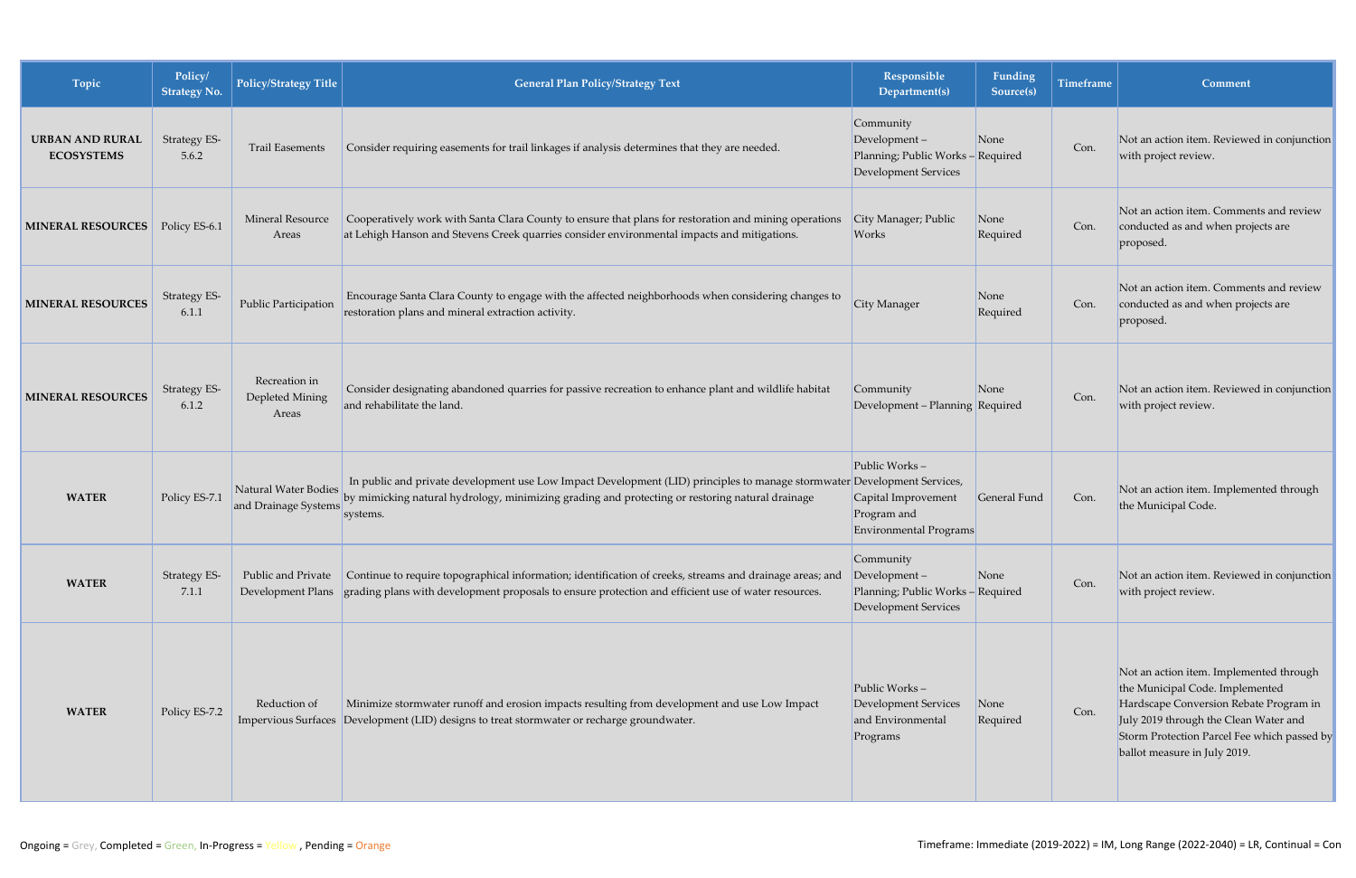| Topic | Policy/ Strategy No. | Policy/Strategy Title | General Plan Policy/Strategy Text | Responsible Department(s) | Funding Source(s) | Timeframe | Comment |
|---|---|---|---|---|---|---|---|
| **URBAN AND RURAL ECOSYSTEMS** | Strategy ES-5.6.2 | Trail Easements | Consider requiring easements for trail linkages if analysis determines that they are needed. | Community Development – Planning; Public Works – Development Services | None Required | Con. | Not an action item. Reviewed in conjunction with project review. |
| **MINERAL RESOURCES** | Policy ES-6.1 | Mineral Resource Areas | Cooperatively work with Santa Clara County to ensure that plans for restoration and mining operations at Lehigh Hanson and Stevens Creek quarries consider environmental impacts and mitigations. | City Manager; Public Works | None Required | Con. | Not an action item. Comments and review conducted as and when projects are proposed. |
| **MINERAL RESOURCES** | Strategy ES-6.1.1 | Public Participation | Encourage Santa Clara County to engage with the affected neighborhoods when considering changes to restoration plans and mineral extraction activity. | City Manager | None Required | Con. | Not an action item. Comments and review conducted as and when projects are proposed. |
| **MINERAL RESOURCES** | Strategy ES-6.1.2 | Recreation in Depleted Mining Areas | Consider designating abandoned quarries for passive recreation to enhance plant and wildlife habitat and rehabilitate the land. | Community Development – Planning | None Required | Con. | Not an action item. Reviewed in conjunction with project review. |
| **WATER** | Policy ES-7.1 | Natural Water Bodies and Drainage Systems | In public and private development use Low Impact Development (LID) principles to manage stormwater by mimicking natural hydrology, minimizing grading and protecting or restoring natural drainage systems. | Public Works – Development Services, Capital Improvement Program and Environmental Programs | General Fund | Con. | Not an action item. Implemented through the Municipal Code. |
| **WATER** | Strategy ES-7.1.1 | Public and Private Development Plans | Continue to require topographical information; identification of creeks, streams and drainage areas; and grading plans with development proposals to ensure protection and efficient use of water resources. | Community Development – Planning; Public Works – Development Services | None Required | Con. | Not an action item. Reviewed in conjunction with project review. |
| **WATER** | Policy ES-7.2 | Reduction of Impervious Surfaces | Minimize stormwater runoff and erosion impacts resulting from development and use Low Impact Development (LID) designs to treat stormwater or recharge groundwater. | Public Works – Development Services and Environmental Programs | None Required | Con. | Not an action item. Implemented through the Municipal Code. Implemented Hardscape Conversion Rebate Program in July 2019 through the Clean Water and Storm Protection Parcel Fee which passed by ballot measure in July 2019. |

Ongoing = Grey, Completed = Green, In-Progress = Yellow , Pending = Orange

Timeframe: Immediate (2019-2022) = IM, Long Range (2022-2040) = LR, Continual = Con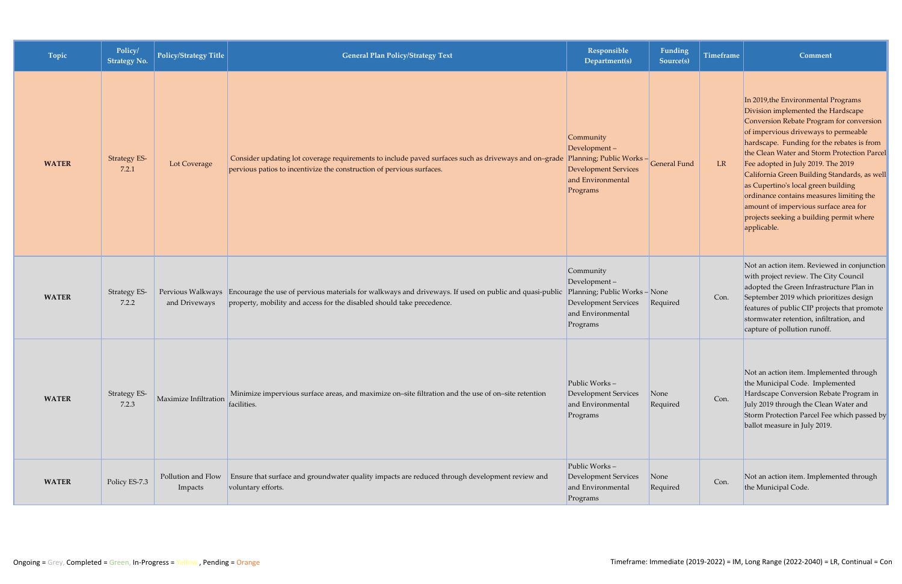| Topic | Policy/ Strategy No. | Policy/Strategy Title | General Plan Policy/Strategy Text | Responsible Department(s) | Funding Source(s) | Timeframe | Comment |
|---|---|---|---|---|---|---|---|
| **WATER** | Strategy ES-7.2.1 | Lot Coverage | Consider updating lot coverage requirements to include paved surfaces such as driveways and on–grade pervious patios to incentivize the construction of pervious surfaces. | Community Development – Planning; Public Works – Development Services and Environmental Programs | General Fund | LR | In 2019,the Environmental Programs Division implemented the Hardscape Conversion Rebate Program for conversion of impervious driveways to permeable hardscape. Funding for the rebates is from the Clean Water and Storm Protection Parcel Fee adopted in July 2019. The 2019 California Green Building Standards, as well as Cupertino's local green building ordinance contains measures limiting the amount of impervious surface area for projects seeking a building permit where applicable. |
| **WATER** | Strategy ES-7.2.2 | Pervious Walkways and Driveways | Encourage the use of pervious materials for walkways and driveways. If used on public and quasi-public property, mobility and access for the disabled should take precedence. | Community Development – Planning; Public Works – Development Services and Environmental Programs | None Required | Con. | Not an action item. Reviewed in conjunction with project review. The City Council adopted the Green Infrastructure Plan in September 2019 which prioritizes design features of public CIP projects that promote stormwater retention, infiltration, and capture of pollution runoff. |
| **WATER** | Strategy ES-7.2.3 | Maximize Infiltration | Minimize impervious surface areas, and maximize on–site filtration and the use of on–site retention facilities. | Public Works – Development Services and Environmental Programs | None Required | Con. | Not an action item. Implemented through the Municipal Code. Implemented Hardscape Conversion Rebate Program in July 2019 through the Clean Water and Storm Protection Parcel Fee which passed by ballot measure in July 2019. |
| **WATER** | Policy ES-7.3 | Pollution and Flow Impacts | Ensure that surface and groundwater quality impacts are reduced through development review and voluntary efforts. | Public Works – Development Services and Environmental Programs | None Required | Con. | Not an action item. Implemented through the Municipal Code. |

Ongoing = Grey, Completed = Green, In-Progress = Yellow, Pending = Orange

Timeframe: Immediate (2019-2022) = IM, Long Range (2022-2040) = LR, Continual = Con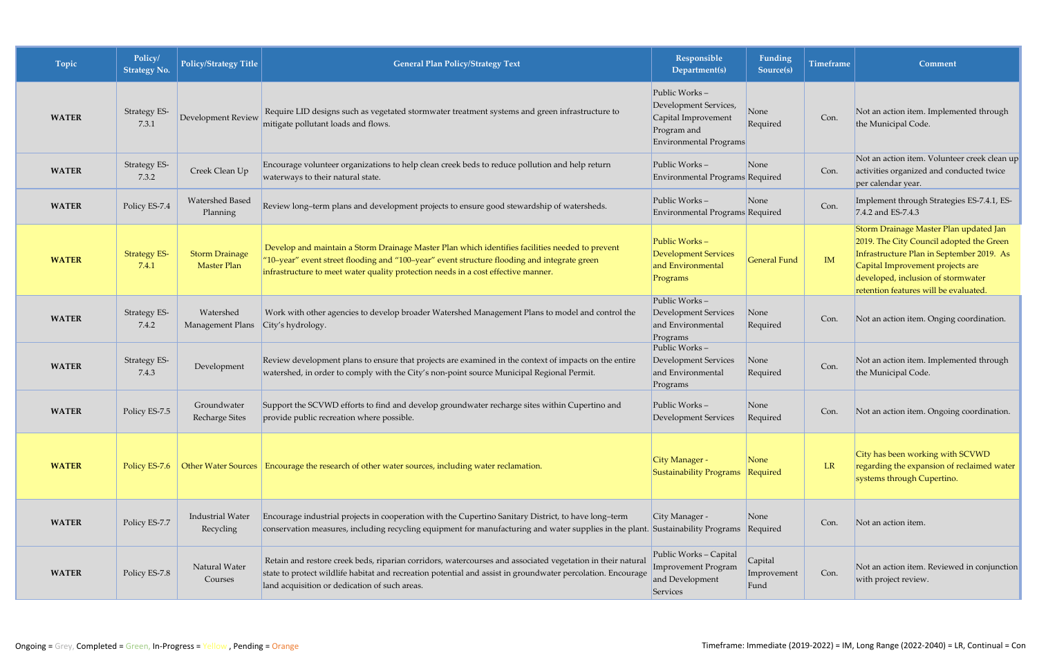| Topic | Policy/ Strategy No. | Policy/Strategy Title | General Plan Policy/Strategy Text | Responsible Department(s) | Funding Source(s) | Timeframe | Comment |
|---|---|---|---|---|---|---|---|
| **WATER** | Strategy ES-7.3.1 | Development Review | Require LID designs such as vegetated stormwater treatment systems and green infrastructure to mitigate pollutant loads and flows. | Public Works – Development Services, Capital Improvement Program and Environmental Programs | None Required | Con. | Not an action item. Implemented through the Municipal Code. |
| **WATER** | Strategy ES-7.3.2 | Creek Clean Up | Encourage volunteer organizations to help clean creek beds to reduce pollution and help return waterways to their natural state. | Public Works – Environmental Programs | None Required | Con. | Not an action item. Volunteer creek clean up activities organized and conducted twice per calendar year. |
| **WATER** | Policy ES-7.4 | Watershed Based Planning | Review long–term plans and development projects to ensure good stewardship of watersheds. | Public Works – Environmental Programs | None Required | Con. | Implement through Strategies ES-7.4.1, ES-7.4.2 and ES-7.4.3 |
| **WATER** | Strategy ES-7.4.1 | Storm Drainage Master Plan | Develop and maintain a Storm Drainage Master Plan which identifies facilities needed to prevent "10–year" event street flooding and "100–year" event structure flooding and integrate green infrastructure to meet water quality protection needs in a cost effective manner. | Public Works – Development Services and Environmental Programs | General Fund | IM | Storm Drainage Master Plan updated Jan 2019. The City Council adopted the Green Infrastructure Plan in September 2019. As Capital Improvement projects are developed, inclusion of stormwater retention features will be evaluated. |
| **WATER** | Strategy ES-7.4.2 | Watershed Management Plans | Work with other agencies to develop broader Watershed Management Plans to model and control the City's hydrology. | Public Works – Development Services and Environmental Programs | None Required | Con. | Not an action item. Onging coordination. |
| **WATER** | Strategy ES-7.4.3 | Development | Review development plans to ensure that projects are examined in the context of impacts on the entire watershed, in order to comply with the City's non-point source Municipal Regional Permit. | Public Works – Development Services and Environmental Programs | None Required | Con. | Not an action item. Implemented through the Municipal Code. |
| **WATER** | Policy ES-7.5 | Groundwater Recharge Sites | Support the SCVWD efforts to find and develop groundwater recharge sites within Cupertino and provide public recreation where possible. | Public Works – Development Services | None Required | Con. | Not an action item. Ongoing coordination. |
| **WATER** | Policy ES-7.6 | Other Water Sources | Encourage the research of other water sources, including water reclamation. | City Manager - Sustainability Programs | None Required | LR | City has been working with SCVWD regarding the expansion of reclaimed water systems through Cupertino. |
| **WATER** | Policy ES-7.7 | Industrial Water Recycling | Encourage industrial projects in cooperation with the Cupertino Sanitary District, to have long–term conservation measures, including recycling equipment for manufacturing and water supplies in the plant. | City Manager - Sustainability Programs | None Required | Con. | Not an action item. |
| **WATER** | Policy ES-7.8 | Natural Water Courses | Retain and restore creek beds, riparian corridors, watercourses and associated vegetation in their natural state to protect wildlife habitat and recreation potential and assist in groundwater percolation. Encourage land acquisition or dedication of such areas. | Public Works – Capital Improvement Program and Development Services | Capital Improvement Fund | Con. | Not an action item. Reviewed in conjunction with project review. |

Ongoing = Grey, Completed = Green, In-Progress = Yellow, Pending = Orange

Timeframe: Immediate (2019-2022) = IM, Long Range (2022-2040) = LR, Continual = Con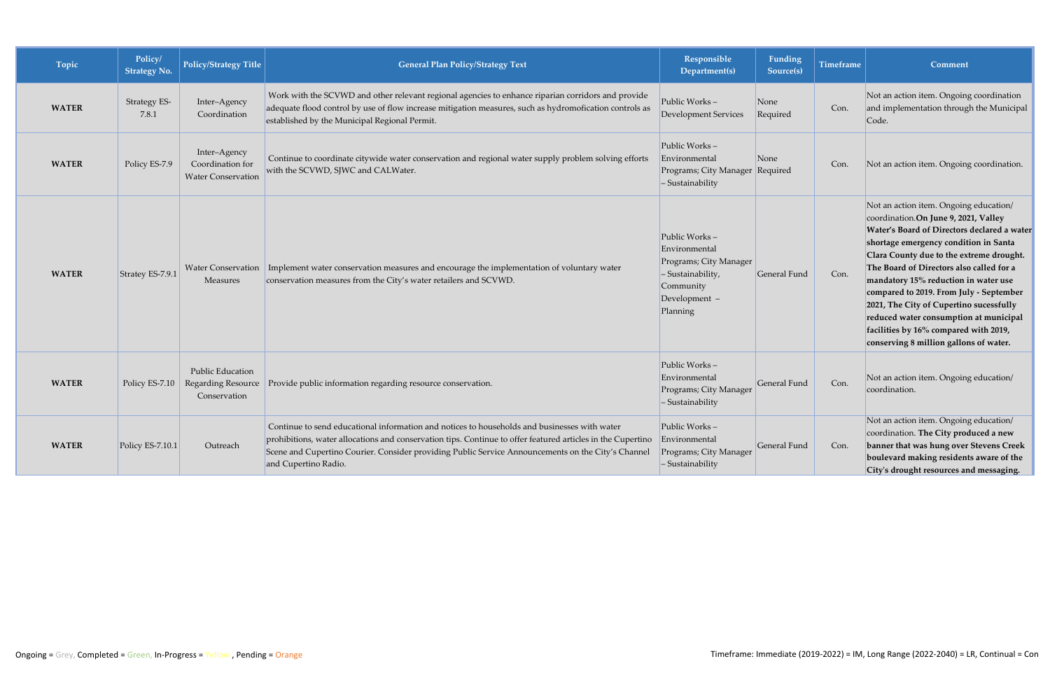| Topic | Policy/ Strategy No. | Policy/Strategy Title | General Plan Policy/Strategy Text | Responsible Department(s) | Funding Source(s) | Timeframe | Comment |
|---|---|---|---|---|---|---|---|
| **WATER** | Strategy ES-7.8.1 | Inter–Agency Coordination | Work with the SCVWD and other relevant regional agencies to enhance riparian corridors and provide adequate flood control by use of flow increase mitigation measures, such as hydromofication controls as established by the Municipal Regional Permit. | Public Works – Development Services | None Required | Con. | Not an action item. Ongoing coordination and implementation through the Municipal Code. |
| **WATER** | Policy ES-7.9 | Inter–Agency Coordination for Water Conservation | Continue to coordinate citywide water conservation and regional water supply problem solving efforts with the SCVWD, SJWC and CALWater. | Public Works – Environmental Programs; City Manager – Sustainability | None Required | Con. | Not an action item. Ongoing coordination. |
| **WATER** | Stratey ES-7.9.1 | Water Conservation Measures | Implement water conservation measures and encourage the implementation of voluntary water conservation measures from the City's water retailers and SCVWD. | Public Works – Environmental Programs; City Manager – Sustainability, Community Development – Planning | General Fund | Con. | Not an action item. Ongoing education/ coordination.**On June 9, 2021, Valley Water's Board of Directors declared a water shortage emergency condition in Santa Clara County due to the extreme drought. The Board of Directors also called for a mandatory 15% reduction in water use compared to 2019. From July - September 2021, The City of Cupertino sucessfully reduced water consumption at municipal facilities by 16% compared with 2019, conserving 8 million gallons of water.** |
| **WATER** | Policy ES-7.10 | Public Education Regarding Resource Conservation | Provide public information regarding resource conservation. | Public Works – Environmental Programs; City Manager – Sustainability | General Fund | Con. | Not an action item. Ongoing education/ coordination. |
| **WATER** | Policy ES-7.10.1 | Outreach | Continue to send educational information and notices to households and businesses with water prohibitions, water allocations and conservation tips. Continue to offer featured articles in the Cupertino Scene and Cupertino Courier. Consider providing Public Service Announcements on the City's Channel and Cupertino Radio. | Public Works – Environmental Programs; City Manager – Sustainability | General Fund | Con. | Not an action item. Ongoing education/ coordination. **The City produced a new banner that was hung over Stevens Creek boulevard making residents aware of the City's drought resources and messaging.** |

Ongoing = Grey, Completed = Green, In-Progress = Yellow , Pending = Orange

Timeframe: Immediate (2019-2022) = IM, Long Range (2022-2040) = LR, Continual = Con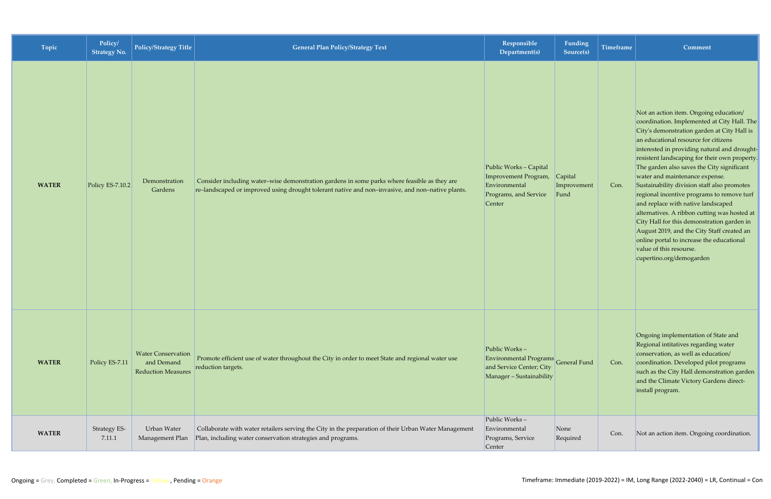| Topic | Policy/ Strategy No. | Policy/Strategy Title | General Plan Policy/Strategy Text | Responsible Department(s) | Funding Source(s) | Timeframe | Comment |
| --- | --- | --- | --- | --- | --- | --- | --- |
| **WATER** | Policy ES-7.10.2 | Demonstration Gardens | Consider including water–wise demonstration gardens in some parks where feasible as they are re–landscaped or improved using drought tolerant native and non–invasive, and non–native plants. | Public Works – Capital Improvement Program, Environmental Programs, and Service Center | Capital Improvement Fund | Con. | Not an action item. Ongoing education/ coordination. Implemented at City Hall. The City's demonstration garden at City Hall is an educational resource for citizens interested in providing natural and drought-resistent landscaping for their own property. The garden also saves the City significant water and maintenance expense. Sustainability division staff also promotes regional incentive programs to remove turf and replace with native landscaped alternatives. A ribbon cutting was hosted at City Hall for this demonstration garden in August 2019, and the City Staff created an online portal to increase the educational value of this resourse. cupertino.org/demogarden |
| **WATER** | Policy ES-7.11 | Water Conservation and Demand Reduction Measures | Promote efficient use of water throughout the City in order to meet State and regional water use reduction targets. | Public Works – Environmental Programs and Service Center; City Manager – Sustainability | General Fund | Con. | Ongoing implementation of State and Regional intitatives regarding water conservation, as well as education/ coordination. Developed pilot programs such as the City Hall demonstration garden and the Climate Victory Gardens direct-install program. |
| **WATER** | Strategy ES-7.11.1 | Urban Water Management Plan | Collaborate with water retailers serving the City in the preparation of their Urban Water Management Plan, including water conservation strategies and programs. | Public Works – Environmental Programs, Service Center | None Required | Con. | Not an action item. Ongoing coordination. |

Ongoing = Grey, Completed = Green, In-Progress = Yellow , Pending = Orange

Timeframe: Immediate (2019-2022) = IM, Long Range (2022-2040) = LR, Continual = Con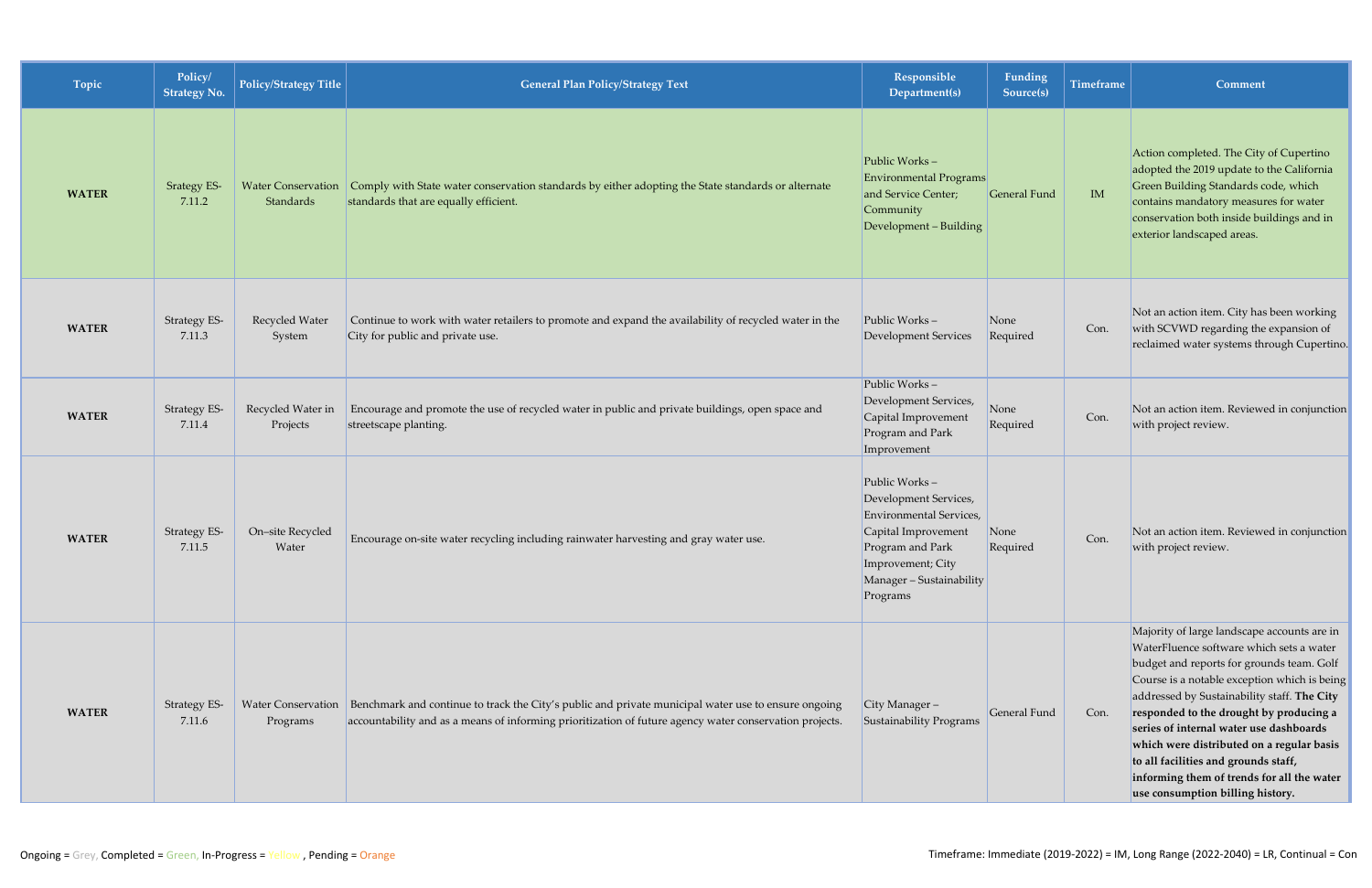| Topic | Policy/ Strategy No. | Policy/Strategy Title | General Plan Policy/Strategy Text | Responsible Department(s) | Funding Source(s) | Timeframe | Comment |
|---|---|---|---|---|---|---|---|
| **WATER** | Srategy ES-7.11.2 | Water Conservation Standards | Comply with State water conservation standards by either adopting the State standards or alternate standards that are equally efficient. | Public Works – Environmental Programs and Service Center; Community Development – Building | General Fund | IM | Action completed. The City of Cupertino adopted the 2019 update to the California Green Building Standards code, which contains mandatory measures for water conservation both inside buildings and in exterior landscaped areas. |
| **WATER** | Strategy ES-7.11.3 | Recycled Water System | Continue to work with water retailers to promote and expand the availability of recycled water in the City for public and private use. | Public Works – Development Services | None Required | Con. | Not an action item. City has been working with SCVWD regarding the expansion of reclaimed water systems through Cupertino. |
| **WATER** | Strategy ES-7.11.4 | Recycled Water in Projects | Encourage and promote the use of recycled water in public and private buildings, open space and streetscape planting. | Public Works – Development Services, Capital Improvement Program and Park Improvement | None Required | Con. | Not an action item. Reviewed in conjunction with project review. |
| **WATER** | Strategy ES-7.11.5 | On–site Recycled Water | Encourage on-site water recycling including rainwater harvesting and gray water use. | Public Works – Development Services, Environmental Services, Capital Improvement Program and Park Improvement; City Manager – Sustainability Programs | None Required | Con. | Not an action item. Reviewed in conjunction with project review. |
| **WATER** | Strategy ES-7.11.6 | Water Conservation Programs | Benchmark and continue to track the City's public and private municipal water use to ensure ongoing accountability and as a means of informing prioritization of future agency water conservation projects. | City Manager – Sustainability Programs | General Fund | Con. | Majority of large landscape accounts are in WaterFluence software which sets a water budget and reports for grounds team. Golf Course is a notable exception which is being addressed by Sustainability staff. **The City responded to the drought by producing a series of internal water use dashboards which were distributed on a regular basis to all facilities and grounds staff, informing them of trends for all the water use consumption billing history.** |

Ongoing = Grey, Completed = Green, In-Progress = Yellow, Pending = Orange

Timeframe: Immediate (2019-2022) = IM, Long Range (2022-2040) = LR, Continual = Con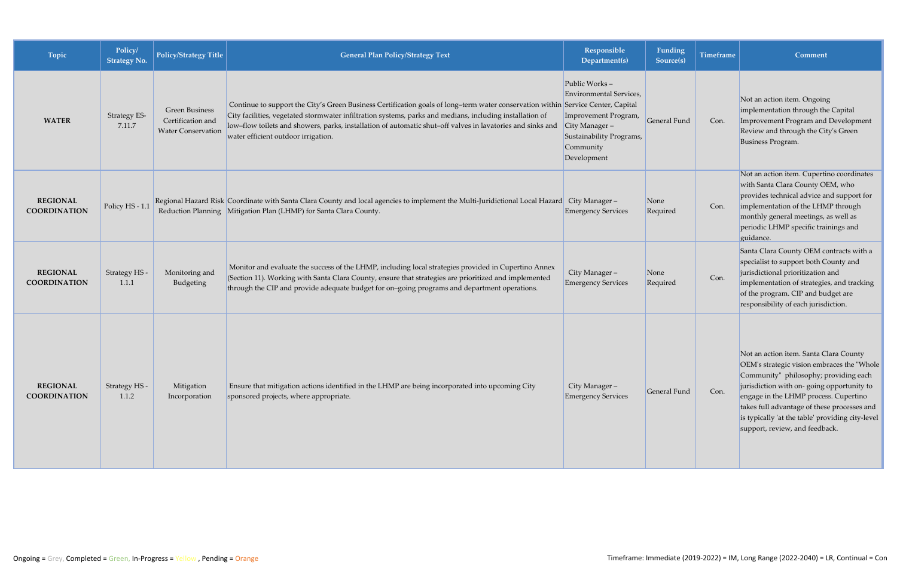| Topic | Policy/ Strategy No. | Policy/Strategy Title | General Plan Policy/Strategy Text | Responsible Department(s) | Funding Source(s) | Timeframe | Comment |
|---|---|---|---|---|---|---|---|
| **WATER** | Strategy ES-7.11.7 | Green Business Certification and Water Conservation | Continue to support the City's Green Business Certification goals of long–term water conservation within City facilities, vegetated stormwater infiltration systems, parks and medians, including installation of low–flow toilets and showers, parks, installation of automatic shut–off valves in lavatories and sinks and water efficient outdoor irrigation. | Public Works – Environmental Services, Service Center, Capital Improvement Program, City Manager – Sustainability Programs, Community Development | General Fund | Con. | Not an action item. Ongoing implementation through the Capital Improvement Program and Development Review and through the City's Green Business Program. |
| **REGIONAL COORDINATION** | Policy HS - 1.1 | Regional Hazard Risk Reduction Planning | Coordinate with Santa Clara County and local agencies to implement the Multi-Juridictional Local Hazard Mitigation Plan (LHMP) for Santa Clara County. | City Manager – Emergency Services | None Required | Con. | Not an action item. Cupertino coordinates with Santa Clara County OEM, who provides technical advice and support for implementation of the LHMP through monthly general meetings, as well as periodic LHMP specific trainings and guidance. |
| **REGIONAL COORDINATION** | Strategy HS - 1.1.1 | Monitoring and Budgeting | Monitor and evaluate the success of the LHMP, including local strategies provided in Cupertino Annex (Section 11). Working with Santa Clara County, ensure that strategies are prioritized and implemented through the CIP and provide adequate budget for on–going programs and department operations. | City Manager – Emergency Services | None Required | Con. | Santa Clara County OEM contracts with a specialist to support both County and jurisdictional prioritization and implementation of strategies, and tracking of the program. CIP and budget are responsibility of each jurisdiction. |
| **REGIONAL COORDINATION** | Strategy HS - 1.1.2 | Mitigation Incorporation | Ensure that mitigation actions identified in the LHMP are being incorporated into upcoming City sponsored projects, where appropriate. | City Manager – Emergency Services | General Fund | Con. | Not an action item. Santa Clara County OEM's strategic vision embraces the "Whole Community" philosophy; providing each jurisdiction with on- going opportunity to engage in the LHMP process. Cupertino takes full advantage of these processes and is typically 'at the table' providing city-level support, review, and feedback. |

Ongoing = Grey, Completed = Green, In-Progress = Yellow , Pending = Orange

Timeframe: Immediate (2019-2022) = IM, Long Range (2022-2040) = LR, Continual = Con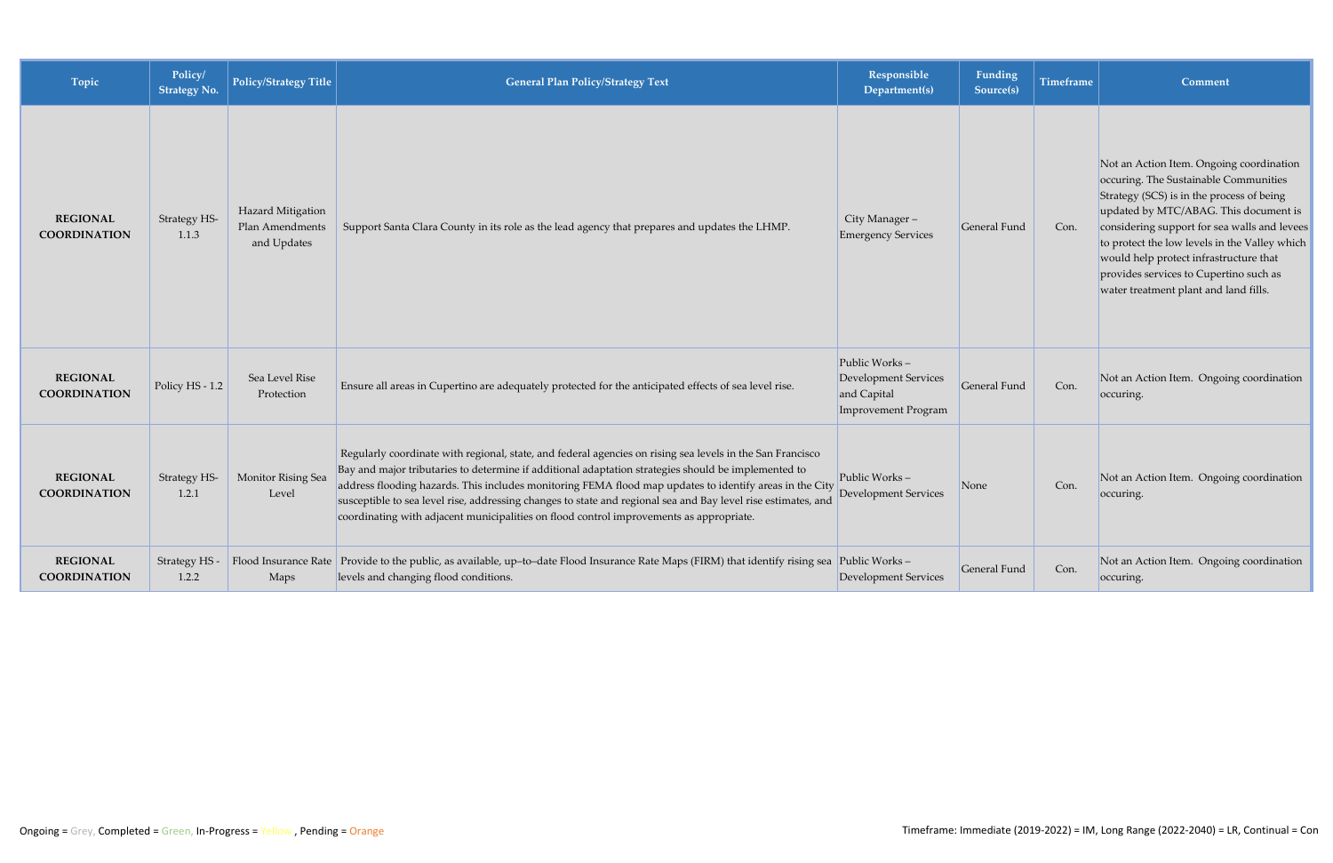| Topic | Policy/ Strategy No. | Policy/Strategy Title | General Plan Policy/Strategy Text | Responsible Department(s) | Funding Source(s) | Timeframe | Comment |
|---|---|---|---|---|---|---|---|
| **REGIONAL COORDINATION** | Strategy HS-1.1.3 | Hazard Mitigation Plan Amendments and Updates | Support Santa Clara County in its role as the lead agency that prepares and updates the LHMP. | City Manager – Emergency Services | General Fund | Con. | Not an Action Item. Ongoing coordination occuring. The Sustainable Communities Strategy (SCS) is in the process of being updated by MTC/ABAG. This document is considering support for sea walls and levees to protect the low levels in the Valley which would help protect infrastructure that provides services to Cupertino such as water treatment plant and land fills. |
| **REGIONAL COORDINATION** | Policy HS - 1.2 | Sea Level Rise Protection | Ensure all areas in Cupertino are adequately protected for the anticipated effects of sea level rise. | Public Works – Development Services and Capital Improvement Program | General Fund | Con. | Not an Action Item. Ongoing coordination occuring. |
| **REGIONAL COORDINATION** | Strategy HS-1.2.1 | Monitor Rising Sea Level | Regularly coordinate with regional, state, and federal agencies on rising sea levels in the San Francisco Bay and major tributaries to determine if additional adaptation strategies should be implemented to address flooding hazards. This includes monitoring FEMA flood map updates to identify areas in the City susceptible to sea level rise, addressing changes to state and regional sea and Bay level rise estimates, and coordinating with adjacent municipalities on flood control improvements as appropriate. | Public Works – Development Services | None | Con. | Not an Action Item. Ongoing coordination occuring. |
| **REGIONAL COORDINATION** | Strategy HS - 1.2.2 | Flood Insurance Rate Maps | Provide to the public, as available, up–to–date Flood Insurance Rate Maps (FIRM) that identify rising sea levels and changing flood conditions. | Public Works – Development Services | General Fund | Con. | Not an Action Item. Ongoing coordination occuring. |

Ongoing = Grey, Completed = Green, In-Progress = Yellow , Pending = Orange

Timeframe: Immediate (2019-2022) = IM, Long Range (2022-2040) = LR, Continual = Con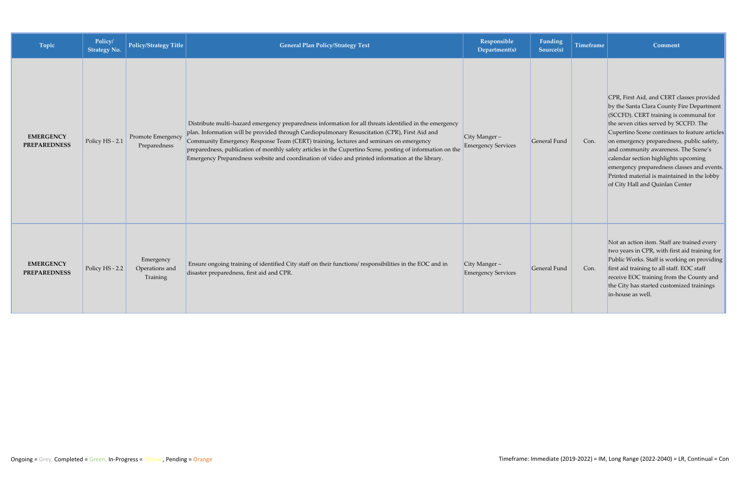| Topic | Policy/ Strategy No. | Policy/Strategy Title | General Plan Policy/Strategy Text | Responsible Department(s) | Funding Source(s) | Timeframe | Comment |
|---|---|---|---|---|---|---|---|
| **EMERGENCY PREPAREDNESS** | Policy HS - 2.1 | Promote Emergency Preparedness | Distribute multi–hazard emergency preparedness information for all threats identified in the emergency plan. Information will be provided through Cardiopulmonary Resuscitation (CPR), First Aid and Community Emergency Response Team (CERT) training, lectures and seminars on emergency preparedness, publication of monthly safety articles in the Cupertino Scene, posting of information on the Emergency Preparedness website and coordination of video and printed information at the library. | City Manger – Emergency Services | General Fund | Con. | CPR, First Aid, and CERT classes provided by the Santa Clara County Fire Department (SCCFD). CERT training is communal for the seven cities served by SCCFD. The Cupertino Scene continues to feature articles on emergency preparedness, public safety, and community awareness. The Scene's calendar section highlights upcoming emergency preparedness classes and events. Printed material is maintained in the lobby of City Hall and Quinlan Center |
| **EMERGENCY PREPAREDNESS** | Policy HS - 2.2 | Emergency Operations and Training | Ensure ongoing training of identified City staff on their functions/ responsibilities in the EOC and in disaster preparedness, first aid and CPR. | City Manger – Emergency Services | General Fund | Con. | Not an action item. Staff are trained every two years in CPR, with first aid training for Public Works. Staff is working on providing first aid training to all staff. EOC staff receive EOC training from the County and the City has started customized trainings in-house as well. |

Ongoing = Grey, Completed = Green, In-Progress = Yellow , Pending = Orange

Timeframe: Immediate (2019-2022) = IM, Long Range (2022-2040) = LR, Continual = Con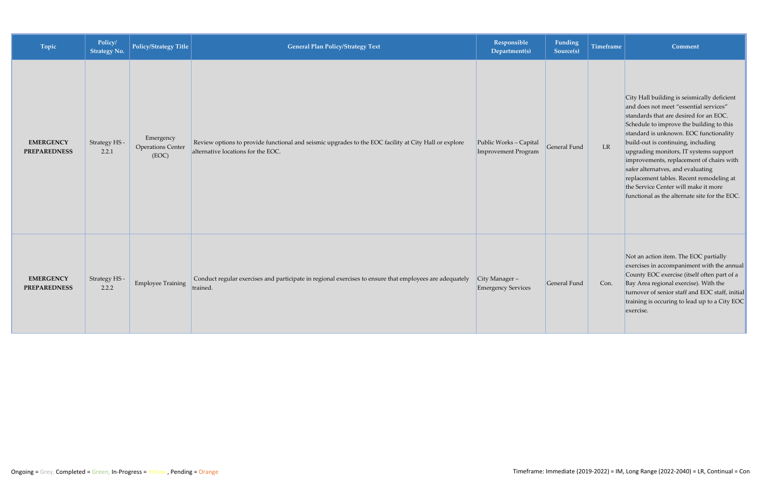| Topic | Policy/ Strategy No. | Policy/Strategy Title | General Plan Policy/Strategy Text | Responsible Department(s) | Funding Source(s) | Timeframe | Comment |
|---|---|---|---|---|---|---|---|
| **EMERGENCY PREPAREDNESS** | Strategy HS - 2.2.1 | Emergency Operations Center (EOC) | Review options to provide functional and seismic upgrades to the EOC facility at City Hall or explore alternative locations for the EOC. | Public Works – Capital Improvement Program | General Fund | LR | City Hall building is seismically deficient and does not meet "essential services" standards that are desired for an EOC. Schedule to improve the building to this standard is unknown. EOC functionality build-out is continuing, including upgrading monitors, IT systems support improvements, replacement of chairs with safer alternatves, and evaluating replacement tables. Recent remodeling at the Service Center will make it more functional as the alternate site for the EOC. |
| **EMERGENCY PREPAREDNESS** | Strategy HS - 2.2.2 | Employee Training | Conduct regular exercises and participate in regional exercises to ensure that employees are adequately trained. | City Manager – Emergency Services | General Fund | Con. | Not an action item. The EOC partially exercises in accompaniment with the annual County EOC exercise (itself often part of a Bay Area regional exercise). With the turnover of senior staff and EOC staff, initial training is occuring to lead up to a City EOC exercise. |

Ongoing = Grey, Completed = Green, In-Progress = Yellow, Pending = Orange

Timeframe: Immediate (2019-2022) = IM, Long Range (2022-2040) = LR, Continual = Con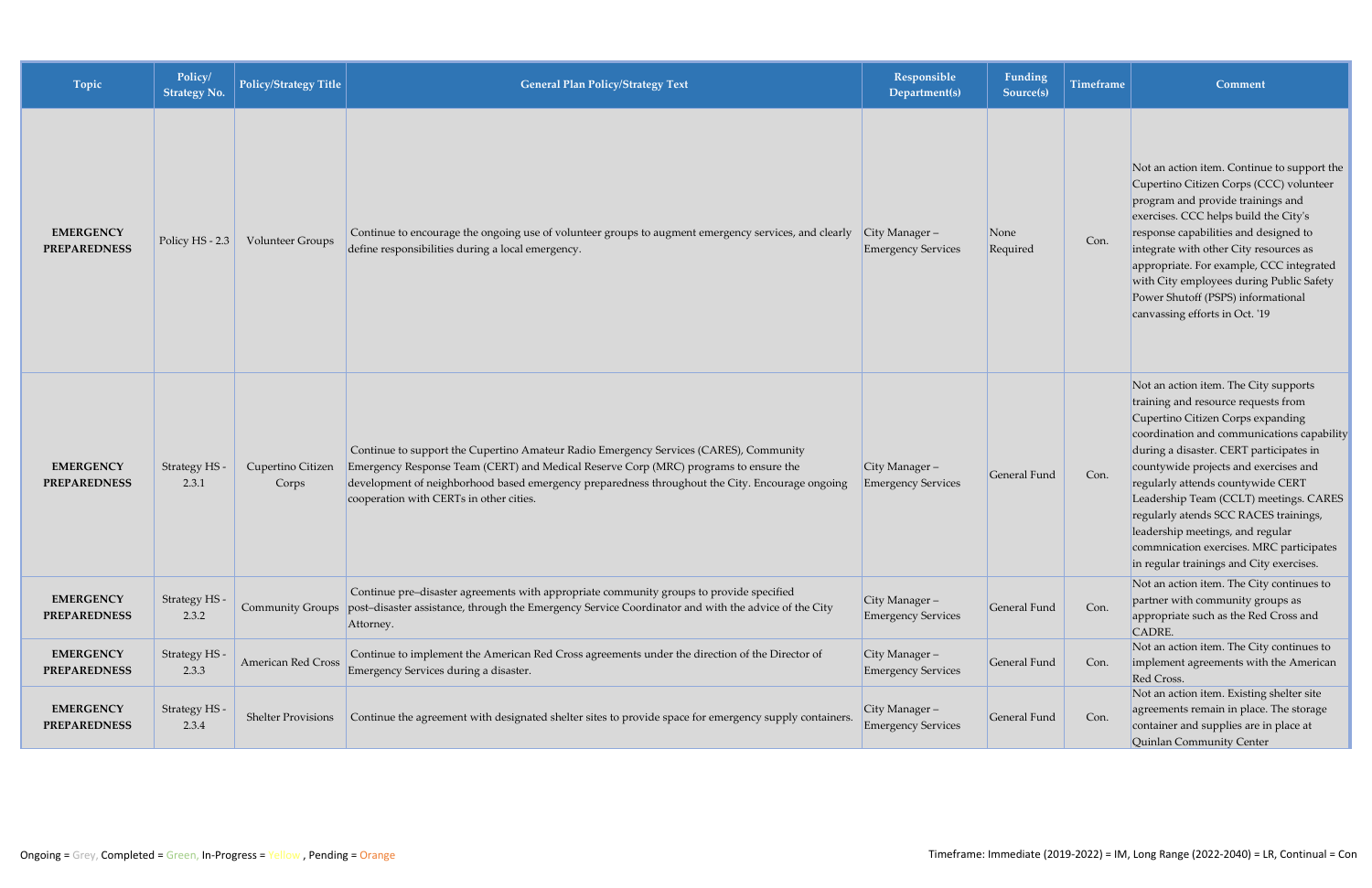| Topic | Policy/ Strategy No. | Policy/Strategy Title | General Plan Policy/Strategy Text | Responsible Department(s) | Funding Source(s) | Timeframe | Comment |
|---|---|---|---|---|---|---|---|
| EMERGENCY PREPAREDNESS | Policy HS - 2.3 | Volunteer Groups | Continue to encourage the ongoing use of volunteer groups to augment emergency services, and clearly define responsibilities during a local emergency. | City Manager – Emergency Services | None Required | Con. | Not an action item. Continue to support the Cupertino Citizen Corps (CCC) volunteer program and provide trainings and exercises. CCC helps build the City's response capabilities and designed to integrate with other City resources as appropriate. For example, CCC integrated with City employees during Public Safety Power Shutoff (PSPS) informational canvassing efforts in Oct. '19 |
| EMERGENCY PREPAREDNESS | Strategy HS - 2.3.1 | Cupertino Citizen Corps | Continue to support the Cupertino Amateur Radio Emergency Services (CARES), Community Emergency Response Team (CERT) and Medical Reserve Corp (MRC) programs to ensure the development of neighborhood based emergency preparedness throughout the City. Encourage ongoing cooperation with CERTs in other cities. | City Manager – Emergency Services | General Fund | Con. | Not an action item. The City supports training and resource requests from Cupertino Citizen Corps expanding coordination and communications capability during a disaster. CERT participates in countywide projects and exercises and regularly attends countywide CERT Leadership Team (CCLT) meetings. CARES regularly atends SCC RACES trainings, leadership meetings, and regular commnication exercises. MRC participates in regular trainings and City exercises. |
| EMERGENCY PREPAREDNESS | Strategy HS - 2.3.2 | Community Groups | Continue pre–disaster agreements with appropriate community groups to provide specified post–disaster assistance, through the Emergency Service Coordinator and with the advice of the City Attorney. | City Manager – Emergency Services | General Fund | Con. | Not an action item. The City continues to partner with community groups as appropriate such as the Red Cross and CADRE. |
| EMERGENCY PREPAREDNESS | Strategy HS - 2.3.3 | American Red Cross | Continue to implement the American Red Cross agreements under the direction of the Director of Emergency Services during a disaster. | City Manager – Emergency Services | General Fund | Con. | Not an action item. The City continues to implement agreements with the American Red Cross. |
| EMERGENCY PREPAREDNESS | Strategy HS - 2.3.4 | Shelter Provisions | Continue the agreement with designated shelter sites to provide space for emergency supply containers. | City Manager – Emergency Services | General Fund | Con. | Not an action item. Existing shelter site agreements remain in place. The storage container and supplies are in place at Quinlan Community Center |

Ongoing = Grey, Completed = Green, In-Progress = Yellow , Pending = Orange

Timeframe: Immediate (2019-2022) = IM, Long Range (2022-2040) = LR, Continual = Con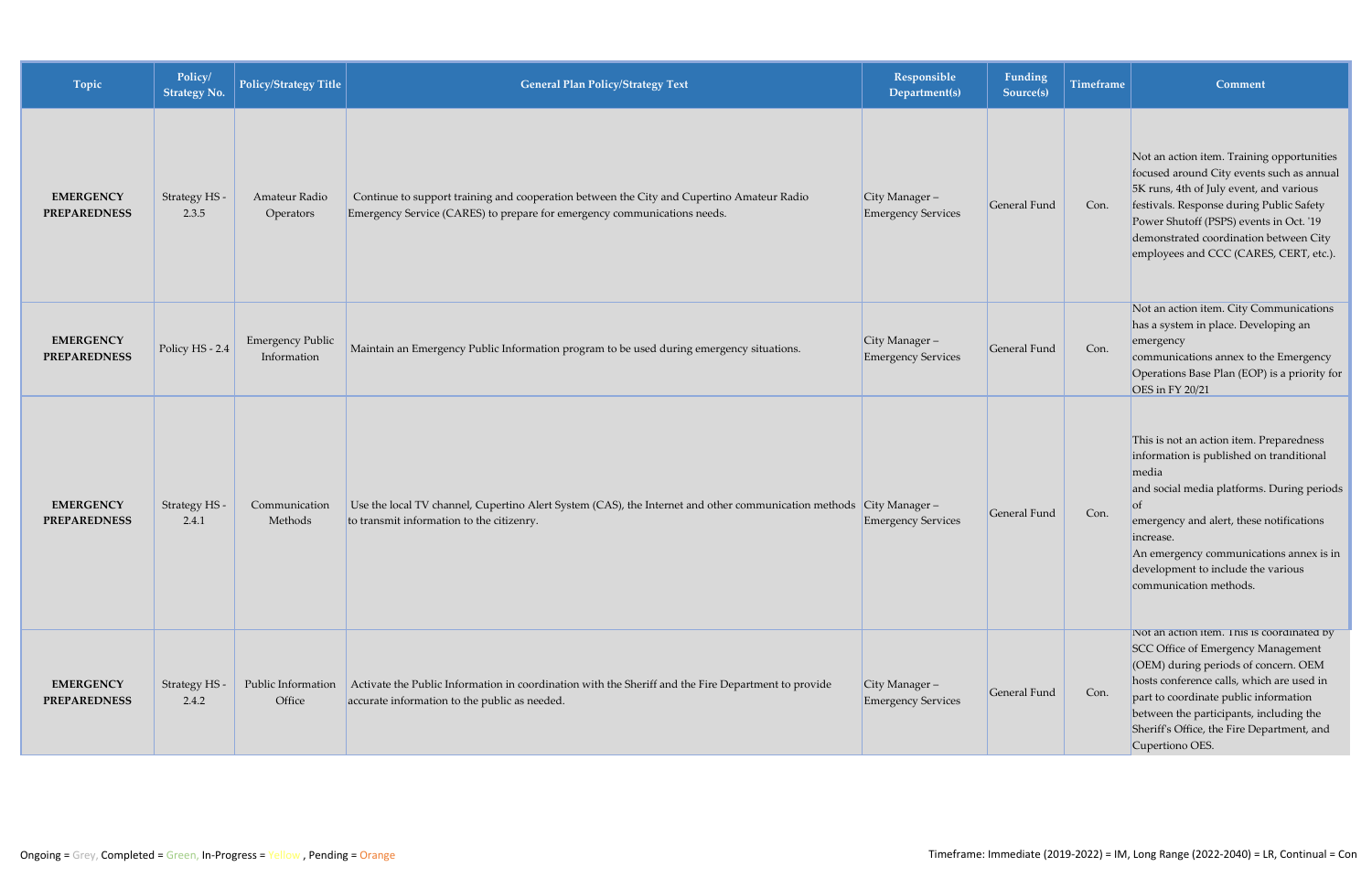| Topic | Policy/ Strategy No. | Policy/Strategy Title | General Plan Policy/Strategy Text | Responsible Department(s) | Funding Source(s) | Timeframe | Comment |
|---|---|---|---|---|---|---|---|
| **EMERGENCY PREPAREDNESS** | Strategy HS - 2.3.5 | Amateur Radio Operators | Continue to support training and cooperation between the City and Cupertino Amateur Radio Emergency Service (CARES) to prepare for emergency communications needs. | City Manager – Emergency Services | General Fund | Con. | Not an action item. Training opportunities focused around City events such as annual 5K runs, 4th of July event, and various festivals. Response during Public Safety Power Shutoff (PSPS) events in Oct. '19 demonstrated coordination between City employees and CCC (CARES, CERT, etc.). |
| **EMERGENCY PREPAREDNESS** | Policy HS - 2.4 | Emergency Public Information | Maintain an Emergency Public Information program to be used during emergency situations. | City Manager – Emergency Services | General Fund | Con. | Not an action item. City Communications has a system in place. Developing an emergency communications annex to the Emergency Operations Base Plan (EOP) is a priority for OES in FY 20/21 |
| **EMERGENCY PREPAREDNESS** | Strategy HS - 2.4.1 | Communication Methods | Use the local TV channel, Cupertino Alert System (CAS), the Internet and other communication methods to transmit information to the citizenry. | City Manager – Emergency Services | General Fund | Con. | This is not an action item. Preparedness information is published on tranditional media and social media platforms. During periods of emergency and alert, these notifications increase. An emergency communications annex is in development to include the various communication methods. |
| **EMERGENCY PREPAREDNESS** | Strategy HS - 2.4.2 | Public Information Office | Activate the Public Information in coordination with the Sheriff and the Fire Department to provide accurate information to the public as needed. | City Manager – Emergency Services | General Fund | Con. | Not an action item. This is coordinated by SCC Office of Emergency Management (OEM) during periods of concern. OEM hosts conference calls, which are used in part to coordinate public information between the participants, including the Sheriff's Office, the Fire Department, and Cupertiono OES. |

Ongoing = Grey, Completed = Green, In-Progress = Yellow, Pending = Orange

Timeframe: Immediate (2019-2022) = IM, Long Range (2022-2040) = LR, Continual = Con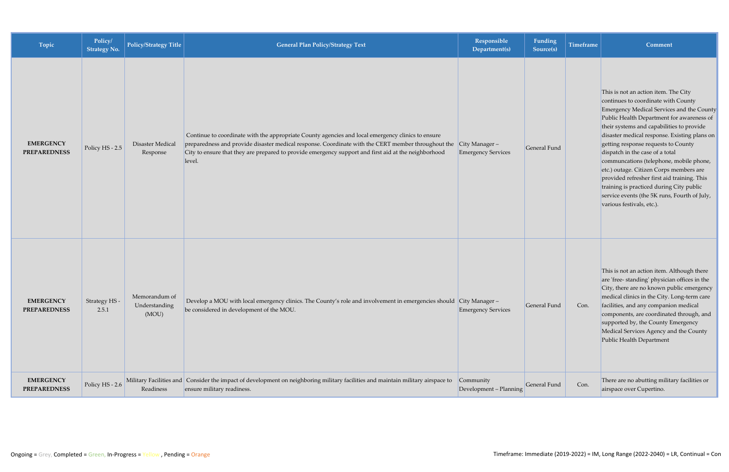| Topic | Policy/ Strategy No. | Policy/Strategy Title | General Plan Policy/Strategy Text | Responsible Department(s) | Funding Source(s) | Timeframe | Comment |
|---|---|---|---|---|---|---|---|
| **EMERGENCY PREPAREDNESS** | Policy HS - 2.5 | Disaster Medical Response | Continue to coordinate with the appropriate County agencies and local emergency clinics to ensure preparedness and provide disaster medical response. Coordinate with the CERT member throughout the City to ensure that they are prepared to provide emergency support and first aid at the neighborhood level. | City Manager – Emergency Services | General Fund | | This is not an action item. The City continues to coordinate with County Emergency Medical Services and the County Public Health Department for awareness of their systems and capabilities to provide disaster medical response. Existing plans on getting response requests to County dispatch in the case of a total communcations (telephone, mobile phone, etc.) outage. Citizen Corps members are provided refresher first aid training. This training is practiced during City public service events (the 5K runs, Fourth of July, various festivals, etc.). |
| **EMERGENCY PREPAREDNESS** | Strategy HS - 2.5.1 | Memorandum of Understanding (MOU) | Develop a MOU with local emergency clinics. The County's role and involvement in emergencies should be considered in development of the MOU. | City Manager – Emergency Services | General Fund | Con. | This is not an action item. Although there are 'free- standing' physician offices in the City, there are no known public emergency medical clinics in the City. Long-term care facilities, and any companion medical components, are coordinated through, and supported by, the County Emergency Medical Services Agency and the County Public Health Department |
| **EMERGENCY PREPAREDNESS** | Policy HS - 2.6 | Military Facilities and Readiness | Consider the impact of development on neighboring military facilities and maintain military airspace to ensure military readiness. | Community Development – Planning | General Fund | Con. | There are no abutting military facilities or airspace over Cupertino. |

Ongoing = Grey, Completed = Green, In-Progress = Yellow , Pending = Orange

Timeframe: Immediate (2019-2022) = IM, Long Range (2022-2040) = LR, Continual = Con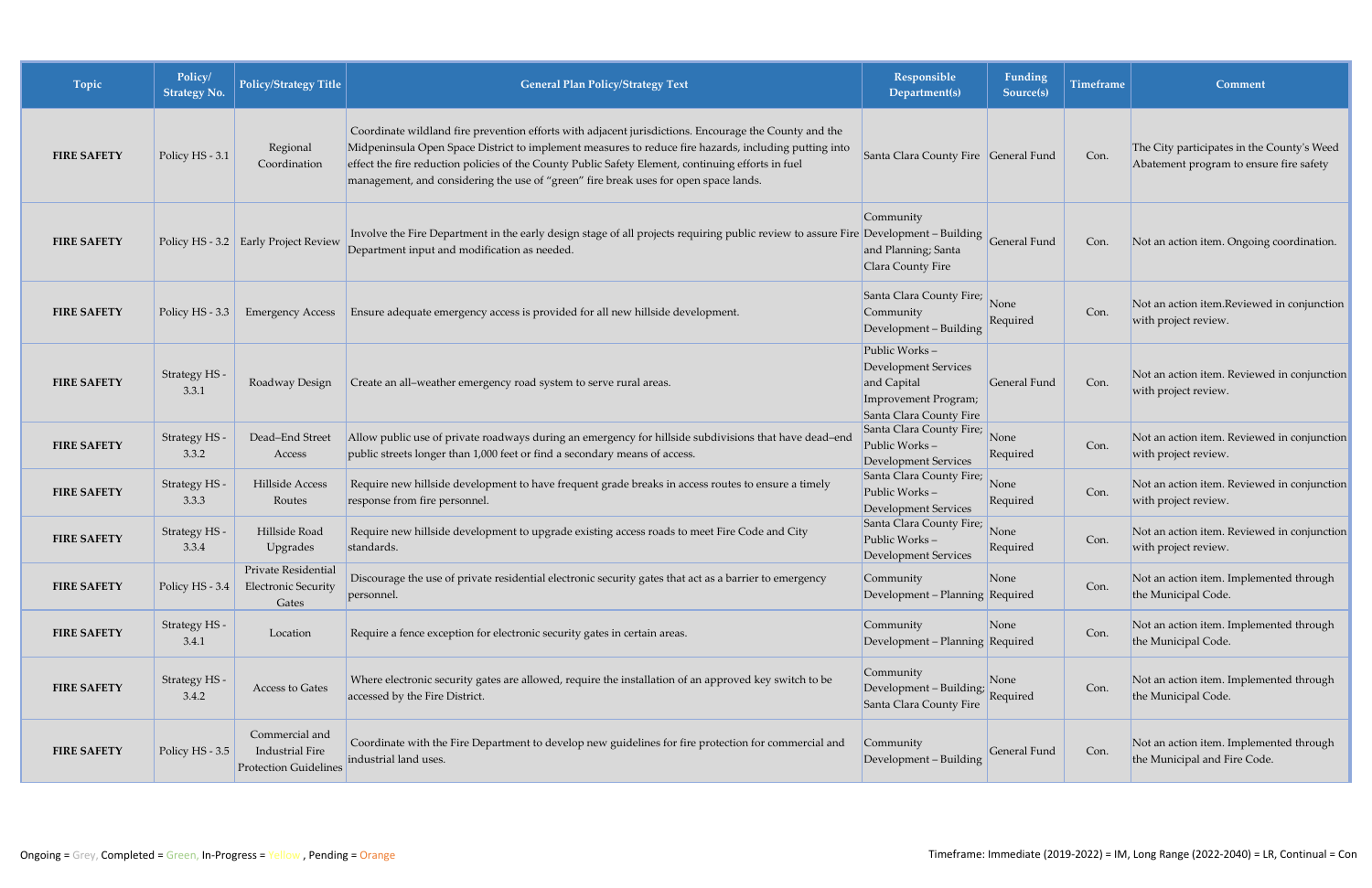| Topic | Policy/ Strategy No. | Policy/Strategy Title | General Plan Policy/Strategy Text | Responsible Department(s) | Funding Source(s) | Timeframe | Comment |
|---|---|---|---|---|---|---|---|
| **FIRE SAFETY** | Policy HS - 3.1 | Regional Coordination | Coordinate wildland fire prevention efforts with adjacent jurisdictions. Encourage the County and the Midpeninsula Open Space District to implement measures to reduce fire hazards, including putting into effect the fire reduction policies of the County Public Safety Element, continuing efforts in fuel management, and considering the use of "green" fire break uses for open space lands. | Santa Clara County Fire | General Fund | Con. | The City participates in the County's Weed Abatement program to ensure fire safety |
| **FIRE SAFETY** | Policy HS - 3.2 | Early Project Review | Involve the Fire Department in the early design stage of all projects requiring public review to assure Fire Department input and modification as needed. | Community Development – Building and Planning; Santa Clara County Fire | General Fund | Con. | Not an action item. Ongoing coordination. |
| **FIRE SAFETY** | Policy HS - 3.3 | Emergency Access | Ensure adequate emergency access is provided for all new hillside development. | Santa Clara County Fire; Community Development – Building | None Required | Con. | Not an action item.Reviewed in conjunction with project review. |
| **FIRE SAFETY** | Strategy HS - 3.3.1 | Roadway Design | Create an all–weather emergency road system to serve rural areas. | Public Works – Development Services and Capital Improvement Program; Santa Clara County Fire | General Fund | Con. | Not an action item. Reviewed in conjunction with project review. |
| **FIRE SAFETY** | Strategy HS - 3.3.2 | Dead–End Street Access | Allow public use of private roadways during an emergency for hillside subdivisions that have dead–end public streets longer than 1,000 feet or find a secondary means of access. | Santa Clara County Fire; Public Works – Development Services | None Required | Con. | Not an action item. Reviewed in conjunction with project review. |
| **FIRE SAFETY** | Strategy HS - 3.3.3 | Hillside Access Routes | Require new hillside development to have frequent grade breaks in access routes to ensure a timely response from fire personnel. | Santa Clara County Fire; Public Works – Development Services | None Required | Con. | Not an action item. Reviewed in conjunction with project review. |
| **FIRE SAFETY** | Strategy HS - 3.3.4 | Hillside Road Upgrades | Require new hillside development to upgrade existing access roads to meet Fire Code and City standards. | Santa Clara County Fire; Public Works – Development Services | None Required | Con. | Not an action item. Reviewed in conjunction with project review. |
| **FIRE SAFETY** | Policy HS - 3.4 | Private Residential Electronic Security Gates | Discourage the use of private residential electronic security gates that act as a barrier to emergency personnel. | Community Development – Planning | None Required | Con. | Not an action item. Implemented through the Municipal Code. |
| **FIRE SAFETY** | Strategy HS - 3.4.1 | Location | Require a fence exception for electronic security gates in certain areas. | Community Development – Planning | None Required | Con. | Not an action item. Implemented through the Municipal Code. |
| **FIRE SAFETY** | Strategy HS - 3.4.2 | Access to Gates | Where electronic security gates are allowed, require the installation of an approved key switch to be accessed by the Fire District. | Community Development – Building; Santa Clara County Fire | None Required | Con. | Not an action item. Implemented through the Municipal Code. |
| **FIRE SAFETY** | Policy HS - 3.5 | Commercial and Industrial Fire Protection Guidelines | Coordinate with the Fire Department to develop new guidelines for fire protection for commercial and industrial land uses. | Community Development – Building | General Fund | Con. | Not an action item. Implemented through the Municipal and Fire Code. |

Ongoing = Grey, Completed = Green, In-Progress = Yellow , Pending = Orange

Timeframe: Immediate (2019-2022) = IM, Long Range (2022-2040) = LR, Continual = Con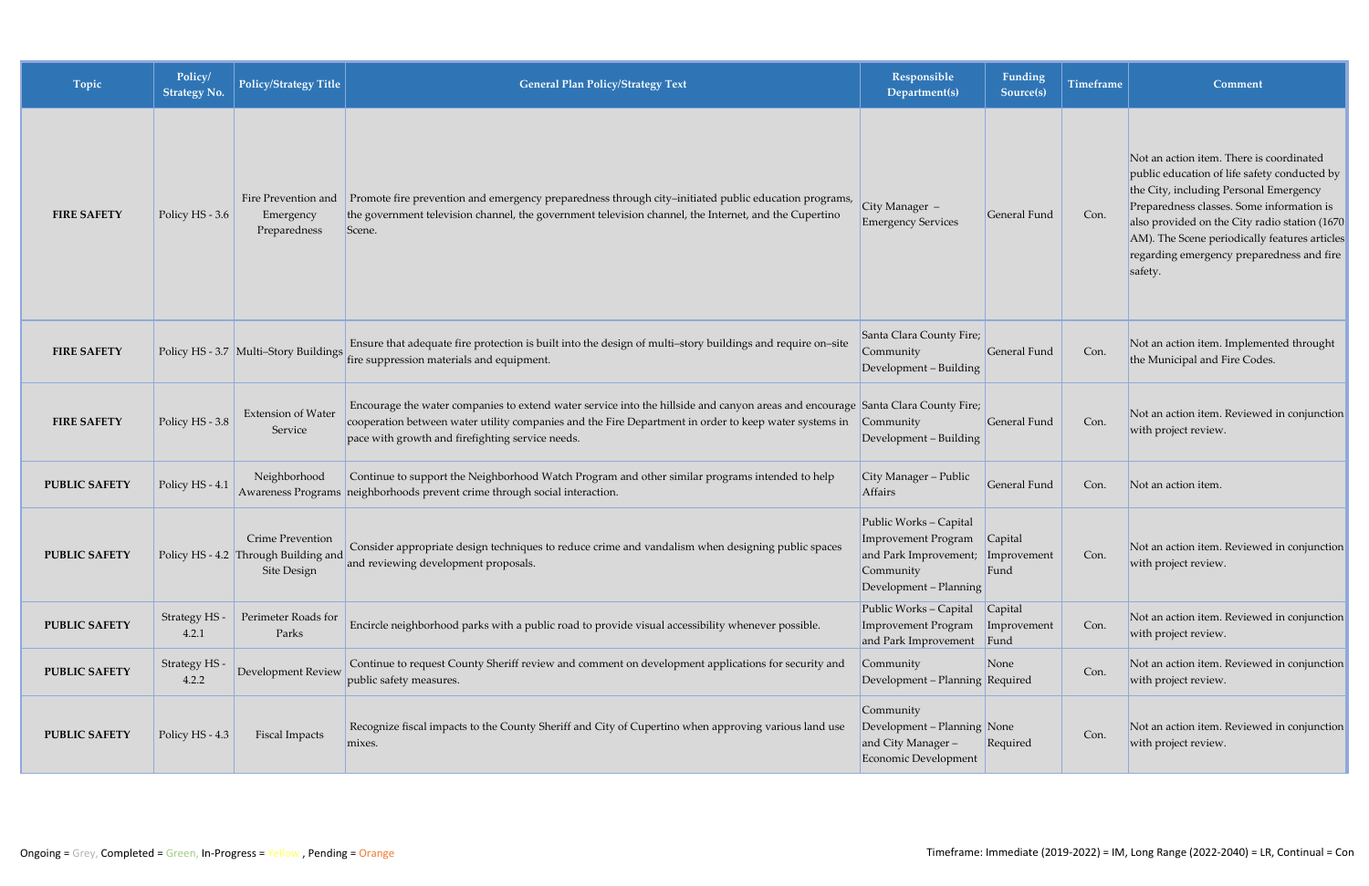| Topic | Policy/ Strategy No. | Policy/Strategy Title | General Plan Policy/Strategy Text | Responsible Department(s) | Funding Source(s) | Timeframe | Comment |
|---|---|---|---|---|---|---|---|
| **FIRE SAFETY** | Policy HS - 3.6 | Fire Prevention and Emergency Preparedness | Promote fire prevention and emergency preparedness through city–initiated public education programs, the government television channel, the government television channel, the Internet, and the Cupertino Scene. | City Manager – Emergency Services | General Fund | Con. | Not an action item. There is coordinated public education of life safety conducted by the City, including Personal Emergency Preparedness classes. Some information is also provided on the City radio station (1670 AM). The Scene periodically features articles regarding emergency preparedness and fire safety. |
| **FIRE SAFETY** | Policy HS - 3.7 | Multi–Story Buildings | Ensure that adequate fire protection is built into the design of multi–story buildings and require on–site fire suppression materials and equipment. | Santa Clara County Fire; Community Development – Building | General Fund | Con. | Not an action item. Implemented throught the Municipal and Fire Codes. |
| **FIRE SAFETY** | Policy HS - 3.8 | Extension of Water Service | Encourage the water companies to extend water service into the hillside and canyon areas and encourage cooperation between water utility companies and the Fire Department in order to keep water systems in pace with growth and firefighting service needs. | Santa Clara County Fire; Community Development – Building | General Fund | Con. | Not an action item. Reviewed in conjunction with project review. |
| **PUBLIC SAFETY** | Policy HS - 4.1 | Neighborhood Awareness Programs | Continue to support the Neighborhood Watch Program and other similar programs intended to help neighborhoods prevent crime through social interaction. | City Manager – Public Affairs | General Fund | Con. | Not an action item. |
| **PUBLIC SAFETY** | Policy HS - 4.2 | Crime Prevention Through Building and Site Design | Consider appropriate design techniques to reduce crime and vandalism when designing public spaces and reviewing development proposals. | Public Works – Capital Improvement Program and Park Improvement; Community Development – Planning | Capital Improvement Fund | Con. | Not an action item. Reviewed in conjunction with project review. |
| **PUBLIC SAFETY** | Strategy HS - 4.2.1 | Perimeter Roads for Parks | Encircle neighborhood parks with a public road to provide visual accessibility whenever possible. | Public Works – Capital Improvement Program and Park Improvement | Capital Improvement Fund | Con. | Not an action item. Reviewed in conjunction with project review. |
| **PUBLIC SAFETY** | Strategy HS - 4.2.2 | Development Review | Continue to request County Sheriff review and comment on development applications for security and public safety measures. | Community Development – Planning | None Required | Con. | Not an action item. Reviewed in conjunction with project review. |
| **PUBLIC SAFETY** | Policy HS - 4.3 | Fiscal Impacts | Recognize fiscal impacts to the County Sheriff and City of Cupertino when approving various land use mixes. | Community Development – Planning and City Manager – Economic Development | None Required | Con. | Not an action item. Reviewed in conjunction with project review. |

Ongoing = Grey, Completed = Green, In-Progress = Yellow , Pending = Orange

Timeframe: Immediate (2019-2022) = IM, Long Range (2022-2040) = LR, Continual = Con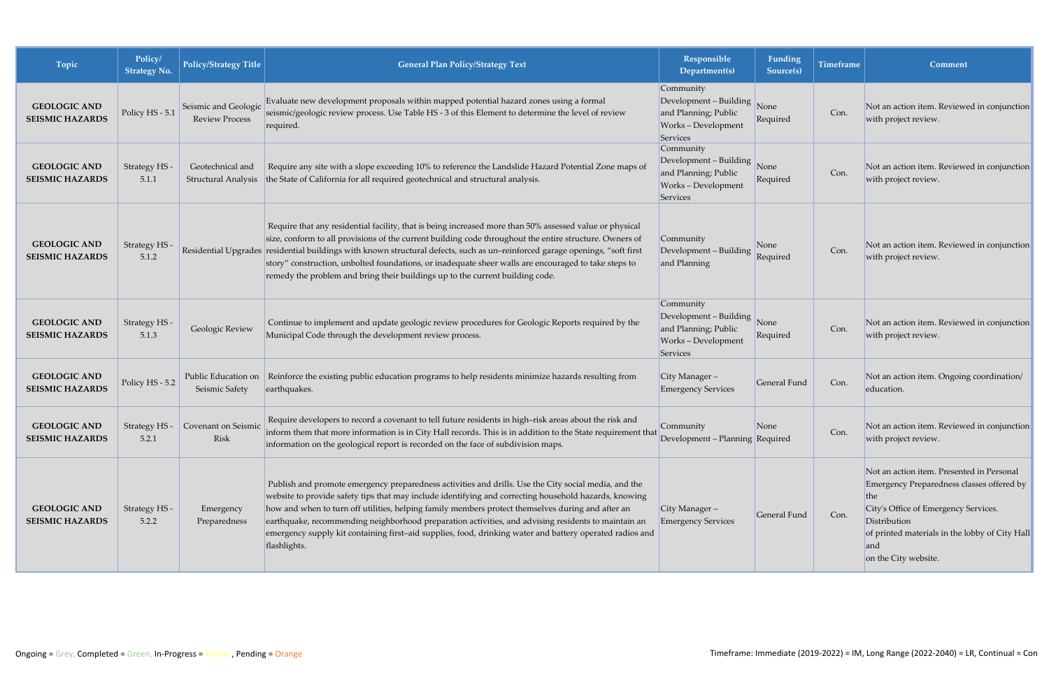| Topic | Policy/ Strategy No. | Policy/Strategy Title | General Plan Policy/Strategy Text | Responsible Department(s) | Funding Source(s) | Timeframe | Comment |
|---|---|---|---|---|---|---|---|
| GEOLOGIC AND SEISMIC HAZARDS | Policy HS - 5.1 | Seismic and Geologic Review Process | Evaluate new development proposals within mapped potential hazard zones using a formal seismic/geologic review process. Use Table HS - 3 of this Element to determine the level of review required. | Community Development – Building and Planning; Public Works – Development Services | None Required | Con. | Not an action item. Reviewed in conjunction with project review. |
| GEOLOGIC AND SEISMIC HAZARDS | Strategy HS - 5.1.1 | Geotechnical and Structural Analysis | Require any site with a slope exceeding 10% to reference the Landslide Hazard Potential Zone maps of the State of California for all required geotechnical and structural analysis. | Community Development – Building and Planning; Public Works – Development Services | None Required | Con. | Not an action item. Reviewed in conjunction with project review. |
| GEOLOGIC AND SEISMIC HAZARDS | Strategy HS - 5.1.2 | Residential Upgrades | Require that any residential facility, that is being increased more than 50% assessed value or physical size, conform to all provisions of the current building code throughout the entire structure. Owners of residential buildings with known structural defects, such as un–reinforced garage openings, "soft first story" construction, unbolted foundations, or inadequate sheer walls are encouraged to take steps to remedy the problem and bring their buildings up to the current building code. | Community Development – Building and Planning | None Required | Con. | Not an action item. Reviewed in conjunction with project review. |
| GEOLOGIC AND SEISMIC HAZARDS | Strategy HS - 5.1.3 | Geologic Review | Continue to implement and update geologic review procedures for Geologic Reports required by the Municipal Code through the development review process. | Community Development – Building and Planning; Public Works – Development Services | None Required | Con. | Not an action item. Reviewed in conjunction with project review. |
| GEOLOGIC AND SEISMIC HAZARDS | Policy HS - 5.2 | Public Education on Seismic Safety | Reinforce the existing public education programs to help residents minimize hazards resulting from earthquakes. | City Manager – Emergency Services | General Fund | Con. | Not an action item. Ongoing coordination/ education. |
| GEOLOGIC AND SEISMIC HAZARDS | Strategy HS - 5.2.1 | Covenant on Seismic Risk | Require developers to record a covenant to tell future residents in high–risk areas about the risk and inform them that more information is in City Hall records. This is in addition to the State requirement that information on the geological report is recorded on the face of subdivision maps. | Community Development – Planning | None Required | Con. | Not an action item. Reviewed in conjunction with project review. |
| GEOLOGIC AND SEISMIC HAZARDS | Strategy HS - 5.2.2 | Emergency Preparedness | Publish and promote emergency preparedness activities and drills. Use the City social media, and the website to provide safety tips that may include identifying and correcting household hazards, knowing how and when to turn off utilities, helping family members protect themselves during and after an earthquake, recommending neighborhood preparation activities, and advising residents to maintain an emergency supply kit containing first–aid supplies, food, drinking water and battery operated radios and flashlights. | City Manager – Emergency Services | General Fund | Con. | Not an action item. Presented in Personal Emergency Preparedness classes offered by the City's Office of Emergency Services. Distribution of printed materials in the lobby of City Hall and on the City website. |

Ongoing = Grey, Completed = Green, In-Progress = Yellow , Pending = Orange

Timeframe: Immediate (2019-2022) = IM, Long Range (2022-2040) = LR, Continual = Con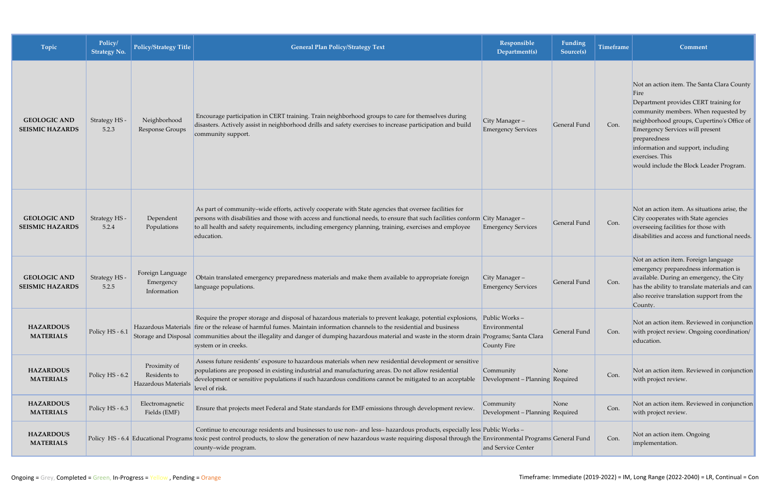| Topic | Policy/ Strategy No. | Policy/Strategy Title | General Plan Policy/Strategy Text | Responsible Department(s) | Funding Source(s) | Timeframe | Comment |
|---|---|---|---|---|---|---|---|
| GEOLOGIC AND SEISMIC HAZARDS | Strategy HS - 5.2.3 | Neighborhood Response Groups | Encourage participation in CERT training. Train neighborhood groups to care for themselves during disasters. Actively assist in neighborhood drills and safety exercises to increase participation and build community support. | City Manager – Emergency Services | General Fund | Con. | Not an action item. The Santa Clara County Fire Department provides CERT training for community members. When requested by neighborhood groups, Cupertino's Office of Emergency Services will present preparedness information and support, including exercises. This would include the Block Leader Program. |
| GEOLOGIC AND SEISMIC HAZARDS | Strategy HS - 5.2.4 | Dependent Populations | As part of community–wide efforts, actively cooperate with State agencies that oversee facilities for persons with disabilities and those with access and functional needs, to ensure that such facilities conform to all health and safety requirements, including emergency planning, training, exercises and employee education. | City Manager – Emergency Services | General Fund | Con. | Not an action item. As situations arise, the City cooperates with State agencies overseeing facilities for those with disabilities and access and functional needs. |
| GEOLOGIC AND SEISMIC HAZARDS | Strategy HS - 5.2.5 | Foreign Language Emergency Information | Obtain translated emergency preparedness materials and make them available to appropriate foreign language populations. | City Manager – Emergency Services | General Fund | Con. | Not an action item. Foreign language emergency preparedness information is available. During an emergency, the City has the ability to translate materials and can also receive translation support from the County. |
| HAZARDOUS MATERIALS | Policy HS - 6.1 | Hazardous Materials Storage and Disposal | Require the proper storage and disposal of hazardous materials to prevent leakage, potential explosions, fire or the release of harmful fumes. Maintain information channels to the residential and business communities about the illegality and danger of dumping hazardous material and waste in the storm drain system or in creeks. | Public Works – Environmental Programs; Santa Clara County Fire | General Fund | Con. | Not an action item. Reviewed in conjunction with project review. Ongoing coordination/ education. |
| HAZARDOUS MATERIALS | Policy HS - 6.2 | Proximity of Residents to Hazardous Materials | Assess future residents' exposure to hazardous materials when new residential development or sensitive populations are proposed in existing industrial and manufacturing areas. Do not allow residential development or sensitive populations if such hazardous conditions cannot be mitigated to an acceptable level of risk. | Community Development – Planning | None Required | Con. | Not an action item. Reviewed in conjunction with project review. |
| HAZARDOUS MATERIALS | Policy HS - 6.3 | Electromagnetic Fields (EMF) | Ensure that projects meet Federal and State standards for EMF emissions through development review. | Community Development – Planning | None Required | Con. | Not an action item. Reviewed in conjunction with project review. |
| HAZARDOUS MATERIALS | Policy HS - 6.4 | Educational Programs | Continue to encourage residents and businesses to use non– and less– hazardous products, especially less toxic pest control products, to slow the generation of new hazardous waste requiring disposal through the county–wide program. | Public Works – Environmental Programs and Service Center | General Fund | Con. | Not an action item. Ongoing implementation. |

Ongoing = Grey, Completed = Green, In-Progress = Yellow , Pending = Orange

Timeframe: Immediate (2019-2022) = IM, Long Range (2022-2040) = LR, Continual = Con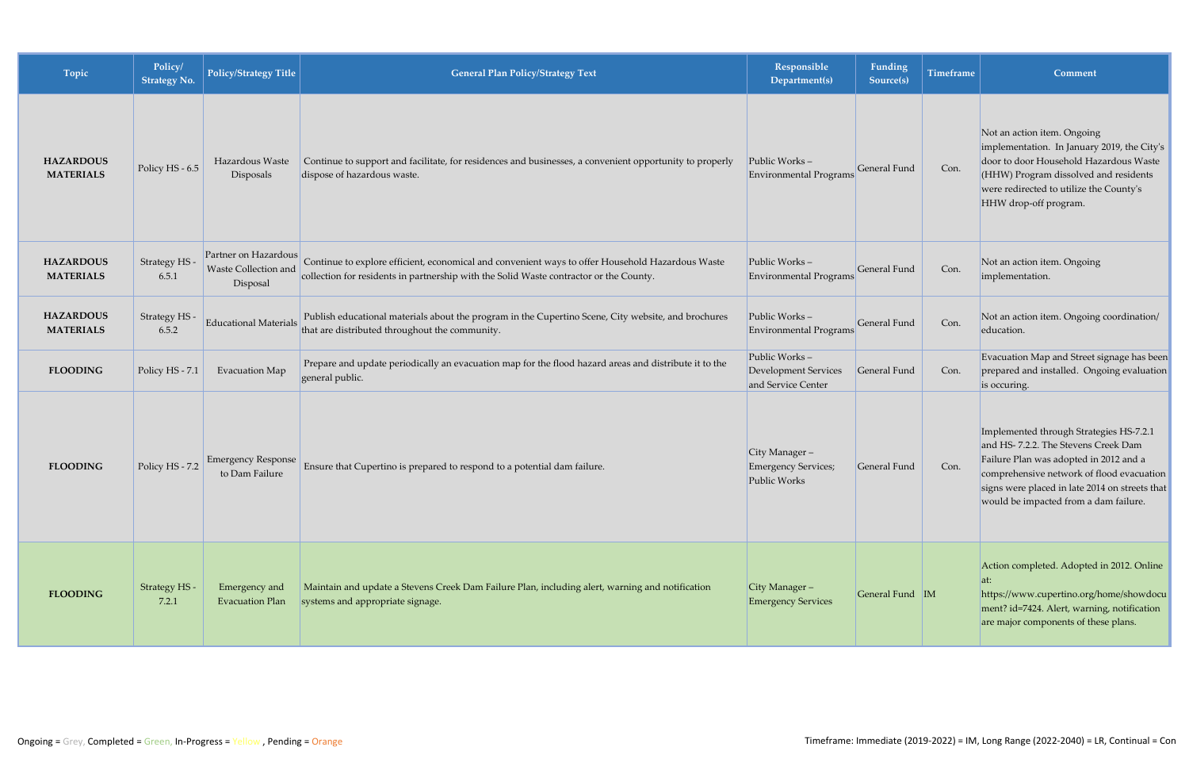| Topic | Policy/ Strategy No. | Policy/Strategy Title | General Plan Policy/Strategy Text | Responsible Department(s) | Funding Source(s) | Timeframe | Comment |
|---|---|---|---|---|---|---|---|
| **HAZARDOUS MATERIALS** | Policy HS - 6.5 | Hazardous Waste Disposals | Continue to support and facilitate, for residences and businesses, a convenient opportunity to properly dispose of hazardous waste. | Public Works – Environmental Programs | General Fund | Con. | Not an action item. Ongoing implementation. In January 2019, the City's door to door Household Hazardous Waste (HHW) Program dissolved and residents were redirected to utilize the County's HHW drop-off program. |
| **HAZARDOUS MATERIALS** | Strategy HS - 6.5.1 | Partner on Hazardous Waste Collection and Disposal | Continue to explore efficient, economical and convenient ways to offer Household Hazardous Waste collection for residents in partnership with the Solid Waste contractor or the County. | Public Works – Environmental Programs | General Fund | Con. | Not an action item. Ongoing implementation. |
| **HAZARDOUS MATERIALS** | Strategy HS - 6.5.2 | Educational Materials | Publish educational materials about the program in the Cupertino Scene, City website, and brochures that are distributed throughout the community. | Public Works – Environmental Programs | General Fund | Con. | Not an action item. Ongoing coordination/ education. |
| **FLOODING** | Policy HS - 7.1 | Evacuation Map | Prepare and update periodically an evacuation map for the flood hazard areas and distribute it to the general public. | Public Works – Development Services and Service Center | General Fund | Con. | Evacuation Map and Street signage has been prepared and installed. Ongoing evaluation is occuring. |
| **FLOODING** | Policy HS - 7.2 | Emergency Response to Dam Failure | Ensure that Cupertino is prepared to respond to a potential dam failure. | City Manager – Emergency Services; Public Works | General Fund | Con. | Implemented through Strategies HS-7.2.1 and HS- 7.2.2. The Stevens Creek Dam Failure Plan was adopted in 2012 and a comprehensive network of flood evacuation signs were placed in late 2014 on streets that would be impacted from a dam failure. |
| **FLOODING** | Strategy HS - 7.2.1 | Emergency and Evacuation Plan | Maintain and update a Stevens Creek Dam Failure Plan, including alert, warning and notification systems and appropriate signage. | City Manager – Emergency Services | General Fund | IM | Action completed. Adopted in 2012. Online at: https://www.cupertino.org/home/showdocument? id=7424. Alert, warning, notification are major components of these plans. |

Ongoing = Grey, Completed = Green, In-Progress = Yellow , Pending = Orange

Timeframe: Immediate (2019-2022) = IM, Long Range (2022-2040) = LR, Continual = Con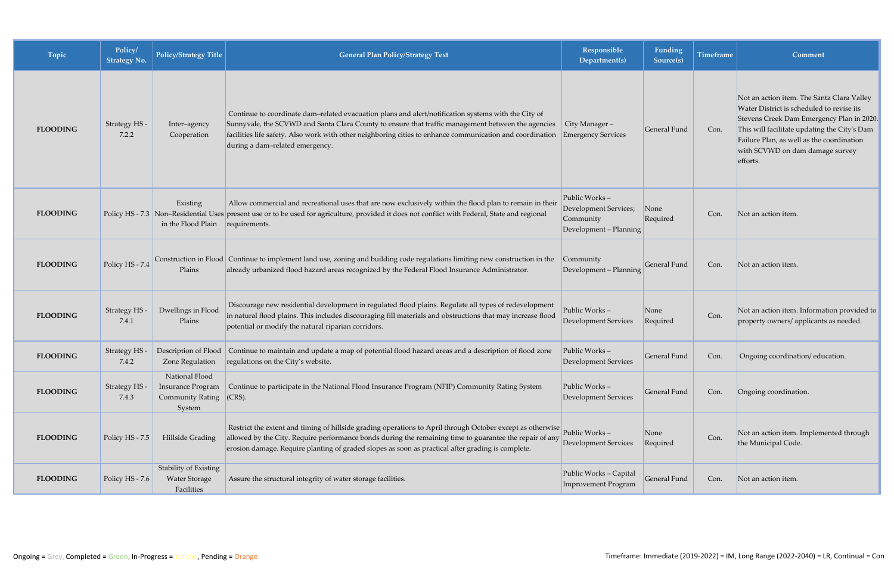| Topic | Policy/ Strategy No. | Policy/Strategy Title | General Plan Policy/Strategy Text | Responsible Department(s) | Funding Source(s) | Timeframe | Comment |
|---|---|---|---|---|---|---|---|
| **FLOODING** | Strategy HS - 7.2.2 | Inter–agency Cooperation | Continue to coordinate dam–related evacuation plans and alert/notification systems with the City of Sunnyvale, the SCVWD and Santa Clara County to ensure that traffic management between the agencies facilities life safety. Also work with other neighboring cities to enhance communication and coordination during a dam–related emergency. | City Manager – Emergency Services | General Fund | Con. | Not an action item. The Santa Clara Valley Water District is scheduled to revise its Stevens Creek Dam Emergency Plan in 2020. This will facilitate updating the City's Dam Failure Plan, as well as the coordination with SCVWD on dam damage survey efforts. |
| **FLOODING** | Policy HS - 7.3 | Existing Non–Residential Uses in the Flood Plain | Allow commercial and recreational uses that are now exclusively within the flood plan to remain in their present use or to be used for agriculture, provided it does not conflict with Federal, State and regional requirements. | Public Works – Development Services; Community Development – Planning | None Required | Con. | Not an action item. |
| **FLOODING** | Policy HS - 7.4 | Construction in Flood Plains | Continue to implement land use, zoning and building code regulations limiting new construction in the already urbanized flood hazard areas recognized by the Federal Flood Insurance Administrator. | Community Development – Planning | General Fund | Con. | Not an action item. |
| **FLOODING** | Strategy HS - 7.4.1 | Dwellings in Flood Plains | Discourage new residential development in regulated flood plains. Regulate all types of redevelopment in natural flood plains. This includes discouraging fill materials and obstructions that may increase flood potential or modify the natural riparian corridors. | Public Works – Development Services | None Required | Con. | Not an action item. Information provided to property owners/ applicants as needed. |
| **FLOODING** | Strategy HS - 7.4.2 | Description of Flood Zone Regulation | Continue to maintain and update a map of potential flood hazard areas and a description of flood zone regulations on the City's website. | Public Works – Development Services | General Fund | Con. | Ongoing coordination/ education. |
| **FLOODING** | Strategy HS - 7.4.3 | National Flood Insurance Program Community Rating System | Continue to participate in the National Flood Insurance Program (NFIP) Community Rating System (CRS). | Public Works – Development Services | General Fund | Con. | Ongoing coordination. |
| **FLOODING** | Policy HS - 7.5 | Hillside Grading | Restrict the extent and timing of hillside grading operations to April through October except as otherwise allowed by the City. Require performance bonds during the remaining time to guarantee the repair of any erosion damage. Require planting of graded slopes as soon as practical after grading is complete. | Public Works – Development Services | None Required | Con. | Not an action item. Implemented through the Municipal Code. |
| **FLOODING** | Policy HS - 7.6 | Stability of Existing Water Storage Facilities | Assure the structural integrity of water storage facilities. | Public Works – Capital Improvement Program | General Fund | Con. | Not an action item. |

Ongoing = Grey, Completed = Green, In-Progress = Yellow , Pending = Orange

Timeframe: Immediate (2019-2022) = IM, Long Range (2022-2040) = LR, Continual = Con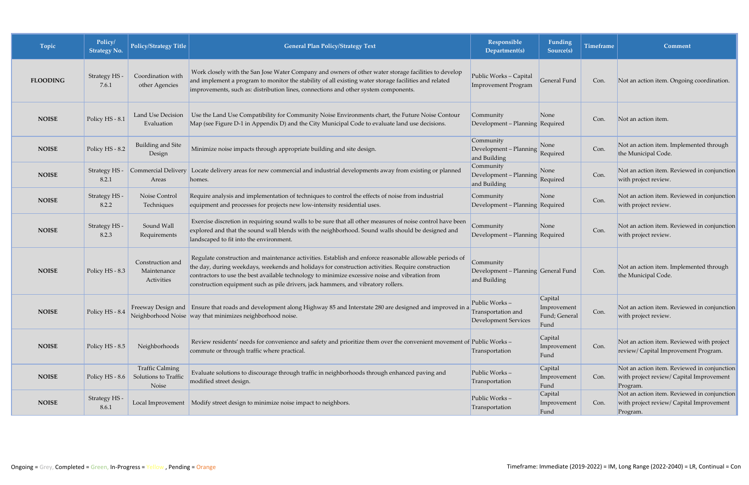| Topic | Policy/ Strategy No. | Policy/Strategy Title | General Plan Policy/Strategy Text | Responsible Department(s) | Funding Source(s) | Timeframe | Comment |
|---|---|---|---|---|---|---|---|
| **FLOODING** | Strategy HS - 7.6.1 | Coordination with other Agencies | Work closely with the San Jose Water Company and owners of other water storage facilities to develop and implement a program to monitor the stability of all existing water storage facilities and related improvements, such as: distribution lines, connections and other system components. | Public Works – Capital Improvement Program | General Fund | Con. | Not an action item. Ongoing coordination. |
| **NOISE** | Policy HS - 8.1 | Land Use Decision Evaluation | Use the Land Use Compatibility for Community Noise Environments chart, the Future Noise Contour Map (see Figure D-1 in Appendix D) and the City Municipal Code to evaluate land use decisions. | Community Development – Planning | None Required | Con. | Not an action item. |
| **NOISE** | Policy HS - 8.2 | Building and Site Design | Minimize noise impacts through appropriate building and site design. | Community Development – Planning and Building | None Required | Con. | Not an action item. Implemented through the Municipal Code. |
| **NOISE** | Strategy HS - 8.2.1 | Commercial Delivery Areas | Locate delivery areas for new commercial and industrial developments away from existing or planned homes. | Community Development – Planning and Building | None Required | Con. | Not an action item. Reviewed in conjunction with project review. |
| **NOISE** | Strategy HS - 8.2.2 | Noise Control Techniques | Require analysis and implementation of techniques to control the effects of noise from industrial equipment and processes for projects new low-intensity residential uses. | Community Development – Planning | None Required | Con. | Not an action item. Reviewed in conjunction with project review. |
| **NOISE** | Strategy HS - 8.2.3 | Sound Wall Requirements | Exercise discretion in requiring sound walls to be sure that all other measures of noise control have been explored and that the sound wall blends with the neighborhood. Sound walls should be designed and landscaped to fit into the environment. | Community Development – Planning | None Required | Con. | Not an action item. Reviewed in conjunction with project review. |
| **NOISE** | Policy HS - 8.3 | Construction and Maintenance Activities | Regulate construction and maintenance activities. Establish and enforce reasonable allowable periods of the day, during weekdays, weekends and holidays for construction activities. Require construction contractors to use the best available technology to minimize excessive noise and vibration from construction equipment such as pile drivers, jack hammers, and vibratory rollers. | Community Development – Planning and Building | General Fund | Con. | Not an action item. Implemented through the Municipal Code. |
| **NOISE** | Policy HS - 8.4 | Freeway Design and Neighborhood Noise | Ensure that roads and development along Highway 85 and Interstate 280 are designed and improved in a way that minimizes neighborhood noise. | Public Works – Transportation and Development Services | Capital Improvement Fund; General Fund | Con. | Not an action item. Reviewed in conjunction with project review. |
| **NOISE** | Policy HS - 8.5 | Neighborhoods | Review residents' needs for convenience and safety and prioritize them over the convenient movement of commute or through traffic where practical. | Public Works – Transportation | Capital Improvement Fund | Con. | Not an action item. Reviewed with project review/ Capital Improvement Program. |
| **NOISE** | Policy HS - 8.6 | Traffic Calming Solutions to Traffic Noise | Evaluate solutions to discourage through traffic in neighborhoods through enhanced paving and modified street design. | Public Works – Transportation | Capital Improvement Fund | Con. | Not an action item. Reviewed in conjunction with project review/ Capital Improvement Program. |
| **NOISE** | Strategy HS - 8.6.1 | Local Improvement | Modify street design to minimize noise impact to neighbors. | Public Works – Transportation | Capital Improvement Fund | Con. | Not an action item. Reviewed in conjunction with project review/ Capital Improvement Program. |

Ongoing = Grey, Completed = Green, In-Progress = Yellow , Pending = Orange

Timeframe: Immediate (2019-2022) = IM, Long Range (2022-2040) = LR, Continual = Con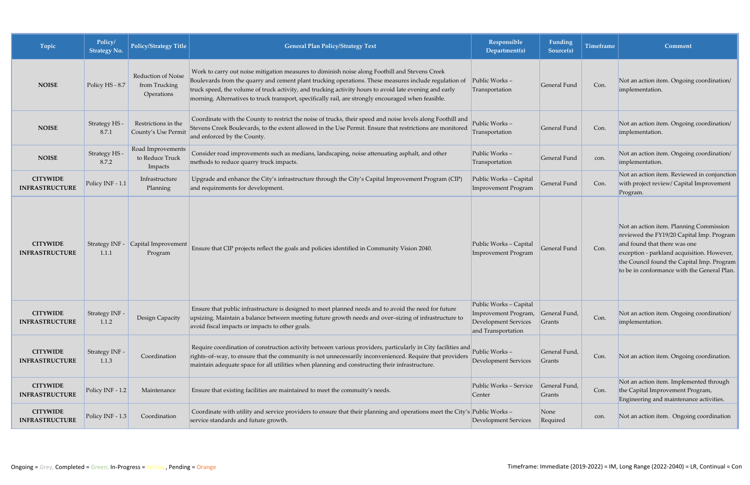| Topic | Policy/ Strategy No. | Policy/Strategy Title | General Plan Policy/Strategy Text | Responsible Department(s) | Funding Source(s) | Timeframe | Comment |
|---|---|---|---|---|---|---|---|
| **NOISE** | Policy HS - 8.7 | Reduction of Noise from Trucking Operations | Work to carry out noise mitigation measures to diminish noise along Foothill and Stevens Creek Boulevards from the quarry and cement plant trucking operations. These measures include regulation of truck speed, the volume of truck activity, and trucking activity hours to avoid late evening and early morning. Alternatives to truck transport, specifically rail, are strongly encouraged when feasible. | Public Works – Transportation | General Fund | Con. | Not an action item. Ongoing coordination/ implementation. |
| **NOISE** | Strategy HS - 8.7.1 | Restrictions in the County's Use Permit | Coordinate with the County to restrict the noise of trucks, their speed and noise levels along Foothill and Stevens Creek Boulevards, to the extent allowed in the Use Permit. Ensure that restrictions are monitored and enforced by the County. | Public Works – Transportation | General Fund | Con. | Not an action item. Ongoing coordination/ implementation. |
| **NOISE** | Strategy HS - 8.7.2 | Road Improvements to Reduce Truck Impacts | Consider road improvements such as medians, landscaping, noise attenuating asphalt, and other methods to reduce quarry truck impacts. | Public Works – Transportation | General Fund | con. | Not an action item. Ongoing coordination/ implementation. |
| **CITYWIDE INFRASTRUCTURE** | Policy INF - 1.1 | Infrastructure Planning | Upgrade and enhance the City's infrastructure through the City's Capital Improvement Program (CIP) and requirements for development. | Public Works – Capital Improvement Program | General Fund | Con. | Not an action item. Reviewed in conjunction with project review/ Capital Improvement Program. |
| **CITYWIDE INFRASTRUCTURE** | Strategy INF - 1.1.1 | Capital Improvement Program | Ensure that CIP projects reflect the goals and policies identified in Community Vision 2040. | Public Works – Capital Improvement Program | General Fund | Con. | Not an action item. Planning Commission reviewed the FY19/20 Capital Imp. Program and found that there was one exception - parkland acquisition. However, the Council found the Capital Imp. Program to be in conformance with the General Plan. |
| **CITYWIDE INFRASTRUCTURE** | Strategy INF - 1.1.2 | Design Capacity | Ensure that public infrastructure is designed to meet planned needs and to avoid the need for future upsizing. Maintain a balance between meeting future growth needs and over–sizing of infrastructure to avoid fiscal impacts or impacts to other goals. | Public Works – Capital Improvement Program, Development Services and Transportation | General Fund, Grants | Con. | Not an action item. Ongoing coordination/ implementation. |
| **CITYWIDE INFRASTRUCTURE** | Strategy INF - 1.1.3 | Coordination | Require coordination of construction activity between various providers, particularly in City facilities and rights–of–way, to ensure that the community is not unnecessarily inconvenienced. Require that providers maintain adequate space for all utilities when planning and constructing their infrastructure. | Public Works – Development Services | General Fund, Grants | Con. | Not an action item. Ongoing coordination. |
| **CITYWIDE INFRASTRUCTURE** | Policy INF - 1.2 | Maintenance | Ensure that existing facilities are maintained to meet the commuity's needs. | Public Works – Service Center | General Fund, Grants | Con. | Not an action item. Implemented through the Capital Improvement Program, Engineering and maintenance activities. |
| **CITYWIDE INFRASTRUCTURE** | Policy INF - 1.3 | Coordination | Coordinate with utility and service providers to ensure that their planning and operations meet the City's service standards and future growth. | Public Works – Development Services | None Required | con. | Not an action item. Ongoing coordination |

Ongoing = Grey, Completed = Green, In-Progress = Yellow , Pending = Orange

Timeframe: Immediate (2019-2022) = IM, Long Range (2022-2040) = LR, Continual = Con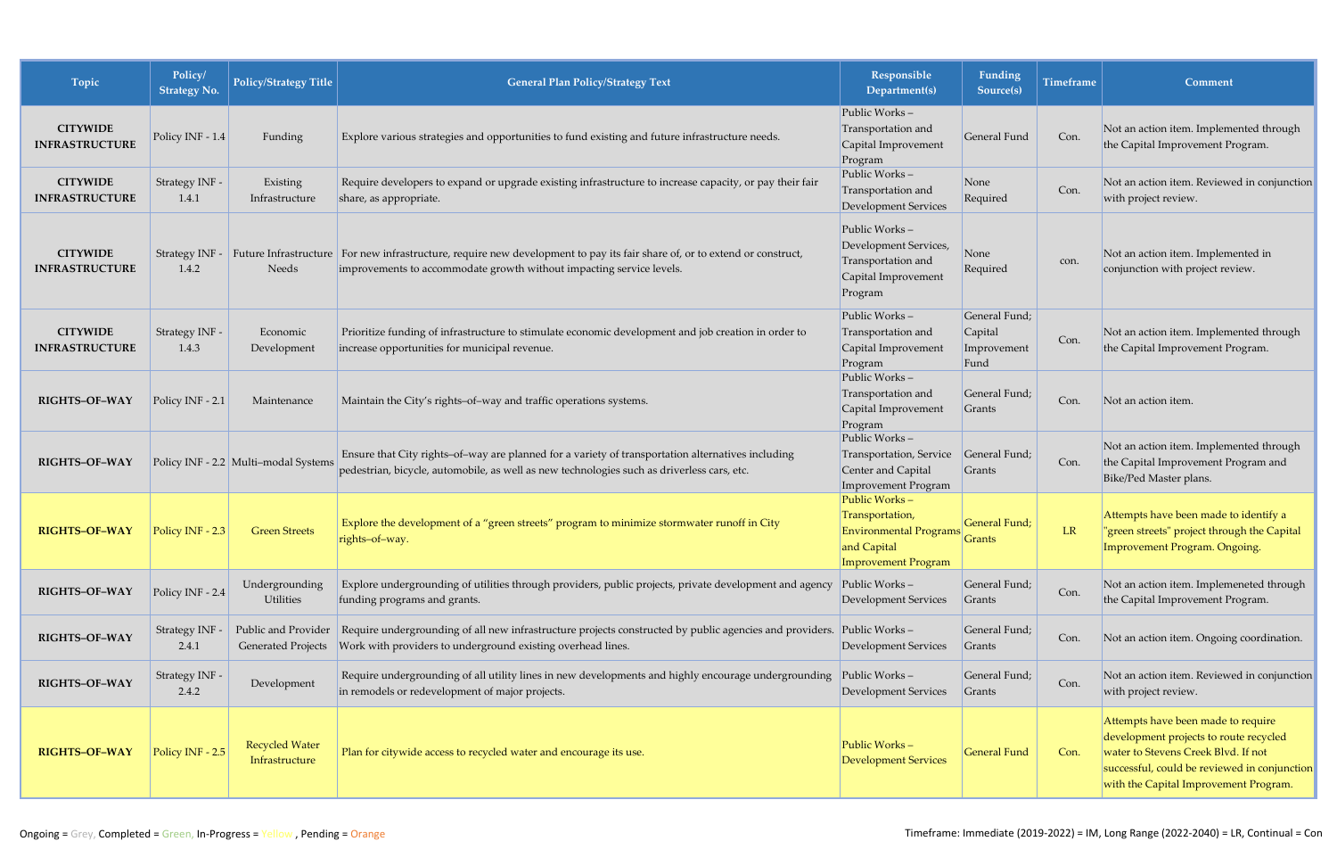| Topic | Policy/ Strategy No. | Policy/Strategy Title | General Plan Policy/Strategy Text | Responsible Department(s) | Funding Source(s) | Timeframe | Comment |
|---|---|---|---|---|---|---|---|
| **CITYWIDE INFRASTRUCTURE** | Policy INF - 1.4 | Funding | Explore various strategies and opportunities to fund existing and future infrastructure needs. | Public Works – Transportation and Capital Improvement Program | General Fund | Con. | Not an action item. Implemented through the Capital Improvement Program. |
| **CITYWIDE INFRASTRUCTURE** | Strategy INF - 1.4.1 | Existing Infrastructure | Require developers to expand or upgrade existing infrastructure to increase capacity, or pay their fair share, as appropriate. | Public Works – Transportation and Development Services | None Required | Con. | Not an action item. Reviewed in conjunction with project review. |
| **CITYWIDE INFRASTRUCTURE** | Strategy INF - 1.4.2 | Future Infrastructure Needs | For new infrastructure, require new development to pay its fair share of, or to extend or construct, improvements to accommodate growth without impacting service levels. | Public Works – Development Services, Transportation and Capital Improvement Program | None Required | con. | Not an action item. Implemented in conjunction with project review. |
| **CITYWIDE INFRASTRUCTURE** | Strategy INF - 1.4.3 | Economic Development | Prioritize funding of infrastructure to stimulate economic development and job creation in order to increase opportunities for municipal revenue. | Public Works – Transportation and Capital Improvement Program | General Fund; Capital Improvement Fund | Con. | Not an action item. Implemented through the Capital Improvement Program. |
| **RIGHTS–OF–WAY** | Policy INF - 2.1 | Maintenance | Maintain the City's rights–of–way and traffic operations systems. | Public Works – Transportation and Capital Improvement Program | General Fund; Grants | Con. | Not an action item. |
| **RIGHTS–OF–WAY** | Policy INF - 2.2 | Multi–modal Systems | Ensure that City rights–of–way are planned for a variety of transportation alternatives including pedestrian, bicycle, automobile, as well as new technologies such as driverless cars, etc. | Public Works – Transportation, Service Center and Capital Improvement Program | General Fund; Grants | Con. | Not an action item. Implemented through the Capital Improvement Program and Bike/Ped Master plans. |
| **RIGHTS–OF–WAY** | Policy INF - 2.3 | Green Streets | Explore the development of a "green streets" program to minimize stormwater runoff in City rights–of–way. | Public Works – Transportation, Environmental Programs and Capital Improvement Program | General Fund; Grants | LR | Attempts have been made to identify a "green streets" project through the Capital Improvement Program. Ongoing. |
| **RIGHTS–OF–WAY** | Policy INF - 2.4 | Undergrounding Utilities | Explore undergrounding of utilities through providers, public projects, private development and agency funding programs and grants. | Public Works – Development Services | General Fund; Grants | Con. | Not an action item. Implemeneted through the Capital Improvement Program. |
| **RIGHTS–OF–WAY** | Strategy INF - 2.4.1 | Public and Provider Generated Projects | Require undergrounding of all new infrastructure projects constructed by public agencies and providers. Work with providers to underground existing overhead lines. | Public Works – Development Services | General Fund; Grants | Con. | Not an action item. Ongoing coordination. |
| **RIGHTS–OF–WAY** | Strategy INF - 2.4.2 | Development | Require undergrounding of all utility lines in new developments and highly encourage undergrounding in remodels or redevelopment of major projects. | Public Works – Development Services | General Fund; Grants | Con. | Not an action item. Reviewed in conjunction with project review. |
| **RIGHTS–OF–WAY** | Policy INF - 2.5 | Recycled Water Infrastructure | Plan for citywide access to recycled water and encourage its use. | Public Works – Development Services | General Fund | Con. | Attempts have been made to require development projects to route recycled water to Stevens Creek Blvd. If not successful, could be reviewed in conjunction with the Capital Improvement Program. |

Ongoing = Grey, Completed = Green, In-Progress = Yellow , Pending = Orange

Timeframe: Immediate (2019-2022) = IM, Long Range (2022-2040) = LR, Continual = Con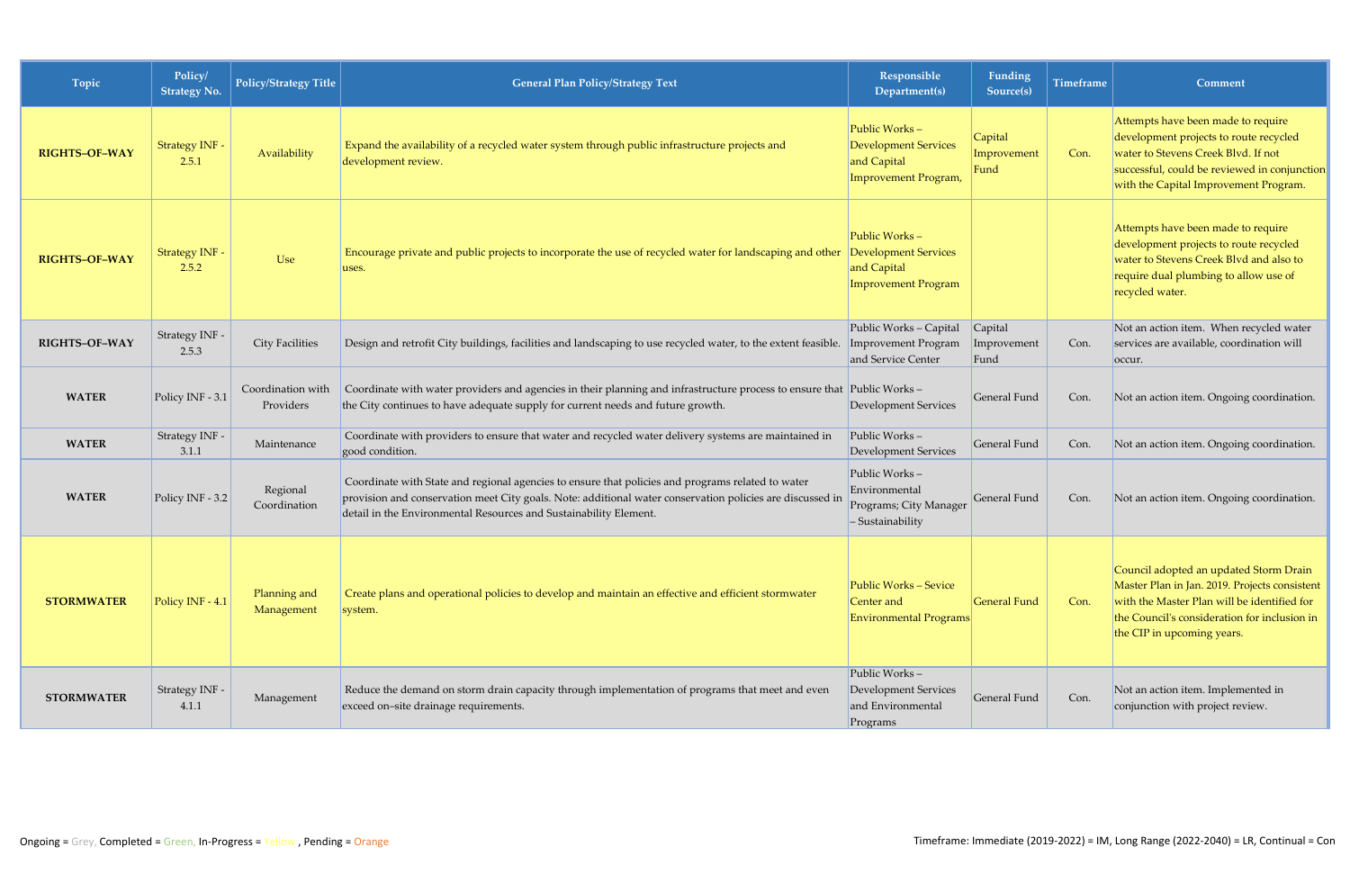| Topic | Policy/ Strategy No. | Policy/Strategy Title | General Plan Policy/Strategy Text | Responsible Department(s) | Funding Source(s) | Timeframe | Comment |
|---|---|---|---|---|---|---|---|
| **RIGHTS–OF–WAY** | Strategy INF - 2.5.1 | Availability | Expand the availability of a recycled water system through public infrastructure projects and development review. | Public Works – Development Services and Capital Improvement Program, | Capital Improvement Fund | Con. | Attempts have been made to require development projects to route recycled water to Stevens Creek Blvd. If not successful, could be reviewed in conjunction with the Capital Improvement Program. |
| **RIGHTS–OF–WAY** | Strategy INF - 2.5.2 | Use | Encourage private and public projects to incorporate the use of recycled water for landscaping and other uses. | Public Works – Development Services and Capital Improvement Program | | | Attempts have been made to require development projects to route recycled water to Stevens Creek Blvd and also to require dual plumbing to allow use of recycled water. |
| **RIGHTS–OF–WAY** | Strategy INF - 2.5.3 | City Facilities | Design and retrofit City buildings, facilities and landscaping to use recycled water, to the extent feasible. | Public Works – Capital Improvement Program and Service Center | Capital Improvement Fund | Con. | Not an action item. When recycled water services are available, coordination will occur. |
| **WATER** | Policy INF - 3.1 | Coordination with Providers | Coordinate with water providers and agencies in their planning and infrastructure process to ensure that the City continues to have adequate supply for current needs and future growth. | Public Works – Development Services | General Fund | Con. | Not an action item. Ongoing coordination. |
| **WATER** | Strategy INF - 3.1.1 | Maintenance | Coordinate with providers to ensure that water and recycled water delivery systems are maintained in good condition. | Public Works – Development Services | General Fund | Con. | Not an action item. Ongoing coordination. |
| **WATER** | Policy INF - 3.2 | Regional Coordination | Coordinate with State and regional agencies to ensure that policies and programs related to water provision and conservation meet City goals. Note: additional water conservation policies are discussed in detail in the Environmental Resources and Sustainability Element. | Public Works – Environmental Programs; City Manager – Sustainability | General Fund | Con. | Not an action item. Ongoing coordination. |
| **STORMWATER** | Policy INF - 4.1 | Planning and Management | Create plans and operational policies to develop and maintain an effective and efficient stormwater system. | Public Works – Sevice Center and Environmental Programs | General Fund | Con. | Council adopted an updated Storm Drain Master Plan in Jan. 2019. Projects consistent with the Master Plan will be identified for the Council's consideration for inclusion in the CIP in upcoming years. |
| **STORMWATER** | Strategy INF - 4.1.1 | Management | Reduce the demand on storm drain capacity through implementation of programs that meet and even exceed on–site drainage requirements. | Public Works – Development Services and Environmental Programs | General Fund | Con. | Not an action item. Implemented in conjunction with project review. |

Ongoing = Grey, Completed = Green, In-Progress = Yellow , Pending = Orange

Timeframe: Immediate (2019-2022) = IM, Long Range (2022-2040) = LR, Continual = Con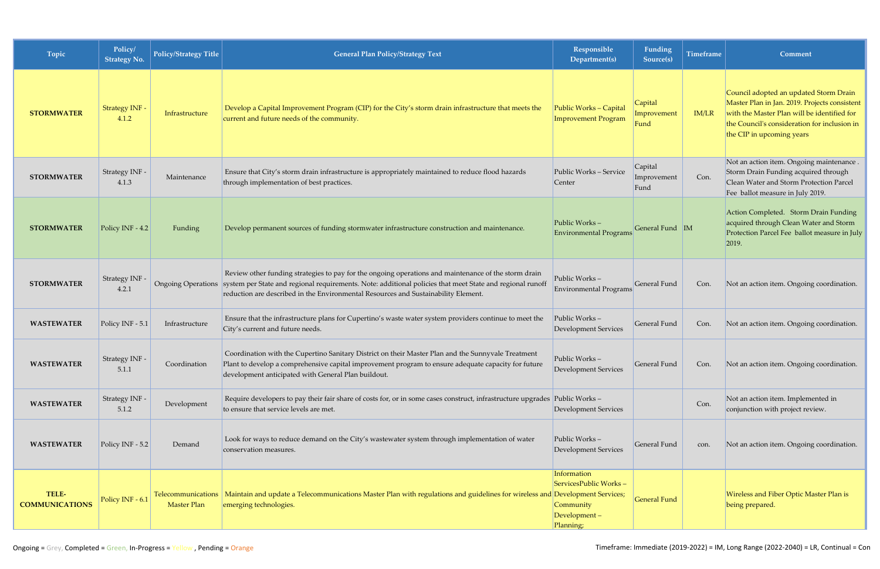| Topic | Policy/ Strategy No. | Policy/Strategy Title | General Plan Policy/Strategy Text | Responsible Department(s) | Funding Source(s) | Timeframe | Comment |
|---|---|---|---|---|---|---|---|
| **STORMWATER** | Strategy INF - 4.1.2 | Infrastructure | Develop a Capital Improvement Program (CIP) for the City's storm drain infrastructure that meets the current and future needs of the community. | Public Works – Capital Improvement Program | Capital Improvement Fund | IM/LR | Council adopted an updated Storm Drain Master Plan in Jan. 2019. Projects consistent with the Master Plan will be identified for the Council's consideration for inclusion in the CIP in upcoming years |
| **STORMWATER** | Strategy INF - 4.1.3 | Maintenance | Ensure that City's storm drain infrastructure is appropriately maintained to reduce flood hazards through implementation of best practices. | Public Works – Service Center | Capital Improvement Fund | Con. | Not an action item. Ongoing maintenance . Storm Drain Funding acquired through Clean Water and Storm Protection Parcel Fee ballot measure in July 2019. |
| **STORMWATER** | Policy INF - 4.2 | Funding | Develop permanent sources of funding stormwater infrastructure construction and maintenance. | Public Works – Environmental Programs | General Fund | IM | Action Completed. Storm Drain Funding acquired through Clean Water and Storm Protection Parcel Fee ballot measure in July 2019. |
| **STORMWATER** | Strategy INF - 4.2.1 | Ongoing Operations | Review other funding strategies to pay for the ongoing operations and maintenance of the storm drain system per State and regional requirements. Note: additional policies that meet State and regional runoff reduction are described in the Environmental Resources and Sustainability Element. | Public Works – Environmental Programs | General Fund | Con. | Not an action item. Ongoing coordination. |
| **WASTEWATER** | Policy INF - 5.1 | Infrastructure | Ensure that the infrastructure plans for Cupertino's waste water system providers continue to meet the City's current and future needs. | Public Works – Development Services | General Fund | Con. | Not an action item. Ongoing coordination. |
| **WASTEWATER** | Strategy INF - 5.1.1 | Coordination | Coordination with the Cupertino Sanitary District on their Master Plan and the Sunnyvale Treatment Plant to develop a comprehensive capital improvement program to ensure adequate capacity for future development anticipated with General Plan buildout. | Public Works – Development Services | General Fund | Con. | Not an action item. Ongoing coordination. |
| **WASTEWATER** | Strategy INF - 5.1.2 | Development | Require developers to pay their fair share of costs for, or in some cases construct, infrastructure upgrades to ensure that service levels are met. | Public Works – Development Services | | Con. | Not an action item. Implemented in conjunction with project review. |
| **WASTEWATER** | Policy INF - 5.2 | Demand | Look for ways to reduce demand on the City's wastewater system through implementation of water conservation measures. | Public Works – Development Services | General Fund | con. | Not an action item. Ongoing coordination. |
| **TELE-COMMUNICATIONS** | Policy INF - 6.1 | Telecommunications Master Plan | Maintain and update a Telecommunications Master Plan with regulations and guidelines for wireless and emerging technologies. | Information ServicesPublic Works – Development Services; Community Development – Planning; | General Fund | | Wireless and Fiber Optic Master Plan is being prepared. |

Ongoing = Grey, Completed = Green, In-Progress = Yellow , Pending = Orange

Timeframe: Immediate (2019-2022) = IM, Long Range (2022-2040) = LR, Continual = Con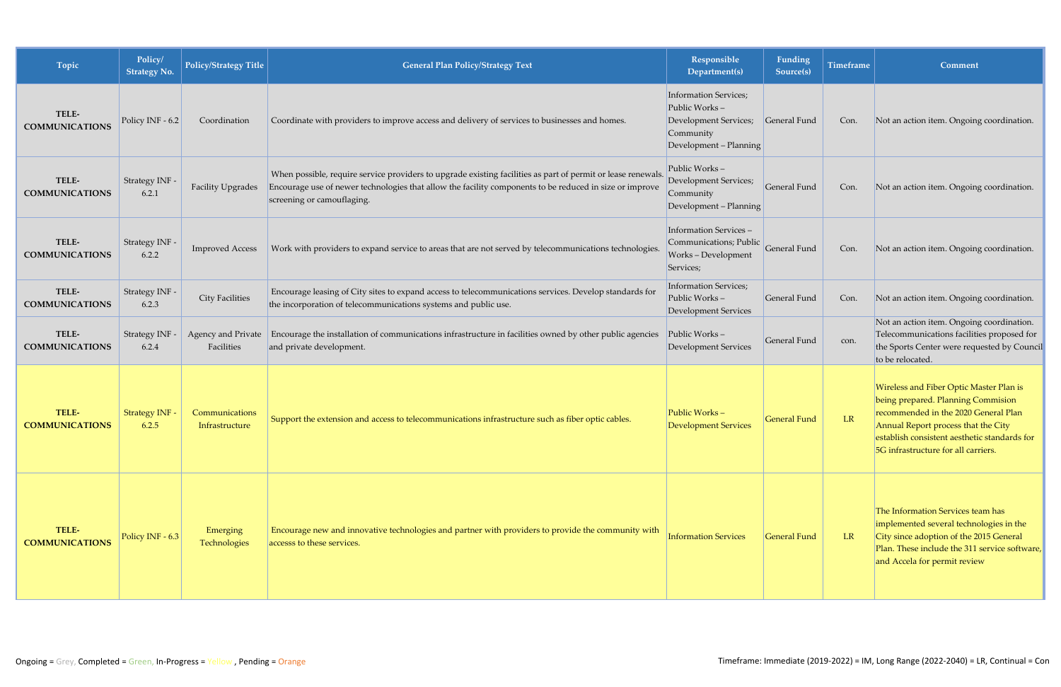| Topic | Policy/ Strategy No. | Policy/Strategy Title | General Plan Policy/Strategy Text | Responsible Department(s) | Funding Source(s) | Timeframe | Comment |
|---|---|---|---|---|---|---|---|
| **TELE-COMMUNICATIONS** | Policy INF - 6.2 | Coordination | Coordinate with providers to improve access and delivery of services to businesses and homes. | Information Services; Public Works – Development Services; Community Development – Planning | General Fund | Con. | Not an action item. Ongoing coordination. |
| **TELE-COMMUNICATIONS** | Strategy INF - 6.2.1 | Facility Upgrades | When possible, require service providers to upgrade existing facilities as part of permit or lease renewals. Encourage use of newer technologies that allow the facility components to be reduced in size or improve screening or camouflaging. | Public Works – Development Services; Community Development – Planning | General Fund | Con. | Not an action item. Ongoing coordination. |
| **TELE-COMMUNICATIONS** | Strategy INF - 6.2.2 | Improved Access | Work with providers to expand service to areas that are not served by telecommunications technologies. | Information Services – Communications; Public Works – Development Services; | General Fund | Con. | Not an action item. Ongoing coordination. |
| **TELE-COMMUNICATIONS** | Strategy INF - 6.2.3 | City Facilities | Encourage leasing of City sites to expand access to telecommunications services. Develop standards for the incorporation of telecommunications systems and public use. | Information Services; Public Works – Development Services | General Fund | Con. | Not an action item. Ongoing coordination. |
| **TELE-COMMUNICATIONS** | Strategy INF - 6.2.4 | Agency and Private Facilities | Encourage the installation of communications infrastructure in facilities owned by other public agencies and private development. | Public Works – Development Services | General Fund | con. | Not an action item. Ongoing coordination. Telecommunications facilities proposed for the Sports Center were requested by Council to be relocated. |
| **TELE-COMMUNICATIONS** | Strategy INF - 6.2.5 | Communications Infrastructure | Support the extension and access to telecommunications infrastructure such as fiber optic cables. | Public Works – Development Services | General Fund | LR | Wireless and Fiber Optic Master Plan is being prepared. Planning Commision recommended in the 2020 General Plan Annual Report process that the City establish consistent aesthetic standards for 5G infrastructure for all carriers. |
| **TELE-COMMUNICATIONS** | Policy INF - 6.3 | Emerging Technologies | Encourage new and innovative technologies and partner with providers to provide the community with accesss to these services. | Information Services | General Fund | LR | The Information Services team has implemented several technologies in the City since adoption of the 2015 General Plan. These include the 311 service software, and Accela for permit review |

Ongoing = Grey, Completed = Green, In-Progress = Yellow , Pending = Orange

Timeframe: Immediate (2019-2022) = IM, Long Range (2022-2040) = LR, Continual = Con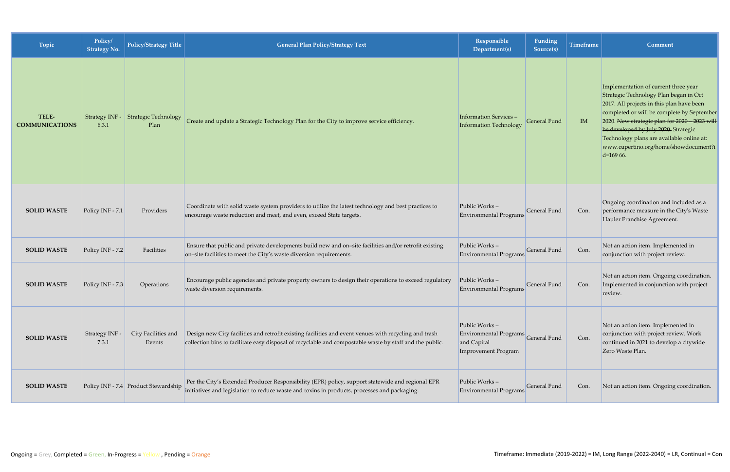| Topic | Policy/ Strategy No. | Policy/Strategy Title | General Plan Policy/Strategy Text | Responsible Department(s) | Funding Source(s) | Timeframe | Comment |
|---|---|---|---|---|---|---|---|
| **TELE-COMMUNICATIONS** | Strategy INF - 6.3.1 | Strategic Technology Plan | Create and update a Strategic Technology Plan for the City to improve service efficiency. | Information Services – Information Technology | General Fund | IM | Implementation of current three year Strategic Technology Plan began in Oct 2017. All projects in this plan have been completed or will be complete by September 2020. ~~New strategic plan for 2020 – 2023 will be developed by July 2020.~~ Strategic Technology plans are available online at: www.cupertino.org/home/showdocument?id=169 66. |
| **SOLID WASTE** | Policy INF - 7.1 | Providers | Coordinate with solid waste system providers to utilize the latest technology and best practices to encourage waste reduction and meet, and even, exceed State targets. | Public Works – Environmental Programs | General Fund | Con. | Ongoing coordination and included as a performance measure in the City's Waste Hauler Franchise Agreement. |
| **SOLID WASTE** | Policy INF - 7.2 | Facilities | Ensure that public and private developments build new and on–site facilities and/or retrofit existing on–site facilities to meet the City's waste diversion requirements. | Public Works – Environmental Programs | General Fund | Con. | Not an action item. Implemented in conjunction with project review. |
| **SOLID WASTE** | Policy INF - 7.3 | Operations | Encourage public agencies and private property owners to design their operations to exceed regulatory waste diversion requirements. | Public Works – Environmental Programs | General Fund | Con. | Not an action item. Ongoing coordination. Implemented in conjunction with project review. |
| **SOLID WASTE** | Strategy INF - 7.3.1 | City Facilities and Events | Design new City facilities and retrofit existing facilities and event venues with recycling and trash collection bins to facilitate easy disposal of recyclable and compostable waste by staff and the public. | Public Works – Environmental Programs and Capital Improvement Program | General Fund | Con. | Not an action item. Implemented in conjunction with project review. Work continued in 2021 to develop a citywide Zero Waste Plan. |
| **SOLID WASTE** | Policy INF - 7.4 | Product Stewardship | Per the City's Extended Producer Responsibility (EPR) policy, support statewide and regional EPR initiatives and legislation to reduce waste and toxins in products, processes and packaging. | Public Works – Environmental Programs | General Fund | Con. | Not an action item. Ongoing coordination. |

Ongoing = Grey, Completed = Green, In-Progress = Yellow , Pending = Orange

Timeframe: Immediate (2019-2022) = IM, Long Range (2022-2040) = LR, Continual = Con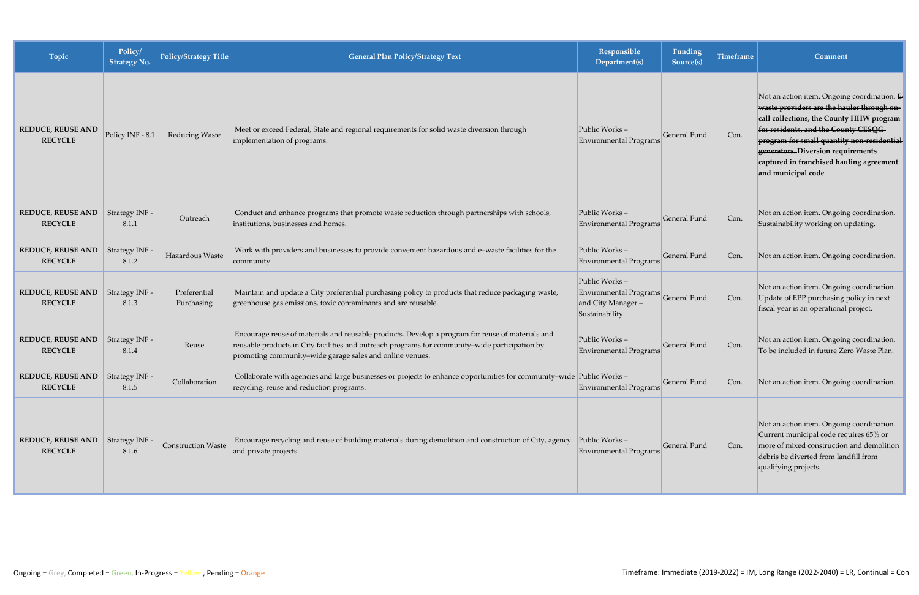| Topic | Policy/ Strategy No. | Policy/Strategy Title | General Plan Policy/Strategy Text | Responsible Department(s) | Funding Source(s) | Timeframe | Comment |
|---|---|---|---|---|---|---|---|
| **REDUCE, REUSE AND RECYCLE** | Policy INF - 8.1 | Reducing Waste | Meet or exceed Federal, State and regional requirements for solid waste diversion through implementation of programs. | Public Works – Environmental Programs | General Fund | Con. | Not an action item. Ongoing coordination. ~~**E-waste providers are the hauler through on-call collections, the County HHW program for residents, and the County CESQG program for small quantity non-residential generators.**~~ **Diversion requirements captured in franchised hauling agreement and municipal code** |
| **REDUCE, REUSE AND RECYCLE** | Strategy INF - 8.1.1 | Outreach | Conduct and enhance programs that promote waste reduction through partnerships with schools, institutions, businesses and homes. | Public Works – Environmental Programs | General Fund | Con. | Not an action item. Ongoing coordination. Sustainability working on updating. |
| **REDUCE, REUSE AND RECYCLE** | Strategy INF - 8.1.2 | Hazardous Waste | Work with providers and businesses to provide convenient hazardous and e–waste facilities for the community. | Public Works – Environmental Programs | General Fund | Con. | Not an action item. Ongoing coordination. |
| **REDUCE, REUSE AND RECYCLE** | Strategy INF - 8.1.3 | Preferential Purchasing | Maintain and update a City preferential purchasing policy to products that reduce packaging waste, greenhouse gas emissions, toxic contaminants and are reusable. | Public Works – Environmental Programs and City Manager – Sustainability | General Fund | Con. | Not an action item. Ongoing coordination. Update of EPP purchasing policy in next fiscal year is an operational project. |
| **REDUCE, REUSE AND RECYCLE** | Strategy INF - 8.1.4 | Reuse | Encourage reuse of materials and reusable products. Develop a program for reuse of materials and reusable products in City facilities and outreach programs for community–wide participation by promoting community–wide garage sales and online venues. | Public Works – Environmental Programs | General Fund | Con. | Not an action item. Ongoing coordination. To be included in future Zero Waste Plan. |
| **REDUCE, REUSE AND RECYCLE** | Strategy INF - 8.1.5 | Collaboration | Collaborate with agencies and large businesses or projects to enhance opportunities for community–wide recycling, reuse and reduction programs. | Public Works – Environmental Programs | General Fund | Con. | Not an action item. Ongoing coordination. |
| **REDUCE, REUSE AND RECYCLE** | Strategy INF - 8.1.6 | Construction Waste | Encourage recycling and reuse of building materials during demolition and construction of City, agency and private projects. | Public Works – Environmental Programs | General Fund | Con. | Not an action item. Ongoing coordination. Current municipal code requires 65% or more of mixed construction and demolition debris be diverted from landfill from qualifying projects. |

Ongoing = Grey, Completed = Green, In-Progress = Yellow, Pending = Orange

Timeframe: Immediate (2019-2022) = IM, Long Range (2022-2040) = LR, Continual = Con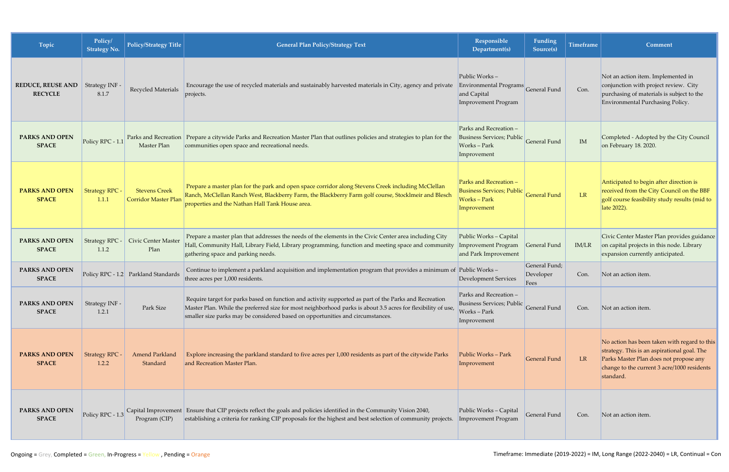| Topic | Policy/ Strategy No. | Policy/Strategy Title | General Plan Policy/Strategy Text | Responsible Department(s) | Funding Source(s) | Timeframe | Comment |
|---|---|---|---|---|---|---|---|
| **REDUCE, REUSE AND RECYCLE** | Strategy INF - 8.1.7 | Recycled Materials | Encourage the use of recycled materials and sustainably harvested materials in City, agency and private projects. | Public Works – Environmental Programs and Capital Improvement Program | General Fund | Con. | Not an action item. Implemented in conjunction with project review. City purchasing of materials is subject to the Environmental Purchasing Policy. |
| **PARKS AND OPEN SPACE** | Policy RPC - 1.1 | Parks and Recreation Master Plan | Prepare a citywide Parks and Recreation Master Plan that outlines policies and strategies to plan for the communities open space and recreational needs. | Parks and Recreation – Business Services; Public Works – Park Improvement | General Fund | IM | Completed - Adopted by the City Council on February 18. 2020. |
| **PARKS AND OPEN SPACE** | Strategy RPC - 1.1.1 | Stevens Creek Corridor Master Plan | Prepare a master plan for the park and open space corridor along Stevens Creek including McClellan Ranch, McClellan Ranch West, Blackberry Farm, the Blackberry Farm golf course, Stocklmeir and Blesch properties and the Nathan Hall Tank House area. | Parks and Recreation – Business Services; Public Works – Park Improvement | General Fund | LR | Anticipated to begin after direction is received from the City Council on the BBF golf course feasibility study results (mid to late 2022). |
| **PARKS AND OPEN SPACE** | Strategy RPC - 1.1.2 | Civic Center Master Plan | Prepare a master plan that addresses the needs of the elements in the Civic Center area including City Hall, Community Hall, Library Field, Library programming, function and meeting space and community gathering space and parking needs. | Public Works – Capital Improvement Program and Park Improvement | General Fund | IM/LR | Civic Center Master Plan provides guidance on capital projects in this node. Library expansion currently anticipated. |
| **PARKS AND OPEN SPACE** | Policy RPC - 1.2 | Parkland Standards | Continue to implement a parkland acquisition and implementation program that provides a minimum of three acres per 1,000 residents. | Public Works – Development Services | General Fund; Developer Fees | Con. | Not an action item. |
| **PARKS AND OPEN SPACE** | Strategy INF - 1.2.1 | Park Size | Require target for parks based on function and activity supported as part of the Parks and Recreation Master Plan. While the preferred size for most neighborhood parks is about 3.5 acres for flexibility of use, smaller size parks may be considered based on opportunities and circumstances. | Parks and Recreation – Business Services; Public Works – Park Improvement | General Fund | Con. | Not an action item. |
| **PARKS AND OPEN SPACE** | Strategy RPC - 1.2.2 | Amend Parkland Standard | Explore increasing the parkland standard to five acres per 1,000 residents as part of the citywide Parks and Recreation Master Plan. | Public Works – Park Improvement | General Fund | LR | No action has been taken with regard to this strategy. This is an aspirational goal. The Parks Master Plan does not propose any change to the current 3 acre/1000 residents standard. |
| **PARKS AND OPEN SPACE** | Policy RPC - 1.3 | Capital Improvement Program (CIP) | Ensure that CIP projects reflect the goals and policies identified in the Community Vision 2040, establishing a criteria for ranking CIP proposals for the highest and best selection of community projects. | Public Works – Capital Improvement Program | General Fund | Con. | Not an action item. |

Ongoing = Grey, Completed = Green, In-Progress = Yellow , Pending = Orange

Timeframe: Immediate (2019-2022) = IM, Long Range (2022-2040) = LR, Continual = Con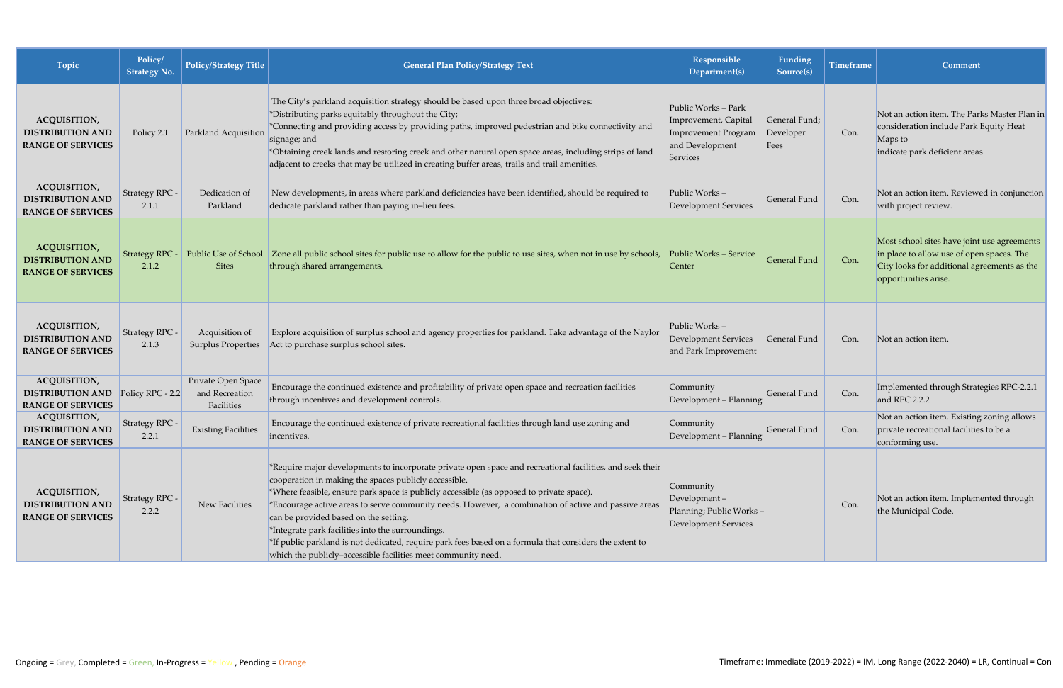| Topic | Policy/ Strategy No. | Policy/Strategy Title | General Plan Policy/Strategy Text | Responsible Department(s) | Funding Source(s) | Timeframe | Comment |
|---|---|---|---|---|---|---|---|
| **ACQUISITION, DISTRIBUTION AND RANGE OF SERVICES** | Policy 2.1 | Parkland Acquisition | The City's parkland acquisition strategy should be based upon three broad objectives:<br>*Distributing parks equitably throughout the City;<br>*Connecting and providing access by providing paths, improved pedestrian and bike connectivity and signage; and<br>*Obtaining creek lands and restoring creek and other natural open space areas, including strips of land adjacent to creeks that may be utilized in creating buffer areas, trails and trail amenities. | Public Works – Park Improvement, Capital Improvement Program and Development Services | General Fund; Developer Fees | Con. | Not an action item. The Parks Master Plan in consideration include Park Equity Heat Maps to indicate park deficient areas |
| **ACQUISITION, DISTRIBUTION AND RANGE OF SERVICES** | Strategy RPC - 2.1.1 | Dedication of Parkland | New developments, in areas where parkland deficiencies have been identified, should be required to dedicate parkland rather than paying in–lieu fees. | Public Works – Development Services | General Fund | Con. | Not an action item. Reviewed in conjunction with project review. |
| **ACQUISITION, DISTRIBUTION AND RANGE OF SERVICES** | Strategy RPC - 2.1.2 | Public Use of School Sites | Zone all public school sites for public use to allow for the public to use sites, when not in use by schools, through shared arrangements. | Public Works – Service Center | General Fund | Con. | Most school sites have joint use agreements in place to allow use of open spaces. The City looks for additional agreements as the opportunities arise. |
| **ACQUISITION, DISTRIBUTION AND RANGE OF SERVICES** | Strategy RPC - 2.1.3 | Acquisition of Surplus Properties | Explore acquisition of surplus school and agency properties for parkland. Take advantage of the Naylor Act to purchase surplus school sites. | Public Works – Development Services and Park Improvement | General Fund | Con. | Not an action item. |
| **ACQUISITION, DISTRIBUTION AND RANGE OF SERVICES** | Policy RPC - 2.2 | Private Open Space and Recreation Facilities | Encourage the continued existence and profitability of private open space and recreation facilities through incentives and development controls. | Community Development – Planning | General Fund | Con. | Implemented through Strategies RPC-2.2.1 and RPC 2.2.2 |
| **ACQUISITION, DISTRIBUTION AND RANGE OF SERVICES** | Strategy RPC - 2.2.1 | Existing Facilities | Encourage the continued existence of private recreational facilities through land use zoning and incentives. | Community Development – Planning | General Fund | Con. | Not an action item. Existing zoning allows private recreational facilities to be a conforming use. |
| **ACQUISITION, DISTRIBUTION AND RANGE OF SERVICES** | Strategy RPC - 2.2.2 | New Facilities | *Require major developments to incorporate private open space and recreational facilities, and seek their cooperation in making the spaces publicly accessible.<br>*Where feasible, ensure park space is publicly accessible (as opposed to private space).<br>*Encourage active areas to serve community needs. However, a combination of active and passive areas can be provided based on the setting.<br>*Integrate park facilities into the surroundings.<br>*If public parkland is not dedicated, require park fees based on a formula that considers the extent to which the publicly–accessible facilities meet community need. | Community Development – Planning; Public Works – Development Services | | Con. | Not an action item. Implemented through the Municipal Code. |

Ongoing = Grey, Completed = Green, In-Progress = Yellow , Pending = Orange

Timeframe: Immediate (2019-2022) = IM, Long Range (2022-2040) = LR, Continual = Con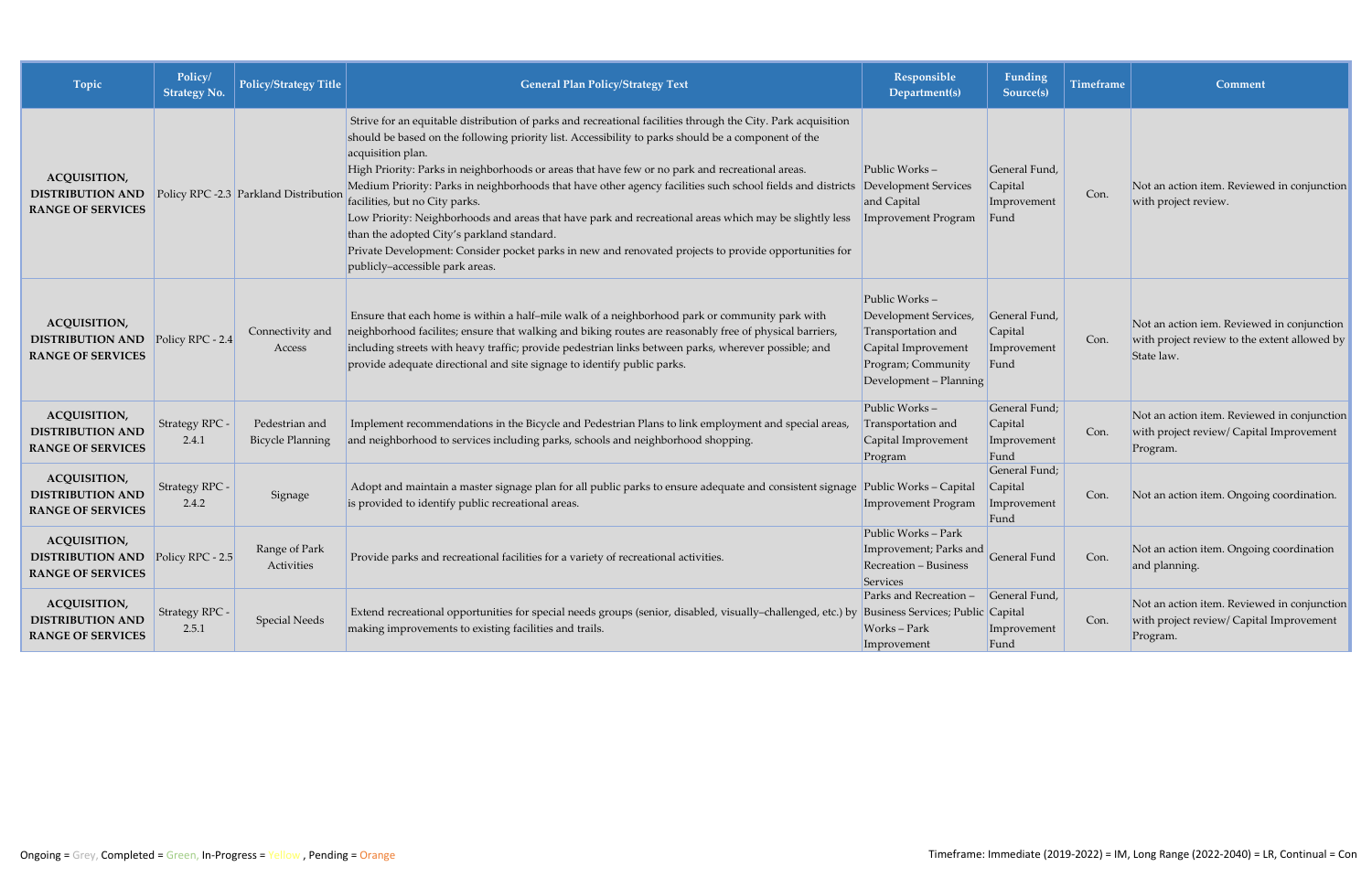| Topic | Policy/ Strategy No. | Policy/Strategy Title | General Plan Policy/Strategy Text | Responsible Department(s) | Funding Source(s) | Timeframe | Comment |
|---|---|---|---|---|---|---|---|
| ACQUISITION, DISTRIBUTION AND RANGE OF SERVICES | Policy RPC -2.3 | Parkland Distribution | Strive for an equitable distribution of parks and recreational facilities through the City. Park acquisition should be based on the following priority list. Accessibility to parks should be a component of the acquisition plan.<br>High Priority: Parks in neighborhoods or areas that have few or no park and recreational areas.<br>Medium Priority: Parks in neighborhoods that have other agency facilities such school fields and districts facilities, but no City parks.<br>Low Priority: Neighborhoods and areas that have park and recreational areas which may be slightly less than the adopted City's parkland standard.<br>Private Development: Consider pocket parks in new and renovated projects to provide opportunities for publicly–accessible park areas. | Public Works – Development Services and Capital Improvement Program | General Fund, Capital Improvement Fund | Con. | Not an action item. Reviewed in conjunction with project review. |
| ACQUISITION, DISTRIBUTION AND RANGE OF SERVICES | Policy RPC - 2.4 | Connectivity and Access | Ensure that each home is within a half–mile walk of a neighborhood park or community park with neighborhood facilites; ensure that walking and biking routes are reasonably free of physical barriers, including streets with heavy traffic; provide pedestrian links between parks, wherever possible; and provide adequate directional and site signage to identify public parks. | Public Works – Development Services, Transportation and Capital Improvement Program; Community Development – Planning | General Fund, Capital Improvement Fund | Con. | Not an action iem. Reviewed in conjunction with project review to the extent allowed by State law. |
| ACQUISITION, DISTRIBUTION AND RANGE OF SERVICES | Strategy RPC - 2.4.1 | Pedestrian and Bicycle Planning | Implement recommendations in the Bicycle and Pedestrian Plans to link employment and special areas, and neighborhood to services including parks, schools and neighborhood shopping. | Public Works – Transportation and Capital Improvement Program | General Fund; Capital Improvement Fund | Con. | Not an action item. Reviewed in conjunction with project review/ Capital Improvement Program. |
| ACQUISITION, DISTRIBUTION AND RANGE OF SERVICES | Strategy RPC - 2.4.2 | Signage | Adopt and maintain a master signage plan for all public parks to ensure adequate and consistent signage is provided to identify public recreational areas. | Public Works – Capital Improvement Program | General Fund; Capital Improvement Fund | Con. | Not an action item. Ongoing coordination. |
| ACQUISITION, DISTRIBUTION AND RANGE OF SERVICES | Policy RPC - 2.5 | Range of Park Activities | Provide parks and recreational facilities for a variety of recreational activities. | Public Works – Park Improvement; Parks and Recreation – Business Services | General Fund | Con. | Not an action item. Ongoing coordination and planning. |
| ACQUISITION, DISTRIBUTION AND RANGE OF SERVICES | Strategy RPC - 2.5.1 | Special Needs | Extend recreational opportunities for special needs groups (senior, disabled, visually–challenged, etc.) by making improvements to existing facilities and trails. | Parks and Recreation – Business Services; Public Works – Park Improvement | General Fund, Capital Improvement Fund | Con. | Not an action item. Reviewed in conjunction with project review/ Capital Improvement Program. |

Ongoing = Grey, Completed = Green, In-Progress = Yellow , Pending = Orange

Timeframe: Immediate (2019-2022) = IM, Long Range (2022-2040) = LR, Continual = Con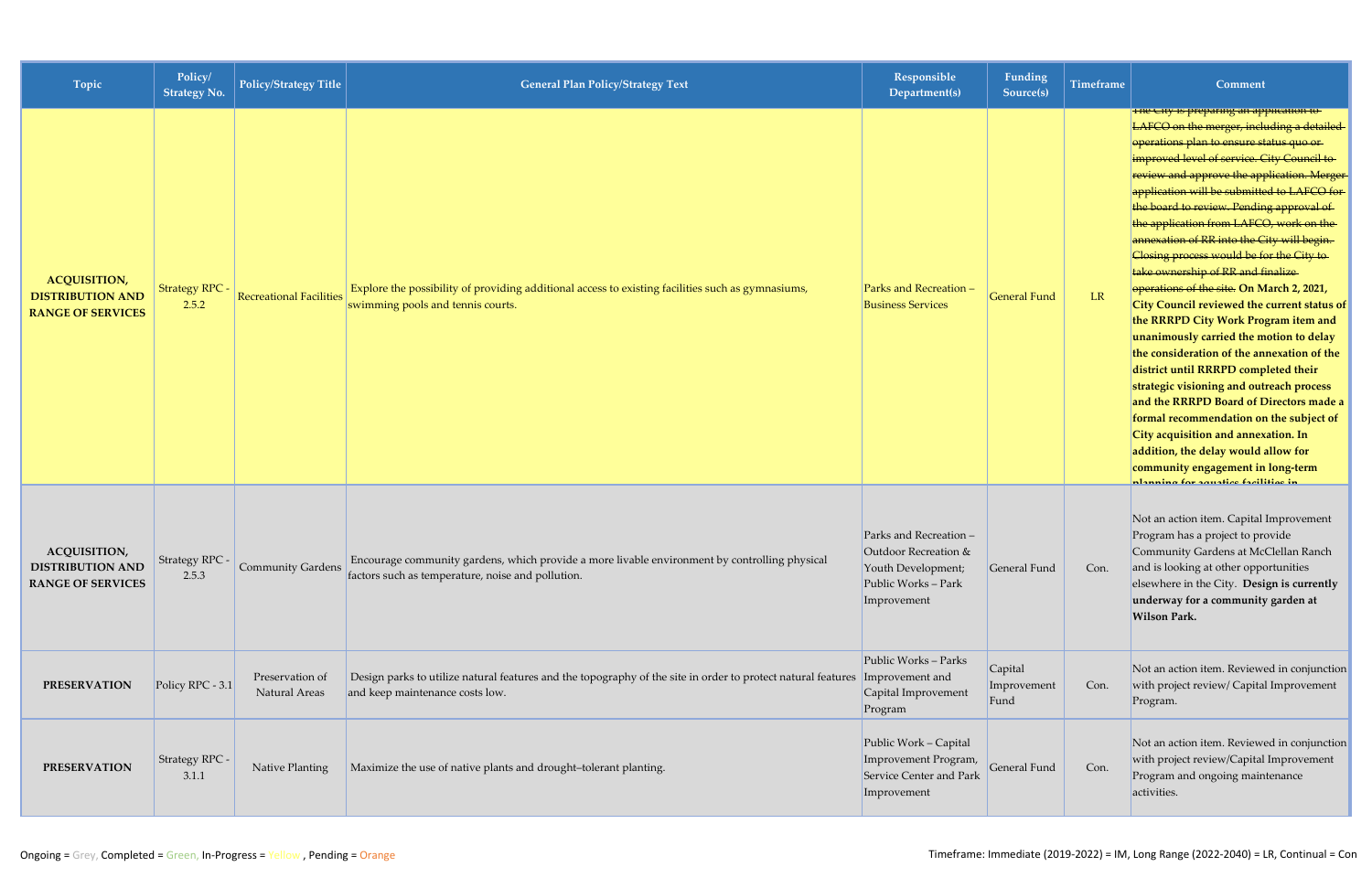| Topic | Policy/ Strategy No. | Policy/Strategy Title | General Plan Policy/Strategy Text | Responsible Department(s) | Funding Source(s) | Timeframe | Comment |
|---|---|---|---|---|---|---|---|
| **ACQUISITION, DISTRIBUTION AND RANGE OF SERVICES** | Strategy RPC - 2.5.2 | Recreational Facilities | Explore the possibility of providing additional access to existing facilities such as gymnasiums, swimming pools and tennis courts. | Parks and Recreation – Business Services | General Fund | LR | ~~The City is preparing an application to LAFCO on the merger, including a detailed operations plan to ensure status quo or improved level of service. City Council to review and approve the application. Merger application will be submitted to LAFCO for the board to review. Pending approval of the application from LAFCO, work on the annexation of RR into the City will begin. Closing process would be for the City to take ownership of RR and finalize operations of the site.~~ **On March 2, 2021, City Council reviewed the current status of the RRRPD City Work Program item and unanimously carried the motion to delay the consideration of the annexation of the district until RRRPD completed their strategic visioning and outreach process and the RRRPD Board of Directors made a formal recommendation on the subject of City acquisition and annexation. In addition, the delay would allow for community engagement in long-term planning for aquatics facilities in** |
| **ACQUISITION, DISTRIBUTION AND RANGE OF SERVICES** | Strategy RPC - 2.5.3 | Community Gardens | Encourage community gardens, which provide a more livable environment by controlling physical factors such as temperature, noise and pollution. | Parks and Recreation – Outdoor Recreation & Youth Development; Public Works – Park Improvement | General Fund | Con. | Not an action item. Capital Improvement Program has a project to provide Community Gardens at McClellan Ranch and is looking at other opportunities elsewhere in the City. **Design is currently underway for a community garden at Wilson Park.** |
| **PRESERVATION** | Policy RPC - 3.1 | Preservation of Natural Areas | Design parks to utilize natural features and the topography of the site in order to protect natural features and keep maintenance costs low. | Public Works – Parks Improvement and Capital Improvement Program | Capital Improvement Fund | Con. | Not an action item. Reviewed in conjunction with project review/ Capital Improvement Program. |
| **PRESERVATION** | Strategy RPC - 3.1.1 | Native Planting | Maximize the use of native plants and drought–tolerant planting. | Public Work – Capital Improvement Program, Service Center and Park Improvement | General Fund | Con. | Not an action item. Reviewed in conjunction with project review/Capital Improvement Program and ongoing maintenance activities. |

Ongoing = Grey, Completed = Green, In-Progress = Yellow, Pending = Orange

Timeframe: Immediate (2019-2022) = IM, Long Range (2022-2040) = LR, Continual = Con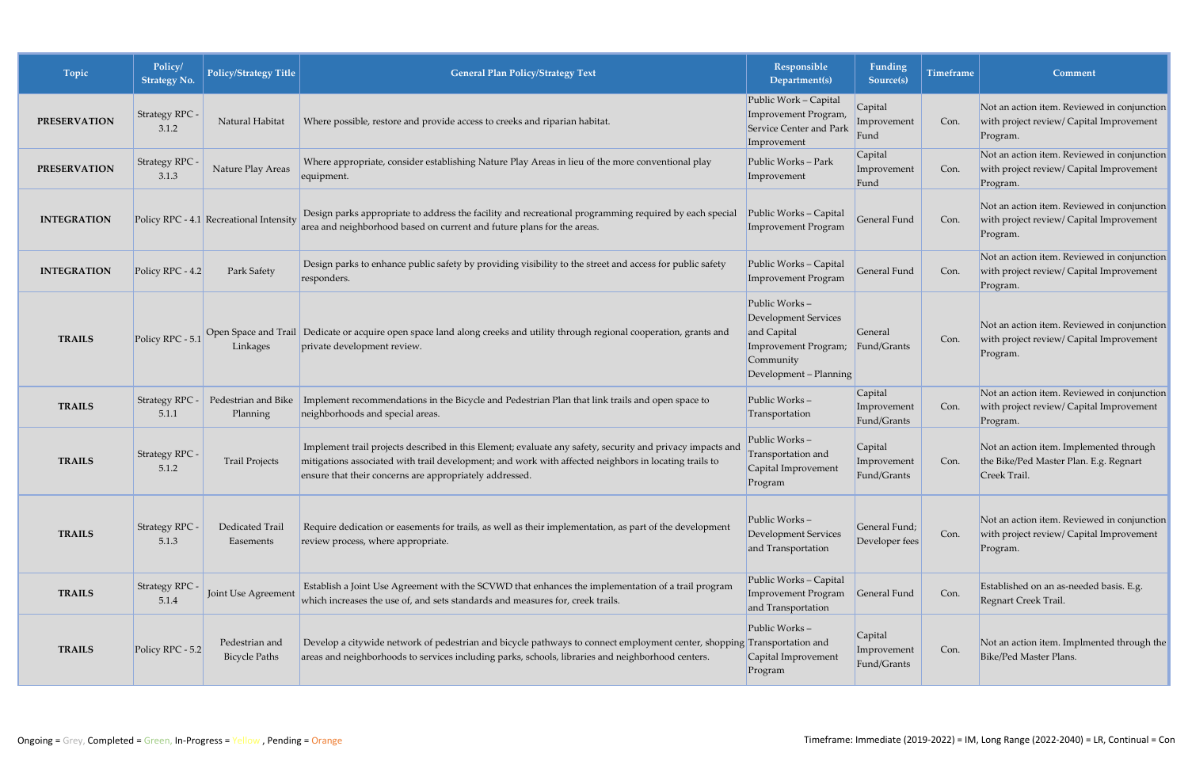| Topic | Policy/ Strategy No. | Policy/Strategy Title | General Plan Policy/Strategy Text | Responsible Department(s) | Funding Source(s) | Timeframe | Comment |
|---|---|---|---|---|---|---|---|
| **PRESERVATION** | Strategy RPC - 3.1.2 | Natural Habitat | Where possible, restore and provide access to creeks and riparian habitat. | Public Work – Capital Improvement Program, Service Center and Park Improvement | Capital Improvement Fund | Con. | Not an action item. Reviewed in conjunction with project review/ Capital Improvement Program. |
| **PRESERVATION** | Strategy RPC - 3.1.3 | Nature Play Areas | Where appropriate, consider establishing Nature Play Areas in lieu of the more conventional play equipment. | Public Works – Park Improvement | Capital Improvement Fund | Con. | Not an action item. Reviewed in conjunction with project review/ Capital Improvement Program. |
| **INTEGRATION** | Policy RPC - 4.1 | Recreational Intensity | Design parks appropriate to address the facility and recreational programming required by each special area and neighborhood based on current and future plans for the areas. | Public Works – Capital Improvement Program | General Fund | Con. | Not an action item. Reviewed in conjunction with project review/ Capital Improvement Program. |
| **INTEGRATION** | Policy RPC - 4.2 | Park Safety | Design parks to enhance public safety by providing visibility to the street and access for public safety responders. | Public Works – Capital Improvement Program | General Fund | Con. | Not an action item. Reviewed in conjunction with project review/ Capital Improvement Program. |
| **TRAILS** | Policy RPC - 5.1 | Open Space and Trail Linkages | Dedicate or acquire open space land along creeks and utility through regional cooperation, grants and private development review. | Public Works – Development Services and Capital Improvement Program; Community Development – Planning | General Fund/Grants | Con. | Not an action item. Reviewed in conjunction with project review/ Capital Improvement Program. |
| **TRAILS** | Strategy RPC - 5.1.1 | Pedestrian and Bike Planning | Implement recommendations in the Bicycle and Pedestrian Plan that link trails and open space to neighborhoods and special areas. | Public Works – Transportation | Capital Improvement Fund/Grants | Con. | Not an action item. Reviewed in conjunction with project review/ Capital Improvement Program. |
| **TRAILS** | Strategy RPC - 5.1.2 | Trail Projects | Implement trail projects described in this Element; evaluate any safety, security and privacy impacts and mitigations associated with trail development; and work with affected neighbors in locating trails to ensure that their concerns are appropriately addressed. | Public Works – Transportation and Capital Improvement Program | Capital Improvement Fund/Grants | Con. | Not an action item. Implemented through the Bike/Ped Master Plan. E.g. Regnart Creek Trail. |
| **TRAILS** | Strategy RPC - 5.1.3 | Dedicated Trail Easements | Require dedication or easements for trails, as well as their implementation, as part of the development review process, where appropriate. | Public Works – Development Services and Transportation | General Fund; Developer fees | Con. | Not an action item. Reviewed in conjunction with project review/ Capital Improvement Program. |
| **TRAILS** | Strategy RPC - 5.1.4 | Joint Use Agreement | Establish a Joint Use Agreement with the SCVWD that enhances the implementation of a trail program which increases the use of, and sets standards and measures for, creek trails. | Public Works – Capital Improvement Program and Transportation | General Fund | Con. | Established on an as-needed basis. E.g. Regnart Creek Trail. |
| **TRAILS** | Policy RPC - 5.2 | Pedestrian and Bicycle Paths | Develop a citywide network of pedestrian and bicycle pathways to connect employment center, shopping areas and neighborhoods to services including parks, schools, libraries and neighborhood centers. | Public Works – Transportation and Capital Improvement Program | Capital Improvement Fund/Grants | Con. | Not an action item. Implmented through the Bike/Ped Master Plans. |

Ongoing = Grey, Completed = Green, In-Progress = Yellow , Pending = Orange

Timeframe: Immediate (2019-2022) = IM, Long Range (2022-2040) = LR, Continual = Con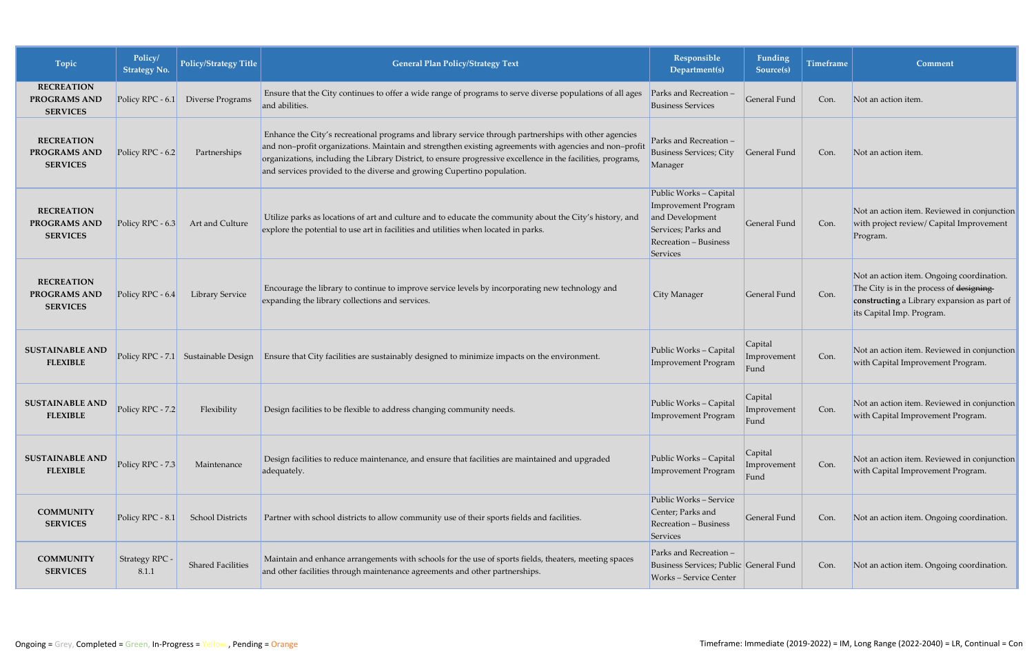| Topic | Policy/ Strategy No. | Policy/Strategy Title | General Plan Policy/Strategy Text | Responsible Department(s) | Funding Source(s) | Timeframe | Comment |
|---|---|---|---|---|---|---|---|
| **RECREATION PROGRAMS AND SERVICES** | Policy RPC - 6.1 | Diverse Programs | Ensure that the City continues to offer a wide range of programs to serve diverse populations of all ages and abilities. | Parks and Recreation – Business Services | General Fund | Con. | Not an action item. |
| **RECREATION PROGRAMS AND SERVICES** | Policy RPC - 6.2 | Partnerships | Enhance the City's recreational programs and library service through partnerships with other agencies and non–profit organizations. Maintain and strengthen existing agreements with agencies and non–profit organizations, including the Library District, to ensure progressive excellence in the facilities, programs, and services provided to the diverse and growing Cupertino population. | Parks and Recreation – Business Services; City Manager | General Fund | Con. | Not an action item. |
| **RECREATION PROGRAMS AND SERVICES** | Policy RPC - 6.3 | Art and Culture | Utilize parks as locations of art and culture and to educate the community about the City's history, and explore the potential to use art in facilities and utilities when located in parks. | Public Works – Capital Improvement Program and Development Services; Parks and Recreation – Business Services | General Fund | Con. | Not an action item. Reviewed in conjunction with project review/ Capital Improvement Program. |
| **RECREATION PROGRAMS AND SERVICES** | Policy RPC - 6.4 | Library Service | Encourage the library to continue to improve service levels by incorporating new technology and expanding the library collections and services. | City Manager | General Fund | Con. | Not an action item. Ongoing coordination. The City is in the process of ~~designing~~ **constructing** a Library expansion as part of its Capital Imp. Program. |
| **SUSTAINABLE AND FLEXIBLE** | Policy RPC - 7.1 | Sustainable Design | Ensure that City facilities are sustainably designed to minimize impacts on the environment. | Public Works – Capital Improvement Program | Capital Improvement Fund | Con. | Not an action item. Reviewed in conjunction with Capital Improvement Program. |
| **SUSTAINABLE AND FLEXIBLE** | Policy RPC - 7.2 | Flexibility | Design facilities to be flexible to address changing community needs. | Public Works – Capital Improvement Program | Capital Improvement Fund | Con. | Not an action item. Reviewed in conjunction with Capital Improvement Program. |
| **SUSTAINABLE AND FLEXIBLE** | Policy RPC - 7.3 | Maintenance | Design facilities to reduce maintenance, and ensure that facilities are maintained and upgraded adequately. | Public Works – Capital Improvement Program | Capital Improvement Fund | Con. | Not an action item. Reviewed in conjunction with Capital Improvement Program. |
| **COMMUNITY SERVICES** | Policy RPC - 8.1 | School Districts | Partner with school districts to allow community use of their sports fields and facilities. | Public Works – Service Center; Parks and Recreation – Business Services | General Fund | Con. | Not an action item. Ongoing coordination. |
| **COMMUNITY SERVICES** | Strategy RPC - 8.1.1 | Shared Facilities | Maintain and enhance arrangements with schools for the use of sports fields, theaters, meeting spaces and other facilities through maintenance agreements and other partnerships. | Parks and Recreation – Business Services; Public Works – Service Center | General Fund | Con. | Not an action item. Ongoing coordination. |

Ongoing = Grey, Completed = Green, In-Progress = Yellow, Pending = Orange

Timeframe: Immediate (2019-2022) = IM, Long Range (2022-2040) = LR, Continual = Con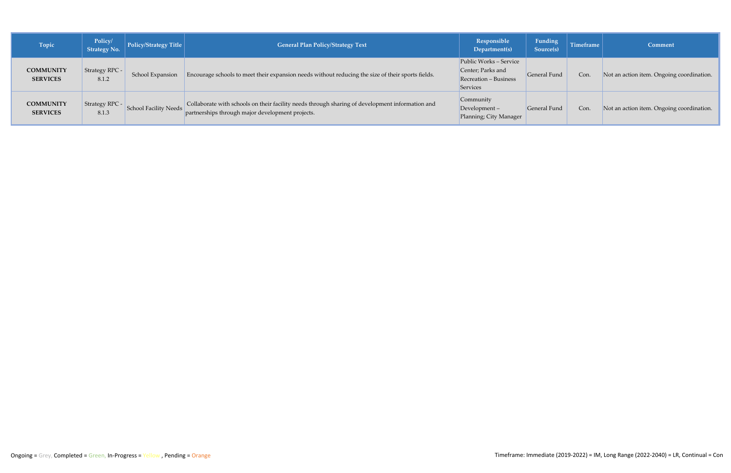| Topic | Policy/ Strategy No. | Policy/Strategy Title | General Plan Policy/Strategy Text | Responsible Department(s) | Funding Source(s) | Timeframe | Comment |
|---|---|---|---|---|---|---|---|
| **COMMUNITY SERVICES** | Strategy RPC - 8.1.2 | School Expansion | Encourage schools to meet their expansion needs without reducing the size of their sports fields. | Public Works – Service Center; Parks and Recreation – Business Services | General Fund | Con. | Not an action item. Ongoing coordination. |
| **COMMUNITY SERVICES** | Strategy RPC - 8.1.3 | School Facility Needs | Collaborate with schools on their facility needs through sharing of development information and partnerships through major development projects. | Community Development – Planning; City Manager | General Fund | Con. | Not an action item. Ongoing coordination. |

Ongoing = Grey, Completed = Green, In-Progress = Yellow , Pending = Orange

Timeframe: Immediate (2019-2022) = IM, Long Range (2022-2040) = LR, Continual = Con